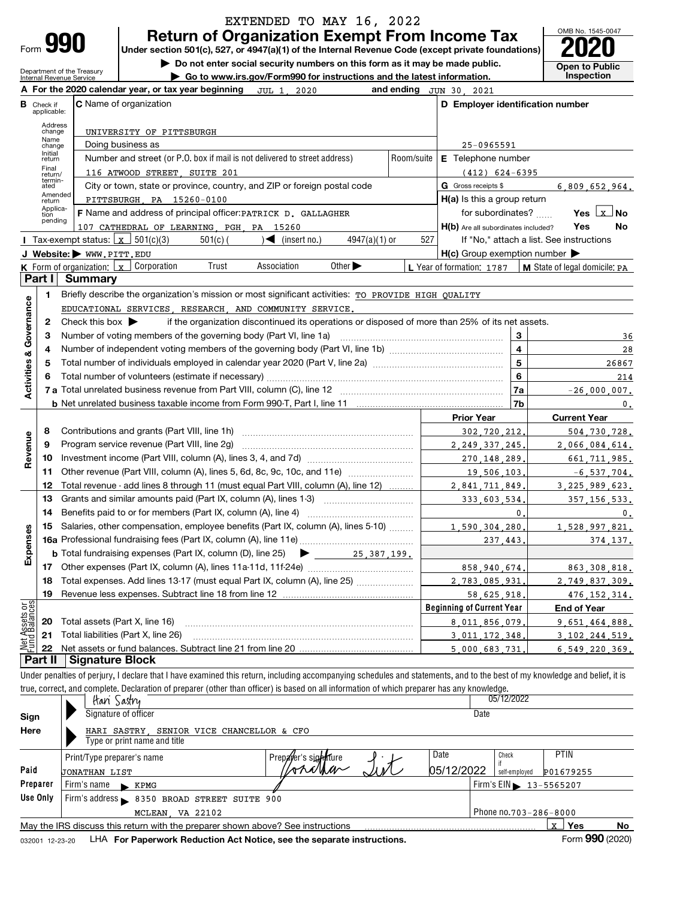EXTENDED TO MAY 16, 2022

# Form 990 — Return of Organization Exempt From Income Tax

**Under section 501(c), 527, or 4947(a)(1) of the Internal Revenue Code (except private foundations)**

▶ Do not enter social security numbers on this form as it may be made public.

▶ Go to www.irs.gov/Form990 for instructions and the latest information.

Department of the Treasury
Internal Revenue Service

OMB No. 1545-0047

**2020**

**Open to Public Inspection**

**A** For the 2020 calendar year, or tax year beginning JUL 1, 2020 and ending JUN 30, 2021

**B** Check if applicable: Address change, Name change, Initial return, Final return/terminated, Amended return, Application pending

**C** Name of organization: UNIVERSITY OF PITTSBURGH

Doing business as

Number and street (or P.O. box if mail is not delivered to street address): 116 ATWOOD STREET, SUITE 201 — Room/suite

City or town, state or province, country, and ZIP or foreign postal code: PITTSBURGH, PA 15260-0100

**D** Employer identification number: 25-0965591

**E** Telephone number: (412) 624-6395

**G** Gross receipts $ 6,809,652,964.

**F** Name and address of principal officer: PATRICK D. GALLAGHER, 107 CATHEDRAL OF LEARNING, PGH, PA 15260

**H(a)** Is this a group return for subordinates? Yes [ ] No [X]

**H(b)** Are all subordinates included? Yes No — If "No," attach a list. See instructions

**I** Tax-exempt status: [X] 501(c)(3) [ ] 501(c) ( ) ◀ (insert no.) [ ] 4947(a)(1) or [ ] 527

**J** Website: ▶ WWW.PITT.EDU

**H(c)** Group exemption number ▶

**K** Form of organization: [X] Corporation [ ] Trust [ ] Association [ ] Other ▶

**L** Year of formation: 1787 **M** State of legal domicile: PA

## Part I Summary

**Activities & Governance**

1 Briefly describe the organization's mission or most significant activities: TO PROVIDE HIGH QUALITY EDUCATIONAL SERVICES, RESEARCH, AND COMMUNITY SERVICE.

2 Check this box ▶ [ ] if the organization discontinued its operations or disposed of more than 25% of its net assets.

| | | | |
|---|---|---|---|
| 3 | Number of voting members of the governing body (Part VI, line 1a) | 3 | 36 |
| 4 | Number of independent voting members of the governing body (Part VI, line 1b) | 4 | 28 |
| 5 | Total number of individuals employed in calendar year 2020 (Part V, line 2a) | 5 | 26867 |
| 6 | Total number of volunteers (estimate if necessary) | 6 | 214 |
| 7a | Total unrelated business revenue from Part VIII, column (C), line 12 | 7a | -26,000,007. |
| b | Net unrelated business taxable income from Form 990-T, Part I, line 11 | 7b | 0. |

| | | Prior Year | Current Year |
|---|---|---|---|
| **Revenue** | | | |
| 8 | Contributions and grants (Part VIII, line 1h) | 302,720,212. | 504,730,728. |
| 9 | Program service revenue (Part VIII, line 2g) | 2,249,337,245. | 2,066,084,614. |
| 10 | Investment income (Part VIII, column (A), lines 3, 4, and 7d) | 270,148,289. | 661,711,985. |
| 11 | Other revenue (Part VIII, column (A), lines 5, 6d, 8c, 9c, 10c, and 11e) | 19,506,103. | -6,537,704. |
| 12 | Total revenue - add lines 8 through 11 (must equal Part VIII, column (A), line 12) | 2,841,711,849. | 3,225,989,623. |
| **Expenses** | | | |
| 13 | Grants and similar amounts paid (Part IX, column (A), lines 1-3) | 333,603,534. | 357,156,533. |
| 14 | Benefits paid to or for members (Part IX, column (A), line 4) | 0. | 0. |
| 15 | Salaries, other compensation, employee benefits (Part IX, column (A), lines 5-10) | 1,590,304,280. | 1,528,997,821. |
| 16a | Professional fundraising fees (Part IX, column (A), line 11e) | 237,443. | 374,137. |
| b | Total fundraising expenses (Part IX, column (D), line 25) ▶ 25,387,199. | | |
| 17 | Other expenses (Part IX, column (A), lines 11a-11d, 11f-24e) | 858,940,674. | 863,308,818. |
| 18 | Total expenses. Add lines 13-17 (must equal Part IX, column (A), line 25) | 2,783,085,931. | 2,749,837,309. |
| 19 | Revenue less expenses. Subtract line 18 from line 12 | 58,625,918. | 476,152,314. |

| **Net Assets or Fund Balances** | | Beginning of Current Year | End of Year |
|---|---|---|---|
| 20 | Total assets (Part X, line 16) | 8,011,856,079. | 9,651,464,888. |
| 21 | Total liabilities (Part X, line 26) | 3,011,172,348. | 3,102,244,519. |
| 22 | Net assets or fund balances. Subtract line 21 from line 20 | 5,000,683,731. | 6,549,220,369. |

## Part II Signature Block

Under penalties of perjury, I declare that I have examined this return, including accompanying schedules and statements, and to the best of my knowledge and belief, it is true, correct, and complete. Declaration of preparer (other than officer) is based on all information of which preparer has any knowledge.

**Sign Here**

Signature of officer: Hari Sastry — Date: 05/12/2022

Type or print name and title: HARI SASTRY, SENIOR VICE CHANCELLOR & CFO

**Paid Preparer Use Only**

| Print/Type preparer's name | Preparer's signature | Date | Check if self-employed | PTIN |
|---|---|---|---|---|
| JONATHAN LIST | Jonathan List | 05/12/2022 | | P01679255 |

Firm's name ▶ KPMG — Firm's EIN ▶ 13-5565207

Firm's address ▶ 8350 BROAD STREET SUITE 900, MCLEAN, VA 22102 — Phone no. 703-286-8000

May the IRS discuss this return with the preparer shown above? See instructions [X] Yes [ ] No

032001 12-23-20 LHA For Paperwork Reduction Act Notice, see the separate instructions. Form **990** (2020)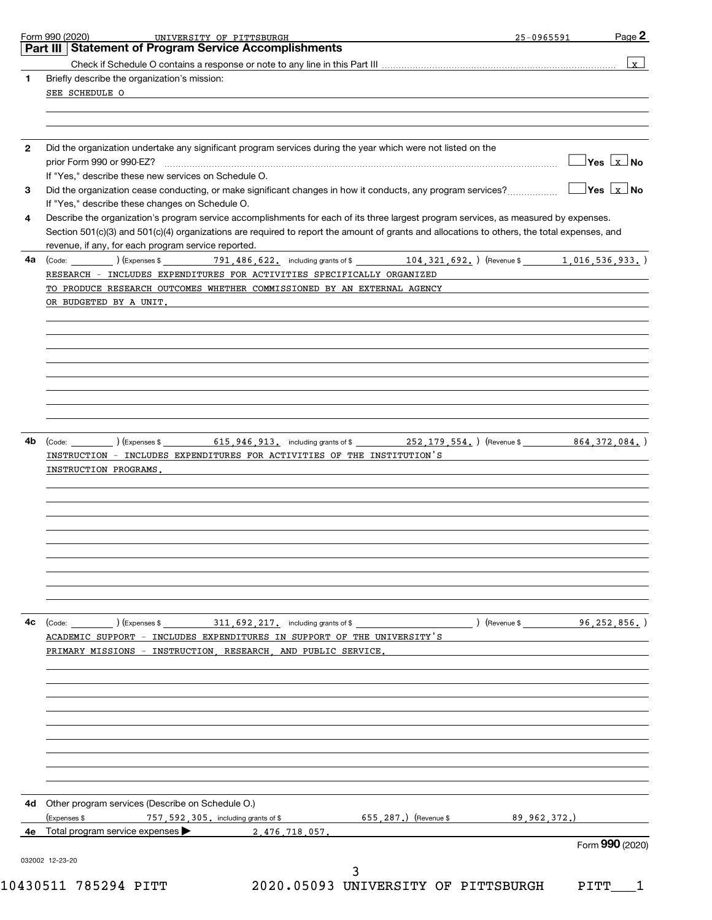Form 990 (2020) UNIVERSITY OF PITTSBURGH 25-0965591 Page **2**

## Part III Statement of Program Service Accomplishments

Check if Schedule O contains a response or note to any line in this Part III .......... [x]

**1** Briefly describe the organization's mission:

SEE SCHEDULE O

**2** Did the organization undertake any significant program services during the year which were not listed on the prior Form 990 or 990-EZ? .......... [ ] Yes [x] No

If "Yes," describe these new services on Schedule O.

**3** Did the organization cease conducting, or make significant changes in how it conducts, any program services? .......... [ ] Yes [x] No

If "Yes," describe these changes on Schedule O.

**4** Describe the organization's program service accomplishments for each of its three largest program services, as measured by expenses. Section 501(c)(3) and 501(c)(4) organizations are required to report the amount of grants and allocations to others, the total expenses, and revenue, if any, for each program service reported.

**4a** (Code: ) (Expenses $ 791,486,622. including grants of $ 104,321,692. ) (Revenue $ 1,016,536,933. )

RESEARCH - INCLUDES EXPENDITURES FOR ACTIVITIES SPECIFICALLY ORGANIZED TO PRODUCE RESEARCH OUTCOMES WHETHER COMMISSIONED BY AN EXTERNAL AGENCY OR BUDGETED BY A UNIT.

**4b** (Code: ) (Expenses $ 615,946,913. including grants of $ 252,179,554. ) (Revenue $ 864,372,084. )

INSTRUCTION - INCLUDES EXPENDITURES FOR ACTIVITIES OF THE INSTITUTION'S INSTRUCTION PROGRAMS.

**4c** (Code: ) (Expenses $ 311,692,217. including grants of $ ) (Revenue $ 96,252,856. )

ACADEMIC SUPPORT - INCLUDES EXPENDITURES IN SUPPORT OF THE UNIVERSITY'S PRIMARY MISSIONS - INSTRUCTION, RESEARCH, AND PUBLIC SERVICE.

**4d** Other program services (Describe on Schedule O.)

(Expenses $ 757,592,305. including grants of $ 655,287.) (Revenue $ 89,962,372.)

**4e** Total program service expenses ▶ 2,476,718,057.

Form **990** (2020)

032002 12-23-20

10430511 785294 PITT 2020.05093 UNIVERSITY OF PITTSBURGH PITT___1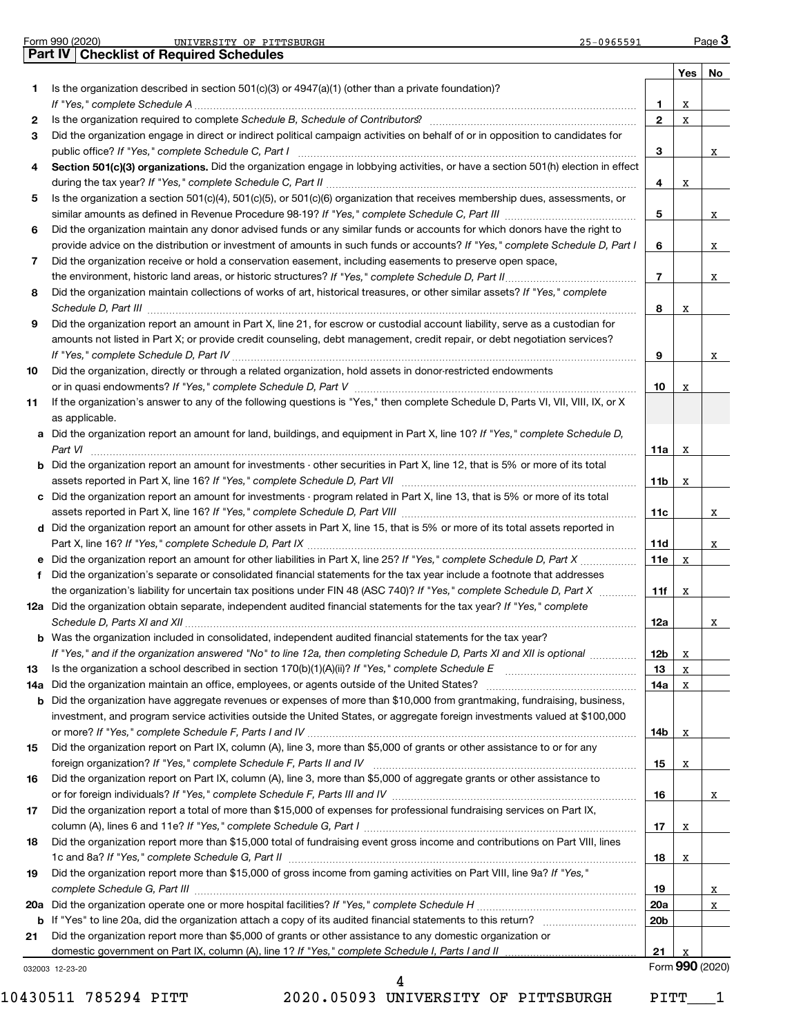Form 990 (2020) UNIVERSITY OF PITTSBURGH 25-0965591

## Part IV Checklist of Required Schedules

| | | | Yes | No |
|---|---|---|---|---|
| 1 | Is the organization described in section 501(c)(3) or 4947(a)(1) (other than a private foundation)? *If "Yes," complete Schedule A* | 1 | X | |
| 2 | Is the organization required to complete *Schedule B, Schedule of Contributors*? | 2 | X | |
| 3 | Did the organization engage in direct or indirect political campaign activities on behalf of or in opposition to candidates for public office? *If "Yes," complete Schedule C, Part I* | 3 | | X |
| 4 | **Section 501(c)(3) organizations.** Did the organization engage in lobbying activities, or have a section 501(h) election in effect during the tax year? *If "Yes," complete Schedule C, Part II* | 4 | X | |
| 5 | Is the organization a section 501(c)(4), 501(c)(5), or 501(c)(6) organization that receives membership dues, assessments, or similar amounts as defined in Revenue Procedure 98-19? *If "Yes," complete Schedule C, Part III* | 5 | | X |
| 6 | Did the organization maintain any donor advised funds or any similar funds or accounts for which donors have the right to provide advice on the distribution or investment of amounts in such funds or accounts? *If "Yes," complete Schedule D, Part I* | 6 | | X |
| 7 | Did the organization receive or hold a conservation easement, including easements to preserve open space, the environment, historic land areas, or historic structures? *If "Yes," complete Schedule D, Part II* | 7 | | X |
| 8 | Did the organization maintain collections of works of art, historical treasures, or other similar assets? *If "Yes," complete Schedule D, Part III* | 8 | X | |
| 9 | Did the organization report an amount in Part X, line 21, for escrow or custodial account liability, serve as a custodian for amounts not listed in Part X; or provide credit counseling, debt management, credit repair, or debt negotiation services? *If "Yes," complete Schedule D, Part IV* | 9 | | X |
| 10 | Did the organization, directly or through a related organization, hold assets in donor-restricted endowments or in quasi endowments? *If "Yes," complete Schedule D, Part V* | 10 | X | |
| 11 | If the organization's answer to any of the following questions is "Yes," then complete Schedule D, Parts VI, VII, VIII, IX, or X as applicable. | | | |
| a | Did the organization report an amount for land, buildings, and equipment in Part X, line 10? *If "Yes," complete Schedule D, Part VI* | 11a | X | |
| b | Did the organization report an amount for investments - other securities in Part X, line 12, that is 5% or more of its total assets reported in Part X, line 16? *If "Yes," complete Schedule D, Part VII* | 11b | X | |
| c | Did the organization report an amount for investments - program related in Part X, line 13, that is 5% or more of its total assets reported in Part X, line 16? *If "Yes," complete Schedule D, Part VIII* | 11c | | X |
| d | Did the organization report an amount for other assets in Part X, line 15, that is 5% or more of its total assets reported in Part X, line 16? *If "Yes," complete Schedule D, Part IX* | 11d | | X |
| e | Did the organization report an amount for other liabilities in Part X, line 25? *If "Yes," complete Schedule D, Part X* | 11e | X | |
| f | Did the organization's separate or consolidated financial statements for the tax year include a footnote that addresses the organization's liability for uncertain tax positions under FIN 48 (ASC 740)? *If "Yes," complete Schedule D, Part X* | 11f | X | |
| 12a | Did the organization obtain separate, independent audited financial statements for the tax year? *If "Yes," complete Schedule D, Parts XI and XII* | 12a | | X |
| b | Was the organization included in consolidated, independent audited financial statements for the tax year? *If "Yes," and if the organization answered "No" to line 12a, then completing Schedule D, Parts XI and XII is optional* | 12b | X | |
| 13 | Is the organization a school described in section 170(b)(1)(A)(ii)? *If "Yes," complete Schedule E* | 13 | X | |
| 14a | Did the organization maintain an office, employees, or agents outside of the United States? | 14a | X | |
| b | Did the organization have aggregate revenues or expenses of more than $10,000 from grantmaking, fundraising, business, investment, and program service activities outside the United States, or aggregate foreign investments valued at $100,000 or more? *If "Yes," complete Schedule F, Parts I and IV* | 14b | X | |
| 15 | Did the organization report on Part IX, column (A), line 3, more than $5,000 of grants or other assistance to or for any foreign organization? *If "Yes," complete Schedule F, Parts II and IV* | 15 | X | |
| 16 | Did the organization report on Part IX, column (A), line 3, more than $5,000 of aggregate grants or other assistance to or for foreign individuals? *If "Yes," complete Schedule F, Parts III and IV* | 16 | | X |
| 17 | Did the organization report a total of more than $15,000 of expenses for professional fundraising services on Part IX, column (A), lines 6 and 11e? *If "Yes," complete Schedule G, Part I* | 17 | X | |
| 18 | Did the organization report more than $15,000 total of fundraising event gross income and contributions on Part VIII, lines 1c and 8a? *If "Yes," complete Schedule G, Part II* | 18 | X | |
| 19 | Did the organization report more than $15,000 of gross income from gaming activities on Part VIII, line 9a? *If "Yes," complete Schedule G, Part III* | 19 | | X |
| 20a | Did the organization operate one or more hospital facilities? *If "Yes," complete Schedule H* | 20a | | X |
| b | If "Yes" to line 20a, did the organization attach a copy of its audited financial statements to this return? | 20b | | |
| 21 | Did the organization report more than $5,000 of grants or other assistance to any domestic organization or domestic government on Part IX, column (A), line 1? *If "Yes," complete Schedule I, Parts I and II* | 21 | X | |

032003 12-23-20 Form **990** (2020)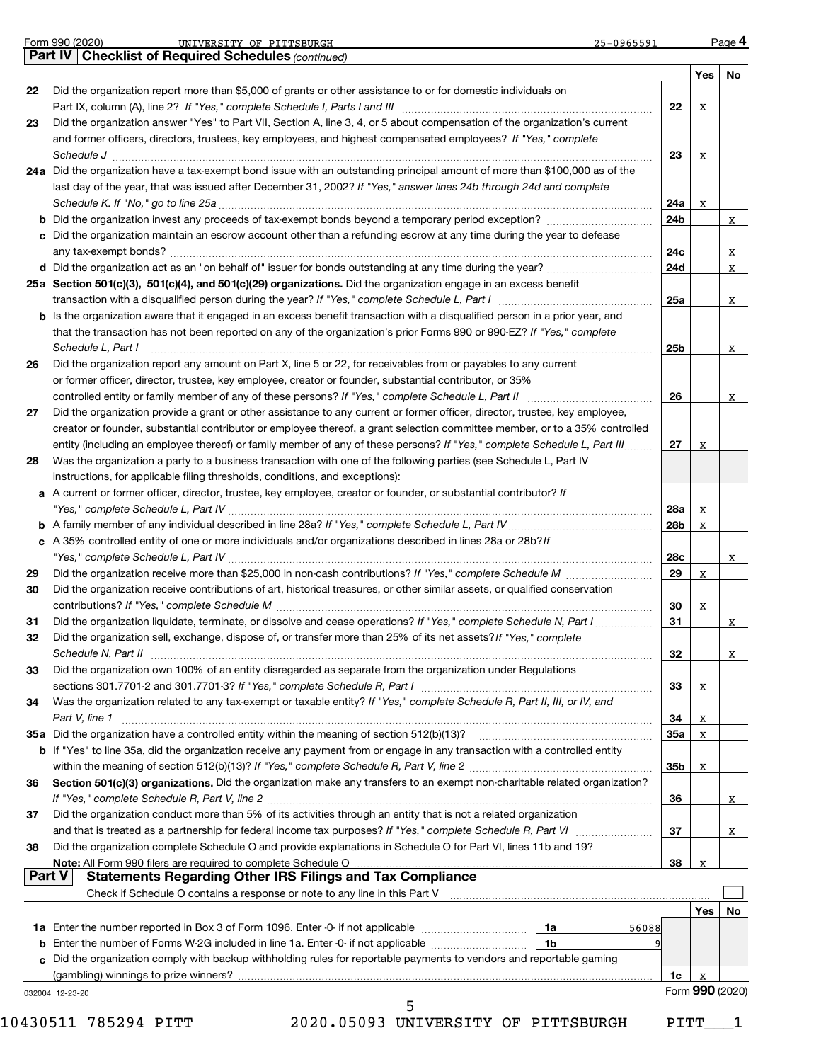Form 990 (2020) UNIVERSITY OF PITTSBURGH 25-0965591 Page 4

## Part IV Checklist of Required Schedules *(continued)*

| | | | Yes | No |
|---|---|---|---|---|
| 22 | Did the organization report more than $5,000 of grants or other assistance to or for domestic individuals on Part IX, column (A), line 2? *If "Yes," complete Schedule I, Parts I and III* | 22 | X | |
| 23 | Did the organization answer "Yes" to Part VII, Section A, line 3, 4, or 5 about compensation of the organization's current and former officers, directors, trustees, key employees, and highest compensated employees? *If "Yes," complete Schedule J* | 23 | X | |
| 24a | Did the organization have a tax-exempt bond issue with an outstanding principal amount of more than $100,000 as of the last day of the year, that was issued after December 31, 2002? *If "Yes," answer lines 24b through 24d and complete Schedule K. If "No," go to line 25a* | 24a | X | |
| b | Did the organization invest any proceeds of tax-exempt bonds beyond a temporary period exception? | 24b | | X |
| c | Did the organization maintain an escrow account other than a refunding escrow at any time during the year to defease any tax-exempt bonds? | 24c | | X |
| d | Did the organization act as an "on behalf of" issuer for bonds outstanding at any time during the year? | 24d | | X |
| 25a | **Section 501(c)(3), 501(c)(4), and 501(c)(29) organizations.** Did the organization engage in an excess benefit transaction with a disqualified person during the year? *If "Yes," complete Schedule L, Part I* | 25a | | X |
| b | Is the organization aware that it engaged in an excess benefit transaction with a disqualified person in a prior year, and that the transaction has not been reported on any of the organization's prior Forms 990 or 990-EZ? *If "Yes," complete Schedule L, Part I* | 25b | | X |
| 26 | Did the organization report any amount on Part X, line 5 or 22, for receivables from or payables to any current or former officer, director, trustee, key employee, creator or founder, substantial contributor, or 35% controlled entity or family member of any of these persons? *If "Yes," complete Schedule L, Part II* | 26 | | X |
| 27 | Did the organization provide a grant or other assistance to any current or former officer, director, trustee, key employee, creator or founder, substantial contributor or employee thereof, a grant selection committee member, or to a 35% controlled entity (including an employee thereof) or family member of any of these persons? *If "Yes," complete Schedule L, Part III* | 27 | X | |
| 28 | Was the organization a party to a business transaction with one of the following parties (see Schedule L, Part IV instructions, for applicable filing thresholds, conditions, and exceptions): | | | |
| a | A current or former officer, director, trustee, key employee, creator or founder, or substantial contributor? *If "Yes," complete Schedule L, Part IV* | 28a | X | |
| b | A family member of any individual described in line 28a? *If "Yes," complete Schedule L, Part IV* | 28b | X | |
| c | A 35% controlled entity of one or more individuals and/or organizations described in lines 28a or 28b? *If "Yes," complete Schedule L, Part IV* | 28c | | X |
| 29 | Did the organization receive more than $25,000 in non-cash contributions? *If "Yes," complete Schedule M* | 29 | X | |
| 30 | Did the organization receive contributions of art, historical treasures, or other similar assets, or qualified conservation contributions? *If "Yes," complete Schedule M* | 30 | X | |
| 31 | Did the organization liquidate, terminate, or dissolve and cease operations? *If "Yes," complete Schedule N, Part I* | 31 | | X |
| 32 | Did the organization sell, exchange, dispose of, or transfer more than 25% of its net assets? *If "Yes," complete Schedule N, Part II* | 32 | | X |
| 33 | Did the organization own 100% of an entity disregarded as separate from the organization under Regulations sections 301.7701-2 and 301.7701-3? *If "Yes," complete Schedule R, Part I* | 33 | X | |
| 34 | Was the organization related to any tax-exempt or taxable entity? *If "Yes," complete Schedule R, Part II, III, or IV, and Part V, line 1* | 34 | X | |
| 35a | Did the organization have a controlled entity within the meaning of section 512(b)(13)? | 35a | X | |
| b | If "Yes" to line 35a, did the organization receive any payment from or engage in any transaction with a controlled entity within the meaning of section 512(b)(13)? *If "Yes," complete Schedule R, Part V, line 2* | 35b | X | |
| 36 | **Section 501(c)(3) organizations.** Did the organization make any transfers to an exempt non-charitable related organization? *If "Yes," complete Schedule R, Part V, line 2* | 36 | | X |
| 37 | Did the organization conduct more than 5% of its activities through an entity that is not a related organization and that is treated as a partnership for federal income tax purposes? *If "Yes," complete Schedule R, Part VI* | 37 | | X |
| 38 | Did the organization complete Schedule O and provide explanations in Schedule O for Part VI, lines 11b and 19? **Note:** All Form 990 filers are required to complete Schedule O | 38 | X | |

## Part V Statements Regarding Other IRS Filings and Tax Compliance

Check if Schedule O contains a response or note to any line in this Part V ☐

| | | | | | Yes | No |
|---|---|---|---|---|---|---|
| 1a | Enter the number reported in Box 3 of Form 1096. Enter -0- if not applicable | 1a | 56088 | | | |
| b | Enter the number of Forms W-2G included in line 1a. Enter -0- if not applicable | 1b | 9 | | | |
| c | Did the organization comply with backup withholding rules for reportable payments to vendors and reportable gaming (gambling) winnings to prize winners? | | | 1c | X | |

032004 12-23-20 Form **990** (2020)

10430511 785294 PITT 2020.05093 UNIVERSITY OF PITTSBURGH PITT___1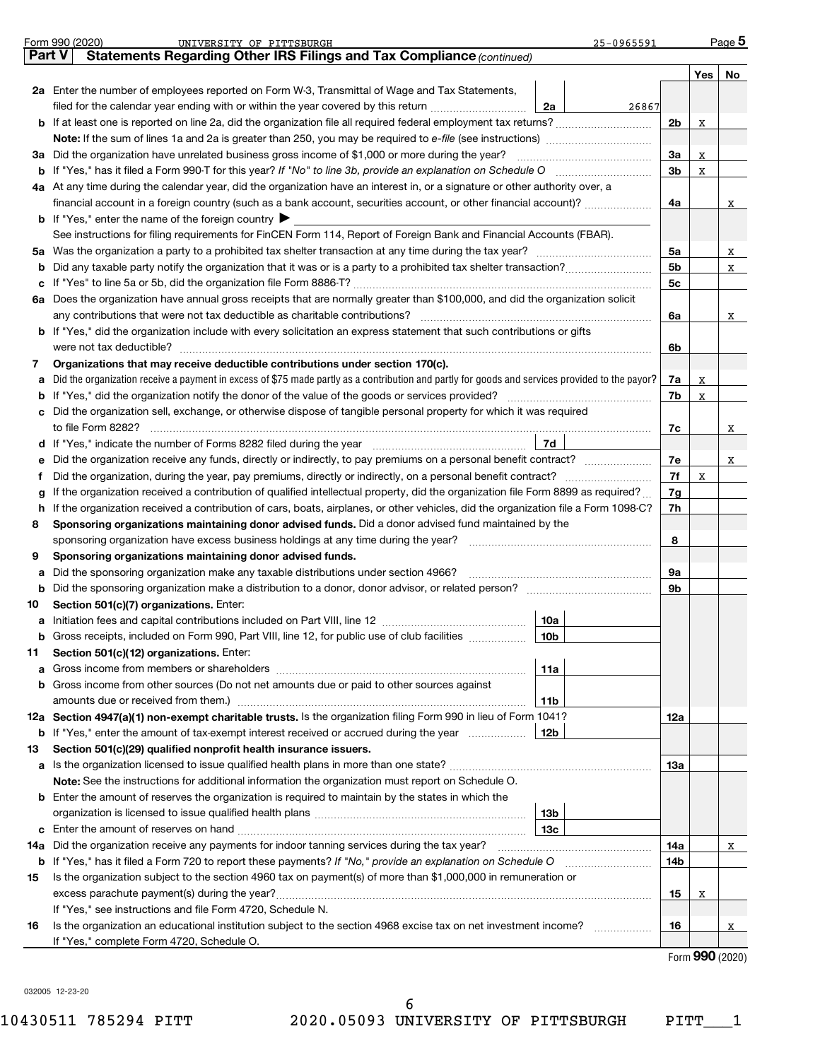Form 990 (2020) UNIVERSITY OF PITTSBURGH 25-0965591 Page 5

**Part V Statements Regarding Other IRS Filings and Tax Compliance** *(continued)*

| | | | | | Yes | No |
|---|---|---|---|---|---|---|
| **2a** | Enter the number of employees reported on Form W-3, Transmittal of Wage and Tax Statements, filed for the calendar year ending with or within the year covered by this return | 2a | 26867 | | | |
| **b** | If at least one is reported on line 2a, did the organization file all required federal employment tax returns? | | | 2b | X | |
| | **Note:** If the sum of lines 1a and 2a is greater than 250, you may be required to *e-file* (see instructions) | | | | | |
| **3a** | Did the organization have unrelated business gross income of $1,000 or more during the year? | | | 3a | X | |
| **b** | If "Yes," has it filed a Form 990-T for this year? *If "No" to line 3b, provide an explanation on Schedule O* | | | 3b | X | |
| **4a** | At any time during the calendar year, did the organization have an interest in, or a signature or other authority over, a financial account in a foreign country (such as a bank account, securities account, or other financial account)? | | | 4a | | X |
| **b** | If "Yes," enter the name of the foreign country ▶ | | | | | |
| | See instructions for filing requirements for FinCEN Form 114, Report of Foreign Bank and Financial Accounts (FBAR). | | | | | |
| **5a** | Was the organization a party to a prohibited tax shelter transaction at any time during the tax year? | | | 5a | | X |
| **b** | Did any taxable party notify the organization that it was or is a party to a prohibited tax shelter transaction? | | | 5b | | X |
| **c** | If "Yes" to line 5a or 5b, did the organization file Form 8886-T? | | | 5c | | |
| **6a** | Does the organization have annual gross receipts that are normally greater than $100,000, and did the organization solicit any contributions that were not tax deductible as charitable contributions? | | | 6a | | X |
| **b** | If "Yes," did the organization include with every solicitation an express statement that such contributions or gifts were not tax deductible? | | | 6b | | |
| **7** | **Organizations that may receive deductible contributions under section 170(c).** | | | | | |
| **a** | Did the organization receive a payment in excess of $75 made partly as a contribution and partly for goods and services provided to the payor? | | | 7a | X | |
| **b** | If "Yes," did the organization notify the donor of the value of the goods or services provided? | | | 7b | X | |
| **c** | Did the organization sell, exchange, or otherwise dispose of tangible personal property for which it was required to file Form 8282? | | | 7c | | X |
| **d** | If "Yes," indicate the number of Forms 8282 filed during the year | 7d | | | | |
| **e** | Did the organization receive any funds, directly or indirectly, to pay premiums on a personal benefit contract? | | | 7e | | X |
| **f** | Did the organization, during the year, pay premiums, directly or indirectly, on a personal benefit contract? | | | 7f | X | |
| **g** | If the organization received a contribution of qualified intellectual property, did the organization file Form 8899 as required? | | | 7g | | |
| **h** | If the organization received a contribution of cars, boats, airplanes, or other vehicles, did the organization file a Form 1098-C? | | | 7h | | |
| **8** | **Sponsoring organizations maintaining donor advised funds.** Did a donor advised fund maintained by the sponsoring organization have excess business holdings at any time during the year? | | | 8 | | |
| **9** | **Sponsoring organizations maintaining donor advised funds.** | | | | | |
| **a** | Did the sponsoring organization make any taxable distributions under section 4966? | | | 9a | | |
| **b** | Did the sponsoring organization make a distribution to a donor, donor advisor, or related person? | | | 9b | | |
| **10** | **Section 501(c)(7) organizations.** Enter: | | | | | |
| **a** | Initiation fees and capital contributions included on Part VIII, line 12 | 10a | | | | |
| **b** | Gross receipts, included on Form 990, Part VIII, line 12, for public use of club facilities | 10b | | | | |
| **11** | **Section 501(c)(12) organizations.** Enter: | | | | | |
| **a** | Gross income from members or shareholders | 11a | | | | |
| **b** | Gross income from other sources (Do not net amounts due or paid to other sources against amounts due or received from them.) | 11b | | | | |
| **12a** | **Section 4947(a)(1) non-exempt charitable trusts.** Is the organization filing Form 990 in lieu of Form 1041? | | | 12a | | |
| **b** | If "Yes," enter the amount of tax-exempt interest received or accrued during the year | 12b | | | | |
| **13** | **Section 501(c)(29) qualified nonprofit health insurance issuers.** | | | | | |
| **a** | Is the organization licensed to issue qualified health plans in more than one state? | | | 13a | | |
| | **Note:** See the instructions for additional information the organization must report on Schedule O. | | | | | |
| **b** | Enter the amount of reserves the organization is required to maintain by the states in which the organization is licensed to issue qualified health plans | 13b | | | | |
| **c** | Enter the amount of reserves on hand | 13c | | | | |
| **14a** | Did the organization receive any payments for indoor tanning services during the tax year? | | | 14a | | X |
| **b** | If "Yes," has it filed a Form 720 to report these payments? *If "No," provide an explanation on Schedule O* | | | 14b | | |
| **15** | Is the organization subject to the section 4960 tax on payment(s) of more than $1,000,000 in remuneration or excess parachute payment(s) during the year? | | | 15 | X | |
| | If "Yes," see instructions and file Form 4720, Schedule N. | | | | | |
| **16** | Is the organization an educational institution subject to the section 4968 excise tax on net investment income? | | | 16 | | X |
| | If "Yes," complete Form 4720, Schedule O. | | | | | |

Form **990** (2020)

032005 12-23-20

10430511 785294 PITT 2020.05093 UNIVERSITY OF PITTSBURGH PITT___1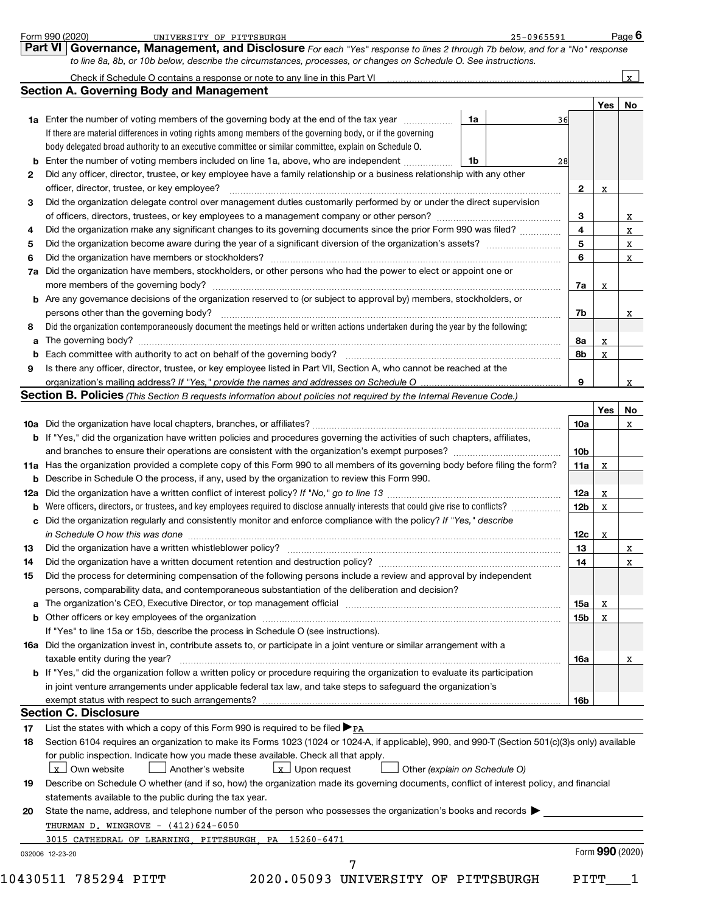Form 990 (2020) UNIVERSITY OF PITTSBURGH 25-0965591 Page 6

## Part VI Governance, Management, and Disclosure

*For each "Yes" response to lines 2 through 7b below, and for a "No" response to line 8a, 8b, or 10b below, describe the circumstances, processes, or changes on Schedule O. See instructions.*

Check if Schedule O contains a response or note to any line in this Part VI ..... [x]

### Section A. Governing Body and Management

| | | | | Yes | No |
|---|---|---|---|---|---|
| 1a | Enter the number of voting members of the governing body at the end of the tax year | 1a | 36 | | |
| | If there are material differences in voting rights among members of the governing body, or if the governing body delegated broad authority to an executive committee or similar committee, explain on Schedule O. | | | | |
| b | Enter the number of voting members included on line 1a, above, who are independent | 1b | 28 | | |
| 2 | Did any officer, director, trustee, or key employee have a family relationship or a business relationship with any other officer, director, trustee, or key employee? | | 2 | x | |
| 3 | Did the organization delegate control over management duties customarily performed by or under the direct supervision of officers, directors, trustees, or key employees to a management company or other person? | | 3 | | x |
| 4 | Did the organization make any significant changes to its governing documents since the prior Form 990 was filed? | | 4 | | x |
| 5 | Did the organization become aware during the year of a significant diversion of the organization's assets? | | 5 | | x |
| 6 | Did the organization have members or stockholders? | | 6 | | x |
| 7a | Did the organization have members, stockholders, or other persons who had the power to elect or appoint one or more members of the governing body? | | 7a | x | |
| b | Are any governance decisions of the organization reserved to (or subject to approval by) members, stockholders, or persons other than the governing body? | | 7b | | x |
| 8 | Did the organization contemporaneously document the meetings held or written actions undertaken during the year by the following: | | | | |
| a | The governing body? | | 8a | x | |
| b | Each committee with authority to act on behalf of the governing body? | | 8b | x | |
| 9 | Is there any officer, director, trustee, or key employee listed in Part VII, Section A, who cannot be reached at the organization's mailing address? *If "Yes," provide the names and addresses on Schedule O* | | 9 | | x |

### Section B. Policies *(This Section B requests information about policies not required by the Internal Revenue Code.)*

| | | | Yes | No |
|---|---|---|---|---|
| 10a | Did the organization have local chapters, branches, or affiliates? | 10a | | x |
| b | If "Yes," did the organization have written policies and procedures governing the activities of such chapters, affiliates, and branches to ensure their operations are consistent with the organization's exempt purposes? | 10b | | |
| 11a | Has the organization provided a complete copy of this Form 990 to all members of its governing body before filing the form? | 11a | x | |
| b | Describe in Schedule O the process, if any, used by the organization to review this Form 990. | | | |
| 12a | Did the organization have a written conflict of interest policy? *If "No," go to line 13* | 12a | x | |
| b | Were officers, directors, or trustees, and key employees required to disclose annually interests that could give rise to conflicts? | 12b | x | |
| c | Did the organization regularly and consistently monitor and enforce compliance with the policy? *If "Yes," describe in Schedule O how this was done* | 12c | x | |
| 13 | Did the organization have a written whistleblower policy? | 13 | | x |
| 14 | Did the organization have a written document retention and destruction policy? | 14 | | x |
| 15 | Did the process for determining compensation of the following persons include a review and approval by independent persons, comparability data, and contemporaneous substantiation of the deliberation and decision? | | | |
| a | The organization's CEO, Executive Director, or top management official | 15a | x | |
| b | Other officers or key employees of the organization | 15b | x | |
| | If "Yes" to line 15a or 15b, describe the process in Schedule O (see instructions). | | | |
| 16a | Did the organization invest in, contribute assets to, or participate in a joint venture or similar arrangement with a taxable entity during the year? | 16a | | x |
| b | If "Yes," did the organization follow a written policy or procedure requiring the organization to evaluate its participation in joint venture arrangements under applicable federal tax law, and take steps to safeguard the organization's exempt status with respect to such arrangements? | 16b | | |

### Section C. Disclosure

17 List the states with which a copy of this Form 990 is required to be filed ▶ PA

18 Section 6104 requires an organization to make its Forms 1023 (1024 or 1024-A, if applicable), 990, and 990-T (Section 501(c)(3)s only) available for public inspection. Indicate how you made these available. Check all that apply.

[x] Own website [ ] Another's website [x] Upon request [ ] Other *(explain on Schedule O)*

19 Describe on Schedule O whether (and if so, how) the organization made its governing documents, conflict of interest policy, and financial statements available to the public during the tax year.

20 State the name, address, and telephone number of the person who possesses the organization's books and records ▶

THURMAN D. WINGROVE - (412)624-6050

3015 CATHEDRAL OF LEARNING, PITTSBURGH, PA 15260-6471

032006 12-23-20 Form **990** (2020)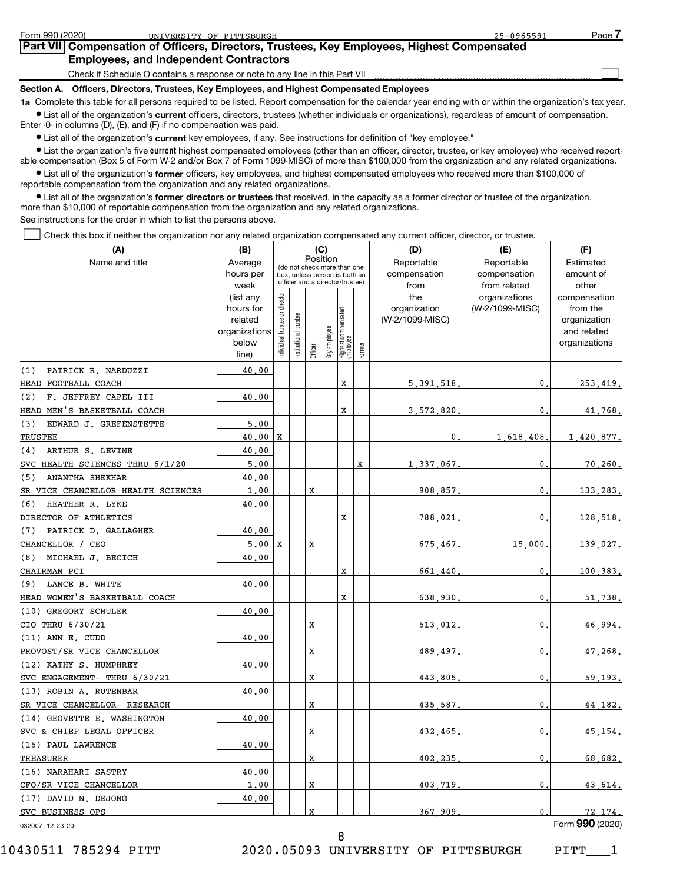Form 990 (2020) UNIVERSITY OF PITTSBURGH 25-0965591

## Part VII Compensation of Officers, Directors, Trustees, Key Employees, Highest Compensated Employees, and Independent Contractors

Check if Schedule O contains a response or note to any line in this Part VII ☐

### Section A. Officers, Directors, Trustees, Key Employees, and Highest Compensated Employees

**1a** Complete this table for all persons required to be listed. Report compensation for the calendar year ending with or within the organization's tax year.

- List all of the organization's **current** officers, directors, trustees (whether individuals or organizations), regardless of amount of compensation. Enter -0- in columns (D), (E), and (F) if no compensation was paid.
- List all of the organization's **current** key employees, if any. See instructions for definition of "key employee."
- List the organization's five **current** highest compensated employees (other than an officer, director, trustee, or key employee) who received reportable compensation (Box 5 of Form W-2 and/or Box 7 of Form 1099-MISC) of more than $100,000 from the organization and any related organizations.
- List all of the organization's **former** officers, key employees, and highest compensated employees who received more than $100,000 of reportable compensation from the organization and any related organizations.
- List all of the organization's **former directors or trustees** that received, in the capacity as a former director or trustee of the organization, more than $10,000 of reportable compensation from the organization and any related organizations.

See instructions for the order in which to list the persons above.

☐ Check this box if neither the organization nor any related organization compensated any current officer, director, or trustee.

| (A) Name and title | (B) Average hours per week (list any hours for related organizations below line) | (C) Position: Individual trustee or director | Institutional trustee | Officer | Key employee | Highest compensated employee | Former | (D) Reportable compensation from the organization (W-2/1099-MISC) | (E) Reportable compensation from related organizations (W-2/1099-MISC) | (F) Estimated amount of other compensation from the organization and related organizations |
|---|---|---|---|---|---|---|---|---|---|---|
| (1) PATRICK R. NARDUZZI<br>HEAD FOOTBALL COACH | 40.00 | | | | | X | | 5,391,518. | 0. | 253,419. |
| (2) F. JEFFREY CAPEL III<br>HEAD MEN'S BASKETBALL COACH | 40.00 | | | | | X | | 3,572,820. | 0. | 41,768. |
| (3) EDWARD J. GREFENSTETTE<br>TRUSTEE | 5.00<br>40.00 | X | | | | | | 0. | 1,618,408. | 1,420,877. |
| (4) ARTHUR S. LEVINE<br>SVC HEALTH SCIENCES THRU 6/1/20 | 40.00<br>5.00 | | | | | | X | 1,337,067. | 0. | 70,260. |
| (5) ANANTHA SHEKHAR<br>SR VICE CHANCELLOR HEALTH SCIENCES | 40.00<br>1.00 | | | X | | | | 908,857. | 0. | 133,283. |
| (6) HEATHER R. LYKE<br>DIRECTOR OF ATHLETICS | 40.00 | | | | | X | | 788,021. | 0. | 128,518. |
| (7) PATRICK D. GALLAGHER<br>CHANCELLOR / CEO | 40.00<br>5.00 | X | | X | | | | 675,467. | 15,000. | 139,027. |
| (8) MICHAEL J. BECICH<br>CHAIRMAN PCI | 40.00 | | | | | X | | 661,440. | 0. | 100,383. |
| (9) LANCE B. WHITE<br>HEAD WOMEN'S BASKETBALL COACH | 40.00 | | | | | X | | 638,930. | 0. | 51,738. |
| (10) GREGORY SCHULER<br>CIO THRU 6/30/21 | 40.00 | | | X | | | | 513,012. | 0. | 46,994. |
| (11) ANN E. CUDD<br>PROVOST/SR VICE CHANCELLOR | 40.00 | | | X | | | | 489,497. | 0. | 47,268. |
| (12) KATHY S. HUMPHREY<br>SVC ENGAGEMENT- THRU 6/30/21 | 40.00 | | | X | | | | 443,805. | 0. | 59,193. |
| (13) ROBIN A. RUTENBAR<br>SR VICE CHANCELLOR- RESEARCH | 40.00 | | | X | | | | 435,587. | 0. | 44,182. |
| (14) GEOVETTE E. WASHINGTON<br>SVC & CHIEF LEGAL OFFICER | 40.00 | | | X | | | | 432,465. | 0. | 45,154. |
| (15) PAUL LAWRENCE<br>TREASURER | 40.00 | | | X | | | | 402,235. | 0. | 68,682. |
| (16) NARAHARI SASTRY<br>CFO/SR VICE CHANCELLOR | 40.00<br>1.00 | | | X | | | | 403,719. | 0. | 43,614. |
| (17) DAVID N. DEJONG<br>SVC BUSINESS OPS | 40.00 | | | X | | | | 367,909. | 0. | 72,174. |

032007 12-23-20 Form **990** (2020)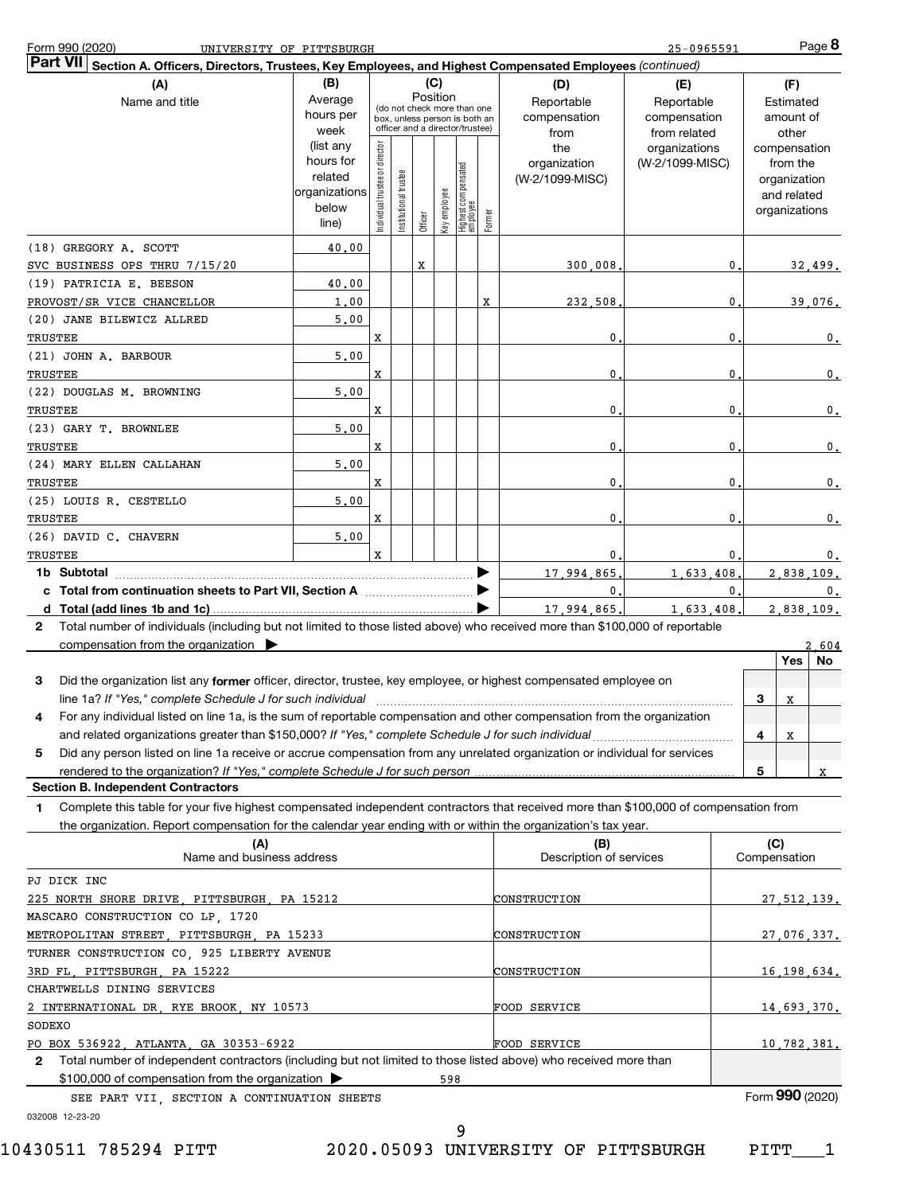Form 990 (2020) UNIVERSITY OF PITTSBURGH 25-0965591

**Part VII Section A. Officers, Directors, Trustees, Key Employees, and Highest Compensated Employees** *(continued)*

| (A) Name and title | (B) Average hours per week (list any hours for related organizations below line) | (C) Position: Individual trustee or director | Institutional trustee | Officer | Key employee | Highest compensated employee | Former | (D) Reportable compensation from the organization (W-2/1099-MISC) | (E) Reportable compensation from related organizations (W-2/1099-MISC) | (F) Estimated amount of other compensation from the organization and related organizations |
|---|---|---|---|---|---|---|---|---|---|---|
| (18) GREGORY A. SCOTT<br>SVC BUSINESS OPS THRU 7/15/20 | 40.00 | | | X | | | | 300,008. | 0. | 32,499. |
| (19) PATRICIA E. BEESON<br>PROVOST/SR VICE CHANCELLOR | 40.00<br>1.00 | | | | | | X | 232,508. | 0. | 39,076. |
| (20) JANE BILEWICZ ALLRED<br>TRUSTEE | 5.00 | X | | | | | | 0. | 0. | 0. |
| (21) JOHN A. BARBOUR<br>TRUSTEE | 5.00 | X | | | | | | 0. | 0. | 0. |
| (22) DOUGLAS M. BROWNING<br>TRUSTEE | 5.00 | X | | | | | | 0. | 0. | 0. |
| (23) GARY T. BROWNLEE<br>TRUSTEE | 5.00 | X | | | | | | 0. | 0. | 0. |
| (24) MARY ELLEN CALLAHAN<br>TRUSTEE | 5.00 | X | | | | | | 0. | 0. | 0. |
| (25) LOUIS R. CESTELLO<br>TRUSTEE | 5.00 | X | | | | | | 0. | 0. | 0. |
| (26) DAVID C. CHAVERN<br>TRUSTEE | 5.00 | X | | | | | | 0. | 0. | 0. |
| **1b Subtotal** | | | | | | | | 17,994,865. | 1,633,408. | 2,838,109. |
| **c Total from continuation sheets to Part VII, Section A** | | | | | | | | 0. | 0. | 0. |
| **d Total (add lines 1b and 1c)** | | | | | | | | 17,994,865. | 1,633,408. | 2,838,109. |

**2** Total number of individuals (including but not limited to those listed above) who received more than $100,000 of reportable compensation from the organization ▶ 2,604

| | | | Yes | No |
|---|---|---|---|---|
| **3** | Did the organization list any **former** officer, director, trustee, key employee, or highest compensated employee on line 1a? *If "Yes," complete Schedule J for such individual* | 3 | X | |
| **4** | For any individual listed on line 1a, is the sum of reportable compensation and other compensation from the organization and related organizations greater than $150,000? *If "Yes," complete Schedule J for such individual* | 4 | X | |
| **5** | Did any person listed on line 1a receive or accrue compensation from any unrelated organization or individual for services rendered to the organization? *If "Yes," complete Schedule J for such person* | 5 | | X |

**Section B. Independent Contractors**

**1** Complete this table for your five highest compensated independent contractors that received more than $100,000 of compensation from the organization. Report compensation for the calendar year ending with or within the organization's tax year.

| (A) Name and business address | (B) Description of services | (C) Compensation |
|---|---|---|
| PJ DICK INC<br>225 NORTH SHORE DRIVE, PITTSBURGH, PA 15212 | CONSTRUCTION | 27,512,139. |
| MASCARO CONSTRUCTION CO LP, 1720<br>METROPOLITAN STREET, PITTSBURGH, PA 15233 | CONSTRUCTION | 27,076,337. |
| TURNER CONSTRUCTION CO, 925 LIBERTY AVENUE<br>3RD FL, PITTSBURGH, PA 15222 | CONSTRUCTION | 16,198,634. |
| CHARTWELLS DINING SERVICES<br>2 INTERNATIONAL DR, RYE BROOK, NY 10573 | FOOD SERVICE | 14,693,370. |
| SODEXO<br>PO BOX 536922, ATLANTA, GA 30353-6922 | FOOD SERVICE | 10,782,381. |

**2** Total number of independent contractors (including but not limited to those listed above) who received more than $100,000 of compensation from the organization ▶ 598

SEE PART VII, SECTION A CONTINUATION SHEETS

Form **990** (2020)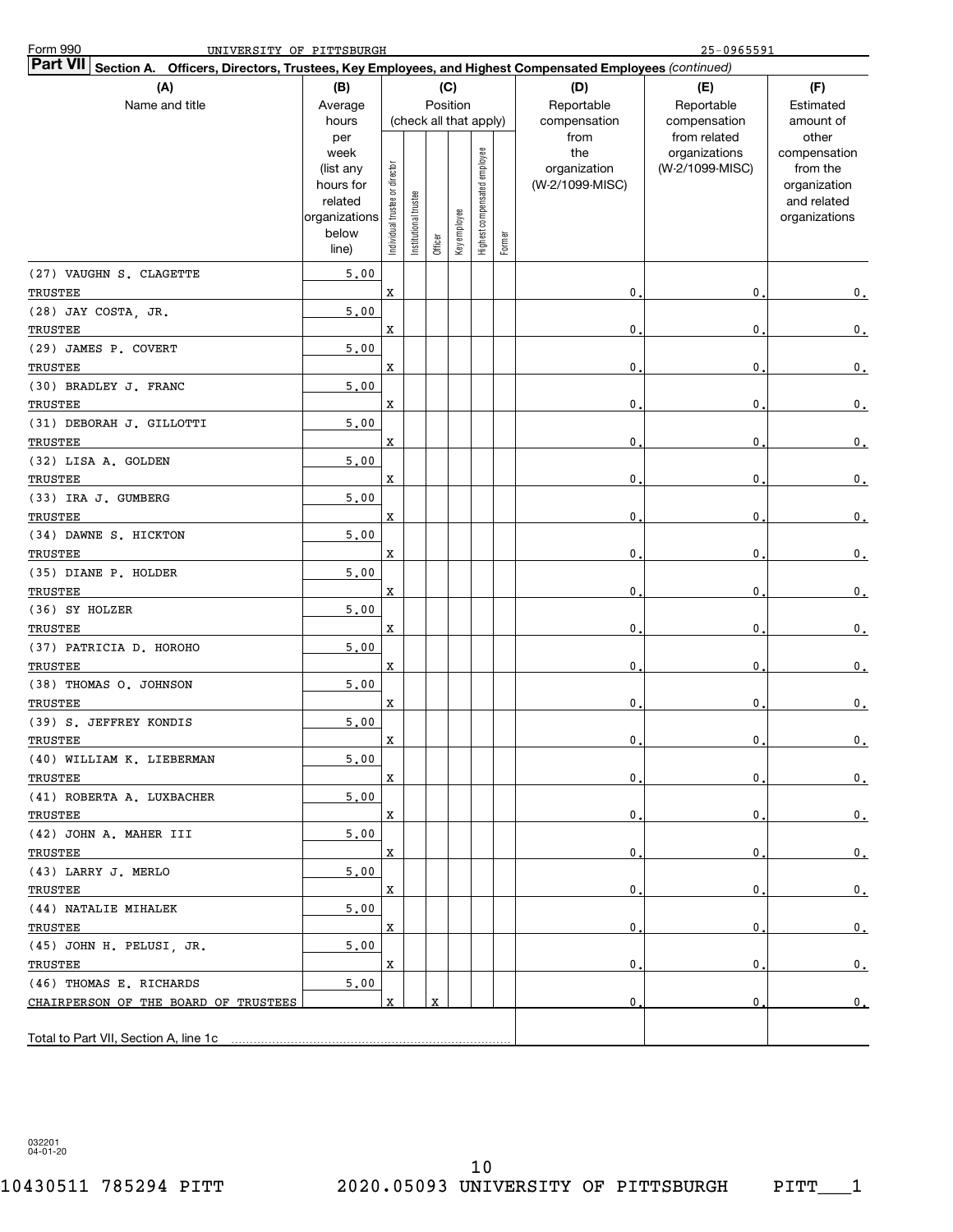Form 990 UNIVERSITY OF PITTSBURGH 25-0965591

**Part VII Section A. Officers, Directors, Trustees, Key Employees, and Highest Compensated Employees** *(continued)*

| (A) Name and title | (B) Average hours per week (list any hours for related organizations below line) | (C) Position (check all that apply): Individual trustee or director | Institutional trustee | Officer | Key employee | Highest compensated employee | Former | (D) Reportable compensation from the organization (W-2/1099-MISC) | (E) Reportable compensation from related organizations (W-2/1099-MISC) | (F) Estimated amount of other compensation from the organization and related organizations |
|---|---|---|---|---|---|---|---|---|---|---|
| (27) VAUGHN S. CLAGETTE<br>TRUSTEE | 5.00 | X | | | | | | 0. | 0. | 0. |
| (28) JAY COSTA, JR.<br>TRUSTEE | 5.00 | X | | | | | | 0. | 0. | 0. |
| (29) JAMES P. COVERT<br>TRUSTEE | 5.00 | X | | | | | | 0. | 0. | 0. |
| (30) BRADLEY J. FRANC<br>TRUSTEE | 5.00 | X | | | | | | 0. | 0. | 0. |
| (31) DEBORAH J. GILLOTTI<br>TRUSTEE | 5.00 | X | | | | | | 0. | 0. | 0. |
| (32) LISA A. GOLDEN<br>TRUSTEE | 5.00 | X | | | | | | 0. | 0. | 0. |
| (33) IRA J. GUMBERG<br>TRUSTEE | 5.00 | X | | | | | | 0. | 0. | 0. |
| (34) DAWNE S. HICKTON<br>TRUSTEE | 5.00 | X | | | | | | 0. | 0. | 0. |
| (35) DIANE P. HOLDER<br>TRUSTEE | 5.00 | X | | | | | | 0. | 0. | 0. |
| (36) SY HOLZER<br>TRUSTEE | 5.00 | X | | | | | | 0. | 0. | 0. |
| (37) PATRICIA D. HOROHO<br>TRUSTEE | 5.00 | X | | | | | | 0. | 0. | 0. |
| (38) THOMAS O. JOHNSON<br>TRUSTEE | 5.00 | X | | | | | | 0. | 0. | 0. |
| (39) S. JEFFREY KONDIS<br>TRUSTEE | 5.00 | X | | | | | | 0. | 0. | 0. |
| (40) WILLIAM K. LIEBERMAN<br>TRUSTEE | 5.00 | X | | | | | | 0. | 0. | 0. |
| (41) ROBERTA A. LUXBACHER<br>TRUSTEE | 5.00 | X | | | | | | 0. | 0. | 0. |
| (42) JOHN A. MAHER III<br>TRUSTEE | 5.00 | X | | | | | | 0. | 0. | 0. |
| (43) LARRY J. MERLO<br>TRUSTEE | 5.00 | X | | | | | | 0. | 0. | 0. |
| (44) NATALIE MIHALEK<br>TRUSTEE | 5.00 | X | | | | | | 0. | 0. | 0. |
| (45) JOHN H. PELUSI, JR.<br>TRUSTEE | 5.00 | X | | | | | | 0. | 0. | 0. |
| (46) THOMAS E. RICHARDS<br>CHAIRPERSON OF THE BOARD OF TRUSTEES | 5.00 | X | | X | | | | 0. | 0. | 0. |
| Total to Part VII, Section A, line 1c | | | | | | | | | | |

032201
04-01-20

10430511 785294 PITT 2020.05093 UNIVERSITY OF PITTSBURGH PITT___1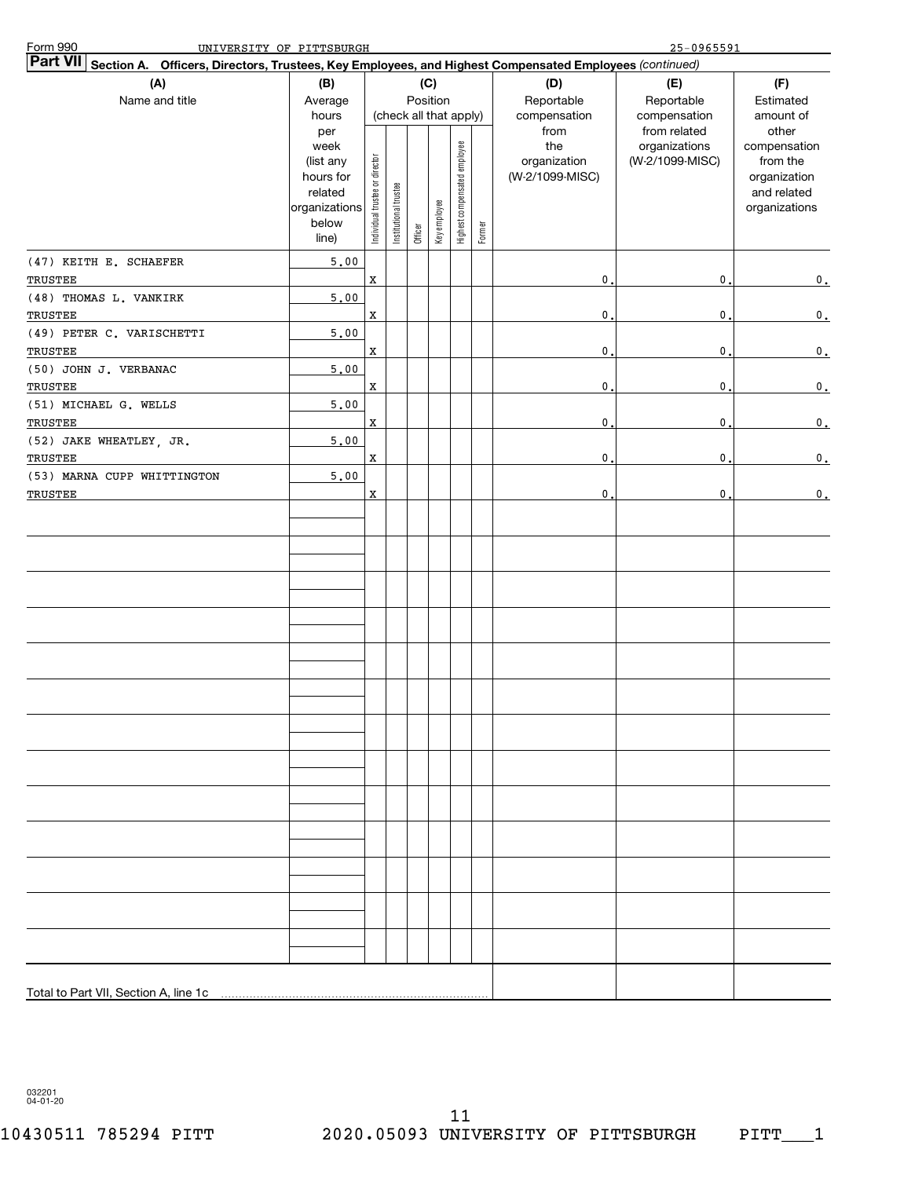Form 990 UNIVERSITY OF PITTSBURGH 25-0965591

**Part VII** **Section A. Officers, Directors, Trustees, Key Employees, and Highest Compensated Employees** *(continued)*

| (A) Name and title | (B) Average hours per week (list any hours for related organizations below line) | (C) Position (check all that apply): Individual trustee or director | Institutional trustee | Officer | Key employee | Highest compensated employee | Former | (D) Reportable compensation from the organization (W-2/1099-MISC) | (E) Reportable compensation from related organizations (W-2/1099-MISC) | (F) Estimated amount of other compensation from the organization and related organizations |
|---|---|---|---|---|---|---|---|---|---|---|
| (47) KEITH E. SCHAEFER<br>TRUSTEE | 5.00 | X | | | | | | 0. | 0. | 0. |
| (48) THOMAS L. VANKIRK<br>TRUSTEE | 5.00 | X | | | | | | 0. | 0. | 0. |
| (49) PETER C. VARISCHETTI<br>TRUSTEE | 5.00 | X | | | | | | 0. | 0. | 0. |
| (50) JOHN J. VERBANAC<br>TRUSTEE | 5.00 | X | | | | | | 0. | 0. | 0. |
| (51) MICHAEL G. WELLS<br>TRUSTEE | 5.00 | X | | | | | | 0. | 0. | 0. |
| (52) JAKE WHEATLEY, JR.<br>TRUSTEE | 5.00 | X | | | | | | 0. | 0. | 0. |
| (53) MARNA CUPP WHITTINGTON<br>TRUSTEE | 5.00 | X | | | | | | 0. | 0. | 0. |
| Total to Part VII, Section A, line 1c | | | | | | | | | | |

032201 04-01-20

10430511 785294 PITT 2020.05093 UNIVERSITY OF PITTSBURGH PITT___1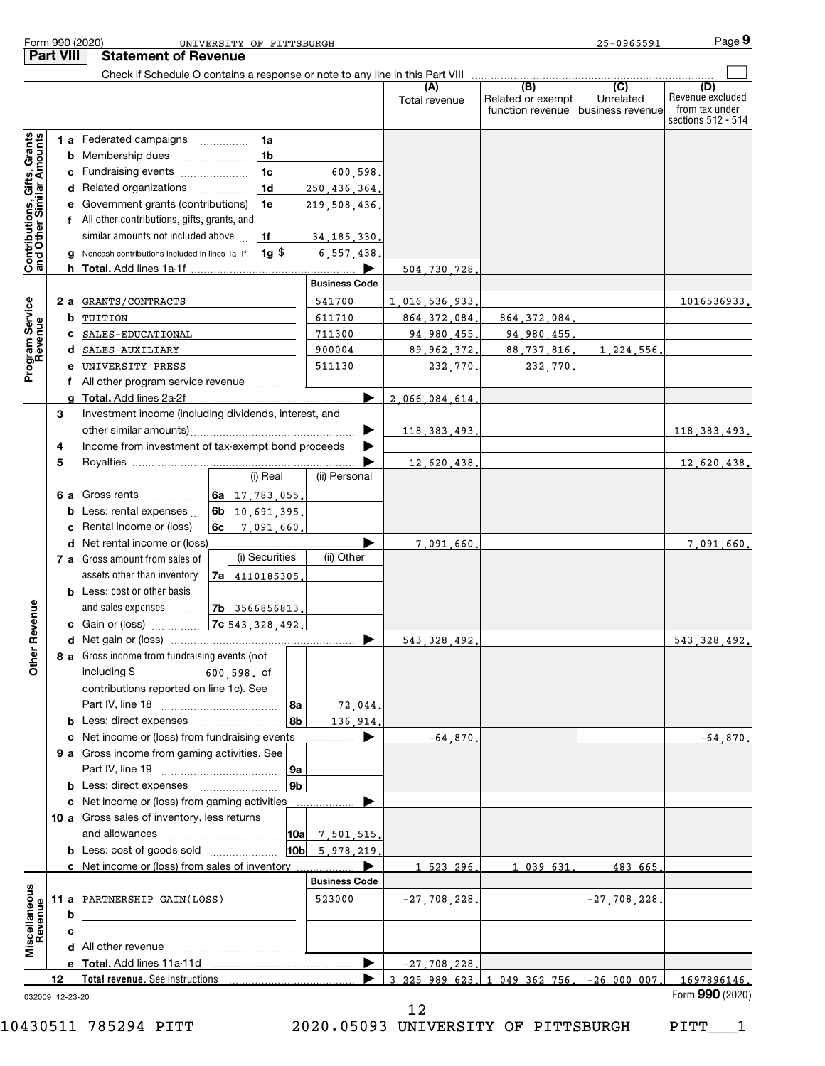Form 990 (2020) UNIVERSITY OF PITTSBURGH 25-0965591 Page 9

## Part VIII Statement of Revenue

Check if Schedule O contains a response or note to any line in this Part VIII

| | | | | | (A) Total revenue | (B) Related or exempt function revenue | (C) Unrelated business revenue | (D) Revenue excluded from tax under sections 512 - 514 |
|---|---|---|---|---|---|---|---|---|
| **Contributions, Gifts, Grants and Other Similar Amounts** | 1 a | Federated campaigns | 1a | | | | | |
| | b | Membership dues | 1b | | | | | |
| | c | Fundraising events | 1c | 600,598. | | | | |
| | d | Related organizations | 1d | 250,436,364. | | | | |
| | e | Government grants (contributions) | 1e | 219,508,436. | | | | |
| | f | All other contributions, gifts, grants, and similar amounts not included above | 1f | 34,185,330. | | | | |
| | g | Noncash contributions included in lines 1a-1f | 1g $ | 6,557,438. | | | | |
| | h | **Total.** Add lines 1a-1f | | | 504,730,728. | | | |
| | | | | **Business Code** | | | | |
| **Program Service Revenue** | 2 a | GRANTS/CONTRACTS | | 541700 | 1,016,536,933. | | | 1016536933. |
| | b | TUITION | | 611710 | 864,372,084. | 864,372,084. | | |
| | c | SALES-EDUCATIONAL | | 711300 | 94,980,455. | 94,980,455. | | |
| | d | SALES-AUXILIARY | | 900004 | 89,962,372. | 88,737,816. | 1,224,556. | |
| | e | UNIVERSITY PRESS | | 511130 | 232,770. | 232,770. | | |
| | f | All other program service revenue | | | | | | |
| | g | **Total.** Add lines 2a-2f | | | 2,066,084,614. | | | |
| **Other Revenue** | 3 | Investment income (including dividends, interest, and other similar amounts) | | | 118,383,493. | | | 118,383,493. |
| | 4 | Income from investment of tax-exempt bond proceeds | | | | | | |
| | 5 | Royalties | | | 12,620,438. | | | 12,620,438. |
| | | | (i) Real | (ii) Personal | | | | |
| | 6 a | Gross rents (6a) | 17,783,055. | | | | | |
| | b | Less: rental expenses (6b) | 10,691,395. | | | | | |
| | c | Rental income or (loss) (6c) | 7,091,660. | | | | | |
| | d | Net rental income or (loss) | | | 7,091,660. | | | 7,091,660. |
| | | | (i) Securities | (ii) Other | | | | |
| | 7 a | Gross amount from sales of assets other than inventory (7a) | 4110185305. | | | | | |
| | b | Less: cost or other basis and sales expenses (7b) | 3566856813. | | | | | |
| | c | Gain or (loss) (7c) | 543,328,492. | | | | | |
| | d | Net gain or (loss) | | | 543,328,492. | | | 543,328,492. |
| | 8 a | Gross income from fundraising events (not including $ 600,598. of contributions reported on line 1c). See Part IV, line 18 | 8a | 72,044. | | | | |
| | b | Less: direct expenses | 8b | 136,914. | | | | |
| | c | Net income or (loss) from fundraising events | | | -64,870. | | | -64,870. |
| | 9 a | Gross income from gaming activities. See Part IV, line 19 | 9a | | | | | |
| | b | Less: direct expenses | 9b | | | | | |
| | c | Net income or (loss) from gaming activities | | | | | | |
| | 10 a | Gross sales of inventory, less returns and allowances | 10a | 7,501,515. | | | | |
| | b | Less: cost of goods sold | 10b | 5,978,219. | | | | |
| | c | Net income or (loss) from sales of inventory | | | 1,523,296. | 1,039,631. | 483,665. | |
| | | | | **Business Code** | | | | |
| **Miscellaneous Revenue** | 11 a | PARTNERSHIP GAIN(LOSS) | | 523000 | -27,708,228. | | -27,708,228. | |
| | b | | | | | | | |
| | c | | | | | | | |
| | d | All other revenue | | | | | | |
| | e | **Total.** Add lines 11a-11d | | | -27,708,228. | | | |
| | 12 | **Total revenue.** See instructions | | | 3,225,989,623. | 1,049,362,756. | -26,000,007. | 1697896146. |

032009 12-23-20

Form **990** (2020)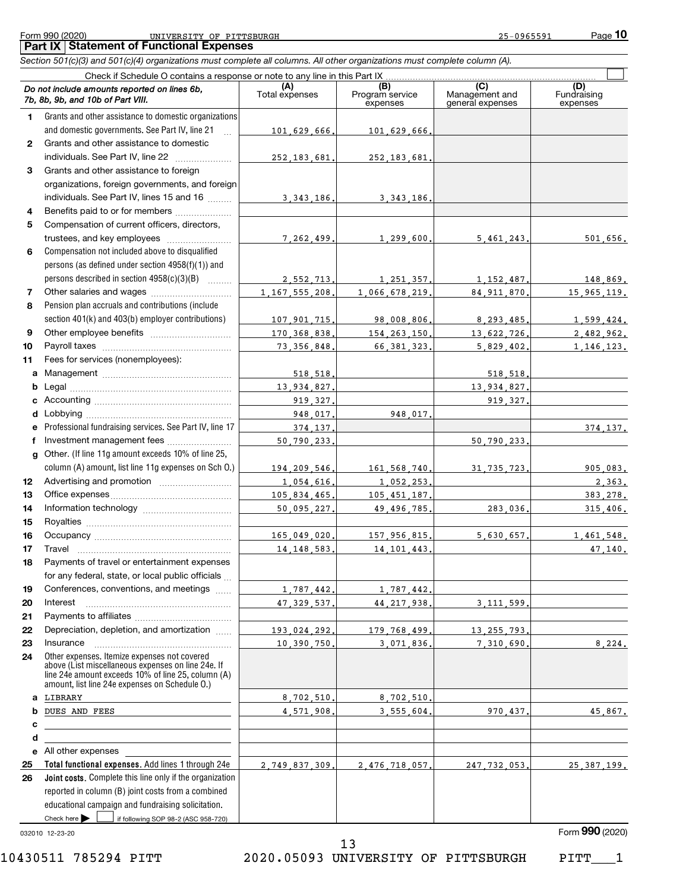Form 990 (2020) UNIVERSITY OF PITTSBURGH 25-0965591

## Part IX Statement of Functional Expenses

*Section 501(c)(3) and 501(c)(4) organizations must complete all columns. All other organizations must complete column (A).*

Check if Schedule O contains a response or note to any line in this Part IX

| *Do not include amounts reported on lines 6b, 7b, 8b, 9b, and 10b of Part VIII.* | (A) Total expenses | (B) Program service expenses | (C) Management and general expenses | (D) Fundraising expenses |
|---|---|---|---|---|
| **1** Grants and other assistance to domestic organizations and domestic governments. See Part IV, line 21 | 101,629,666. | 101,629,666. | | |
| **2** Grants and other assistance to domestic individuals. See Part IV, line 22 | 252,183,681. | 252,183,681. | | |
| **3** Grants and other assistance to foreign organizations, foreign governments, and foreign individuals. See Part IV, lines 15 and 16 | 3,343,186. | 3,343,186. | | |
| **4** Benefits paid to or for members | | | | |
| **5** Compensation of current officers, directors, trustees, and key employees | 7,262,499. | 1,299,600. | 5,461,243. | 501,656. |
| **6** Compensation not included above to disqualified persons (as defined under section 4958(f)(1)) and persons described in section 4958(c)(3)(B) | 2,552,713. | 1,251,357. | 1,152,487. | 148,869. |
| **7** Other salaries and wages | 1,167,555,208. | 1,066,678,219. | 84,911,870. | 15,965,119. |
| **8** Pension plan accruals and contributions (include section 401(k) and 403(b) employer contributions) | 107,901,715. | 98,008,806. | 8,293,485. | 1,599,424. |
| **9** Other employee benefits | 170,368,838. | 154,263,150. | 13,622,726. | 2,482,962. |
| **10** Payroll taxes | 73,356,848. | 66,381,323. | 5,829,402. | 1,146,123. |
| **11** Fees for services (nonemployees): | | | | |
| **a** Management | 518,518. | | 518,518. | |
| **b** Legal | 13,934,827. | | 13,934,827. | |
| **c** Accounting | 919,327. | | 919,327. | |
| **d** Lobbying | 948,017. | 948,017. | | |
| **e** Professional fundraising services. See Part IV, line 17 | 374,137. | | | 374,137. |
| **f** Investment management fees | 50,790,233. | | 50,790,233. | |
| **g** Other. (If line 11g amount exceeds 10% of line 25, column (A) amount, list line 11g expenses on Sch O.) | 194,209,546. | 161,568,740. | 31,735,723. | 905,083. |
| **12** Advertising and promotion | 1,054,616. | 1,052,253. | | 2,363. |
| **13** Office expenses | 105,834,465. | 105,451,187. | | 383,278. |
| **14** Information technology | 50,095,227. | 49,496,785. | 283,036. | 315,406. |
| **15** Royalties | | | | |
| **16** Occupancy | 165,049,020. | 157,956,815. | 5,630,657. | 1,461,548. |
| **17** Travel | 14,148,583. | 14,101,443. | | 47,140. |
| **18** Payments of travel or entertainment expenses for any federal, state, or local public officials | | | | |
| **19** Conferences, conventions, and meetings | 1,787,442. | 1,787,442. | | |
| **20** Interest | 47,329,537. | 44,217,938. | 3,111,599. | |
| **21** Payments to affiliates | | | | |
| **22** Depreciation, depletion, and amortization | 193,024,292. | 179,768,499. | 13,255,793. | |
| **23** Insurance | 10,390,750. | 3,071,836. | 7,310,690. | 8,224. |
| **24** Other expenses. Itemize expenses not covered above (List miscellaneous expenses on line 24e. If line 24e amount exceeds 10% of line 25, column (A) amount, list line 24e expenses on Schedule O.) | | | | |
| **a** LIBRARY | 8,702,510. | 8,702,510. | | |
| **b** DUES AND FEES | 4,571,908. | 3,555,604. | 970,437. | 45,867. |
| **c** | | | | |
| **d** | | | | |
| **e** All other expenses | | | | |
| **25 Total functional expenses.** Add lines 1 through 24e | 2,749,837,309. | 2,476,718,057. | 247,732,053. | 25,387,199. |
| **26 Joint costs.** Complete this line only if the organization reported in column (B) joint costs from a combined educational campaign and fundraising solicitation. Check here ☐ if following SOP 98-2 (ASC 958-720) | | | | |

032010 12-23-20 Form **990** (2020)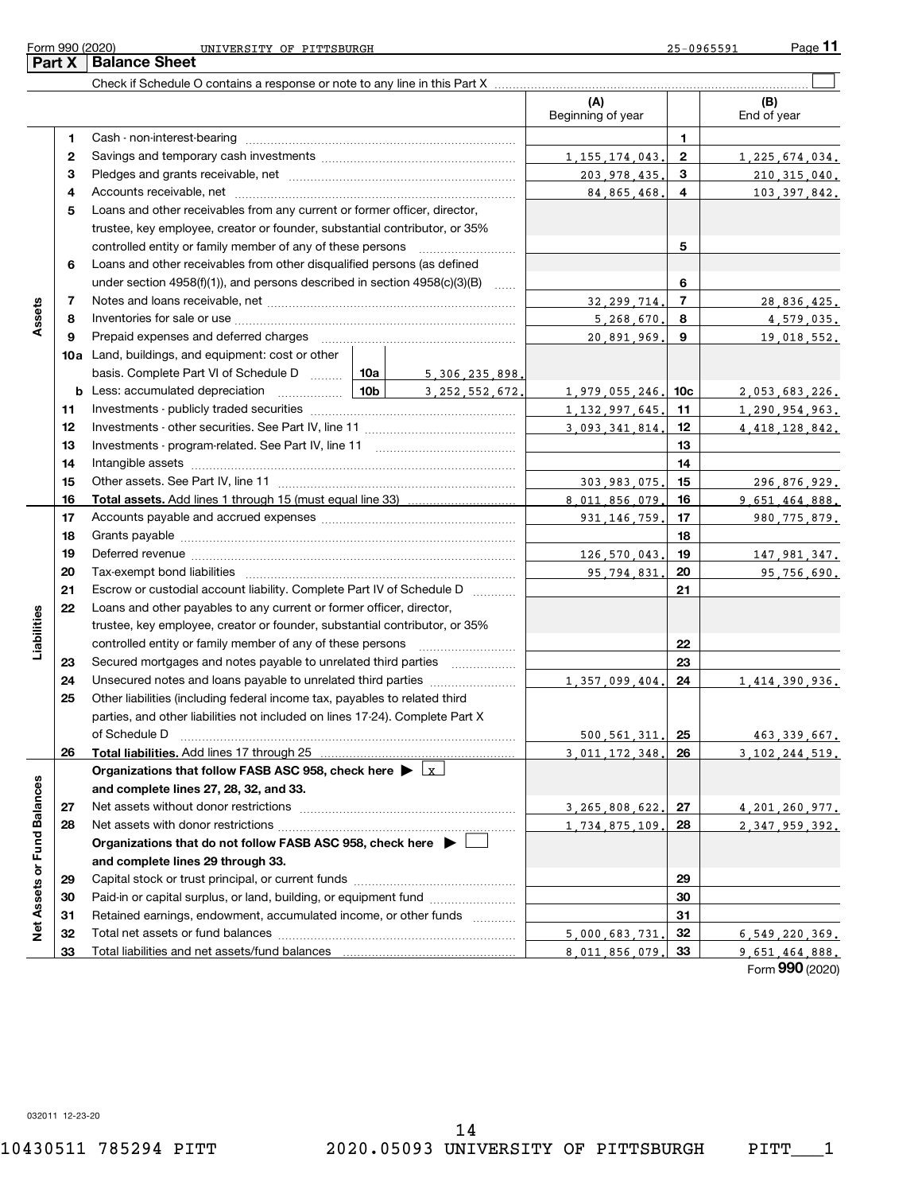Form 990 (2020) UNIVERSITY OF PITTSBURGH 25-0965591 Page **11**

## Part X Balance Sheet

Check if Schedule O contains a response or note to any line in this Part X ☐

| | | | | (A) Beginning of year | | (B) End of year |
|---|---|---|---|---|---|---|
| **Assets** | 1 | Cash - non-interest-bearing | | | 1 | |
| | 2 | Savings and temporary cash investments | | 1,155,174,043. | 2 | 1,225,674,034. |
| | 3 | Pledges and grants receivable, net | | 203,978,435. | 3 | 210,315,040. |
| | 4 | Accounts receivable, net | | 84,865,468. | 4 | 103,397,842. |
| | 5 | Loans and other receivables from any current or former officer, director, trustee, key employee, creator or founder, substantial contributor, or 35% controlled entity or family member of any of these persons | | | 5 | |
| | 6 | Loans and other receivables from other disqualified persons (as defined under section 4958(f)(1)), and persons described in section 4958(c)(3)(B) | | | 6 | |
| | 7 | Notes and loans receivable, net | | 32,299,714. | 7 | 28,836,425. |
| | 8 | Inventories for sale or use | | 5,268,670. | 8 | 4,579,035. |
| | 9 | Prepaid expenses and deferred charges | | 20,891,969. | 9 | 19,018,552. |
| | 10a | Land, buildings, and equipment: cost or other basis. Complete Part VI of Schedule D | 10a 5,306,235,898. | | | |
| | b | Less: accumulated depreciation | 10b 3,252,552,672. | 1,979,055,246. | 10c | 2,053,683,226. |
| | 11 | Investments - publicly traded securities | | 1,132,997,645. | 11 | 1,290,954,963. |
| | 12 | Investments - other securities. See Part IV, line 11 | | 3,093,341,814. | 12 | 4,418,128,842. |
| | 13 | Investments - program-related. See Part IV, line 11 | | | 13 | |
| | 14 | Intangible assets | | | 14 | |
| | 15 | Other assets. See Part IV, line 11 | | 303,983,075. | 15 | 296,876,929. |
| | 16 | **Total assets.** Add lines 1 through 15 (must equal line 33) | | 8,011,856,079. | 16 | 9,651,464,888. |
| **Liabilities** | 17 | Accounts payable and accrued expenses | | 931,146,759. | 17 | 980,775,879. |
| | 18 | Grants payable | | | 18 | |
| | 19 | Deferred revenue | | 126,570,043. | 19 | 147,981,347. |
| | 20 | Tax-exempt bond liabilities | | 95,794,831. | 20 | 95,756,690. |
| | 21 | Escrow or custodial account liability. Complete Part IV of Schedule D | | | 21 | |
| | 22 | Loans and other payables to any current or former officer, director, trustee, key employee, creator or founder, substantial contributor, or 35% controlled entity or family member of any of these persons | | | 22 | |
| | 23 | Secured mortgages and notes payable to unrelated third parties | | | 23 | |
| | 24 | Unsecured notes and loans payable to unrelated third parties | | 1,357,099,404. | 24 | 1,414,390,936. |
| | 25 | Other liabilities (including federal income tax, payables to related third parties, and other liabilities not included on lines 17-24). Complete Part X of Schedule D | | 500,561,311. | 25 | 463,339,667. |
| | 26 | **Total liabilities.** Add lines 17 through 25 | | 3,011,172,348. | 26 | 3,102,244,519. |
| **Net Assets or Fund Balances** | | **Organizations that follow FASB ASC 958, check here ▶ ☒ and complete lines 27, 28, 32, and 33.** | | | | |
| | 27 | Net assets without donor restrictions | | 3,265,808,622. | 27 | 4,201,260,977. |
| | 28 | Net assets with donor restrictions | | 1,734,875,109. | 28 | 2,347,959,392. |
| | | **Organizations that do not follow FASB ASC 958, check here ▶ ☐ and complete lines 29 through 33.** | | | | |
| | 29 | Capital stock or trust principal, or current funds | | | 29 | |
| | 30 | Paid-in or capital surplus, or land, building, or equipment fund | | | 30 | |
| | 31 | Retained earnings, endowment, accumulated income, or other funds | | | 31 | |
| | 32 | Total net assets or fund balances | | 5,000,683,731. | 32 | 6,549,220,369. |
| | 33 | Total liabilities and net assets/fund balances | | 8,011,856,079. | 33 | 9,651,464,888. |

Form **990** (2020)

032011 12-23-20

10430511 785294 PITT 2020.05093 UNIVERSITY OF PITTSBURGH PITT___1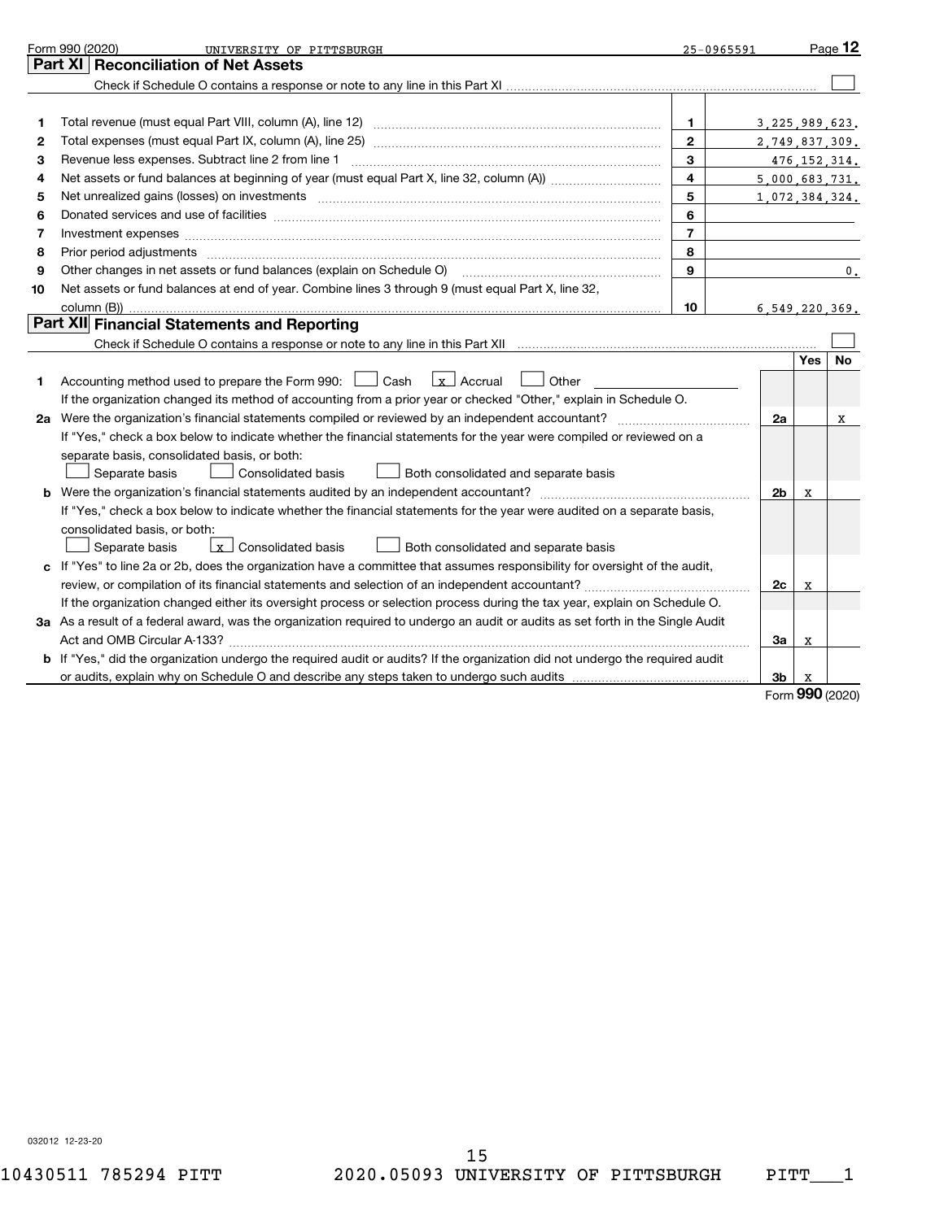Form 990 (2020) UNIVERSITY OF PITTSBURGH 25-0965591

## Part XI Reconciliation of Net Assets

Check if Schedule O contains a response or note to any line in this Part XI ☐

| | | | |
|---|---|---|---|
| 1 | Total revenue (must equal Part VIII, column (A), line 12) | 1 | 3,225,989,623. |
| 2 | Total expenses (must equal Part IX, column (A), line 25) | 2 | 2,749,837,309. |
| 3 | Revenue less expenses. Subtract line 2 from line 1 | 3 | 476,152,314. |
| 4 | Net assets or fund balances at beginning of year (must equal Part X, line 32, column (A)) | 4 | 5,000,683,731. |
| 5 | Net unrealized gains (losses) on investments | 5 | 1,072,384,324. |
| 6 | Donated services and use of facilities | 6 | |
| 7 | Investment expenses | 7 | |
| 8 | Prior period adjustments | 8 | |
| 9 | Other changes in net assets or fund balances (explain on Schedule O) | 9 | 0. |
| 10 | Net assets or fund balances at end of year. Combine lines 3 through 9 (must equal Part X, line 32, column (B)) | 10 | 6,549,220,369. |

## Part XII Financial Statements and Reporting

Check if Schedule O contains a response or note to any line in this Part XII ☐

| | | | Yes | No |
|---|---|---|---|---|
| 1 | Accounting method used to prepare the Form 990: ☐ Cash ☒ Accrual ☐ Other<br>If the organization changed its method of accounting from a prior year or checked "Other," explain in Schedule O. | | | |
| 2a | Were the organization's financial statements compiled or reviewed by an independent accountant?<br>If "Yes," check a box below to indicate whether the financial statements for the year were compiled or reviewed on a separate basis, consolidated basis, or both:<br>☐ Separate basis ☐ Consolidated basis ☐ Both consolidated and separate basis | 2a | | X |
| b | Were the organization's financial statements audited by an independent accountant?<br>If "Yes," check a box below to indicate whether the financial statements for the year were audited on a separate basis, consolidated basis, or both:<br>☐ Separate basis ☒ Consolidated basis ☐ Both consolidated and separate basis | 2b | X | |
| c | If "Yes" to line 2a or 2b, does the organization have a committee that assumes responsibility for oversight of the audit, review, or compilation of its financial statements and selection of an independent accountant?<br>If the organization changed either its oversight process or selection process during the tax year, explain on Schedule O. | 2c | X | |
| 3a | As a result of a federal award, was the organization required to undergo an audit or audits as set forth in the Single Audit Act and OMB Circular A-133? | 3a | X | |
| b | If "Yes," did the organization undergo the required audit or audits? If the organization did not undergo the required audit or audits, explain why on Schedule O and describe any steps taken to undergo such audits | 3b | X | |

Form **990** (2020)

032012 12-23-20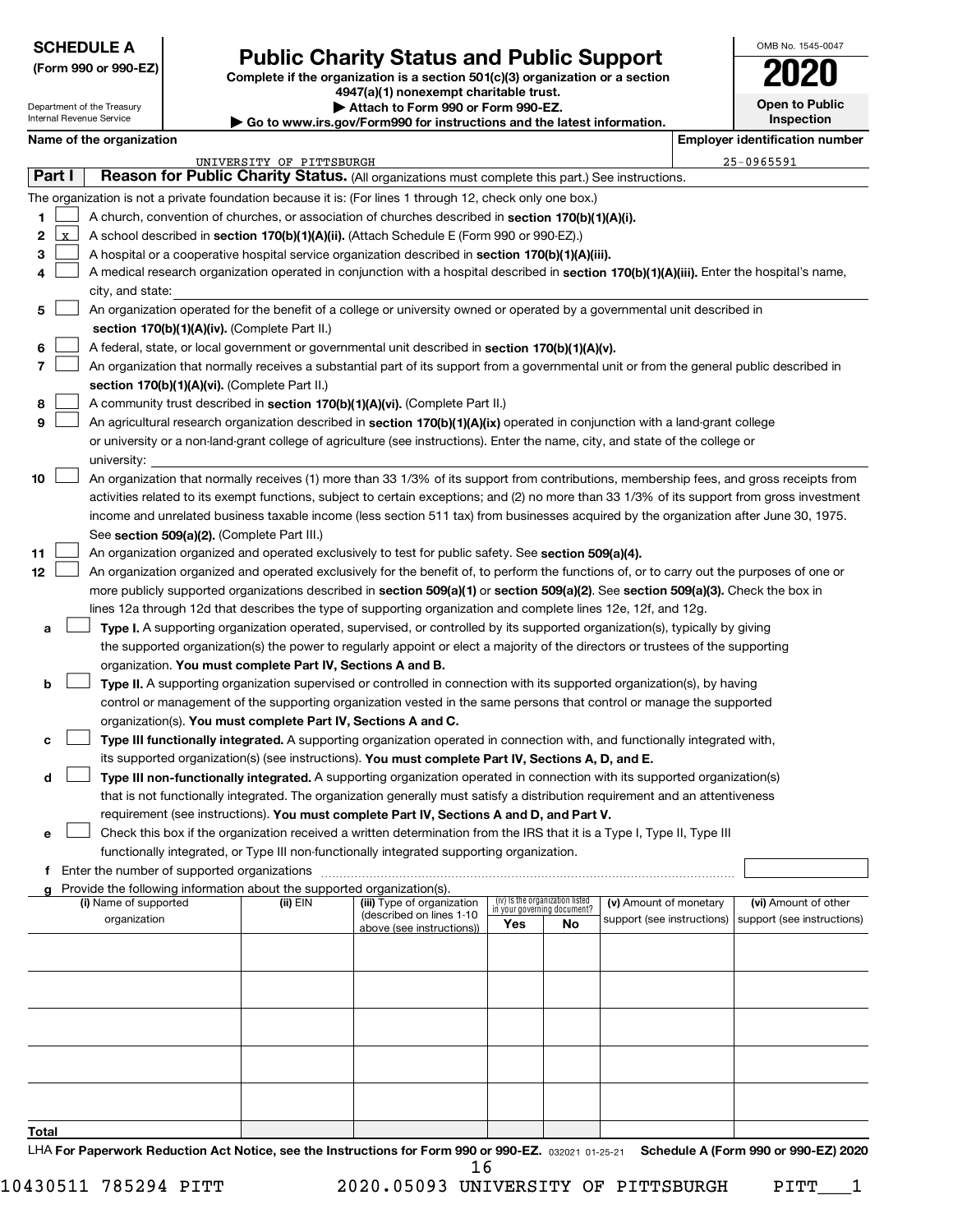**SCHEDULE A**
**(Form 990 or 990-EZ)**

Department of the Treasury
Internal Revenue Service

# Public Charity Status and Public Support

**Complete if the organization is a section 501(c)(3) organization or a section 4947(a)(1) nonexempt charitable trust.**
**▶ Attach to Form 990 or Form 990-EZ.**
**▶ Go to www.irs.gov/Form990 for instructions and the latest information.**

OMB No. 1545-0047
**2020**
**Open to Public Inspection**

**Name of the organization:** UNIVERSITY OF PITTSBURGH
**Employer identification number:** 25-0965591

## Part I Reason for Public Charity Status. (All organizations must complete this part.) See instructions.

The organization is not a private foundation because it is: (For lines 1 through 12, check only one box.)

1. [ ] A church, convention of churches, or association of churches described in **section 170(b)(1)(A)(i).**
2. [X] A school described in **section 170(b)(1)(A)(ii).** (Attach Schedule E (Form 990 or 990-EZ).)
3. [ ] A hospital or a cooperative hospital service organization described in **section 170(b)(1)(A)(iii).**
4. [ ] A medical research organization operated in conjunction with a hospital described in **section 170(b)(1)(A)(iii).** Enter the hospital's name, city, and state:
5. [ ] An organization operated for the benefit of a college or university owned or operated by a governmental unit described in **section 170(b)(1)(A)(iv).** (Complete Part II.)
6. [ ] A federal, state, or local government or governmental unit described in **section 170(b)(1)(A)(v).**
7. [ ] An organization that normally receives a substantial part of its support from a governmental unit or from the general public described in **section 170(b)(1)(A)(vi).** (Complete Part II.)
8. [ ] A community trust described in **section 170(b)(1)(A)(vi).** (Complete Part II.)
9. [ ] An agricultural research organization described in **section 170(b)(1)(A)(ix)** operated in conjunction with a land-grant college or university or a non-land-grant college of agriculture (see instructions). Enter the name, city, and state of the college or university:
10. [ ] An organization that normally receives (1) more than 33 1/3% of its support from contributions, membership fees, and gross receipts from activities related to its exempt functions, subject to certain exceptions; and (2) no more than 33 1/3% of its support from gross investment income and unrelated business taxable income (less section 511 tax) from businesses acquired by the organization after June 30, 1975. See **section 509(a)(2).** (Complete Part III.)
11. [ ] An organization organized and operated exclusively to test for public safety. See **section 509(a)(4).**
12. [ ] An organization organized and operated exclusively for the benefit of, to perform the functions of, or to carry out the purposes of one or more publicly supported organizations described in **section 509(a)(1)** or **section 509(a)(2).** See **section 509(a)(3).** Check the box in lines 12a through 12d that describes the type of supporting organization and complete lines 12e, 12f, and 12g.
   - a [ ] **Type I.** A supporting organization operated, supervised, or controlled by its supported organization(s), typically by giving the supported organization(s) the power to regularly appoint or elect a majority of the directors or trustees of the supporting organization. **You must complete Part IV, Sections A and B.**
   - b [ ] **Type II.** A supporting organization supervised or controlled in connection with its supported organization(s), by having control or management of the supporting organization vested in the same persons that control or manage the supported organization(s). **You must complete Part IV, Sections A and C.**
   - c [ ] **Type III functionally integrated.** A supporting organization operated in connection with, and functionally integrated with, its supported organization(s) (see instructions). **You must complete Part IV, Sections A, D, and E.**
   - d [ ] **Type III non-functionally integrated.** A supporting organization operated in connection with its supported organization(s) that is not functionally integrated. The organization generally must satisfy a distribution requirement and an attentiveness requirement (see instructions). **You must complete Part IV, Sections A and D, and Part V.**
   - e [ ] Check this box if the organization received a written determination from the IRS that it is a Type I, Type II, Type III functionally integrated, or Type III non-functionally integrated supporting organization.
   - f Enter the number of supported organizations
   - g Provide the following information about the supported organization(s).

| (i) Name of supported organization | (ii) EIN | (iii) Type of organization (described on lines 1-10 above (see instructions)) | (iv) Is the organization listed in your governing document? Yes | No | (v) Amount of monetary support (see instructions) | (vi) Amount of other support (see instructions) |
|---|---|---|---|---|---|---|
| | | | | | | |
| | | | | | | |
| | | | | | | |
| | | | | | | |
| | | | | | | |
| **Total** | | | | | | |

LHA **For Paperwork Reduction Act Notice, see the Instructions for Form 990 or 990-EZ.** 032021 01-25-21 **Schedule A (Form 990 or 990-EZ) 2020**

10430511 785294 PITT 2020.05093 UNIVERSITY OF PITTSBURGH PITT___1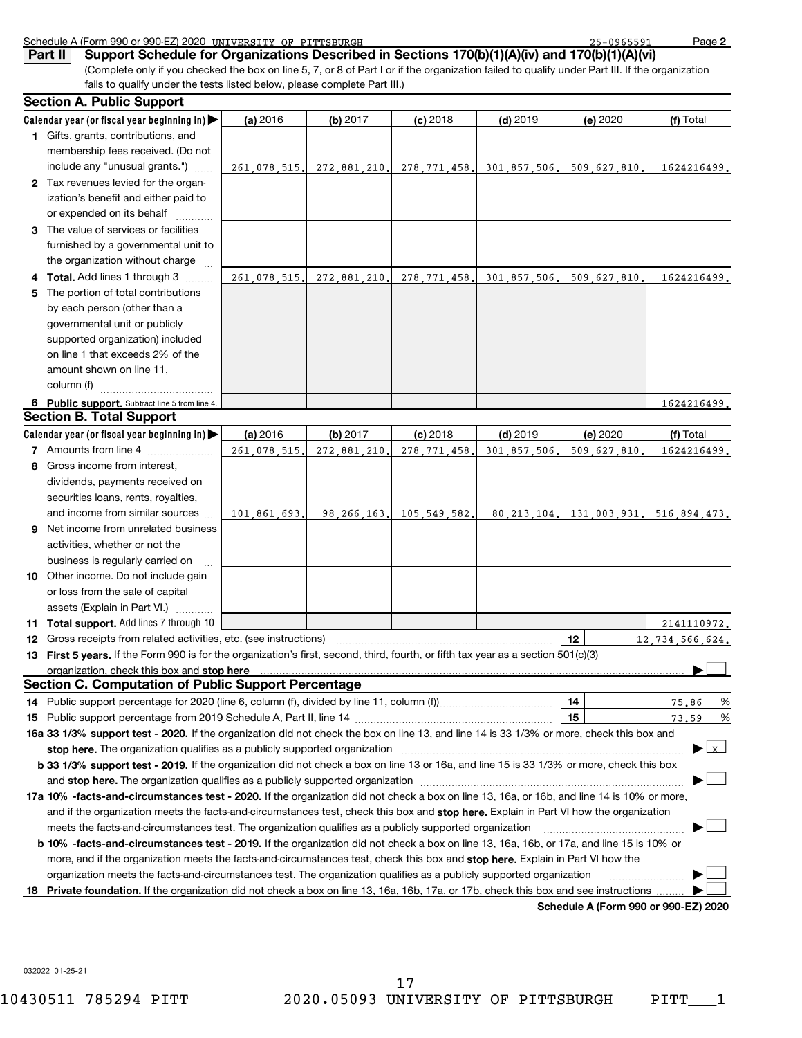Schedule A (Form 990 or 990-EZ) 2020 UNIVERSITY OF PITTSBURGH 25-0965591 Page **2**

**Part II** **Support Schedule for Organizations Described in Sections 170(b)(1)(A)(iv) and 170(b)(1)(A)(vi)**

(Complete only if you checked the box on line 5, 7, or 8 of Part I or if the organization failed to qualify under Part III. If the organization fails to qualify under the tests listed below, please complete Part III.)

### Section A. Public Support

| Calendar year (or fiscal year beginning in) ▶ | (a) 2016 | (b) 2017 | (c) 2018 | (d) 2019 | (e) 2020 | (f) Total |
|---|---|---|---|---|---|---|
| **1** Gifts, grants, contributions, and membership fees received. (Do not include any "unusual grants.") | 261,078,515. | 272,881,210. | 278,771,458. | 301,857,506. | 509,627,810. | 1624216499. |
| **2** Tax revenues levied for the organization's benefit and either paid to or expended on its behalf | | | | | | |
| **3** The value of services or facilities furnished by a governmental unit to the organization without charge | | | | | | |
| **4 Total.** Add lines 1 through 3 | 261,078,515. | 272,881,210. | 278,771,458. | 301,857,506. | 509,627,810. | 1624216499. |
| **5** The portion of total contributions by each person (other than a governmental unit or publicly supported organization) included on line 1 that exceeds 2% of the amount shown on line 11, column (f) | | | | | | |
| **6 Public support.** Subtract line 5 from line 4. | | | | | | 1624216499. |

### Section B. Total Support

| Calendar year (or fiscal year beginning in) ▶ | (a) 2016 | (b) 2017 | (c) 2018 | (d) 2019 | (e) 2020 | (f) Total |
|---|---|---|---|---|---|---|
| **7** Amounts from line 4 | 261,078,515. | 272,881,210. | 278,771,458. | 301,857,506. | 509,627,810. | 1624216499. |
| **8** Gross income from interest, dividends, payments received on securities loans, rents, royalties, and income from similar sources | 101,861,693. | 98,266,163. | 105,549,582. | 80,213,104. | 131,003,931. | 516,894,473. |
| **9** Net income from unrelated business activities, whether or not the business is regularly carried on | | | | | | |
| **10** Other income. Do not include gain or loss from the sale of capital assets (Explain in Part VI.) | | | | | | |
| **11 Total support.** Add lines 7 through 10 | | | | | | 2141110972. |

**12** Gross receipts from related activities, etc. (see instructions) **12** 12,734,566,624.

**13 First 5 years.** If the Form 990 is for the organization's first, second, third, fourth, or fifth tax year as a section 501(c)(3) organization, check this box and **stop here** ▶ ☐

### Section C. Computation of Public Support Percentage

**14** Public support percentage for 2020 (line 6, column (f), divided by line 11, column (f)) **14** 75.86 %

**15** Public support percentage from 2019 Schedule A, Part II, line 14 **15** 73.59 %

**16a 33 1/3% support test - 2020.** If the organization did not check the box on line 13, and line 14 is 33 1/3% or more, check this box and **stop here.** The organization qualifies as a publicly supported organization ▶ ☒

**b 33 1/3% support test - 2019.** If the organization did not check a box on line 13 or 16a, and line 15 is 33 1/3% or more, check this box and **stop here.** The organization qualifies as a publicly supported organization ▶ ☐

**17a 10% -facts-and-circumstances test - 2020.** If the organization did not check a box on line 13, 16a, or 16b, and line 14 is 10% or more, and if the organization meets the facts-and-circumstances test, check this box and **stop here.** Explain in Part VI how the organization meets the facts-and-circumstances test. The organization qualifies as a publicly supported organization ▶ ☐

**b 10% -facts-and-circumstances test - 2019.** If the organization did not check a box on line 13, 16a, 16b, or 17a, and line 15 is 10% or more, and if the organization meets the facts-and-circumstances test, check this box and **stop here.** Explain in Part VI how the organization meets the facts-and-circumstances test. The organization qualifies as a publicly supported organization ▶ ☐

**18 Private foundation.** If the organization did not check a box on line 13, 16a, 16b, 17a, or 17b, check this box and see instructions ▶ ☐

**Schedule A (Form 990 or 990-EZ) 2020**

032022 01-25-21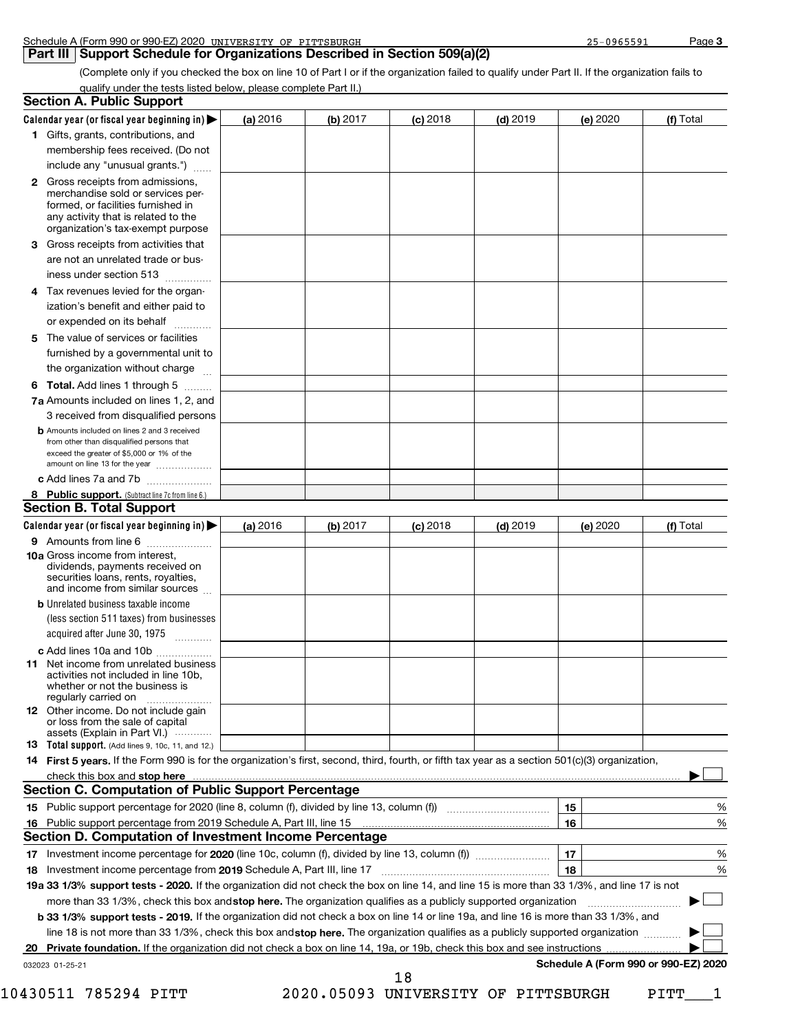Schedule A (Form 990 or 990-EZ) 2020 UNIVERSITY OF PITTSBURGH 25-0965591 Page **3**

## Part III Support Schedule for Organizations Described in Section 509(a)(2)

(Complete only if you checked the box on line 10 of Part I or if the organization failed to qualify under Part II. If the organization fails to qualify under the tests listed below, please complete Part II.)

### Section A. Public Support

| Calendar year (or fiscal year beginning in) ▶ | (a) 2016 | (b) 2017 | (c) 2018 | (d) 2019 | (e) 2020 | (f) Total |
|---|---|---|---|---|---|---|
| **1** Gifts, grants, contributions, and membership fees received. (Do not include any "unusual grants.") | | | | | | |
| **2** Gross receipts from admissions, merchandise sold or services performed, or facilities furnished in any activity that is related to the organization's tax-exempt purpose | | | | | | |
| **3** Gross receipts from activities that are not an unrelated trade or business under section 513 | | | | | | |
| **4** Tax revenues levied for the organization's benefit and either paid to or expended on its behalf | | | | | | |
| **5** The value of services or facilities furnished by a governmental unit to the organization without charge | | | | | | |
| **6 Total.** Add lines 1 through 5 | | | | | | |
| **7a** Amounts included on lines 1, 2, and 3 received from disqualified persons | | | | | | |
| **b** Amounts included on lines 2 and 3 received from other than disqualified persons that exceed the greater of $5,000 or 1% of the amount on line 13 for the year | | | | | | |
| **c** Add lines 7a and 7b | | | | | | |
| **8 Public support.** (Subtract line 7c from line 6.) | | | | | | |

### Section B. Total Support

| Calendar year (or fiscal year beginning in) ▶ | (a) 2016 | (b) 2017 | (c) 2018 | (d) 2019 | (e) 2020 | (f) Total |
|---|---|---|---|---|---|---|
| **9** Amounts from line 6 | | | | | | |
| **10a** Gross income from interest, dividends, payments received on securities loans, rents, royalties, and income from similar sources | | | | | | |
| **b** Unrelated business taxable income (less section 511 taxes) from businesses acquired after June 30, 1975 | | | | | | |
| **c** Add lines 10a and 10b | | | | | | |
| **11** Net income from unrelated business activities not included in line 10b, whether or not the business is regularly carried on | | | | | | |
| **12** Other income. Do not include gain or loss from the sale of capital assets (Explain in Part VI.) | | | | | | |
| **13 Total support.** (Add lines 9, 10c, 11, and 12.) | | | | | | |

**14 First 5 years.** If the Form 990 is for the organization's first, second, third, fourth, or fifth tax year as a section 501(c)(3) organization, check this box and **stop here** ▶ ☐

### Section C. Computation of Public Support Percentage

| | | | |
|---|---|---|---|
| **15** Public support percentage for 2020 (line 8, column (f), divided by line 13, column (f)) | **15** | | % |
| **16** Public support percentage from 2019 Schedule A, Part III, line 15 | **16** | | % |

### Section D. Computation of Investment Income Percentage

| | | | |
|---|---|---|---|
| **17** Investment income percentage for **2020** (line 10c, column (f), divided by line 13, column (f)) | **17** | | % |
| **18** Investment income percentage from **2019** Schedule A, Part III, line 17 | **18** | | % |

**19a 33 1/3% support tests - 2020.** If the organization did not check the box on line 14, and line 15 is more than 33 1/3%, and line 17 is not more than 33 1/3%, check this box and **stop here.** The organization qualifies as a publicly supported organization ▶ ☐

**b 33 1/3% support tests - 2019.** If the organization did not check a box on line 14 or line 19a, and line 16 is more than 33 1/3%, and line 18 is not more than 33 1/3%, check this box and **stop here.** The organization qualifies as a publicly supported organization ▶ ☐

**20 Private foundation.** If the organization did not check a box on line 14, 19a, or 19b, check this box and see instructions ▶ ☐

032023 01-25-21 **Schedule A (Form 990 or 990-EZ) 2020**

10430511 785294 PITT 2020.05093 UNIVERSITY OF PITTSBURGH PITT___1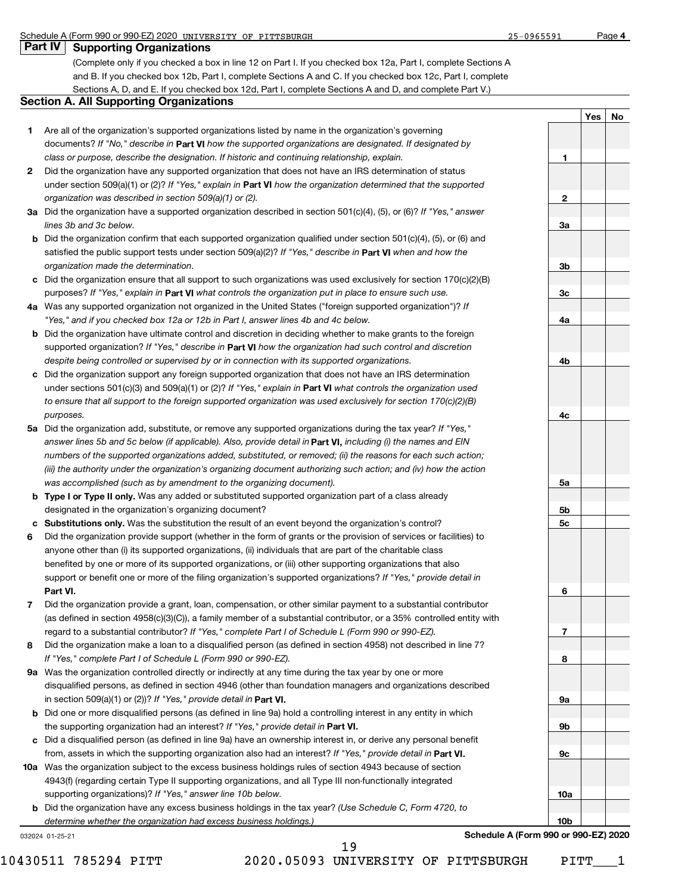Schedule A (Form 990 or 990-EZ) 2020 UNIVERSITY OF PITTSBURGH 25-0965591 Page 4

## Part IV Supporting Organizations

(Complete only if you checked a box in line 12 on Part I. If you checked box 12a, Part I, complete Sections A and B. If you checked box 12b, Part I, complete Sections A and C. If you checked box 12c, Part I, complete Sections A, D, and E. If you checked box 12d, Part I, complete Sections A and D, and complete Part V.)

### Section A. All Supporting Organizations

| | | | Yes | No |
|---|---|---|---|---|
| **1** | Are all of the organization's supported organizations listed by name in the organization's governing documents? *If "No," describe in* **Part VI** *how the supported organizations are designated. If designated by class or purpose, describe the designation. If historic and continuing relationship, explain.* | 1 | | |
| **2** | Did the organization have any supported organization that does not have an IRS determination of status under section 509(a)(1) or (2)? *If "Yes," explain in* **Part VI** *how the organization determined that the supported organization was described in section 509(a)(1) or (2).* | 2 | | |
| **3a** | Did the organization have a supported organization described in section 501(c)(4), (5), or (6)? *If "Yes," answer lines 3b and 3c below.* | 3a | | |
| **b** | Did the organization confirm that each supported organization qualified under section 501(c)(4), (5), or (6) and satisfied the public support tests under section 509(a)(2)? *If "Yes," describe in* **Part VI** *when and how the organization made the determination.* | 3b | | |
| **c** | Did the organization ensure that all support to such organizations was used exclusively for section 170(c)(2)(B) purposes? *If "Yes," explain in* **Part VI** *what controls the organization put in place to ensure such use.* | 3c | | |
| **4a** | Was any supported organization not organized in the United States ("foreign supported organization")? *If "Yes," and if you checked box 12a or 12b in Part I, answer lines 4b and 4c below.* | 4a | | |
| **b** | Did the organization have ultimate control and discretion in deciding whether to make grants to the foreign supported organization? *If "Yes," describe in* **Part VI** *how the organization had such control and discretion despite being controlled or supervised by or in connection with its supported organizations.* | 4b | | |
| **c** | Did the organization support any foreign supported organization that does not have an IRS determination under sections 501(c)(3) and 509(a)(1) or (2)? *If "Yes," explain in* **Part VI** *what controls the organization used to ensure that all support to the foreign supported organization was used exclusively for section 170(c)(2)(B) purposes.* | 4c | | |
| **5a** | Did the organization add, substitute, or remove any supported organizations during the tax year? *If "Yes," answer lines 5b and 5c below (if applicable). Also, provide detail in* **Part VI,** *including (i) the names and EIN numbers of the supported organizations added, substituted, or removed; (ii) the reasons for each such action; (iii) the authority under the organization's organizing document authorizing such action; and (iv) how the action was accomplished (such as by amendment to the organizing document).* | 5a | | |
| **b** | **Type I or Type II only.** Was any added or substituted supported organization part of a class already designated in the organization's organizing document? | 5b | | |
| **c** | **Substitutions only.** Was the substitution the result of an event beyond the organization's control? | 5c | | |
| **6** | Did the organization provide support (whether in the form of grants or the provision of services or facilities) to anyone other than (i) its supported organizations, (ii) individuals that are part of the charitable class benefited by one or more of its supported organizations, or (iii) other supporting organizations that also support or benefit one or more of the filing organization's supported organizations? *If "Yes," provide detail in* **Part VI.** | 6 | | |
| **7** | Did the organization provide a grant, loan, compensation, or other similar payment to a substantial contributor (as defined in section 4958(c)(3)(C)), a family member of a substantial contributor, or a 35% controlled entity with regard to a substantial contributor? *If "Yes," complete Part I of Schedule L (Form 990 or 990-EZ).* | 7 | | |
| **8** | Did the organization make a loan to a disqualified person (as defined in section 4958) not described in line 7? *If "Yes," complete Part I of Schedule L (Form 990 or 990-EZ).* | 8 | | |
| **9a** | Was the organization controlled directly or indirectly at any time during the tax year by one or more disqualified persons, as defined in section 4946 (other than foundation managers and organizations described in section 509(a)(1) or (2))? *If "Yes," provide detail in* **Part VI.** | 9a | | |
| **b** | Did one or more disqualified persons (as defined in line 9a) hold a controlling interest in any entity in which the supporting organization had an interest? *If "Yes," provide detail in* **Part VI.** | 9b | | |
| **c** | Did a disqualified person (as defined in line 9a) have an ownership interest in, or derive any personal benefit from, assets in which the supporting organization also had an interest? *If "Yes," provide detail in* **Part VI.** | 9c | | |
| **10a** | Was the organization subject to the excess business holdings rules of section 4943 because of section 4943(f) (regarding certain Type II supporting organizations, and all Type III non-functionally integrated supporting organizations)? *If "Yes," answer line 10b below.* | 10a | | |
| **b** | Did the organization have any excess business holdings in the tax year? *(Use Schedule C, Form 4720, to determine whether the organization had excess business holdings.)* | 10b | | |

032024 01-25-21 **Schedule A (Form 990 or 990-EZ) 2020**

10430511 785294 PITT 2020.05093 UNIVERSITY OF PITTSBURGH PITT___1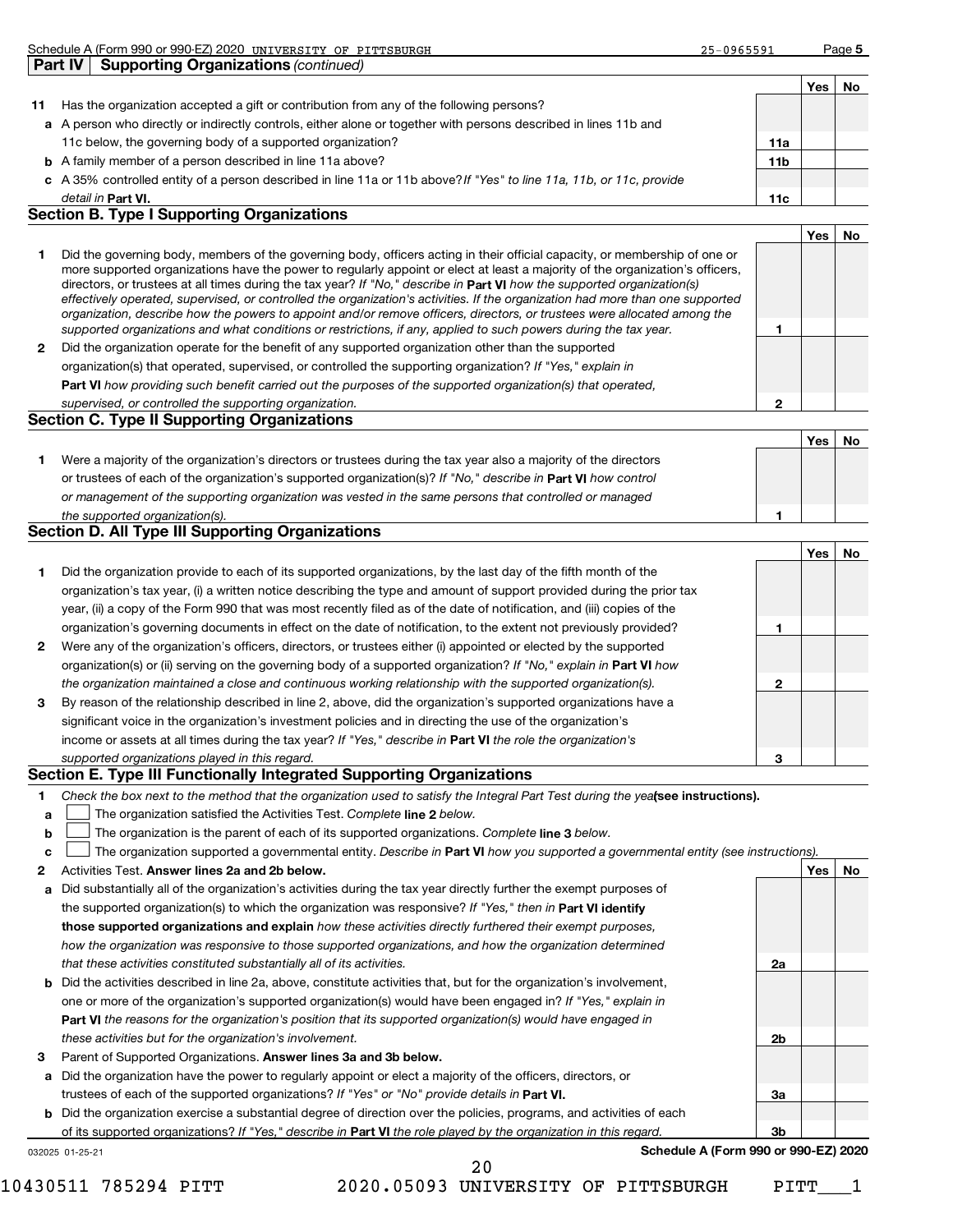Schedule A (Form 990 or 990-EZ) 2020 UNIVERSITY OF PITTSBURGH 25-0965591 Page **5**

**Part IV | Supporting Organizations** *(continued)*

| | | | Yes | No |
|---|---|---|---|---|
| **11** | Has the organization accepted a gift or contribution from any of the following persons? | | | |
| **a** | A person who directly or indirectly controls, either alone or together with persons described in lines 11b and 11c below, the governing body of a supported organization? | **11a** | | |
| **b** | A family member of a person described in line 11a above? | **11b** | | |
| **c** | A 35% controlled entity of a person described in line 11a or 11b above? *If "Yes" to line 11a, 11b, or 11c, provide detail in* **Part VI.** | **11c** | | |

## Section B. Type I Supporting Organizations

| | | | Yes | No |
|---|---|---|---|---|
| **1** | Did the governing body, members of the governing body, officers acting in their official capacity, or membership of one or more supported organizations have the power to regularly appoint or elect at least a majority of the organization's officers, directors, or trustees at all times during the tax year? *If "No," describe in* **Part VI** *how the supported organization(s) effectively operated, supervised, or controlled the organization's activities. If the organization had more than one supported organization, describe how the powers to appoint and/or remove officers, directors, or trustees were allocated among the supported organizations and what conditions or restrictions, if any, applied to such powers during the tax year.* | **1** | | |
| **2** | Did the organization operate for the benefit of any supported organization other than the supported organization(s) that operated, supervised, or controlled the supporting organization? *If "Yes," explain in* **Part VI** *how providing such benefit carried out the purposes of the supported organization(s) that operated, supervised, or controlled the supporting organization.* | **2** | | |

## Section C. Type II Supporting Organizations

| | | | Yes | No |
|---|---|---|---|---|
| **1** | Were a majority of the organization's directors or trustees during the tax year also a majority of the directors or trustees of each of the organization's supported organization(s)? *If "No," describe in* **Part VI** *how control or management of the supporting organization was vested in the same persons that controlled or managed the supported organization(s).* | **1** | | |

## Section D. All Type III Supporting Organizations

| | | | Yes | No |
|---|---|---|---|---|
| **1** | Did the organization provide to each of its supported organizations, by the last day of the fifth month of the organization's tax year, (i) a written notice describing the type and amount of support provided during the prior tax year, (ii) a copy of the Form 990 that was most recently filed as of the date of notification, and (iii) copies of the organization's governing documents in effect on the date of notification, to the extent not previously provided? | **1** | | |
| **2** | Were any of the organization's officers, directors, or trustees either (i) appointed or elected by the supported organization(s) or (ii) serving on the governing body of a supported organization? *If "No," explain in* **Part VI** *how the organization maintained a close and continuous working relationship with the supported organization(s).* | **2** | | |
| **3** | By reason of the relationship described in line 2, above, did the organization's supported organizations have a significant voice in the organization's investment policies and in directing the use of the organization's income or assets at all times during the tax year? *If "Yes," describe in* **Part VI** *the role the organization's supported organizations played in this regard.* | **3** | | |

## Section E. Type III Functionally Integrated Supporting Organizations

**1** *Check the box next to the method that the organization used to satisfy the Integral Part Test during the year* **(see instructions).**

- **a** ☐ The organization satisfied the Activities Test. *Complete* **line 2** *below.*
- **b** ☐ The organization is the parent of each of its supported organizations. *Complete* **line 3** *below.*
- **c** ☐ The organization supported a governmental entity. *Describe in* **Part VI** *how you supported a governmental entity (see instructions).*

| | | | Yes | No |
|---|---|---|---|---|
| **2** | Activities Test. **Answer lines 2a and 2b below.** | | | |
| **a** | Did substantially all of the organization's activities during the tax year directly further the exempt purposes of the supported organization(s) to which the organization was responsive? *If "Yes," then in* **Part VI identify those supported organizations and explain** *how these activities directly furthered their exempt purposes, how the organization was responsive to those supported organizations, and how the organization determined that these activities constituted substantially all of its activities.* | **2a** | | |
| **b** | Did the activities described in line 2a, above, constitute activities that, but for the organization's involvement, one or more of the organization's supported organization(s) would have been engaged in? *If "Yes," explain in* **Part VI** *the reasons for the organization's position that its supported organization(s) would have engaged in these activities but for the organization's involvement.* | **2b** | | |
| **3** | Parent of Supported Organizations. **Answer lines 3a and 3b below.** | | | |
| **a** | Did the organization have the power to regularly appoint or elect a majority of the officers, directors, or trustees of each of the supported organizations? *If "Yes" or "No" provide details in* **Part VI.** | **3a** | | |
| **b** | Did the organization exercise a substantial degree of direction over the policies, programs, and activities of each of its supported organizations? *If "Yes," describe in* **Part VI** *the role played by the organization in this regard.* | **3b** | | |

**Schedule A (Form 990 or 990-EZ) 2020**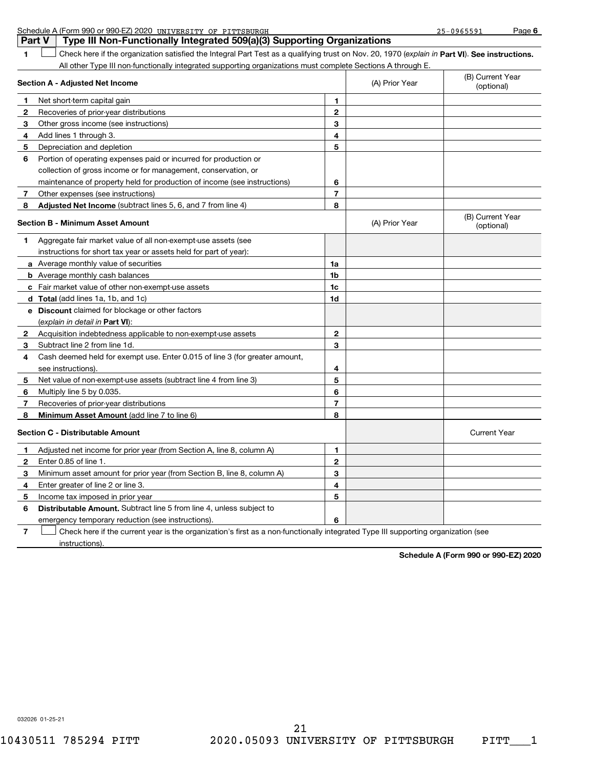Schedule A (Form 990 or 990-EZ) 2020 UNIVERSITY OF PITTSBURGH 25-0965591 Page 6

## Part V Type III Non-Functionally Integrated 509(a)(3) Supporting Organizations

1 ☐ Check here if the organization satisfied the Integral Part Test as a qualifying trust on Nov. 20, 1970 (*explain in* **Part VI**). **See instructions.** All other Type III non-functionally integrated supporting organizations must complete Sections A through E.

| **Section A - Adjusted Net Income** | | (A) Prior Year | (B) Current Year (optional) |
|---|---|---|---|
| **1** Net short-term capital gain | 1 | | |
| **2** Recoveries of prior-year distributions | 2 | | |
| **3** Other gross income (see instructions) | 3 | | |
| **4** Add lines 1 through 3. | 4 | | |
| **5** Depreciation and depletion | 5 | | |
| **6** Portion of operating expenses paid or incurred for production or collection of gross income or for management, conservation, or maintenance of property held for production of income (see instructions) | 6 | | |
| **7** Other expenses (see instructions) | 7 | | |
| **8** **Adjusted Net Income** (subtract lines 5, 6, and 7 from line 4) | 8 | | |

| **Section B - Minimum Asset Amount** | | (A) Prior Year | (B) Current Year (optional) |
|---|---|---|---|
| **1** Aggregate fair market value of all non-exempt-use assets (see instructions for short tax year or assets held for part of year): | | | |
| **a** Average monthly value of securities | 1a | | |
| **b** Average monthly cash balances | 1b | | |
| **c** Fair market value of other non-exempt-use assets | 1c | | |
| **d** **Total** (add lines 1a, 1b, and 1c) | 1d | | |
| **e** **Discount** claimed for blockage or other factors (*explain in detail in* **Part VI**): | | | |
| **2** Acquisition indebtedness applicable to non-exempt-use assets | 2 | | |
| **3** Subtract line 2 from line 1d. | 3 | | |
| **4** Cash deemed held for exempt use. Enter 0.015 of line 3 (for greater amount, see instructions). | 4 | | |
| **5** Net value of non-exempt-use assets (subtract line 4 from line 3) | 5 | | |
| **6** Multiply line 5 by 0.035. | 6 | | |
| **7** Recoveries of prior-year distributions | 7 | | |
| **8** **Minimum Asset Amount** (add line 7 to line 6) | 8 | | |

| **Section C - Distributable Amount** | | | Current Year |
|---|---|---|---|
| **1** Adjusted net income for prior year (from Section A, line 8, column A) | 1 | | |
| **2** Enter 0.85 of line 1. | 2 | | |
| **3** Minimum asset amount for prior year (from Section B, line 8, column A) | 3 | | |
| **4** Enter greater of line 2 or line 3. | 4 | | |
| **5** Income tax imposed in prior year | 5 | | |
| **6** **Distributable Amount.** Subtract line 5 from line 4, unless subject to emergency temporary reduction (see instructions). | 6 | | |

7 ☐ Check here if the current year is the organization's first as a non-functionally integrated Type III supporting organization (see instructions).

**Schedule A (Form 990 or 990-EZ) 2020**

032026 01-25-21

10430511 785294 PITT 2020.05093 UNIVERSITY OF PITTSBURGH PITT___1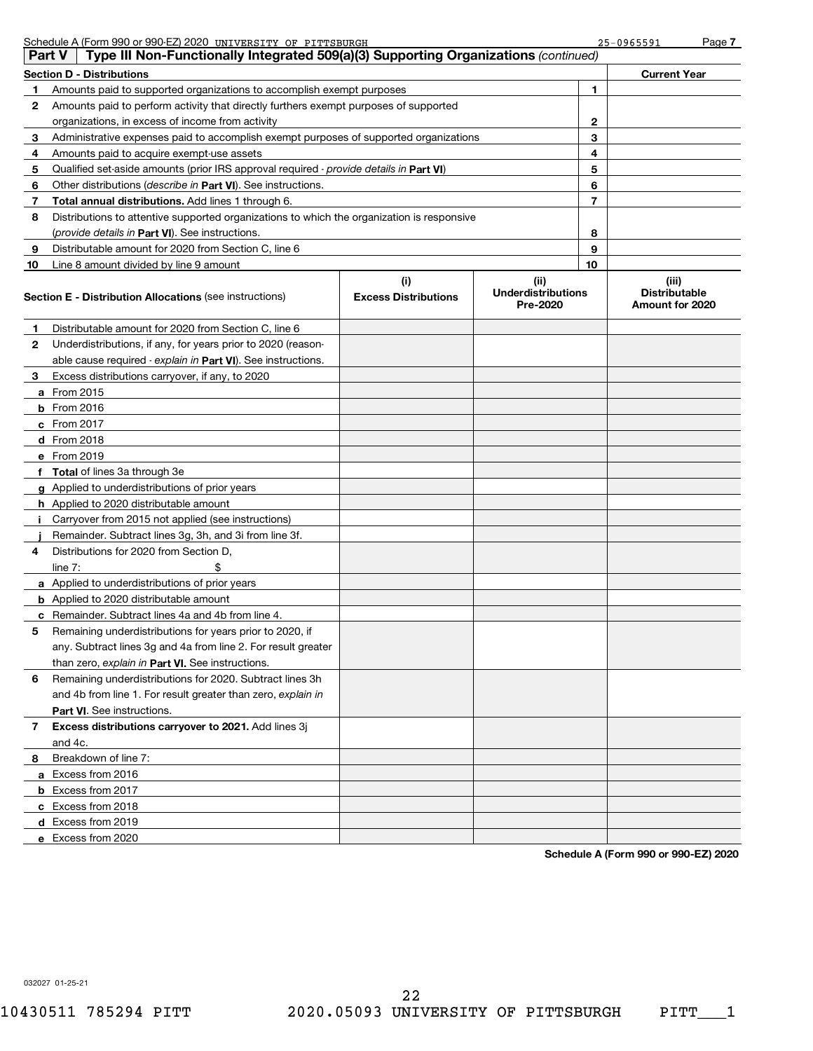Schedule A (Form 990 or 990-EZ) 2020 UNIVERSITY OF PITTSBURGH 25-0965591 Page 7

## Part V — Type III Non-Functionally Integrated 509(a)(3) Supporting Organizations *(continued)*

| Section D - Distributions | | | Current Year |
|---|---|---|---|
| 1 | Amounts paid to supported organizations to accomplish exempt purposes | 1 | |
| 2 | Amounts paid to perform activity that directly furthers exempt purposes of supported organizations, in excess of income from activity | 2 | |
| 3 | Administrative expenses paid to accomplish exempt purposes of supported organizations | 3 | |
| 4 | Amounts paid to acquire exempt-use assets | 4 | |
| 5 | Qualified set-aside amounts (prior IRS approval required - *provide details in* **Part VI**) | 5 | |
| 6 | Other distributions (*describe in* **Part VI**). See instructions. | 6 | |
| 7 | **Total annual distributions.** Add lines 1 through 6. | 7 | |
| 8 | Distributions to attentive supported organizations to which the organization is responsive (*provide details in* **Part VI**). See instructions. | 8 | |
| 9 | Distributable amount for 2020 from Section C, line 6 | 9 | |
| 10 | Line 8 amount divided by line 9 amount | 10 | |

| **Section E - Distribution Allocations** (see instructions) | (i) Excess Distributions | (ii) Underdistributions Pre-2020 | (iii) Distributable Amount for 2020 |
|---|---|---|---|
| 1 Distributable amount for 2020 from Section C, line 6 | | | |
| 2 Underdistributions, if any, for years prior to 2020 (reasonable cause required - *explain in* **Part VI**). See instructions. | | | |
| 3 Excess distributions carryover, if any, to 2020 | | | |
| a From 2015 | | | |
| b From 2016 | | | |
| c From 2017 | | | |
| d From 2018 | | | |
| e From 2019 | | | |
| f **Total** of lines 3a through 3e | | | |
| g Applied to underdistributions of prior years | | | |
| h Applied to 2020 distributable amount | | | |
| i Carryover from 2015 not applied (see instructions) | | | |
| j Remainder. Subtract lines 3g, 3h, and 3i from line 3f. | | | |
| 4 Distributions for 2020 from Section D, line 7: $ | | | |
| a Applied to underdistributions of prior years | | | |
| b Applied to 2020 distributable amount | | | |
| c Remainder. Subtract lines 4a and 4b from line 4. | | | |
| 5 Remaining underdistributions for years prior to 2020, if any. Subtract lines 3g and 4a from line 2. For result greater than zero, *explain in* **Part VI.** See instructions. | | | |
| 6 Remaining underdistributions for 2020. Subtract lines 3h and 4b from line 1. For result greater than zero, *explain in* **Part VI**. See instructions. | | | |
| 7 **Excess distributions carryover to 2021.** Add lines 3j and 4c. | | | |
| 8 Breakdown of line 7: | | | |
| a Excess from 2016 | | | |
| b Excess from 2017 | | | |
| c Excess from 2018 | | | |
| d Excess from 2019 | | | |
| e Excess from 2020 | | | |

**Schedule A (Form 990 or 990-EZ) 2020**

032027 01-25-21

10430511 785294 PITT 2020.05093 UNIVERSITY OF PITTSBURGH PITT___1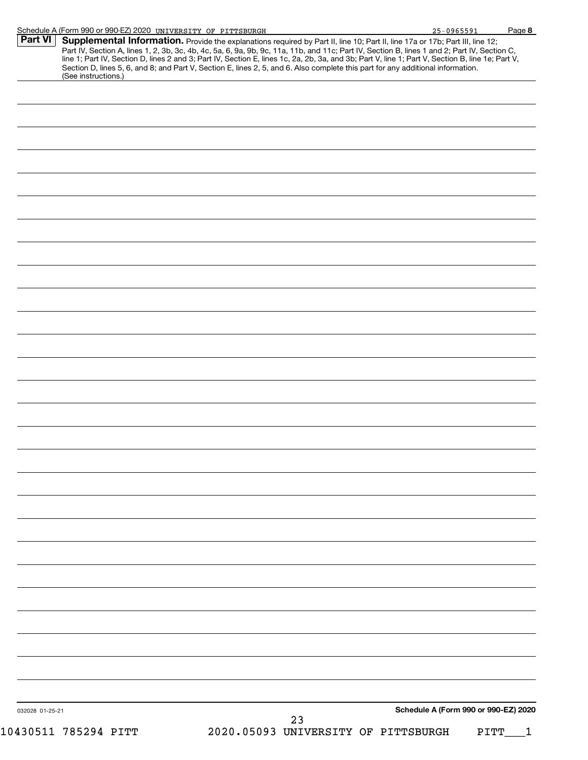## Part VI Supplemental Information.

Provide the explanations required by Part II, line 10; Part II, line 17a or 17b; Part III, line 12; Part IV, Section A, lines 1, 2, 3b, 3c, 4b, 4c, 5a, 6, 9a, 9b, 9c, 11a, 11b, and 11c; Part IV, Section B, lines 1 and 2; Part IV, Section C, line 1; Part IV, Section D, lines 2 and 3; Part IV, Section E, lines 1c, 2a, 2b, 3a, and 3b; Part V, line 1; Part V, Section B, line 1e; Part V, Section D, lines 5, 6, and 8; and Part V, Section E, lines 2, 5, and 6. Also complete this part for any additional information. (See instructions.)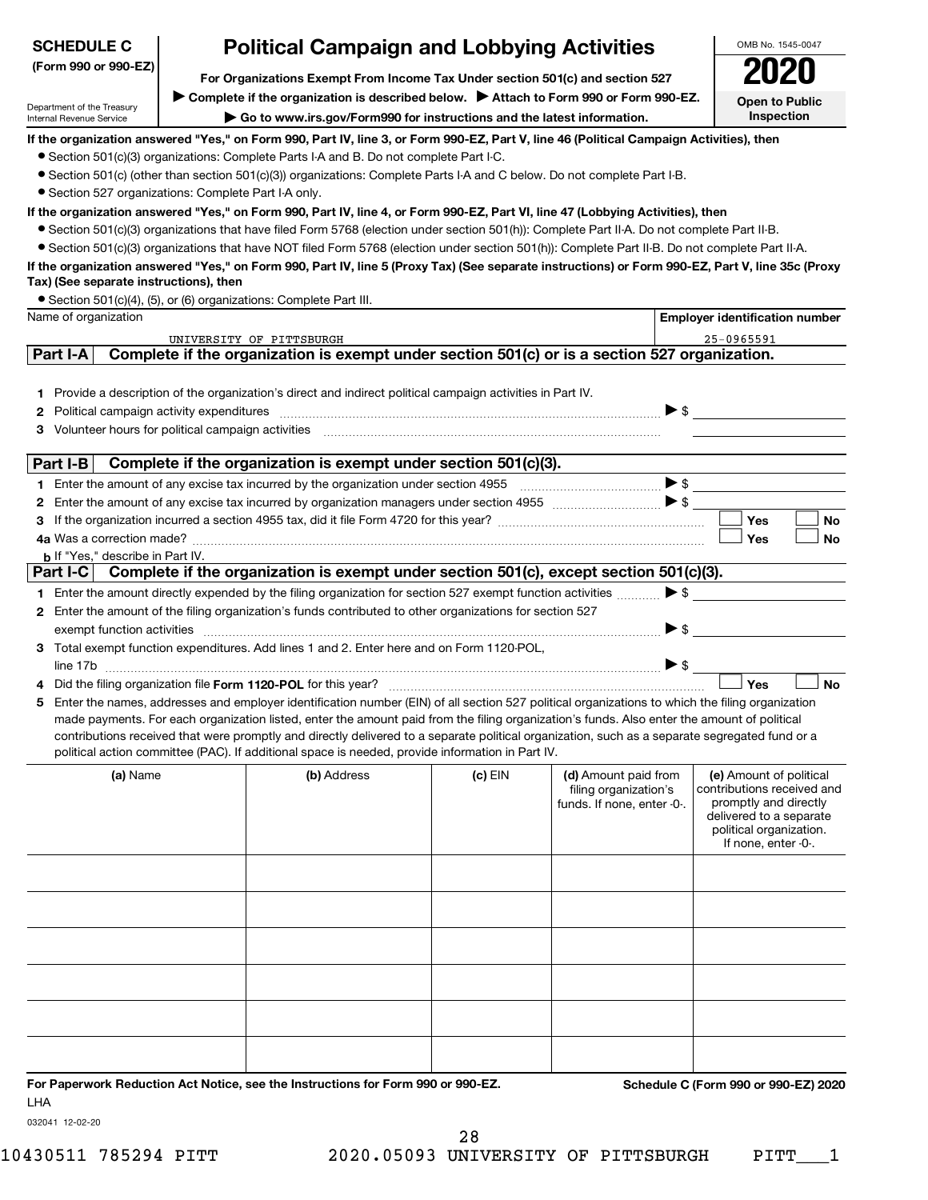**SCHEDULE C (Form 990 or 990-EZ)**

Department of the Treasury
Internal Revenue Service

# Political Campaign and Lobbying Activities

**For Organizations Exempt From Income Tax Under section 501(c) and section 527**

▶ Complete if the organization is described below. ▶ Attach to Form 990 or Form 990-EZ.

▶ Go to www.irs.gov/Form990 for instructions and the latest information.

OMB No. 1545-0047

**2020**

**Open to Public Inspection**

**If the organization answered "Yes," on Form 990, Part IV, line 3, or Form 990-EZ, Part V, line 46 (Political Campaign Activities), then**

- Section 501(c)(3) organizations: Complete Parts I-A and B. Do not complete Part I-C.
- Section 501(c) (other than section 501(c)(3)) organizations: Complete Parts I-A and C below. Do not complete Part I-B.
- Section 527 organizations: Complete Part I-A only.

**If the organization answered "Yes," on Form 990, Part IV, line 4, or Form 990-EZ, Part VI, line 47 (Lobbying Activities), then**

- Section 501(c)(3) organizations that have filed Form 5768 (election under section 501(h)): Complete Part II-A. Do not complete Part II-B.
- Section 501(c)(3) organizations that have NOT filed Form 5768 (election under section 501(h)): Complete Part II-B. Do not complete Part II-A.

**If the organization answered "Yes," on Form 990, Part IV, line 5 (Proxy Tax) (See separate instructions) or Form 990-EZ, Part V, line 35c (Proxy Tax) (See separate instructions), then**

- Section 501(c)(4), (5), or (6) organizations: Complete Part III.

| Name of organization | Employer identification number |
|---|---|
| UNIVERSITY OF PITTSBURGH | 25-0965591 |

## Part I-A Complete if the organization is exempt under section 501(c) or is a section 527 organization.

1. Provide a description of the organization's direct and indirect political campaign activities in Part IV.
2. Political campaign activity expenditures ▶ $
3. Volunteer hours for political campaign activities

## Part I-B Complete if the organization is exempt under section 501(c)(3).

1. Enter the amount of any excise tax incurred by the organization under section 4955 ▶ $
2. Enter the amount of any excise tax incurred by organization managers under section 4955 ▶ $
3. If the organization incurred a section 4955 tax, did it file Form 4720 for this year? ☐ Yes ☐ No

4a. Was a correction made? ☐ Yes ☐ No

b. If "Yes," describe in Part IV.

## Part I-C Complete if the organization is exempt under section 501(c), except section 501(c)(3).

1. Enter the amount directly expended by the filing organization for section 527 exempt function activities ▶ $
2. Enter the amount of the filing organization's funds contributed to other organizations for section 527 exempt function activities ▶ $
3. Total exempt function expenditures. Add lines 1 and 2. Enter here and on Form 1120-POL, line 17b ▶ $
4. Did the filing organization file **Form 1120-POL** for this year? ☐ Yes ☐ No
5. Enter the names, addresses and employer identification number (EIN) of all section 527 political organizations to which the filing organization made payments. For each organization listed, enter the amount paid from the filing organization's funds. Also enter the amount of political contributions received that were promptly and directly delivered to a separate political organization, such as a separate segregated fund or a political action committee (PAC). If additional space is needed, provide information in Part IV.

| (a) Name | (b) Address | (c) EIN | (d) Amount paid from filing organization's funds. If none, enter -0-. | (e) Amount of political contributions received and promptly and directly delivered to a separate political organization. If none, enter -0-. |
|---|---|---|---|---|
| | | | | |
| | | | | |
| | | | | |
| | | | | |
| | | | | |
| | | | | |

**For Paperwork Reduction Act Notice, see the Instructions for Form 990 or 990-EZ.**

**Schedule C (Form 990 or 990-EZ) 2020**

LHA

032041 12-02-20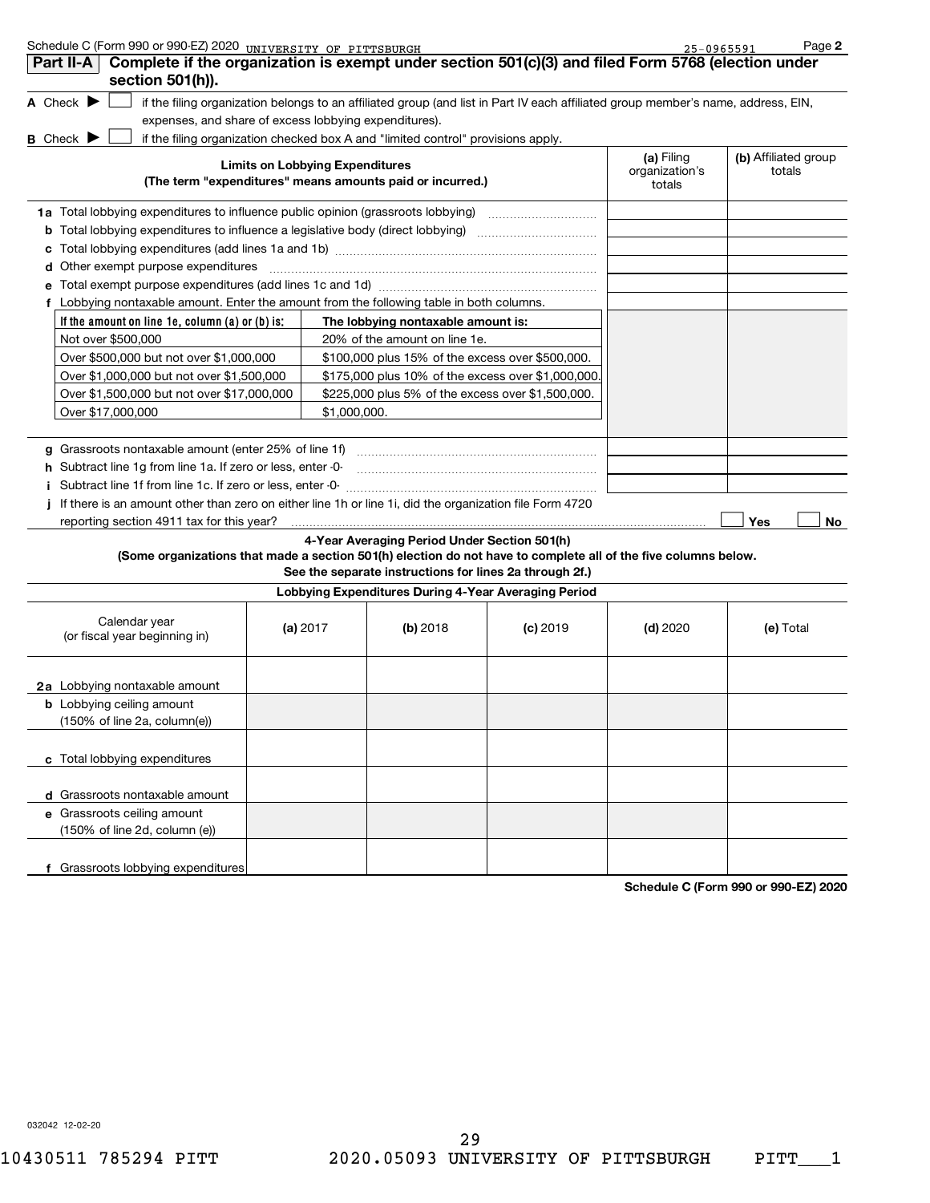Schedule C (Form 990 or 990-EZ) 2020 UNIVERSITY OF PITTSBURGH 25-0965591 Page **2**

## Part II-A Complete if the organization is exempt under section 501(c)(3) and filed Form 5768 (election under section 501(h)).

**A** Check ▶ ☐ if the filing organization belongs to an affiliated group (and list in Part IV each affiliated group member's name, address, EIN, expenses, and share of excess lobbying expenditures).

**B** Check ▶ ☐ if the filing organization checked box A and "limited control" provisions apply.

| Limits on Lobbying Expenditures (The term "expenditures" means amounts paid or incurred.) | (a) Filing organization's totals | (b) Affiliated group totals |
|---|---|---|
| **1a** Total lobbying expenditures to influence public opinion (grassroots lobbying) | | |
| **b** Total lobbying expenditures to influence a legislative body (direct lobbying) | | |
| **c** Total lobbying expenditures (add lines 1a and 1b) | | |
| **d** Other exempt purpose expenditures | | |
| **e** Total exempt purpose expenditures (add lines 1c and 1d) | | |
| **f** Lobbying nontaxable amount. Enter the amount from the following table in both columns. | | |

| If the amount on line 1e, column (a) or (b) is: | The lobbying nontaxable amount is: |
|---|---|
| Not over $500,000 | 20% of the amount on line 1e. |
| Over $500,000 but not over $1,000,000 | $100,000 plus 15% of the excess over $500,000. |
| Over $1,000,000 but not over $1,500,000 | $175,000 plus 10% of the excess over $1,000,000. |
| Over $1,500,000 but not over $17,000,000 | $225,000 plus 5% of the excess over $1,500,000. |
| Over $17,000,000 | $1,000,000. |

| | (a) Filing organization's totals | (b) Affiliated group totals |
|---|---|---|
| **g** Grassroots nontaxable amount (enter 25% of line 1f) | | |
| **h** Subtract line 1g from line 1a. If zero or less, enter -0- | | |
| **i** Subtract line 1f from line 1c. If zero or less, enter -0- | | |

**j** If there is an amount other than zero on either line 1h or line 1i, did the organization file Form 4720 reporting section 4911 tax for this year? ☐ Yes ☐ No

### 4-Year Averaging Period Under Section 501(h)

**(Some organizations that made a section 501(h) election do not have to complete all of the five columns below. See the separate instructions for lines 2a through 2f.)**

**Lobbying Expenditures During 4-Year Averaging Period**

| Calendar year (or fiscal year beginning in) | (a) 2017 | (b) 2018 | (c) 2019 | (d) 2020 | (e) Total |
|---|---|---|---|---|---|
| **2a** Lobbying nontaxable amount | | | | | |
| **b** Lobbying ceiling amount (150% of line 2a, column(e)) | | | | | |
| **c** Total lobbying expenditures | | | | | |
| **d** Grassroots nontaxable amount | | | | | |
| **e** Grassroots ceiling amount (150% of line 2d, column (e)) | | | | | |
| **f** Grassroots lobbying expenditures | | | | | |

**Schedule C (Form 990 or 990-EZ) 2020**

032042 12-02-20

10430511 785294 PITT 2020.05093 UNIVERSITY OF PITTSBURGH PITT___1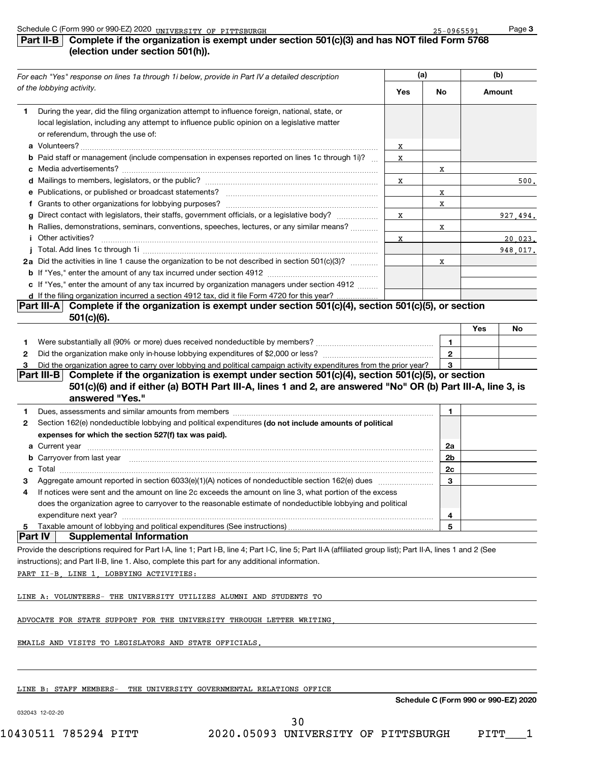Schedule C (Form 990 or 990-EZ) 2020 UNIVERSITY OF PITTSBURGH 25-0965591 Page **3**

## Part II-B Complete if the organization is exempt under section 501(c)(3) and has NOT filed Form 5768 (election under section 501(h)).

| *For each "Yes" response on lines 1a through 1i below, provide in Part IV a detailed description of the lobbying activity.* | (a) Yes | (a) No | (b) Amount |
|---|---|---|---|
| **1** During the year, did the filing organization attempt to influence foreign, national, state, or local legislation, including any attempt to influence public opinion on a legislative matter or referendum, through the use of: | | | |
| **a** Volunteers? | X | | |
| **b** Paid staff or management (include compensation in expenses reported on lines 1c through 1i)? | X | | |
| **c** Media advertisements? | | X | |
| **d** Mailings to members, legislators, or the public? | X | | 500. |
| **e** Publications, or published or broadcast statements? | | X | |
| **f** Grants to other organizations for lobbying purposes? | | X | |
| **g** Direct contact with legislators, their staffs, government officials, or a legislative body? | X | | 927,494. |
| **h** Rallies, demonstrations, seminars, conventions, speeches, lectures, or any similar means? | | X | |
| **i** Other activities? | X | | 20,023. |
| **j** Total. Add lines 1c through 1i | | | 948,017. |
| **2a** Did the activities in line 1 cause the organization to be not described in section 501(c)(3)? | | X | |
| **b** If "Yes," enter the amount of any tax incurred under section 4912 | | | |
| **c** If "Yes," enter the amount of any tax incurred by organization managers under section 4912 | | | |
| **d** If the filing organization incurred a section 4912 tax, did it file Form 4720 for this year? | | | |

## Part III-A Complete if the organization is exempt under section 501(c)(4), section 501(c)(5), or section 501(c)(6).

| | | | Yes | No |
|---|---|---|---|---|
| **1** | Were substantially all (90% or more) dues received nondeductible by members? | 1 | | |
| **2** | Did the organization make only in-house lobbying expenditures of $2,000 or less? | 2 | | |
| **3** | Did the organization agree to carry over lobbying and political campaign activity expenditures from the prior year? | 3 | | |

## Part III-B Complete if the organization is exempt under section 501(c)(4), section 501(c)(5), or section 501(c)(6) and if either (a) BOTH Part III-A, lines 1 and 2, are answered "No" OR (b) Part III-A, line 3, is answered "Yes."

| | | | |
|---|---|---|---|
| **1** | Dues, assessments and similar amounts from members | 1 | |
| **2** | Section 162(e) nondeductible lobbying and political expenditures **(do not include amounts of political expenses for which the section 527(f) tax was paid).** | | |
| **a** | Current year | 2a | |
| **b** | Carryover from last year | 2b | |
| **c** | Total | 2c | |
| **3** | Aggregate amount reported in section 6033(e)(1)(A) notices of nondeductible section 162(e) dues | 3 | |
| **4** | If notices were sent and the amount on line 2c exceeds the amount on line 3, what portion of the excess does the organization agree to carryover to the reasonable estimate of nondeductible lobbying and political expenditure next year? | 4 | |
| **5** | Taxable amount of lobbying and political expenditures (See instructions) | 5 | |

## Part IV Supplemental Information

Provide the descriptions required for Part I-A, line 1; Part I-B, line 4; Part I-C, line 5; Part II-A (affiliated group list); Part II-A, lines 1 and 2 (See instructions); and Part II-B, line 1. Also, complete this part for any additional information.

PART II-B, LINE 1, LOBBYING ACTIVITIES:

LINE A: VOLUNTEERS- THE UNIVERSITY UTILIZES ALUMNI AND STUDENTS TO ADVOCATE FOR STATE SUPPORT FOR THE UNIVERSITY THROUGH LETTER WRITING, EMAILS AND VISITS TO LEGISLATORS AND STATE OFFICIALS.

LINE B: STAFF MEMBERS- THE UNIVERSITY GOVERNMENTAL RELATIONS OFFICE

Schedule C (Form 990 or 990-EZ) 2020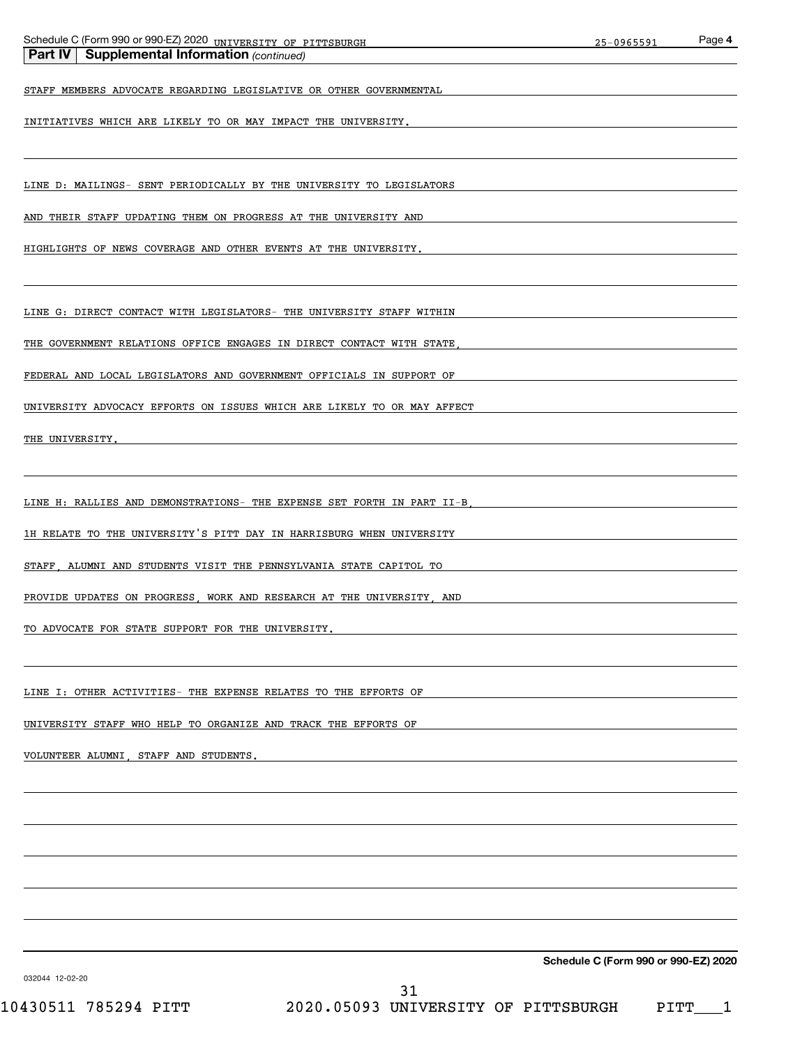**Part IV | Supplemental Information** *(continued)*

STAFF MEMBERS ADVOCATE REGARDING LEGISLATIVE OR OTHER GOVERNMENTAL INITIATIVES WHICH ARE LIKELY TO OR MAY IMPACT THE UNIVERSITY.

LINE D: MAILINGS- SENT PERIODICALLY BY THE UNIVERSITY TO LEGISLATORS AND THEIR STAFF UPDATING THEM ON PROGRESS AT THE UNIVERSITY AND HIGHLIGHTS OF NEWS COVERAGE AND OTHER EVENTS AT THE UNIVERSITY.

LINE G: DIRECT CONTACT WITH LEGISLATORS- THE UNIVERSITY STAFF WITHIN THE GOVERNMENT RELATIONS OFFICE ENGAGES IN DIRECT CONTACT WITH STATE, FEDERAL AND LOCAL LEGISLATORS AND GOVERNMENT OFFICIALS IN SUPPORT OF UNIVERSITY ADVOCACY EFFORTS ON ISSUES WHICH ARE LIKELY TO OR MAY AFFECT THE UNIVERSITY.

LINE H: RALLIES AND DEMONSTRATIONS- THE EXPENSE SET FORTH IN PART II-B, 1H RELATE TO THE UNIVERSITY'S PITT DAY IN HARRISBURG WHEN UNIVERSITY STAFF, ALUMNI AND STUDENTS VISIT THE PENNSYLVANIA STATE CAPITOL TO PROVIDE UPDATES ON PROGRESS, WORK AND RESEARCH AT THE UNIVERSITY, AND TO ADVOCATE FOR STATE SUPPORT FOR THE UNIVERSITY.

LINE I: OTHER ACTIVITIES- THE EXPENSE RELATES TO THE EFFORTS OF UNIVERSITY STAFF WHO HELP TO ORGANIZE AND TRACK THE EFFORTS OF VOLUNTEER ALUMNI, STAFF AND STUDENTS.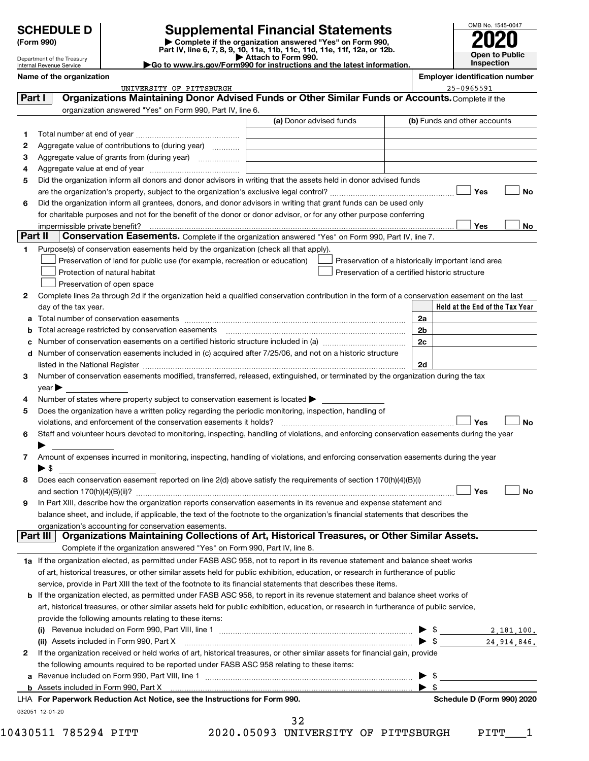# SCHEDULE D (Form 990)

Department of the Treasury
Internal Revenue Service

# Supplemental Financial Statements

**▶ Complete if the organization answered "Yes" on Form 990, Part IV, line 6, 7, 8, 9, 10, 11a, 11b, 11c, 11d, 11e, 11f, 12a, or 12b.**
**▶ Attach to Form 990.**
**▶Go to www.irs.gov/Form990 for instructions and the latest information.**

OMB No. 1545-0047
**2020**
**Open to Public Inspection**

**Name of the organization:** UNIVERSITY OF PITTSBURGH
**Employer identification number:** 25-0965591

## Part I — Organizations Maintaining Donor Advised Funds or Other Similar Funds or Accounts.

Complete if the organization answered "Yes" on Form 990, Part IV, line 6.

| | | (a) Donor advised funds | (b) Funds and other accounts |
|---|---|---|---|
| 1 | Total number at end of year | | |
| 2 | Aggregate value of contributions to (during year) | | |
| 3 | Aggregate value of grants from (during year) | | |
| 4 | Aggregate value at end of year | | |

5 Did the organization inform all donors and donor advisors in writing that the assets held in donor advised funds are the organization's property, subject to the organization's exclusive legal control? ☐ Yes ☐ No

6 Did the organization inform all grantees, donors, and donor advisors in writing that grant funds can be used only for charitable purposes and not for the benefit of the donor or donor advisor, or for any other purpose conferring impermissible private benefit? ☐ Yes ☐ No

## Part II — Conservation Easements.

Complete if the organization answered "Yes" on Form 990, Part IV, line 7.

1 Purpose(s) of conservation easements held by the organization (check all that apply).

- ☐ Preservation of land for public use (for example, recreation or education)
- ☐ Preservation of a historically important land area
- ☐ Protection of natural habitat
- ☐ Preservation of a certified historic structure
- ☐ Preservation of open space

2 Complete lines 2a through 2d if the organization held a qualified conservation contribution in the form of a conservation easement on the last day of the tax year.

| | | | Held at the End of the Tax Year |
|---|---|---|---|
| a | Total number of conservation easements | 2a | |
| b | Total acreage restricted by conservation easements | 2b | |
| c | Number of conservation easements on a certified historic structure included in (a) | 2c | |
| d | Number of conservation easements included in (c) acquired after 7/25/06, and not on a historic structure listed in the National Register | 2d | |

3 Number of conservation easements modified, transferred, released, extinguished, or terminated by the organization during the tax year ▶

4 Number of states where property subject to conservation easement is located ▶

5 Does the organization have a written policy regarding the periodic monitoring, inspection, handling of violations, and enforcement of the conservation easements it holds? ☐ Yes ☐ No

6 Staff and volunteer hours devoted to monitoring, inspecting, handling of violations, and enforcing conservation easements during the year ▶

7 Amount of expenses incurred in monitoring, inspecting, handling of violations, and enforcing conservation easements during the year ▶ $

8 Does each conservation easement reported on line 2(d) above satisfy the requirements of section 170(h)(4)(B)(i) and section 170(h)(4)(B)(ii)? ☐ Yes ☐ No

9 In Part XIII, describe how the organization reports conservation easements in its revenue and expense statement and balance sheet, and include, if applicable, the text of the footnote to the organization's financial statements that describes the organization's accounting for conservation easements.

## Part III — Organizations Maintaining Collections of Art, Historical Treasures, or Other Similar Assets.

Complete if the organization answered "Yes" on Form 990, Part IV, line 8.

**1a** If the organization elected, as permitted under FASB ASC 958, not to report in its revenue statement and balance sheet works of art, historical treasures, or other similar assets held for public exhibition, education, or research in furtherance of public service, provide in Part XIII the text of the footnote to its financial statements that describes these items.

**b** If the organization elected, as permitted under FASB ASC 958, to report in its revenue statement and balance sheet works of art, historical treasures, or other similar assets held for public exhibition, education, or research in furtherance of public service, provide the following amounts relating to these items:

(i) Revenue included on Form 990, Part VIII, line 1 ▶ $ 2,181,100.

(ii) Assets included in Form 990, Part X ▶ $ 24,914,846.

**2** If the organization received or held works of art, historical treasures, or other similar assets for financial gain, provide the following amounts required to be reported under FASB ASC 958 relating to these items:

a Revenue included on Form 990, Part VIII, line 1 ▶ $

b Assets included in Form 990, Part X ▶ $

LHA **For Paperwork Reduction Act Notice, see the Instructions for Form 990.** **Schedule D (Form 990) 2020**

032051 12-01-20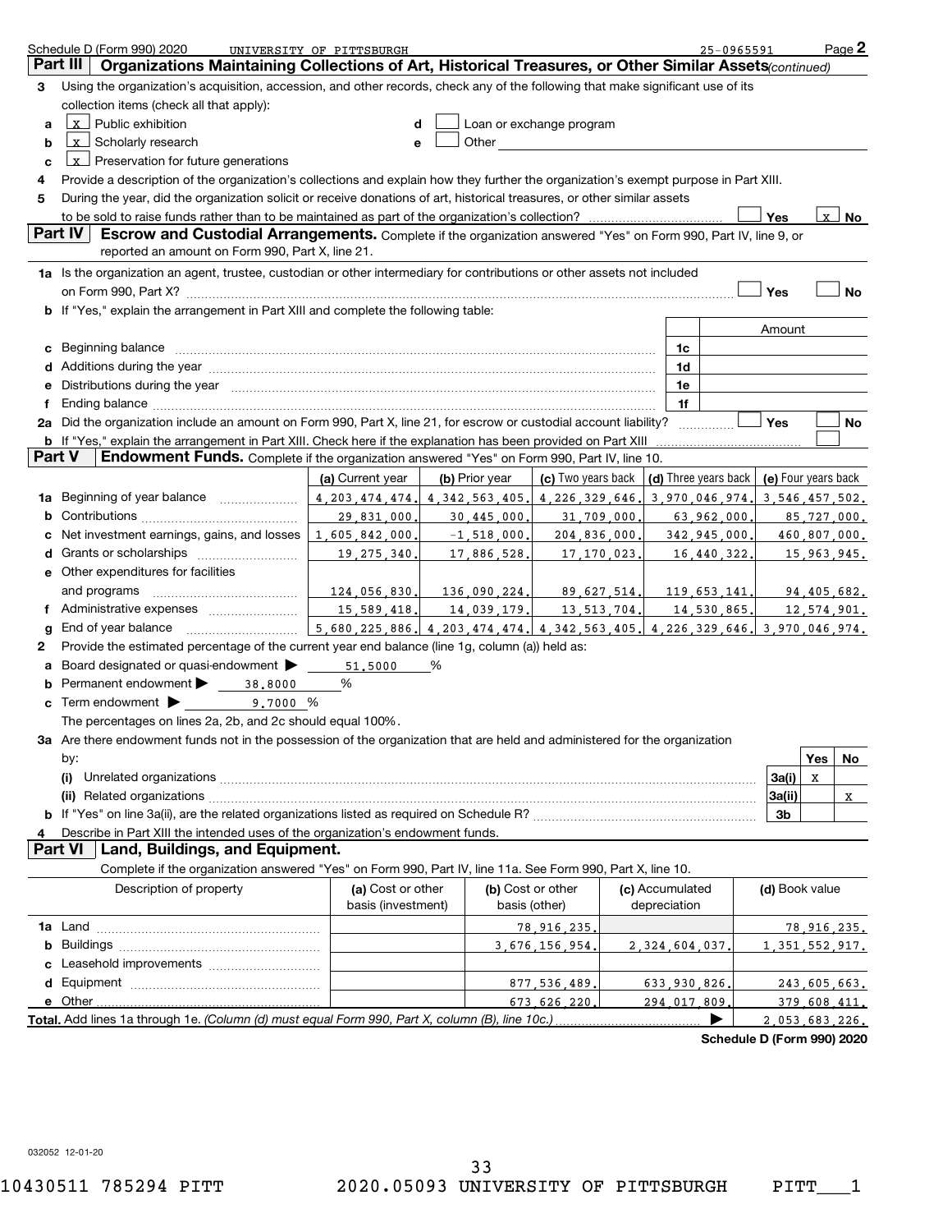Schedule D (Form 990) 2020 UNIVERSITY OF PITTSBURGH 25-0965591 Page 2

## Part III Organizations Maintaining Collections of Art, Historical Treasures, or Other Similar Assets *(continued)*

3 Using the organization's acquisition, accession, and other records, check any of the following that make significant use of its collection items (check all that apply):

- a [X] Public exhibition
- b [X] Scholarly research
- c [X] Preservation for future generations
- d [ ] Loan or exchange program
- e [ ] Other

4 Provide a description of the organization's collections and explain how they further the organization's exempt purpose in Part XIII.

5 During the year, did the organization solicit or receive donations of art, historical treasures, or other similar assets to be sold to raise funds rather than to be maintained as part of the organization's collection? [ ] Yes [X] No

## Part IV Escrow and Custodial Arrangements.

Complete if the organization answered "Yes" on Form 990, Part IV, line 9, or reported an amount on Form 990, Part X, line 21.

1a Is the organization an agent, trustee, custodian or other intermediary for contributions or other assets not included on Form 990, Part X? [ ] Yes [ ] No

b If "Yes," explain the arrangement in Part XIII and complete the following table:

| | | Amount |
|---|---|---|
| c Beginning balance | 1c | |
| d Additions during the year | 1d | |
| e Distributions during the year | 1e | |
| f Ending balance | 1f | |

2a Did the organization include an amount on Form 990, Part X, line 21, for escrow or custodial account liability? [ ] Yes [ ] No

b If "Yes," explain the arrangement in Part XIII. Check here if the explanation has been provided on Part XIII [ ]

## Part V Endowment Funds.

Complete if the organization answered "Yes" on Form 990, Part IV, line 10.

| | (a) Current year | (b) Prior year | (c) Two years back | (d) Three years back | (e) Four years back |
|---|---|---|---|---|---|
| 1a Beginning of year balance | 4,203,474,474. | 4,342,563,405. | 4,226,329,646. | 3,970,046,974. | 3,546,457,502. |
| b Contributions | 29,831,000. | 30,445,000. | 31,709,000. | 63,962,000. | 85,727,000. |
| c Net investment earnings, gains, and losses | 1,605,842,000. | -1,518,000. | 204,836,000. | 342,945,000. | 460,807,000. |
| d Grants or scholarships | 19,275,340. | 17,886,528. | 17,170,023. | 16,440,322. | 15,963,945. |
| e Other expenditures for facilities and programs | 124,056,830. | 136,090,224. | 89,627,514. | 119,653,141. | 94,405,682. |
| f Administrative expenses | 15,589,418. | 14,039,179. | 13,513,704. | 14,530,865. | 12,574,901. |
| g End of year balance | 5,680,225,886. | 4,203,474,474. | 4,342,563,405. | 4,226,329,646. | 3,970,046,974. |

2 Provide the estimated percentage of the current year end balance (line 1g, column (a)) held as:

- a Board designated or quasi-endowment ▶ 51.5000 %
- b Permanent endowment ▶ 38.8000 %
- c Term endowment ▶ 9.7000 %

The percentages on lines 2a, 2b, and 2c should equal 100%.

3a Are there endowment funds not in the possession of the organization that are held and administered for the organization by:

| | | Yes | No |
|---|---|---|---|
| (i) Unrelated organizations | 3a(i) | X | |
| (ii) Related organizations | 3a(ii) | | X |
| b If "Yes" on line 3a(ii), are the related organizations listed as required on Schedule R? | 3b | | |

4 Describe in Part XIII the intended uses of the organization's endowment funds.

## Part VI Land, Buildings, and Equipment.

Complete if the organization answered "Yes" on Form 990, Part IV, line 11a. See Form 990, Part X, line 10.

| Description of property | (a) Cost or other basis (investment) | (b) Cost or other basis (other) | (c) Accumulated depreciation | (d) Book value |
|---|---|---|---|---|
| 1a Land | | 78,916,235. | | 78,916,235. |
| b Buildings | | 3,676,156,954. | 2,324,604,037. | 1,351,552,917. |
| c Leasehold improvements | | | | |
| d Equipment | | 877,536,489. | 633,930,826. | 243,605,663. |
| e Other | | 673,626,220. | 294,017,809. | 379,608,411. |
| **Total.** Add lines 1a through 1e. *(Column (d) must equal Form 990, Part X, column (B), line 10c.)* ▶ | | | | 2,053,683,226. |

**Schedule D (Form 990) 2020**

032052 12-01-20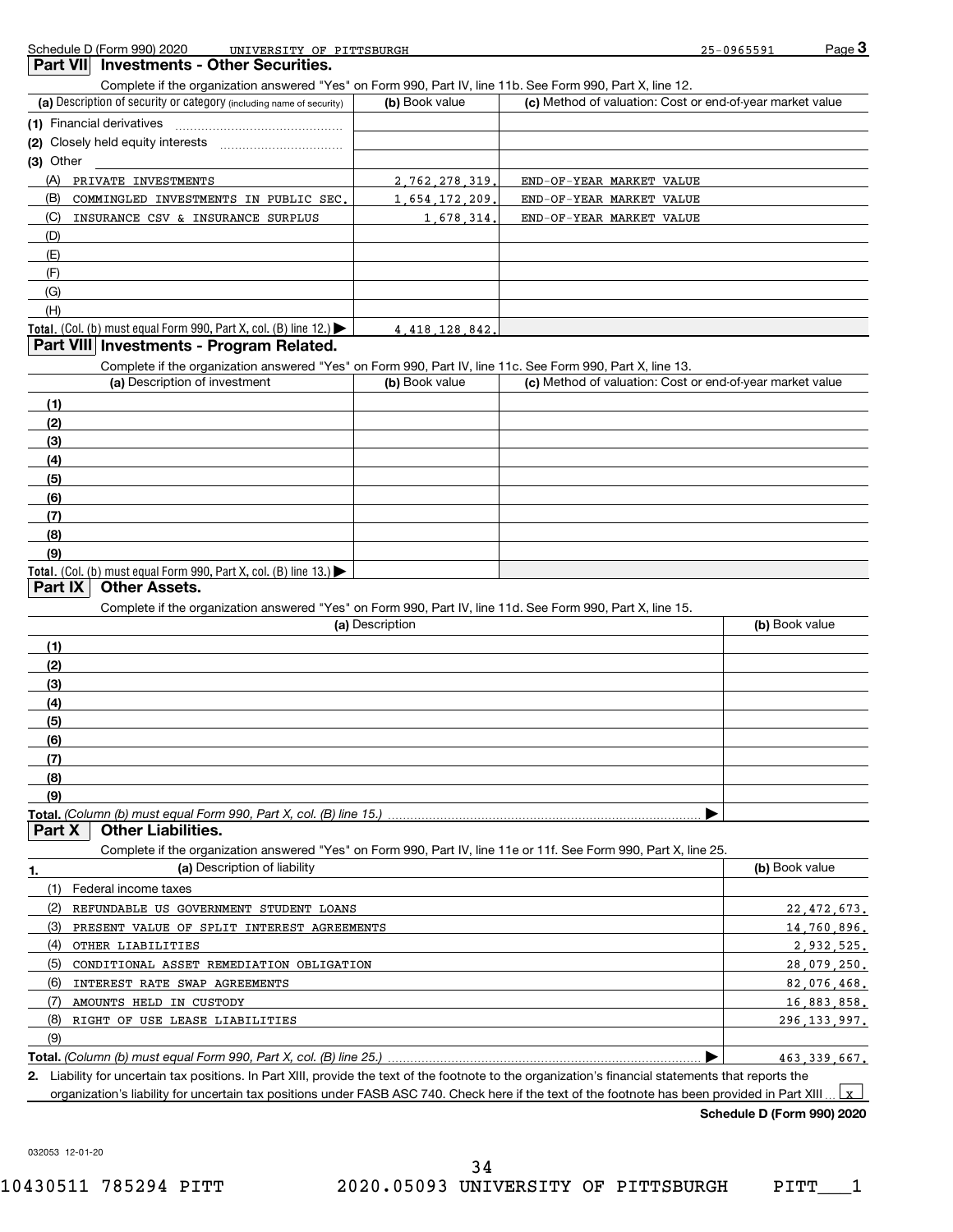Schedule D (Form 990) 2020 UNIVERSITY OF PITTSBURGH 25-0965591 Page 3

## Part VII Investments - Other Securities.

Complete if the organization answered "Yes" on Form 990, Part IV, line 11b. See Form 990, Part X, line 12.

| (a) Description of security or category (including name of security) | (b) Book value | (c) Method of valuation: Cost or end-of-year market value |
|---|---|---|
| (1) Financial derivatives | | |
| (2) Closely held equity interests | | |
| (3) Other | | |
| (A) PRIVATE INVESTMENTS | 2,762,278,319. | END-OF-YEAR MARKET VALUE |
| (B) COMMINGLED INVESTMENTS IN PUBLIC SEC. | 1,654,172,209. | END-OF-YEAR MARKET VALUE |
| (C) INSURANCE CSV & INSURANCE SURPLUS | 1,678,314. | END-OF-YEAR MARKET VALUE |
| (D) | | |
| (E) | | |
| (F) | | |
| (G) | | |
| (H) | | |
| **Total.** (Col. (b) must equal Form 990, Part X, col. (B) line 12.) ▶ | 4,418,128,842. | |

## Part VIII Investments - Program Related.

Complete if the organization answered "Yes" on Form 990, Part IV, line 11c. See Form 990, Part X, line 13.

| (a) Description of investment | (b) Book value | (c) Method of valuation: Cost or end-of-year market value |
|---|---|---|
| (1) | | |
| (2) | | |
| (3) | | |
| (4) | | |
| (5) | | |
| (6) | | |
| (7) | | |
| (8) | | |
| (9) | | |
| **Total.** (Col. (b) must equal Form 990, Part X, col. (B) line 13.) ▶ | | |

## Part IX Other Assets.

Complete if the organization answered "Yes" on Form 990, Part IV, line 11d. See Form 990, Part X, line 15.

| (a) Description | (b) Book value |
|---|---|
| (1) | |
| (2) | |
| (3) | |
| (4) | |
| (5) | |
| (6) | |
| (7) | |
| (8) | |
| (9) | |
| **Total.** *(Column (b) must equal Form 990, Part X, col. (B) line 15.)* ▶ | |

## Part X Other Liabilities.

Complete if the organization answered "Yes" on Form 990, Part IV, line 11e or 11f. See Form 990, Part X, line 25.

| 1. (a) Description of liability | (b) Book value |
|---|---|
| (1) Federal income taxes | |
| (2) REFUNDABLE US GOVERNMENT STUDENT LOANS | 22,472,673. |
| (3) PRESENT VALUE OF SPLIT INTEREST AGREEMENTS | 14,760,896. |
| (4) OTHER LIABILITIES | 2,932,525. |
| (5) CONDITIONAL ASSET REMEDIATION OBLIGATION | 28,079,250. |
| (6) INTEREST RATE SWAP AGREEMENTS | 82,076,468. |
| (7) AMOUNTS HELD IN CUSTODY | 16,883,858. |
| (8) RIGHT OF USE LEASE LIABILITIES | 296,133,997. |
| (9) | |
| **Total.** *(Column (b) must equal Form 990, Part X, col. (B) line 25.)* ▶ | 463,339,667. |

**2.** Liability for uncertain tax positions. In Part XIII, provide the text of the footnote to the organization's financial statements that reports the organization's liability for uncertain tax positions under FASB ASC 740. Check here if the text of the footnote has been provided in Part XIII ... [X]

**Schedule D (Form 990) 2020**

032053 12-01-20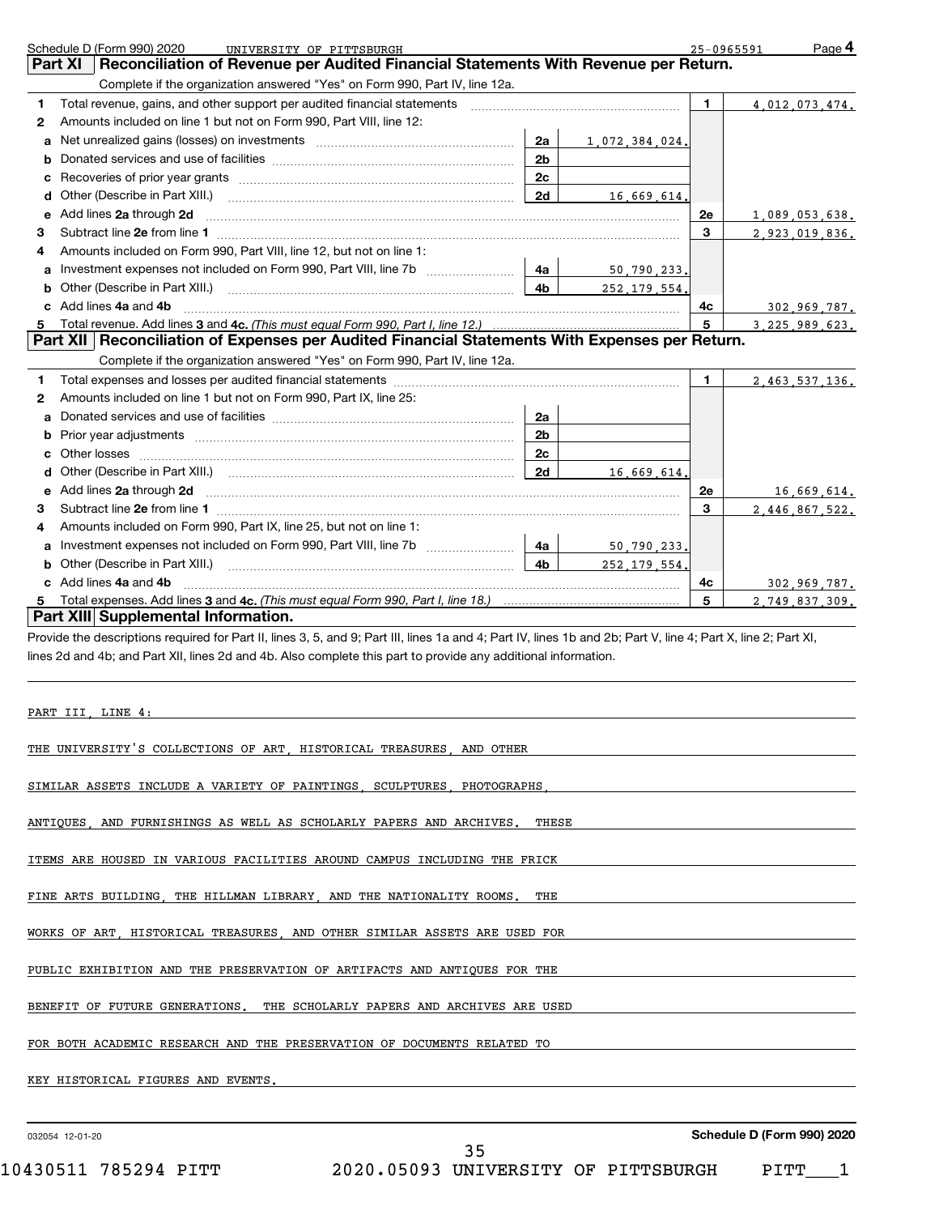Schedule D (Form 990) 2020 UNIVERSITY OF PITTSBURGH 25-0965591

## Part XI Reconciliation of Revenue per Audited Financial Statements With Revenue per Return.

Complete if the organization answered "Yes" on Form 990, Part IV, line 12a.

| | | | | | |
|---|---|---|---|---|---|
| 1 | Total revenue, gains, and other support per audited financial statements | | | 1 | 4,012,073,474. |
| 2 | Amounts included on line 1 but not on Form 990, Part VIII, line 12: | | | | |
| a | Net unrealized gains (losses) on investments | 2a | 1,072,384,024. | | |
| b | Donated services and use of facilities | 2b | | | |
| c | Recoveries of prior year grants | 2c | | | |
| d | Other (Describe in Part XIII.) | 2d | 16,669,614. | | |
| e | Add lines **2a** through **2d** | | | 2e | 1,089,053,638. |
| 3 | Subtract line **2e** from line **1** | | | 3 | 2,923,019,836. |
| 4 | Amounts included on Form 990, Part VIII, line 12, but not on line 1: | | | | |
| a | Investment expenses not included on Form 990, Part VIII, line 7b | 4a | 50,790,233. | | |
| b | Other (Describe in Part XIII.) | 4b | 252,179,554. | | |
| c | Add lines **4a** and **4b** | | | 4c | 302,969,787. |
| 5 | Total revenue. Add lines **3** and **4c.** *(This must equal Form 990, Part I, line 12.)* | | | 5 | 3,225,989,623. |

## Part XII Reconciliation of Expenses per Audited Financial Statements With Expenses per Return.

Complete if the organization answered "Yes" on Form 990, Part IV, line 12a.

| | | | | | |
|---|---|---|---|---|---|
| 1 | Total expenses and losses per audited financial statements | | | 1 | 2,463,537,136. |
| 2 | Amounts included on line 1 but not on Form 990, Part IX, line 25: | | | | |
| a | Donated services and use of facilities | 2a | | | |
| b | Prior year adjustments | 2b | | | |
| c | Other losses | 2c | | | |
| d | Other (Describe in Part XIII.) | 2d | 16,669,614. | | |
| e | Add lines **2a** through **2d** | | | 2e | 16,669,614. |
| 3 | Subtract line **2e** from line **1** | | | 3 | 2,446,867,522. |
| 4 | Amounts included on Form 990, Part IX, line 25, but not on line 1: | | | | |
| a | Investment expenses not included on Form 990, Part VIII, line 7b | 4a | 50,790,233. | | |
| b | Other (Describe in Part XIII.) | 4b | 252,179,554. | | |
| c | Add lines **4a** and **4b** | | | 4c | 302,969,787. |
| 5 | Total expenses. Add lines **3** and **4c.** *(This must equal Form 990, Part I, line 18.)* | | | 5 | 2,749,837,309. |

## Part XIII Supplemental Information.

Provide the descriptions required for Part II, lines 3, 5, and 9; Part III, lines 1a and 4; Part IV, lines 1b and 2b; Part V, line 4; Part X, line 2; Part XI, lines 2d and 4b; and Part XII, lines 2d and 4b. Also complete this part to provide any additional information.

PART III, LINE 4:

THE UNIVERSITY'S COLLECTIONS OF ART, HISTORICAL TREASURES, AND OTHER SIMILAR ASSETS INCLUDE A VARIETY OF PAINTINGS, SCULPTURES, PHOTOGRAPHS, ANTIQUES, AND FURNISHINGS AS WELL AS SCHOLARLY PAPERS AND ARCHIVES. THESE ITEMS ARE HOUSED IN VARIOUS FACILITIES AROUND CAMPUS INCLUDING THE FRICK FINE ARTS BUILDING, THE HILLMAN LIBRARY, AND THE NATIONALITY ROOMS. THE WORKS OF ART, HISTORICAL TREASURES, AND OTHER SIMILAR ASSETS ARE USED FOR PUBLIC EXHIBITION AND THE PRESERVATION OF ARTIFACTS AND ANTIQUES FOR THE BENEFIT OF FUTURE GENERATIONS. THE SCHOLARLY PAPERS AND ARCHIVES ARE USED FOR BOTH ACADEMIC RESEARCH AND THE PRESERVATION OF DOCUMENTS RELATED TO KEY HISTORICAL FIGURES AND EVENTS.

032054 12-01-20 **Schedule D (Form 990) 2020**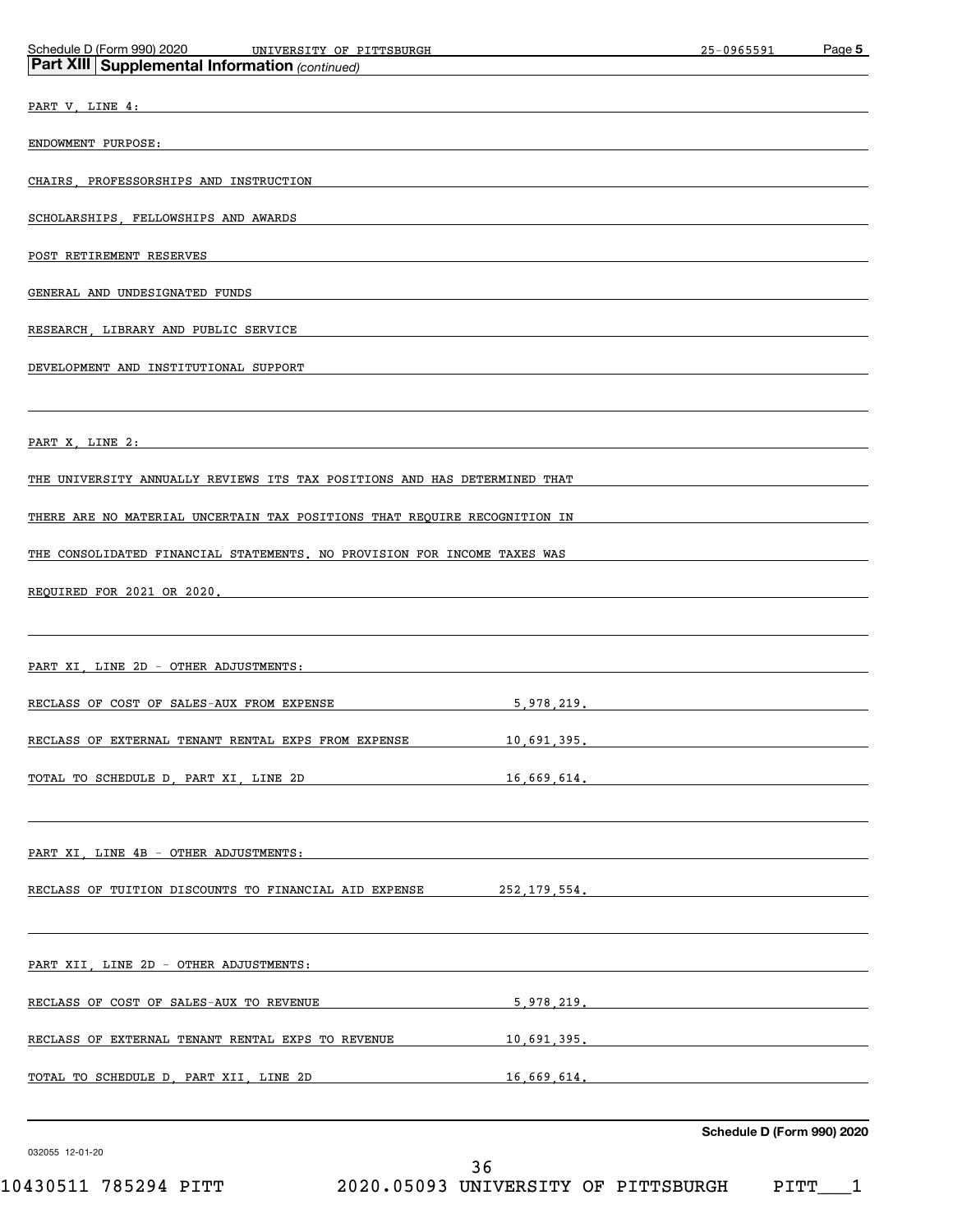## Part XIII Supplemental Information *(continued)*

PART V, LINE 4:

ENDOWMENT PURPOSE:

CHAIRS, PROFESSORSHIPS AND INSTRUCTION

SCHOLARSHIPS, FELLOWSHIPS AND AWARDS

POST RETIREMENT RESERVES

GENERAL AND UNDESIGNATED FUNDS

RESEARCH, LIBRARY AND PUBLIC SERVICE

DEVELOPMENT AND INSTITUTIONAL SUPPORT

PART X, LINE 2:

THE UNIVERSITY ANNUALLY REVIEWS ITS TAX POSITIONS AND HAS DETERMINED THAT THERE ARE NO MATERIAL UNCERTAIN TAX POSITIONS THAT REQUIRE RECOGNITION IN THE CONSOLIDATED FINANCIAL STATEMENTS. NO PROVISION FOR INCOME TAXES WAS REQUIRED FOR 2021 OR 2020.

PART XI, LINE 2D - OTHER ADJUSTMENTS:

| | |
|---|---|
| RECLASS OF COST OF SALES-AUX FROM EXPENSE | 5,978,219. |
| RECLASS OF EXTERNAL TENANT RENTAL EXPS FROM EXPENSE | 10,691,395. |
| TOTAL TO SCHEDULE D, PART XI, LINE 2D | 16,669,614. |

PART XI, LINE 4B - OTHER ADJUSTMENTS:

| | |
|---|---|
| RECLASS OF TUITION DISCOUNTS TO FINANCIAL AID EXPENSE | 252,179,554. |

PART XII, LINE 2D - OTHER ADJUSTMENTS:

| | |
|---|---|
| RECLASS OF COST OF SALES-AUX TO REVENUE | 5,978,219. |
| RECLASS OF EXTERNAL TENANT RENTAL EXPS TO REVENUE | 10,691,395. |
| TOTAL TO SCHEDULE D, PART XII, LINE 2D | 16,669,614. |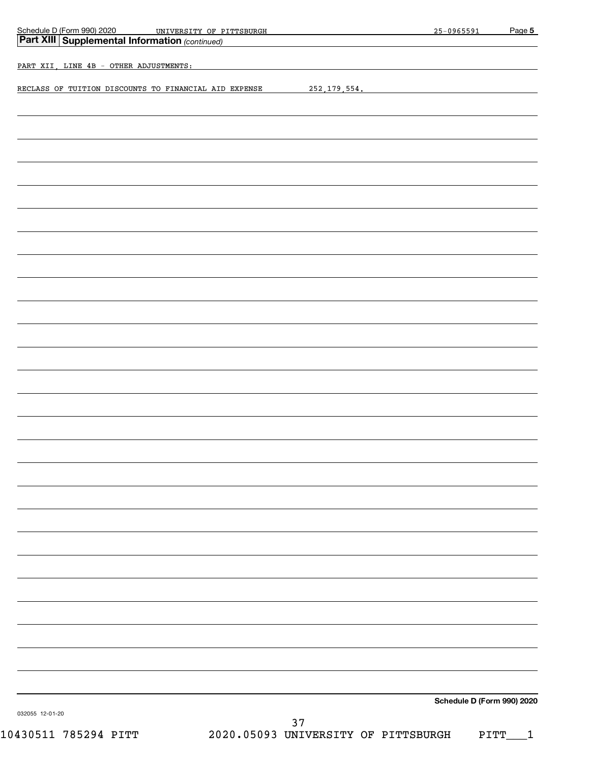**Part XIII Supplemental Information** *(continued)*

PART XII, LINE 4B - OTHER ADJUSTMENTS:

RECLASS OF TUITION DISCOUNTS TO FINANCIAL AID EXPENSE 252,179,554.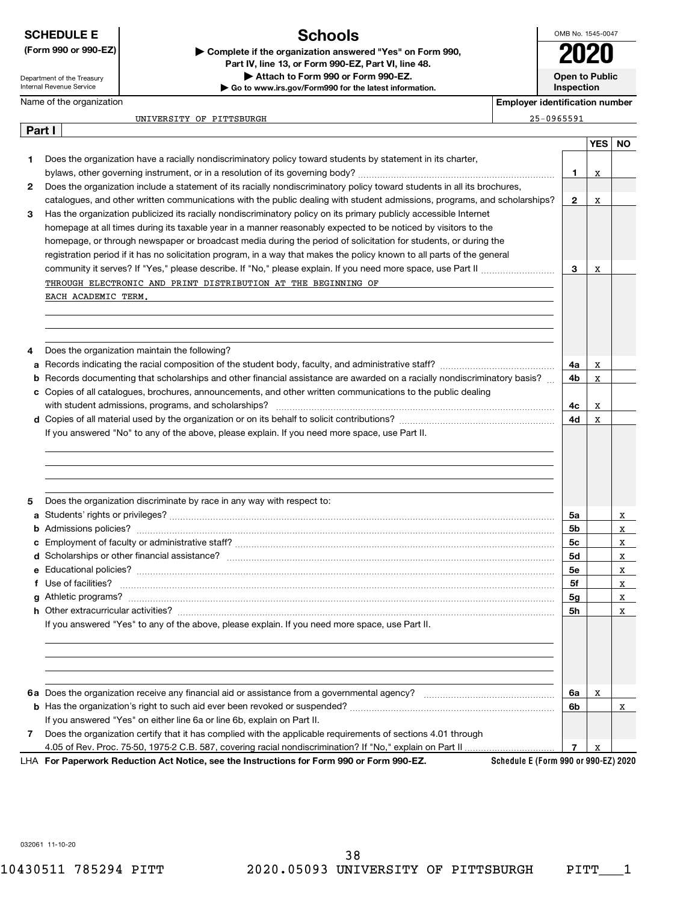**SCHEDULE E (Form 990 or 990-EZ)**

Department of the Treasury
Internal Revenue Service

# Schools

▶ Complete if the organization answered "Yes" on Form 990, Part IV, line 13, or Form 990-EZ, Part VI, line 48.
▶ Attach to Form 990 or Form 990-EZ.
▶ Go to www.irs.gov/Form990 for the latest information.

OMB No. 1545-0047

**2020**

**Open to Public Inspection**

Name of the organization: UNIVERSITY OF PITTSBURGH

Employer identification number: 25-0965591

## Part I

| | | | YES | NO |
|---|---|---|---|---|
| 1 | Does the organization have a racially nondiscriminatory policy toward students by statement in its charter, bylaws, other governing instrument, or in a resolution of its governing body? | 1 | X | |
| 2 | Does the organization include a statement of its racially nondiscriminatory policy toward students in all its brochures, catalogues, and other written communications with the public dealing with student admissions, programs, and scholarships? | 2 | X | |
| 3 | Has the organization publicized its racially nondiscriminatory policy on its primary publicly accessible Internet homepage at all times during its taxable year in a manner reasonably expected to be noticed by visitors to the homepage, or through newspaper or broadcast media during the period of solicitation for students, or during the registration period if it has no solicitation program, in a way that makes the policy known to all parts of the general community it serves? If "Yes," please describe. If "No," please explain. If you need more space, use Part II | 3 | X | |

THROUGH ELECTRONIC AND PRINT DISTRIBUTION AT THE BEGINNING OF EACH ACADEMIC TERM.

| | | | YES | NO |
|---|---|---|---|---|
| 4 | Does the organization maintain the following? | | | |
| a | Records indicating the racial composition of the student body, faculty, and administrative staff? | 4a | X | |
| b | Records documenting that scholarships and other financial assistance are awarded on a racially nondiscriminatory basis? | 4b | X | |
| c | Copies of all catalogues, brochures, announcements, and other written communications to the public dealing with student admissions, programs, and scholarships? | 4c | X | |
| d | Copies of all material used by the organization or on its behalf to solicit contributions? | 4d | X | |

If you answered "No" to any of the above, please explain. If you need more space, use Part II.

| | | | YES | NO |
|---|---|---|---|---|
| 5 | Does the organization discriminate by race in any way with respect to: | | | |
| a | Students' rights or privileges? | 5a | | X |
| b | Admissions policies? | 5b | | X |
| c | Employment of faculty or administrative staff? | 5c | | X |
| d | Scholarships or other financial assistance? | 5d | | X |
| e | Educational policies? | 5e | | X |
| f | Use of facilities? | 5f | | X |
| g | Athletic programs? | 5g | | X |
| h | Other extracurricular activities? | 5h | | X |

If you answered "Yes" to any of the above, please explain. If you need more space, use Part II.

| | | | YES | NO |
|---|---|---|---|---|
| 6a | Does the organization receive any financial aid or assistance from a governmental agency? | 6a | X | |
| b | Has the organization's right to such aid ever been revoked or suspended? | 6b | | X |
| | If you answered "Yes" on either line 6a or line 6b, explain on Part II. | | | |
| 7 | Does the organization certify that it has complied with the applicable requirements of sections 4.01 through 4.05 of Rev. Proc. 75-50, 1975-2 C.B. 587, covering racial nondiscrimination? If "No," explain on Part II | 7 | X | |

LHA **For Paperwork Reduction Act Notice, see the Instructions for Form 990 or Form 990-EZ.** Schedule E (Form 990 or 990-EZ) 2020

032061 11-10-20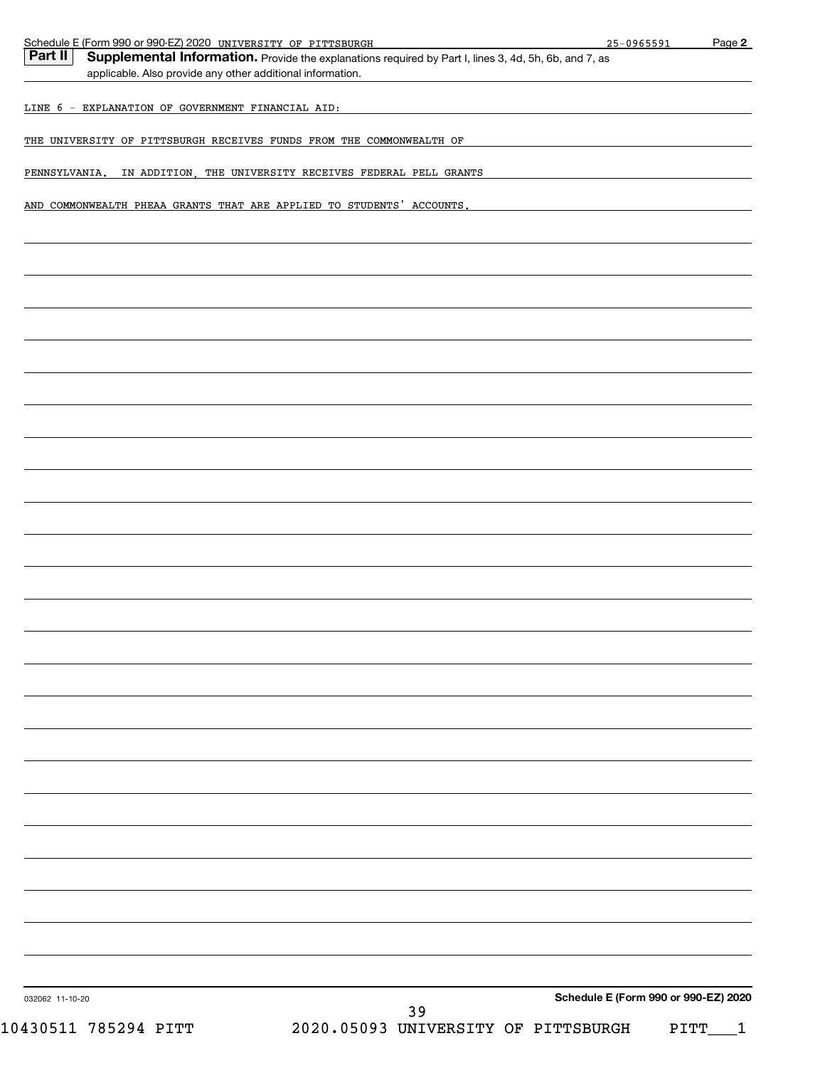**Part II** **Supplemental Information.** Provide the explanations required by Part I, lines 3, 4d, 5h, 6b, and 7, as applicable. Also provide any other additional information.

LINE 6 - EXPLANATION OF GOVERNMENT FINANCIAL AID:

THE UNIVERSITY OF PITTSBURGH RECEIVES FUNDS FROM THE COMMONWEALTH OF PENNSYLVANIA. IN ADDITION, THE UNIVERSITY RECEIVES FEDERAL PELL GRANTS AND COMMONWEALTH PHEAA GRANTS THAT ARE APPLIED TO STUDENTS' ACCOUNTS.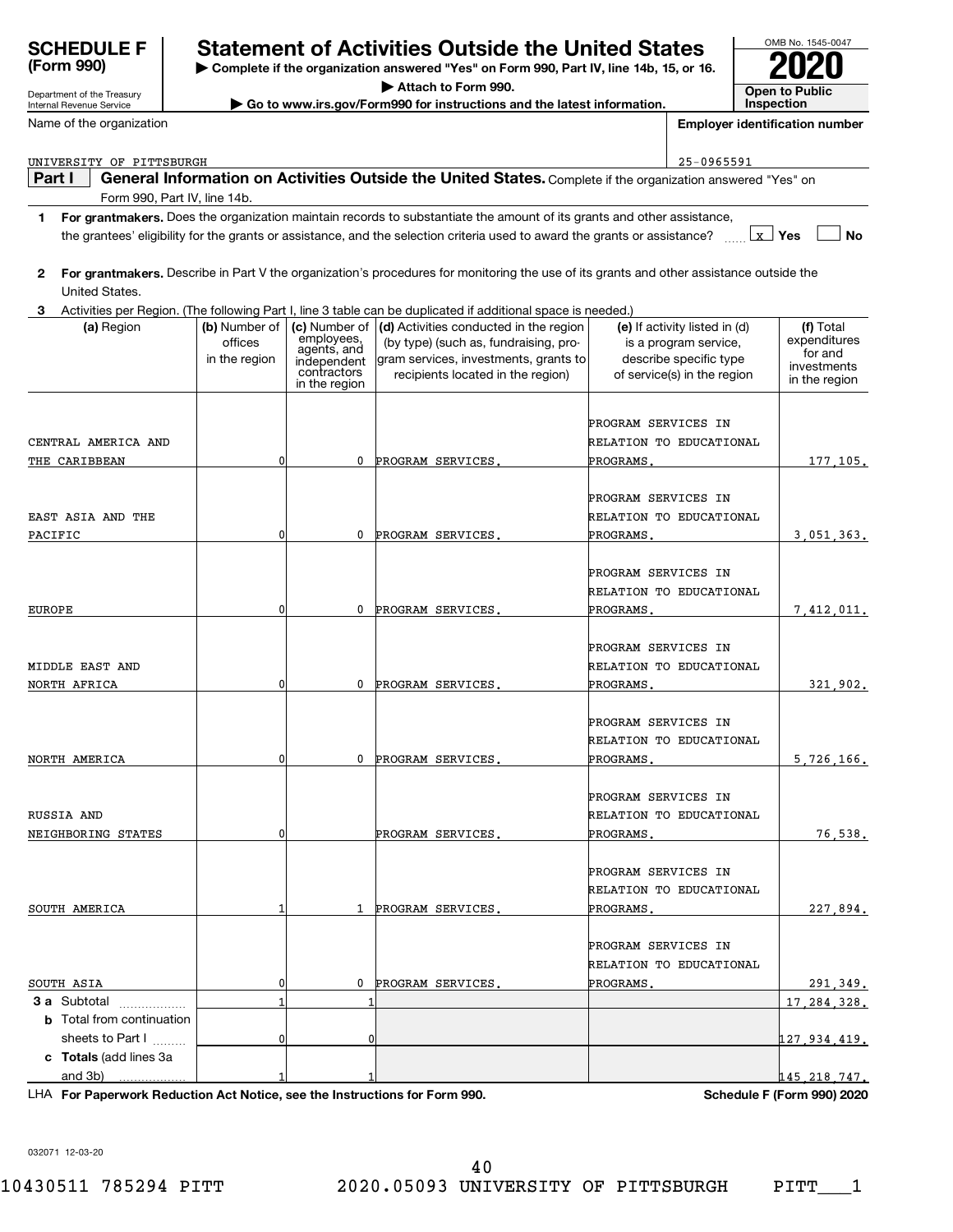# SCHEDULE F (Form 990)

Department of the Treasury
Internal Revenue Service

## Statement of Activities Outside the United States

▶ Complete if the organization answered "Yes" on Form 990, Part IV, line 14b, 15, or 16.
▶ Attach to Form 990.
▶ Go to www.irs.gov/Form990 for instructions and the latest information.

OMB No. 1545-0047
**2020**
**Open to Public Inspection**

Name of the organization: UNIVERSITY OF PITTSBURGH

Employer identification number: 25-0965591

**Part I** **General Information on Activities Outside the United States.** Complete if the organization answered "Yes" on Form 990, Part IV, line 14b.

1 **For grantmakers.** Does the organization maintain records to substantiate the amount of its grants and other assistance, the grantees' eligibility for the grants or assistance, and the selection criteria used to award the grants or assistance? [x] Yes [ ] No

2 **For grantmakers.** Describe in Part V the organization's procedures for monitoring the use of its grants and other assistance outside the United States.

3 Activities per Region. (The following Part I, line 3 table can be duplicated if additional space is needed.)

| (a) Region | (b) Number of offices in the region | (c) Number of employees, agents, and independent contractors in the region | (d) Activities conducted in the region (by type) (such as, fundraising, program services, investments, grants to recipients located in the region) | (e) If activity listed in (d) is a program service, describe specific type of service(s) in the region | (f) Total expenditures for and investments in the region |
|---|---|---|---|---|---|
| CENTRAL AMERICA AND THE CARIBBEAN | 0 | 0 | PROGRAM SERVICES. | PROGRAM SERVICES IN RELATION TO EDUCATIONAL PROGRAMS. | 177,105. |
| EAST ASIA AND THE PACIFIC | 0 | 0 | PROGRAM SERVICES. | PROGRAM SERVICES IN RELATION TO EDUCATIONAL PROGRAMS. | 3,051,363. |
| EUROPE | 0 | 0 | PROGRAM SERVICES. | PROGRAM SERVICES IN RELATION TO EDUCATIONAL PROGRAMS. | 7,412,011. |
| MIDDLE EAST AND NORTH AFRICA | 0 | 0 | PROGRAM SERVICES. | PROGRAM SERVICES IN RELATION TO EDUCATIONAL PROGRAMS. | 321,902. |
| NORTH AMERICA | 0 | 0 | PROGRAM SERVICES. | PROGRAM SERVICES IN RELATION TO EDUCATIONAL PROGRAMS. | 5,726,166. |
| RUSSIA AND NEIGHBORING STATES | 0 | | PROGRAM SERVICES. | PROGRAM SERVICES IN RELATION TO EDUCATIONAL PROGRAMS. | 76,538. |
| SOUTH AMERICA | 1 | 1 | PROGRAM SERVICES. | PROGRAM SERVICES IN RELATION TO EDUCATIONAL PROGRAMS. | 227,894. |
| SOUTH ASIA | 0 | 0 | PROGRAM SERVICES. | PROGRAM SERVICES IN RELATION TO EDUCATIONAL PROGRAMS. | 291,349. |
| **3a** Subtotal | 1 | 1 | | | 17,284,328. |
| **b** Total from continuation sheets to Part I | 0 | 0 | | | 127,934,419. |
| **c Totals** (add lines 3a and 3b) | 1 | 1 | | | 145,218,747. |

LHA **For Paperwork Reduction Act Notice, see the Instructions for Form 990.** **Schedule F (Form 990) 2020**

032071 12-03-20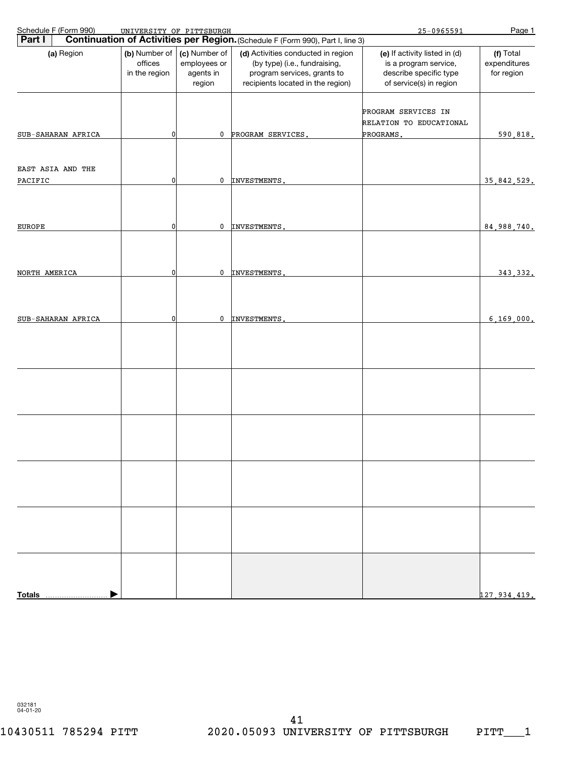Schedule F (Form 990) UNIVERSITY OF PITTSBURGH 25-0965591

## Part I Continuation of Activities per Region. (Schedule F (Form 990), Part I, line 3)

| (a) Region | (b) Number of offices in the region | (c) Number of employees or agents in region | (d) Activities conducted in region (by type) (i.e., fundraising, program services, grants to recipients located in the region) | (e) If activity listed in (d) is a program service, describe specific type of service(s) in region | (f) Total expenditures for region |
|---|---|---|---|---|---|
| SUB-SAHARAN AFRICA | 0 | 0 | PROGRAM SERVICES. | PROGRAM SERVICES IN RELATION TO EDUCATIONAL PROGRAMS. | 590,818. |
| EAST ASIA AND THE PACIFIC | 0 | 0 | INVESTMENTS. | | 35,842,529. |
| EUROPE | 0 | 0 | INVESTMENTS. | | 84,988,740. |
| NORTH AMERICA | 0 | 0 | INVESTMENTS. | | 343,332. |
| SUB-SAHARAN AFRICA | 0 | 0 | INVESTMENTS. | | 6,169,000. |
| | | | | | |
| | | | | | |
| | | | | | |
| | | | | | |
| | | | | | |
| **Totals** | | | | | 127,934,419. |

032181 04-01-20

10430511 785294 PITT 2020.05093 UNIVERSITY OF PITTSBURGH PITT___1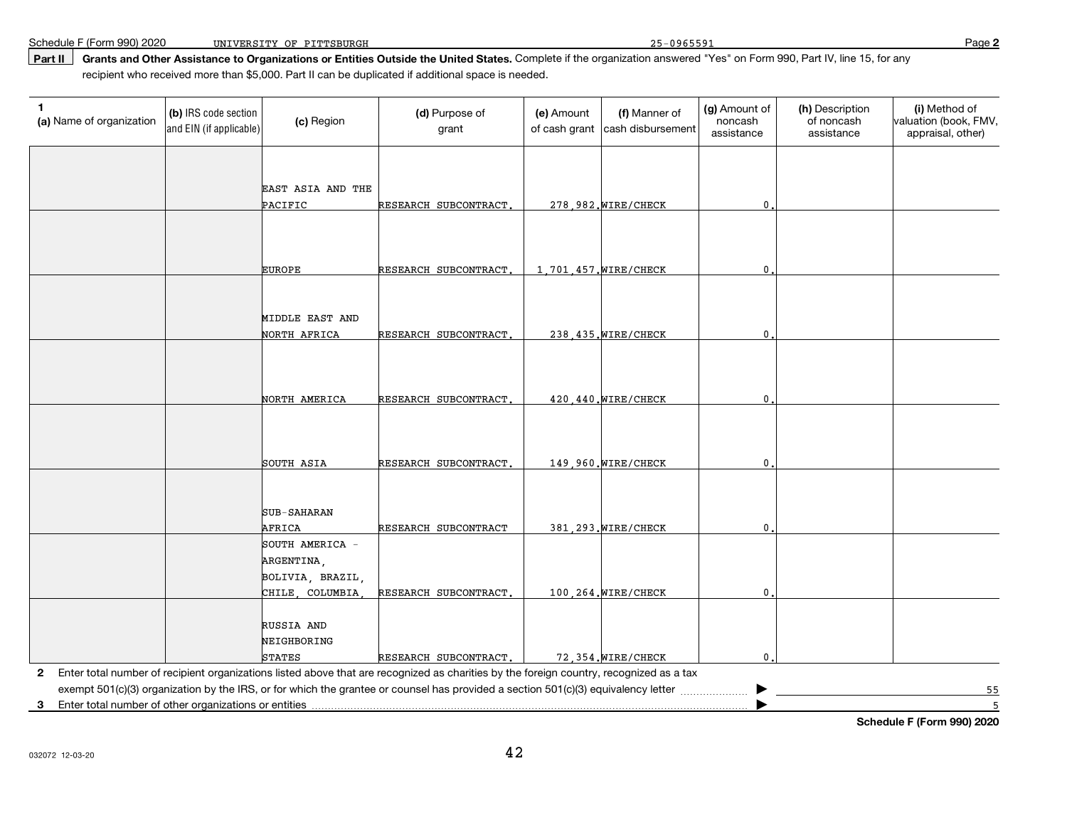Schedule F (Form 990) 2020 UNIVERSITY OF PITTSBURGH 25-0965591

**Part II** **Grants and Other Assistance to Organizations or Entities Outside the United States.** Complete if the organization answered "Yes" on Form 990, Part IV, line 15, for any recipient who received more than $5,000. Part II can be duplicated if additional space is needed.

| 1 (a) Name of organization | (b) IRS code section and EIN (if applicable) | (c) Region | (d) Purpose of grant | (e) Amount of cash grant | (f) Manner of cash disbursement | (g) Amount of noncash assistance | (h) Description of noncash assistance | (i) Method of valuation (book, FMV, appraisal, other) |
|---|---|---|---|---|---|---|---|---|
| | | EAST ASIA AND THE PACIFIC | RESEARCH SUBCONTRACT. | 278,982. | WIRE/CHECK | 0. | | |
| | | EUROPE | RESEARCH SUBCONTRACT. | 1,701,457. | WIRE/CHECK | 0. | | |
| | | MIDDLE EAST AND NORTH AFRICA | RESEARCH SUBCONTRACT. | 238,435. | WIRE/CHECK | 0. | | |
| | | NORTH AMERICA | RESEARCH SUBCONTRACT. | 420,440. | WIRE/CHECK | 0. | | |
| | | SOUTH ASIA | RESEARCH SUBCONTRACT. | 149,960. | WIRE/CHECK | 0. | | |
| | | SUB-SAHARAN AFRICA | RESEARCH SUBCONTRACT | 381,293. | WIRE/CHECK | 0. | | |
| | | SOUTH AMERICA - ARGENTINA, BOLIVIA, BRAZIL, CHILE, COLUMBIA, | RESEARCH SUBCONTRACT. | 100,264. | WIRE/CHECK | 0. | | |
| | | RUSSIA AND NEIGHBORING STATES | RESEARCH SUBCONTRACT. | 72,354. | WIRE/CHECK | 0. | | |

**2** Enter total number of recipient organizations listed above that are recognized as charities by the foreign country, recognized as a tax exempt 501(c)(3) organization by the IRS, or for which the grantee or counsel has provided a section 501(c)(3) equivalency letter ▶ 55

**3** Enter total number of other organizations or entities ▶ 5

**Schedule F (Form 990) 2020**

032072 12-03-20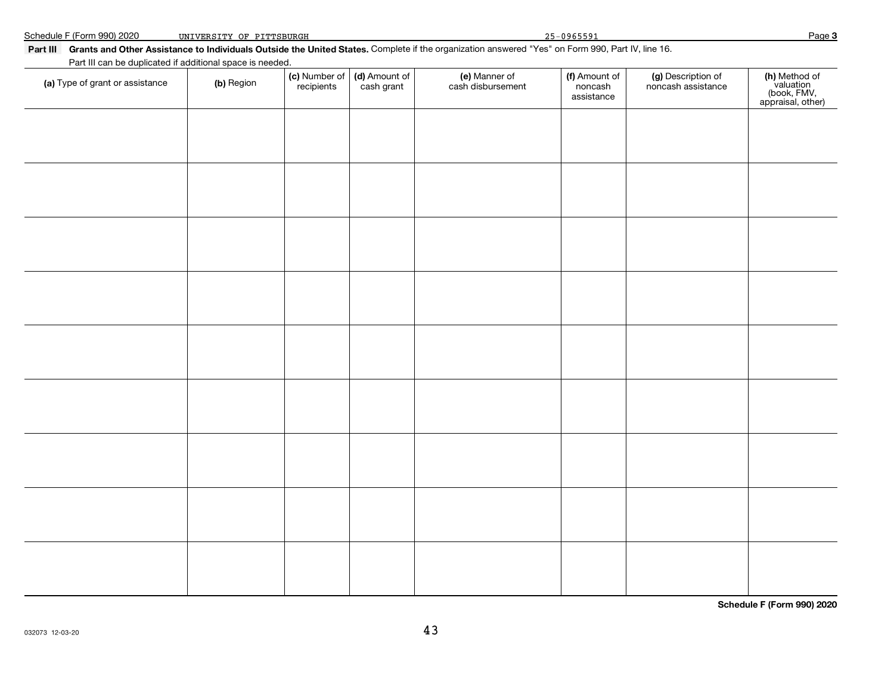Schedule F (Form 990) 2020 UNIVERSITY OF PITTSBURGH 25-0965591

**Part III Grants and Other Assistance to Individuals Outside the United States.** Complete if the organization answered "Yes" on Form 990, Part IV, line 16.

Part III can be duplicated if additional space is needed.

| (a) Type of grant or assistance | (b) Region | (c) Number of recipients | (d) Amount of cash grant | (e) Manner of cash disbursement | (f) Amount of noncash assistance | (g) Description of noncash assistance | (h) Method of valuation (book, FMV, appraisal, other) |
|---|---|---|---|---|---|---|---|
| | | | | | | | |
| | | | | | | | |
| | | | | | | | |
| | | | | | | | |
| | | | | | | | |
| | | | | | | | |
| | | | | | | | |
| | | | | | | | |
| | | | | | | | |

**Schedule F (Form 990) 2020**

032073 12-03-20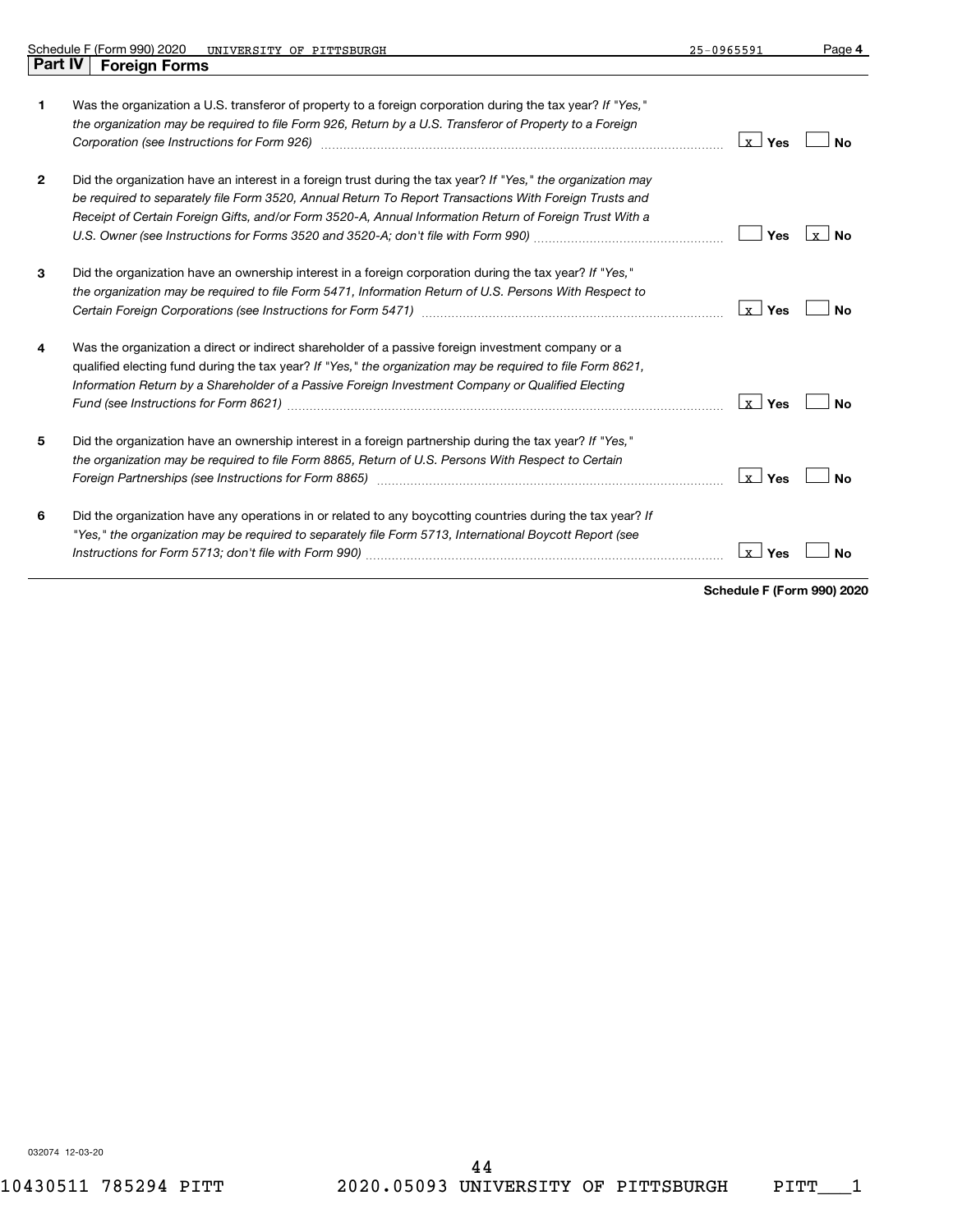Schedule F (Form 990) 2020 UNIVERSITY OF PITTSBURGH 25-0965591

## Part IV Foreign Forms

| | | Yes | No |
|---|---|---|---|
| 1 | Was the organization a U.S. transferor of property to a foreign corporation during the tax year? *If "Yes," the organization may be required to file Form 926, Return by a U.S. Transferor of Property to a Foreign Corporation (see Instructions for Form 926)* | X | |
| 2 | Did the organization have an interest in a foreign trust during the tax year? *If "Yes," the organization may be required to separately file Form 3520, Annual Return To Report Transactions With Foreign Trusts and Receipt of Certain Foreign Gifts, and/or Form 3520-A, Annual Information Return of Foreign Trust With a U.S. Owner (see Instructions for Forms 3520 and 3520-A; don't file with Form 990)* | | X |
| 3 | Did the organization have an ownership interest in a foreign corporation during the tax year? *If "Yes," the organization may be required to file Form 5471, Information Return of U.S. Persons With Respect to Certain Foreign Corporations (see Instructions for Form 5471)* | X | |
| 4 | Was the organization a direct or indirect shareholder of a passive foreign investment company or a qualified electing fund during the tax year? *If "Yes," the organization may be required to file Form 8621, Information Return by a Shareholder of a Passive Foreign Investment Company or Qualified Electing Fund (see Instructions for Form 8621)* | X | |
| 5 | Did the organization have an ownership interest in a foreign partnership during the tax year? *If "Yes," the organization may be required to file Form 8865, Return of U.S. Persons With Respect to Certain Foreign Partnerships (see Instructions for Form 8865)* | X | |
| 6 | Did the organization have any operations in or related to any boycotting countries during the tax year? *If "Yes," the organization may be required to separately file Form 5713, International Boycott Report (see Instructions for Form 5713; don't file with Form 990)* | X | |

**Schedule F (Form 990) 2020**

032074 12-03-20

10430511 785294 PITT 2020.05093 UNIVERSITY OF PITTSBURGH PITT___1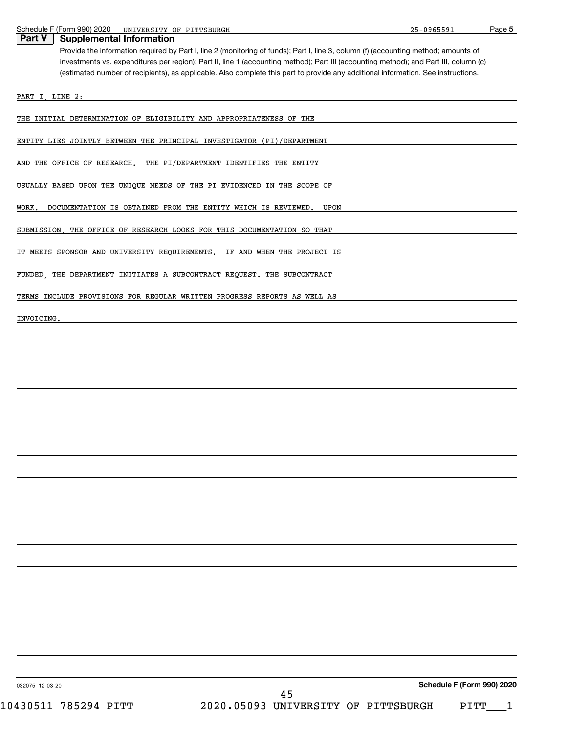Schedule F (Form 990) 2020 UNIVERSITY OF PITTSBURGH 25-0965591

## Part V Supplemental Information

Provide the information required by Part I, line 2 (monitoring of funds); Part I, line 3, column (f) (accounting method; amounts of investments vs. expenditures per region); Part II, line 1 (accounting method); Part III (accounting method); and Part III, column (c) (estimated number of recipients), as applicable. Also complete this part to provide any additional information. See instructions.

PART I, LINE 2:

THE INITIAL DETERMINATION OF ELIGIBILITY AND APPROPRIATENESS OF THE ENTITY LIES JOINTLY BETWEEN THE PRINCIPAL INVESTIGATOR (PI)/DEPARTMENT AND THE OFFICE OF RESEARCH. THE PI/DEPARTMENT IDENTIFIES THE ENTITY USUALLY BASED UPON THE UNIQUE NEEDS OF THE PI EVIDENCED IN THE SCOPE OF WORK. DOCUMENTATION IS OBTAINED FROM THE ENTITY WHICH IS REVIEWED. UPON SUBMISSION, THE OFFICE OF RESEARCH LOOKS FOR THIS DOCUMENTATION SO THAT IT MEETS SPONSOR AND UNIVERSITY REQUIREMENTS. IF AND WHEN THE PROJECT IS FUNDED, THE DEPARTMENT INITIATES A SUBCONTRACT REQUEST. THE SUBCONTRACT TERMS INCLUDE PROVISIONS FOR REGULAR WRITTEN PROGRESS REPORTS AS WELL AS INVOICING.

032075 12-03-20

Schedule F (Form 990) 2020

10430511 785294 PITT 2020.05093 UNIVERSITY OF PITTSBURGH PITT___1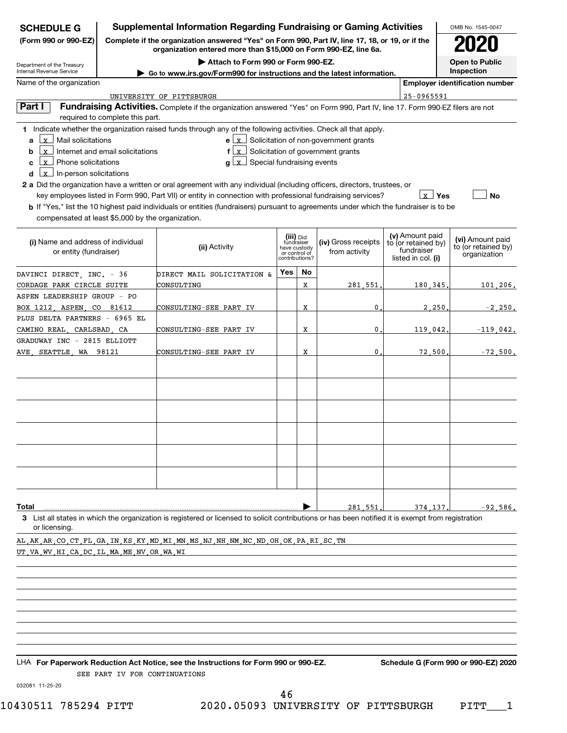**SCHEDULE G (Form 990 or 990-EZ)**

Department of the Treasury
Internal Revenue Service

# Supplemental Information Regarding Fundraising or Gaming Activities

**Complete if the organization answered "Yes" on Form 990, Part IV, line 17, 18, or 19, or if the organization entered more than $15,000 on Form 990-EZ, line 6a.**

**▶ Attach to Form 990 or Form 990-EZ.**

**▶ Go to www.irs.gov/Form990 for instructions and the latest information.**

OMB No. 1545-0047

**2020**

**Open to Public Inspection**

Name of the organization: UNIVERSITY OF PITTSBURGH

Employer identification number: 25-0965591

## Part I Fundraising Activities.

Complete if the organization answered "Yes" on Form 990, Part IV, line 17. Form 990-EZ filers are not required to complete this part.

**1** Indicate whether the organization raised funds through any of the following activities. Check all that apply.

- **a** [x] Mail solicitations
- **b** [x] Internet and email solicitations
- **c** [x] Phone solicitations
- **d** [x] In-person solicitations
- **e** [x] Solicitation of non-government grants
- **f** [x] Solicitation of government grants
- **g** [x] Special fundraising events

**2 a** Did the organization have a written or oral agreement with any individual (including officers, directors, trustees, or key employees listed in Form 990, Part VII) or entity in connection with professional fundraising services? [x] **Yes** [ ] **No**

**b** If "Yes," list the 10 highest paid individuals or entities (fundraisers) pursuant to agreements under which the fundraiser is to be compensated at least $5,000 by the organization.

| (i) Name and address of individual or entity (fundraiser) | (ii) Activity | (iii) Did fundraiser have custody or control of contributions? Yes | No | (iv) Gross receipts from activity | (v) Amount paid to (or retained by) fundraiser listed in col. (i) | (vi) Amount paid to (or retained by) organization |
|---|---|---|---|---|---|---|
| DAVINCI DIRECT, INC. - 36 CORDAGE PARK CIRCLE SUITE | DIRECT MAIL SOLICITATION & CONSULTING | | X | 281,551. | 180,345. | 101,206. |
| ASPEN LEADERSHIP GROUP - PO BOX 1212, ASPEN, CO 81612 | CONSULTING-SEE PART IV | | X | 0. | 2,250. | -2,250. |
| PLUS DELTA PARTNERS - 6965 EL CAMINO REAL, CARLSBAD, CA | CONSULTING-SEE PART IV | | X | 0. | 119,042. | -119,042. |
| GRADUWAY INC - 2815 ELLIOTT AVE, SEATTLE, WA 98121 | CONSULTING-SEE PART IV | | X | 0. | 72,500. | -72,500. |
| | | | | | | |
| | | | | | | |
| | | | | | | |
| | | | | | | |
| | | | | | | |
| | | | | | | |
| **Total** | | | ▶ | 281,551. | 374,137. | -92,586. |

**3** List all states in which the organization is registered or licensed to solicit contributions or has been notified it is exempt from registration or licensing.

AL,AK,AR,CO,CT,FL,GA,IN,KS,KY,MD,MI,MN,MS,NJ,NH,NM,NC,ND,OH,OK,PA,RI,SC,TN
UT,VA,WV,HI,CA,DC,IL,MA,ME,NV,OR,WA,WI

LHA **For Paperwork Reduction Act Notice, see the Instructions for Form 990 or 990-EZ.** **Schedule G (Form 990 or 990-EZ) 2020**

SEE PART IV FOR CONTINUATIONS

032081 11-25-20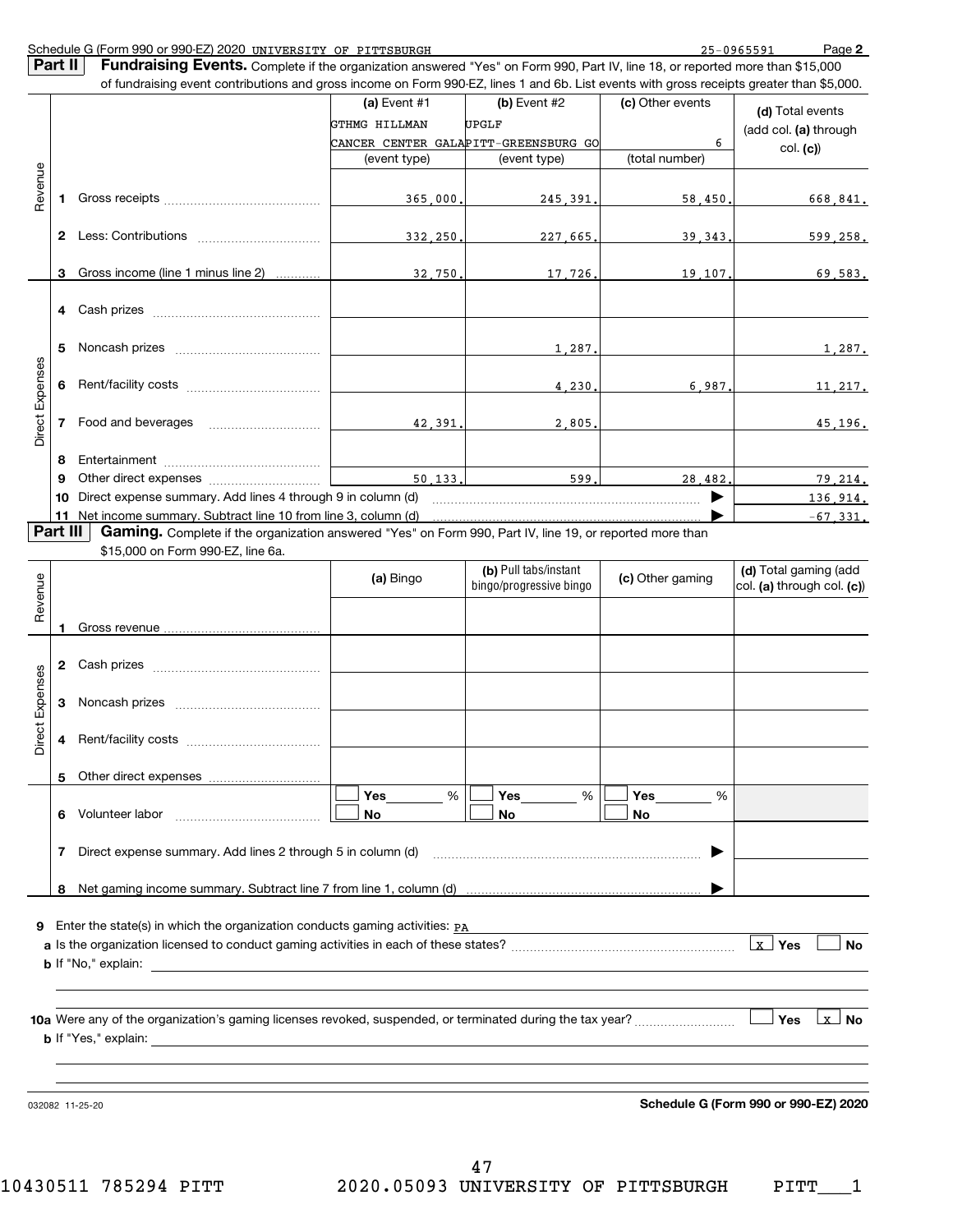Schedule G (Form 990 or 990-EZ) 2020 UNIVERSITY OF PITTSBURGH 25-0965591 Page **2**

## Part II Fundraising Events.

Complete if the organization answered "Yes" on Form 990, Part IV, line 18, or reported more than $15,000 of fundraising event contributions and gross income on Form 990-EZ, lines 1 and 6b. List events with gross receipts greater than $5,000.

| | | | (a) Event #1 | (b) Event #2 | (c) Other events | (d) Total events (add col. (a) through col. (c)) |
|---|---|---|---|---|---|---|
| | | | GTHMG HILLMAN CANCER CENTER GALA | UPGLF PITT-GREENSBURG GO | 6 | |
| | | | (event type) | (event type) | (total number) | |
| Revenue | 1 | Gross receipts | 365,000. | 245,391. | 58,450. | 668,841. |
| | 2 | Less: Contributions | 332,250. | 227,665. | 39,343. | 599,258. |
| | 3 | Gross income (line 1 minus line 2) | 32,750. | 17,726. | 19,107. | 69,583. |
| Direct Expenses | 4 | Cash prizes | | | | |
| | 5 | Noncash prizes | | 1,287. | | 1,287. |
| | 6 | Rent/facility costs | | 4,230. | 6,987. | 11,217. |
| | 7 | Food and beverages | 42,391. | 2,805. | | 45,196. |
| | 8 | Entertainment | | | | |
| | 9 | Other direct expenses | 50,133. | 599. | 28,482. | 79,214. |
| | 10 | Direct expense summary. Add lines 4 through 9 in column (d) | | | ▶ | 136,914. |
| | 11 | Net income summary. Subtract line 10 from line 3, column (d) | | | ▶ | -67,331. |

## Part III Gaming.

Complete if the organization answered "Yes" on Form 990, Part IV, line 19, or reported more than $15,000 on Form 990-EZ, line 6a.

| | | | (a) Bingo | (b) Pull tabs/instant bingo/progressive bingo | (c) Other gaming | (d) Total gaming (add col. (a) through col. (c)) |
|---|---|---|---|---|---|---|
| Revenue | 1 | Gross revenue | | | | |
| Direct Expenses | 2 | Cash prizes | | | | |
| | 3 | Noncash prizes | | | | |
| | 4 | Rent/facility costs | | | | |
| | 5 | Other direct expenses | | | | |
| | 6 | Volunteer labor | ☐ Yes ___ % ☐ No | ☐ Yes ___ % ☐ No | ☐ Yes ___ % ☐ No | |
| | 7 | Direct expense summary. Add lines 2 through 5 in column (d) | | | ▶ | |
| | 8 | Net gaming income summary. Subtract line 7 from line 1, column (d) | | | ▶ | |

**9** Enter the state(s) in which the organization conducts gaming activities: PA

**a** Is the organization licensed to conduct gaming activities in each of these states? ☒ Yes ☐ No

**b** If "No," explain:

**10a** Were any of the organization's gaming licenses revoked, suspended, or terminated during the tax year? ☐ Yes ☒ No

**b** If "Yes," explain:

032082 11-25-20 **Schedule G (Form 990 or 990-EZ) 2020**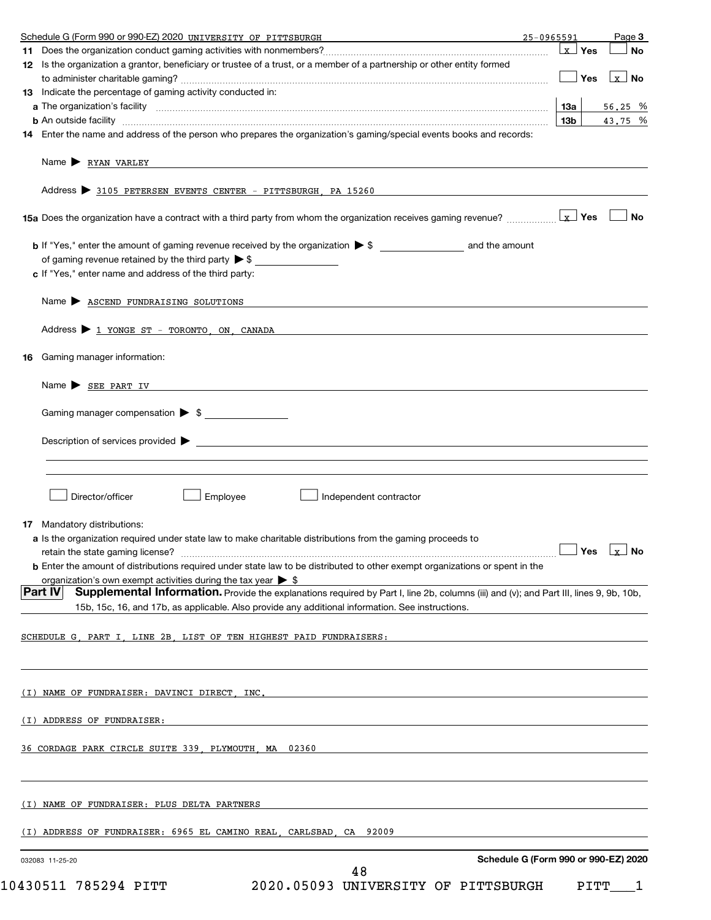Schedule G (Form 990 or 990-EZ) 2020 UNIVERSITY OF PITTSBURGH 25-0965591 Page 3

**11** Does the organization conduct gaming activities with nonmembers? [X] Yes [ ] No

**12** Is the organization a grantor, beneficiary or trustee of a trust, or a member of a partnership or other entity formed to administer charitable gaming? [ ] Yes [X] No

**13** Indicate the percentage of gaming activity conducted in:

| | | |
|---|---|---|
| **a** The organization's facility | 13a | 56.25 % |
| **b** An outside facility | 13b | 43.75 % |

**14** Enter the name and address of the person who prepares the organization's gaming/special events books and records:

Name ▶ RYAN VARLEY

Address ▶ 3105 PETERSEN EVENTS CENTER - PITTSBURGH, PA 15260

**15a** Does the organization have a contract with a third party from whom the organization receives gaming revenue? [X] Yes [ ] No

**b** If "Yes," enter the amount of gaming revenue received by the organization ▶ $ ______ and the amount of gaming revenue retained by the third party ▶ $ ______

**c** If "Yes," enter name and address of the third party:

Name ▶ ASCEND FUNDRAISING SOLUTIONS

Address ▶ 1 YONGE ST - TORONTO, ON, CANADA

**16** Gaming manager information:

Name ▶ SEE PART IV

Gaming manager compensation ▶ $ ______

Description of services provided ▶ ______

[ ] Director/officer [ ] Employee [ ] Independent contractor

**17** Mandatory distributions:

**a** Is the organization required under state law to make charitable distributions from the gaming proceeds to retain the state gaming license? [ ] Yes [X] No

**b** Enter the amount of distributions required under state law to be distributed to other exempt organizations or spent in the organization's own exempt activities during the tax year ▶ $

**Part IV** **Supplemental Information.** Provide the explanations required by Part I, line 2b, columns (iii) and (v); and Part III, lines 9, 9b, 10b, 15b, 15c, 16, and 17b, as applicable. Also provide any additional information. See instructions.

SCHEDULE G, PART I, LINE 2B, LIST OF TEN HIGHEST PAID FUNDRAISERS:

(I) NAME OF FUNDRAISER: DAVINCI DIRECT, INC.

(I) ADDRESS OF FUNDRAISER:

36 CORDAGE PARK CIRCLE SUITE 339, PLYMOUTH, MA 02360

(I) NAME OF FUNDRAISER: PLUS DELTA PARTNERS

(I) ADDRESS OF FUNDRAISER: 6965 EL CAMINO REAL, CARLSBAD, CA 92009

032083 11-25-20 Schedule G (Form 990 or 990-EZ) 2020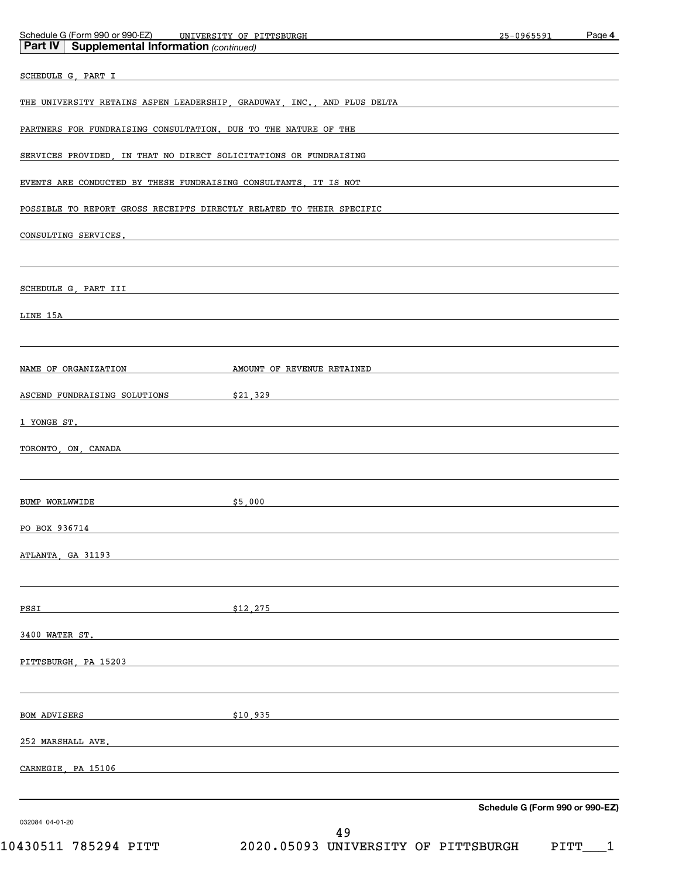Schedule G (Form 990 or 990-EZ) UNIVERSITY OF PITTSBURGH 25-0965591 Page **4**

**Part IV | Supplemental Information** *(continued)*

SCHEDULE G, PART I

THE UNIVERSITY RETAINS ASPEN LEADERSHIP, GRADUWAY, INC., AND PLUS DELTA PARTNERS FOR FUNDRAISING CONSULTATION. DUE TO THE NATURE OF THE SERVICES PROVIDED, IN THAT NO DIRECT SOLICITATIONS OR FUNDRAISING EVENTS ARE CONDUCTED BY THESE FUNDRAISING CONSULTANTS, IT IS NOT POSSIBLE TO REPORT GROSS RECEIPTS DIRECTLY RELATED TO THEIR SPECIFIC CONSULTING SERVICES.

SCHEDULE G, PART III

LINE 15A

| NAME OF ORGANIZATION | AMOUNT OF REVENUE RETAINED |
| --- | --- |
| ASCEND FUNDRAISING SOLUTIONS<br>1 YONGE ST.<br>TORONTO, ON, CANADA | $21,329 |
| BUMP WORLWWIDE<br>PO BOX 936714<br>ATLANTA, GA 31193 | $5,000 |
| PSSI<br>3400 WATER ST.<br>PITTSBURGH, PA 15203 | $12,275 |
| BOM ADVISERS<br>252 MARSHALL AVE.<br>CARNEGIE, PA 15106 | $10,935 |

**Schedule G (Form 990 or 990-EZ)**

032084 04-01-20

10430511 785294 PITT 2020.05093 UNIVERSITY OF PITTSBURGH PITT___1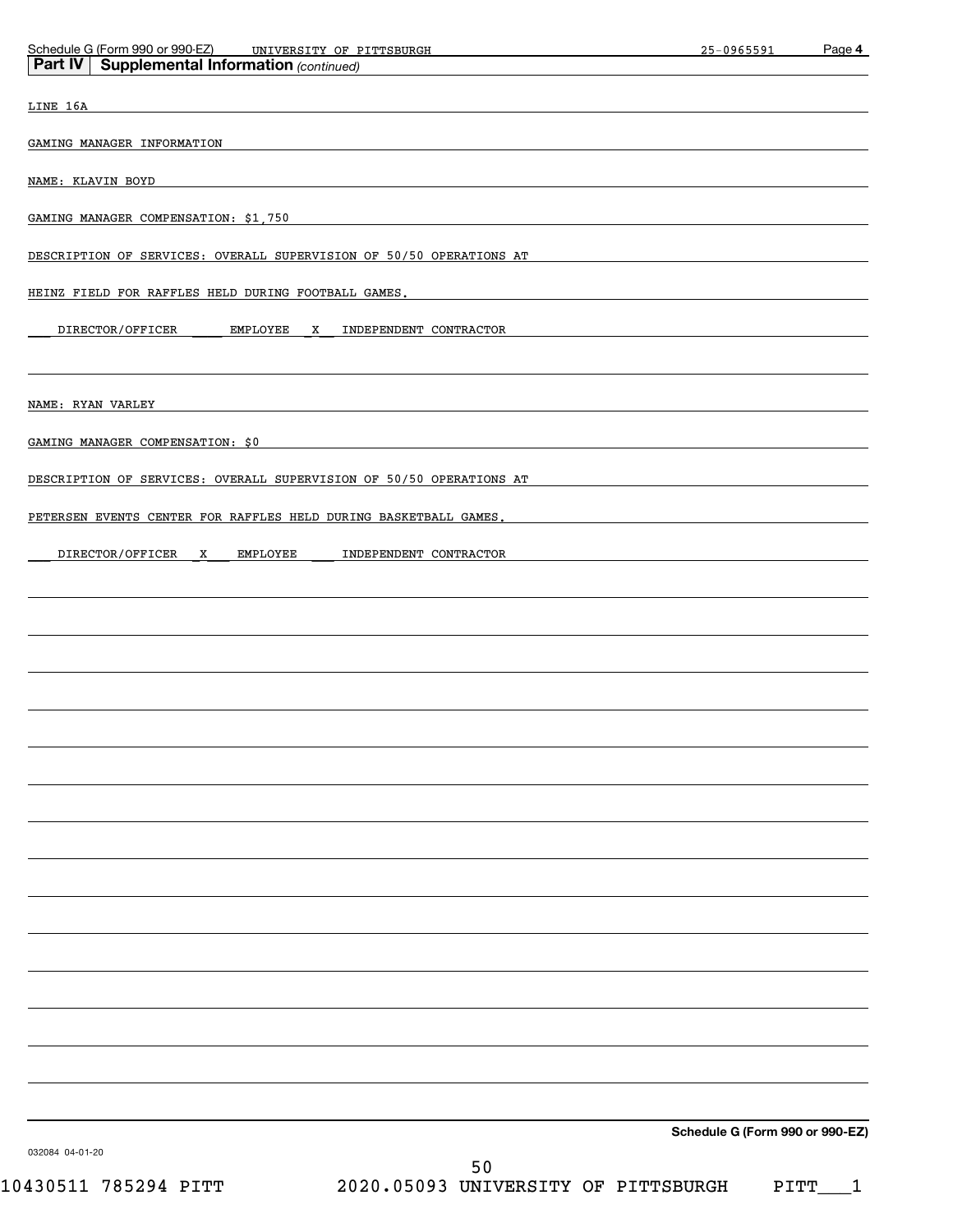## Part IV | Supplemental Information *(continued)*

LINE 16A

GAMING MANAGER INFORMATION

NAME: KLAVIN BOYD

GAMING MANAGER COMPENSATION: $1,750

DESCRIPTION OF SERVICES: OVERALL SUPERVISION OF 50/50 OPERATIONS AT HEINZ FIELD FOR RAFFLES HELD DURING FOOTBALL GAMES.

___ DIRECTOR/OFFICER ____ EMPLOYEE _X__ INDEPENDENT CONTRACTOR

NAME: RYAN VARLEY

GAMING MANAGER COMPENSATION: $0

DESCRIPTION OF SERVICES: OVERALL SUPERVISION OF 50/50 OPERATIONS AT PETERSEN EVENTS CENTER FOR RAFFLES HELD DURING BASKETBALL GAMES.

___ DIRECTOR/OFFICER _X___ EMPLOYEE ___ INDEPENDENT CONTRACTOR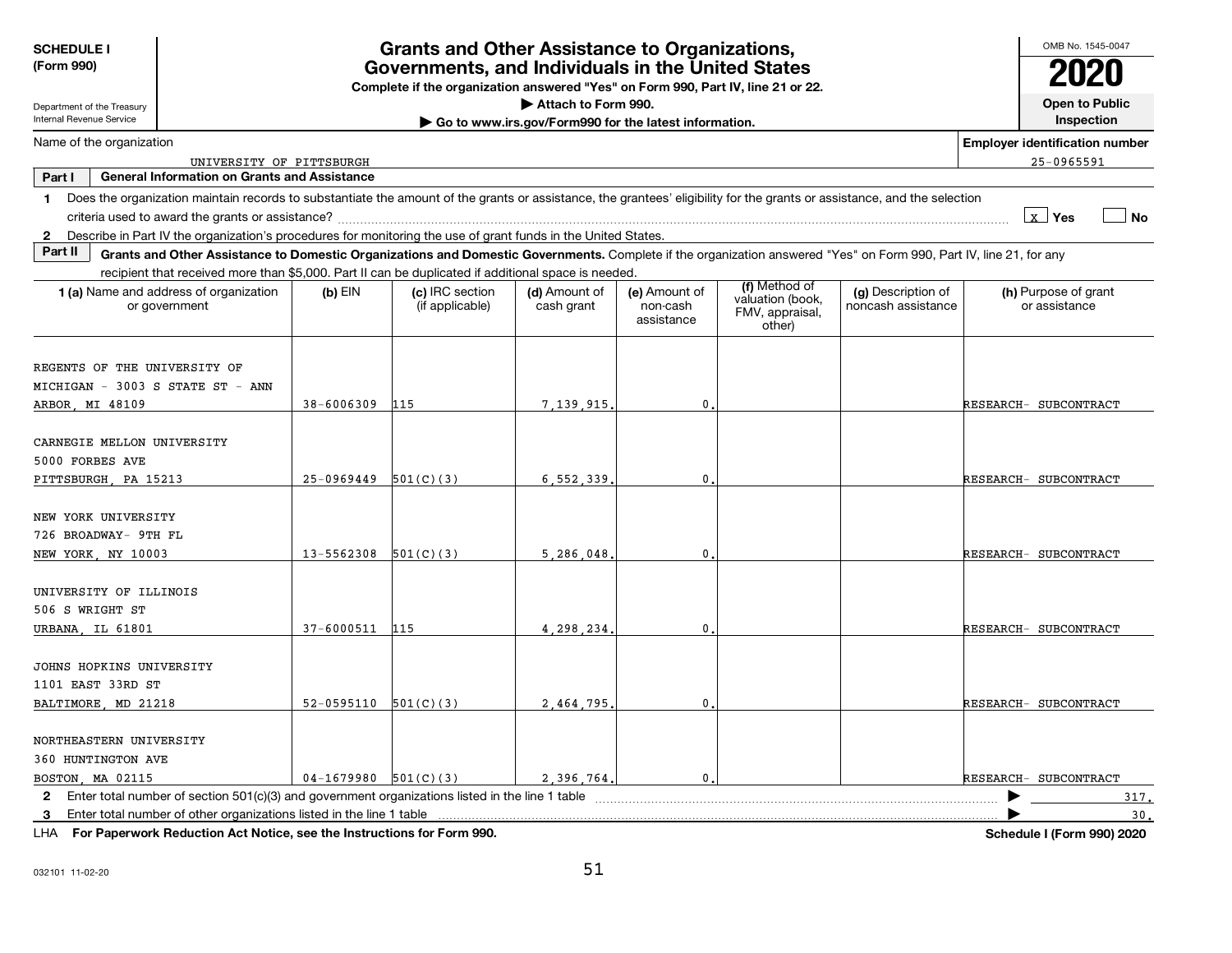**SCHEDULE I**
**(Form 990)**

Department of the Treasury
Internal Revenue Service

# Grants and Other Assistance to Organizations, Governments, and Individuals in the United States

**Complete if the organization answered "Yes" on Form 990, Part IV, line 21 or 22.**
▶ **Attach to Form 990.**
▶ **Go to www.irs.gov/Form990 for the latest information.**

OMB No. 1545-0047
**2020**
**Open to Public Inspection**

Name of the organization: UNIVERSITY OF PITTSBURGH

**Employer identification number:** 25-0965591

**Part I — General Information on Grants and Assistance**

1 Does the organization maintain records to substantiate the amount of the grants or assistance, the grantees' eligibility for the grants or assistance, and the selection criteria used to award the grants or assistance? [X] Yes [ ] No

2 Describe in Part IV the organization's procedures for monitoring the use of grant funds in the United States.

**Part II — Grants and Other Assistance to Domestic Organizations and Domestic Governments.** Complete if the organization answered "Yes" on Form 990, Part IV, line 21, for any recipient that received more than $5,000. Part II can be duplicated if additional space is needed.

| 1 (a) Name and address of organization or government | (b) EIN | (c) IRC section (if applicable) | (d) Amount of cash grant | (e) Amount of non-cash assistance | (f) Method of valuation (book, FMV, appraisal, other) | (g) Description of noncash assistance | (h) Purpose of grant or assistance |
|---|---|---|---|---|---|---|---|
| REGENTS OF THE UNIVERSITY OF MICHIGAN - 3003 S STATE ST - ANN ARBOR, MI 48109 | 38-6006309 | 115 | 7,139,915. | 0. | | | RESEARCH- SUBCONTRACT |
| CARNEGIE MELLON UNIVERSITY 5000 FORBES AVE PITTSBURGH, PA 15213 | 25-0969449 | 501(C)(3) | 6,552,339. | 0. | | | RESEARCH- SUBCONTRACT |
| NEW YORK UNIVERSITY 726 BROADWAY- 9TH FL NEW YORK, NY 10003 | 13-5562308 | 501(C)(3) | 5,286,048. | 0. | | | RESEARCH- SUBCONTRACT |
| UNIVERSITY OF ILLINOIS 506 S WRIGHT ST URBANA, IL 61801 | 37-6000511 | 115 | 4,298,234. | 0. | | | RESEARCH- SUBCONTRACT |
| JOHNS HOPKINS UNIVERSITY 1101 EAST 33RD ST BALTIMORE, MD 21218 | 52-0595110 | 501(C)(3) | 2,464,795. | 0. | | | RESEARCH- SUBCONTRACT |
| NORTHEASTERN UNIVERSITY 360 HUNTINGTON AVE BOSTON, MA 02115 | 04-1679980 | 501(C)(3) | 2,396,764. | 0. | | | RESEARCH- SUBCONTRACT |

2 Enter total number of section 501(c)(3) and government organizations listed in the line 1 table ▶ 317.

3 Enter total number of other organizations listed in the line 1 table ▶ 30.

LHA **For Paperwork Reduction Act Notice, see the Instructions for Form 990.** **Schedule I (Form 990) 2020**

032101 11-02-20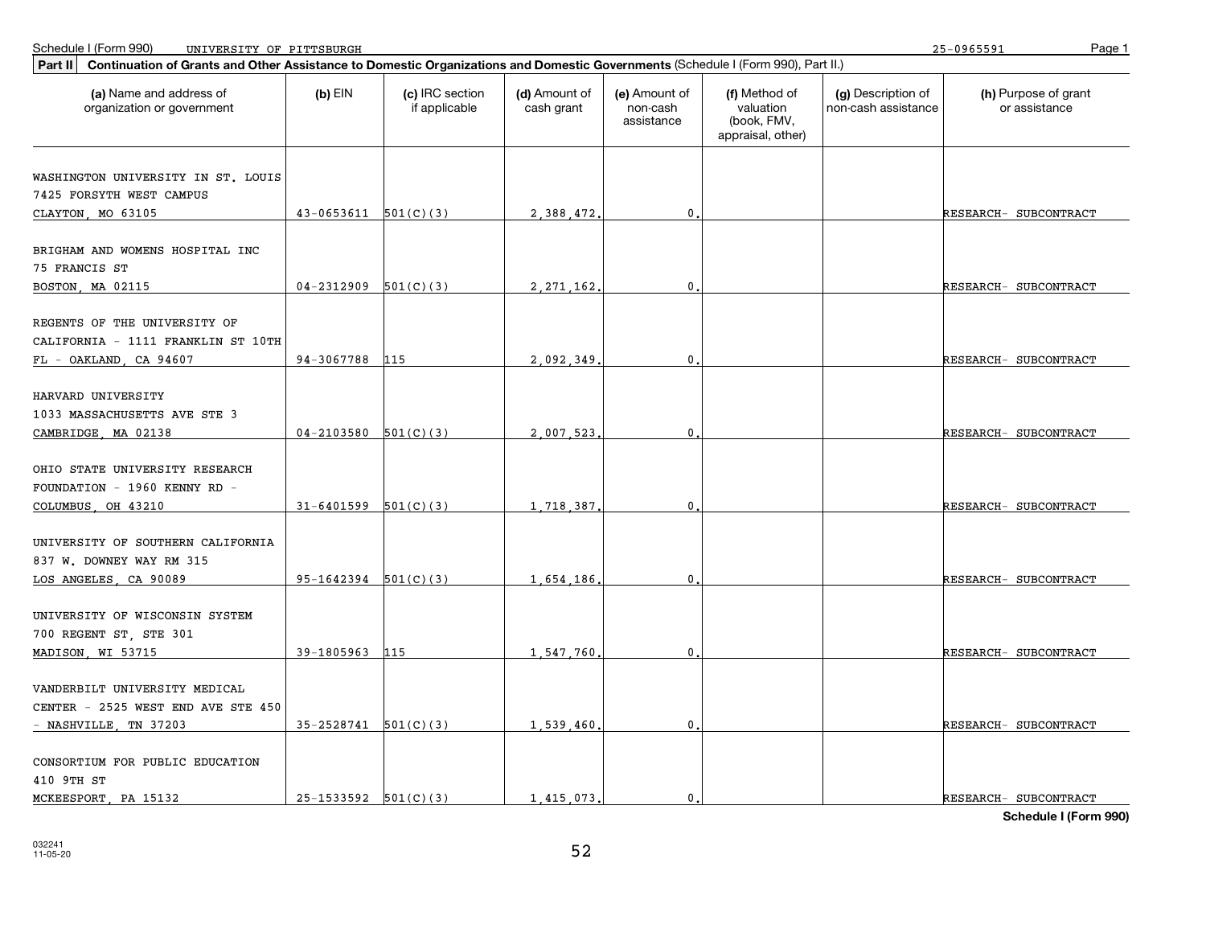Schedule I (Form 990) UNIVERSITY OF PITTSBURGH 25-0965591

**Part II** **Continuation of Grants and Other Assistance to Domestic Organizations and Domestic Governments** (Schedule I (Form 990), Part II.)

| (a) Name and address of organization or government | (b) EIN | (c) IRC section if applicable | (d) Amount of cash grant | (e) Amount of non-cash assistance | (f) Method of valuation (book, FMV, appraisal, other) | (g) Description of non-cash assistance | (h) Purpose of grant or assistance |
|---|---|---|---|---|---|---|---|
| WASHINGTON UNIVERSITY IN ST. LOUIS 7425 FORSYTH WEST CAMPUS CLAYTON, MO 63105 | 43-0653611 | 501(C)(3) | 2,388,472. | 0. | | | RESEARCH- SUBCONTRACT |
| BRIGHAM AND WOMENS HOSPITAL INC 75 FRANCIS ST BOSTON, MA 02115 | 04-2312909 | 501(C)(3) | 2,271,162. | 0. | | | RESEARCH- SUBCONTRACT |
| REGENTS OF THE UNIVERSITY OF CALIFORNIA - 1111 FRANKLIN ST 10TH FL - OAKLAND, CA 94607 | 94-3067788 | 115 | 2,092,349. | 0. | | | RESEARCH- SUBCONTRACT |
| HARVARD UNIVERSITY 1033 MASSACHUSETTS AVE STE 3 CAMBRIDGE, MA 02138 | 04-2103580 | 501(C)(3) | 2,007,523. | 0. | | | RESEARCH- SUBCONTRACT |
| OHIO STATE UNIVERSITY RESEARCH FOUNDATION - 1960 KENNY RD - COLUMBUS, OH 43210 | 31-6401599 | 501(C)(3) | 1,718,387. | 0. | | | RESEARCH- SUBCONTRACT |
| UNIVERSITY OF SOUTHERN CALIFORNIA 837 W. DOWNEY WAY RM 315 LOS ANGELES, CA 90089 | 95-1642394 | 501(C)(3) | 1,654,186. | 0. | | | RESEARCH- SUBCONTRACT |
| UNIVERSITY OF WISCONSIN SYSTEM 700 REGENT ST, STE 301 MADISON, WI 53715 | 39-1805963 | 115 | 1,547,760. | 0. | | | RESEARCH- SUBCONTRACT |
| VANDERBILT UNIVERSITY MEDICAL CENTER - 2525 WEST END AVE STE 450 - NASHVILLE, TN 37203 | 35-2528741 | 501(C)(3) | 1,539,460. | 0. | | | RESEARCH- SUBCONTRACT |
| CONSORTIUM FOR PUBLIC EDUCATION 410 9TH ST MCKEESPORT, PA 15132 | 25-1533592 | 501(C)(3) | 1,415,073. | 0. | | | RESEARCH- SUBCONTRACT |

**Schedule I (Form 990)**

032241 11-05-20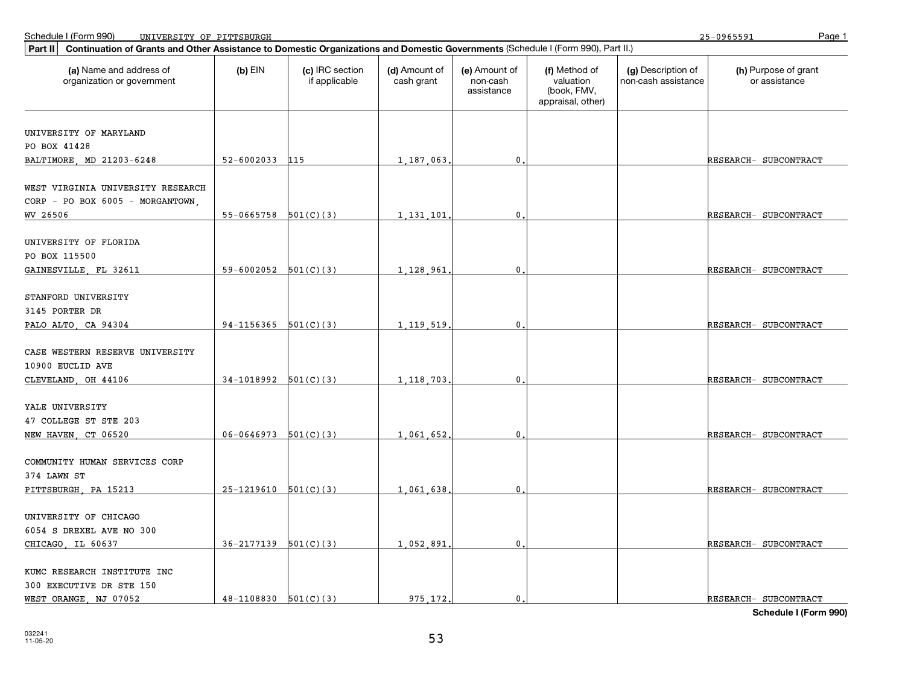Schedule I (Form 990) UNIVERSITY OF PITTSBURGH 25-0965591

**Part II** **Continuation of Grants and Other Assistance to Domestic Organizations and Domestic Governments** (Schedule I (Form 990), Part II.)

| (a) Name and address of organization or government | (b) EIN | (c) IRC section if applicable | (d) Amount of cash grant | (e) Amount of non-cash assistance | (f) Method of valuation (book, FMV, appraisal, other) | (g) Description of non-cash assistance | (h) Purpose of grant or assistance |
|---|---|---|---|---|---|---|---|
| UNIVERSITY OF MARYLAND<br>PO BOX 41428<br>BALTIMORE, MD 21203-6248 | 52-6002033 | 115 | 1,187,063. | 0. | | | RESEARCH- SUBCONTRACT |
| WEST VIRGINIA UNIVERSITY RESEARCH CORP - PO BOX 6005 - MORGANTOWN, WV 26506 | 55-0665758 | 501(C)(3) | 1,131,101. | 0. | | | RESEARCH- SUBCONTRACT |
| UNIVERSITY OF FLORIDA<br>PO BOX 115500<br>GAINESVILLE, FL 32611 | 59-6002052 | 501(C)(3) | 1,128,961. | 0. | | | RESEARCH- SUBCONTRACT |
| STANFORD UNIVERSITY<br>3145 PORTER DR<br>PALO ALTO, CA 94304 | 94-1156365 | 501(C)(3) | 1,119,519. | 0. | | | RESEARCH- SUBCONTRACT |
| CASE WESTERN RESERVE UNIVERSITY<br>10900 EUCLID AVE<br>CLEVELAND, OH 44106 | 34-1018992 | 501(C)(3) | 1,118,703. | 0. | | | RESEARCH- SUBCONTRACT |
| YALE UNIVERSITY<br>47 COLLEGE ST STE 203<br>NEW HAVEN, CT 06520 | 06-0646973 | 501(C)(3) | 1,061,652. | 0. | | | RESEARCH- SUBCONTRACT |
| COMMUNITY HUMAN SERVICES CORP<br>374 LAWN ST<br>PITTSBURGH, PA 15213 | 25-1219610 | 501(C)(3) | 1,061,638. | 0. | | | RESEARCH- SUBCONTRACT |
| UNIVERSITY OF CHICAGO<br>6054 S DREXEL AVE NO 300<br>CHICAGO, IL 60637 | 36-2177139 | 501(C)(3) | 1,052,891. | 0. | | | RESEARCH- SUBCONTRACT |
| KUMC RESEARCH INSTITUTE INC<br>300 EXECUTIVE DR STE 150<br>WEST ORANGE, NJ 07052 | 48-1108830 | 501(C)(3) | 975,172. | 0. | | | RESEARCH- SUBCONTRACT |

**Schedule I (Form 990)**

032241
11-05-20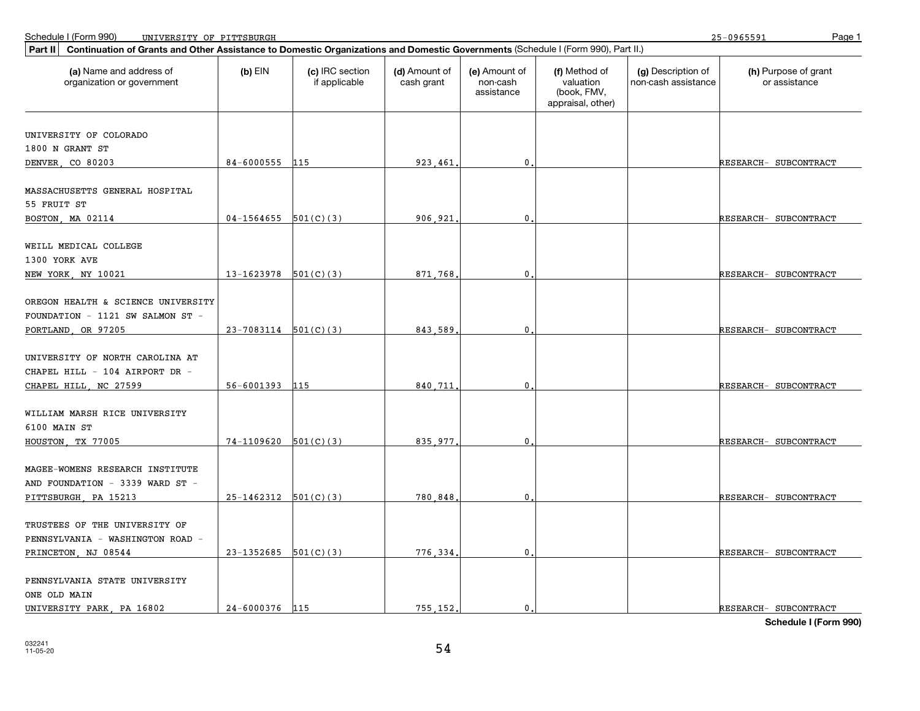Schedule I (Form 990) UNIVERSITY OF PITTSBURGH 25-0965591

**Part II** **Continuation of Grants and Other Assistance to Domestic Organizations and Domestic Governments** (Schedule I (Form 990), Part II.)

| (a) Name and address of organization or government | (b) EIN | (c) IRC section if applicable | (d) Amount of cash grant | (e) Amount of non-cash assistance | (f) Method of valuation (book, FMV, appraisal, other) | (g) Description of non-cash assistance | (h) Purpose of grant or assistance |
|---|---|---|---|---|---|---|---|
| UNIVERSITY OF COLORADO 1800 N GRANT ST DENVER, CO 80203 | 84-6000555 | 115 | 923,461. | 0. | | | RESEARCH- SUBCONTRACT |
| MASSACHUSETTS GENERAL HOSPITAL 55 FRUIT ST BOSTON, MA 02114 | 04-1564655 | 501(C)(3) | 906,921. | 0. | | | RESEARCH- SUBCONTRACT |
| WEILL MEDICAL COLLEGE 1300 YORK AVE NEW YORK, NY 10021 | 13-1623978 | 501(C)(3) | 871,768. | 0. | | | RESEARCH- SUBCONTRACT |
| OREGON HEALTH & SCIENCE UNIVERSITY FOUNDATION - 1121 SW SALMON ST - PORTLAND, OR 97205 | 23-7083114 | 501(C)(3) | 843,589. | 0. | | | RESEARCH- SUBCONTRACT |
| UNIVERSITY OF NORTH CAROLINA AT CHAPEL HILL - 104 AIRPORT DR - CHAPEL HILL, NC 27599 | 56-6001393 | 115 | 840,711. | 0. | | | RESEARCH- SUBCONTRACT |
| WILLIAM MARSH RICE UNIVERSITY 6100 MAIN ST HOUSTON, TX 77005 | 74-1109620 | 501(C)(3) | 835,977. | 0. | | | RESEARCH- SUBCONTRACT |
| MAGEE-WOMENS RESEARCH INSTITUTE AND FOUNDATION - 3339 WARD ST - PITTSBURGH, PA 15213 | 25-1462312 | 501(C)(3) | 780,848. | 0. | | | RESEARCH- SUBCONTRACT |
| TRUSTEES OF THE UNIVERSITY OF PENNSYLVANIA - WASHINGTON ROAD - PRINCETON, NJ 08544 | 23-1352685 | 501(C)(3) | 776,334. | 0. | | | RESEARCH- SUBCONTRACT |
| PENNSYLVANIA STATE UNIVERSITY ONE OLD MAIN UNIVERSITY PARK, PA 16802 | 24-6000376 | 115 | 755,152. | 0. | | | RESEARCH- SUBCONTRACT |

**Schedule I (Form 990)**

032241 11-05-20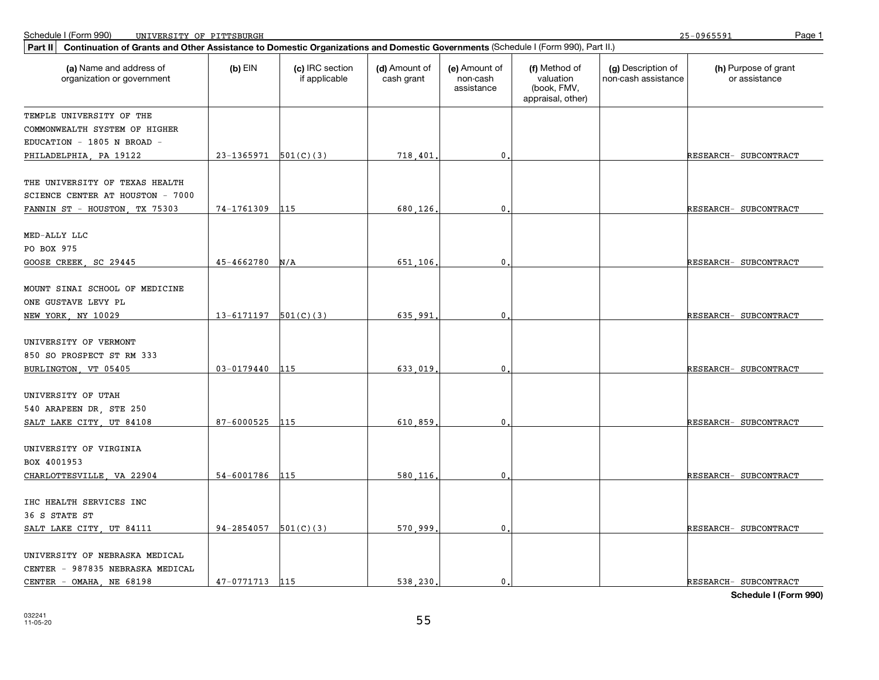Schedule I (Form 990) UNIVERSITY OF PITTSBURGH 25-0965591

**Part II** **Continuation of Grants and Other Assistance to Domestic Organizations and Domestic Governments** (Schedule I (Form 990), Part II.)

| (a) Name and address of organization or government | (b) EIN | (c) IRC section if applicable | (d) Amount of cash grant | (e) Amount of non-cash assistance | (f) Method of valuation (book, FMV, appraisal, other) | (g) Description of non-cash assistance | (h) Purpose of grant or assistance |
|---|---|---|---|---|---|---|---|
| TEMPLE UNIVERSITY OF THE COMMONWEALTH SYSTEM OF HIGHER EDUCATION - 1805 N BROAD - PHILADELPHIA, PA 19122 | 23-1365971 | 501(C)(3) | 718,401. | 0. | | | RESEARCH- SUBCONTRACT |
| THE UNIVERSITY OF TEXAS HEALTH SCIENCE CENTER AT HOUSTON - 7000 FANNIN ST - HOUSTON, TX 75303 | 74-1761309 | 115 | 680,126. | 0. | | | RESEARCH- SUBCONTRACT |
| MED-ALLY LLC PO BOX 975 GOOSE CREEK, SC 29445 | 45-4662780 | N/A | 651,106. | 0. | | | RESEARCH- SUBCONTRACT |
| MOUNT SINAI SCHOOL OF MEDICINE ONE GUSTAVE LEVY PL NEW YORK, NY 10029 | 13-6171197 | 501(C)(3) | 635,991. | 0. | | | RESEARCH- SUBCONTRACT |
| UNIVERSITY OF VERMONT 850 SO PROSPECT ST RM 333 BURLINGTON, VT 05405 | 03-0179440 | 115 | 633,019. | 0. | | | RESEARCH- SUBCONTRACT |
| UNIVERSITY OF UTAH 540 ARAPEEN DR, STE 250 SALT LAKE CITY, UT 84108 | 87-6000525 | 115 | 610,859. | 0. | | | RESEARCH- SUBCONTRACT |
| UNIVERSITY OF VIRGINIA BOX 4001953 CHARLOTTESVILLE, VA 22904 | 54-6001786 | 115 | 580,116. | 0. | | | RESEARCH- SUBCONTRACT |
| IHC HEALTH SERVICES INC 36 S STATE ST SALT LAKE CITY, UT 84111 | 94-2854057 | 501(C)(3) | 570,999. | 0. | | | RESEARCH- SUBCONTRACT |
| UNIVERSITY OF NEBRASKA MEDICAL CENTER - 987835 NEBRASKA MEDICAL CENTER - OMAHA, NE 68198 | 47-0771713 | 115 | 538,230. | 0. | | | RESEARCH- SUBCONTRACT |

**Schedule I (Form 990)**

032241
11-05-20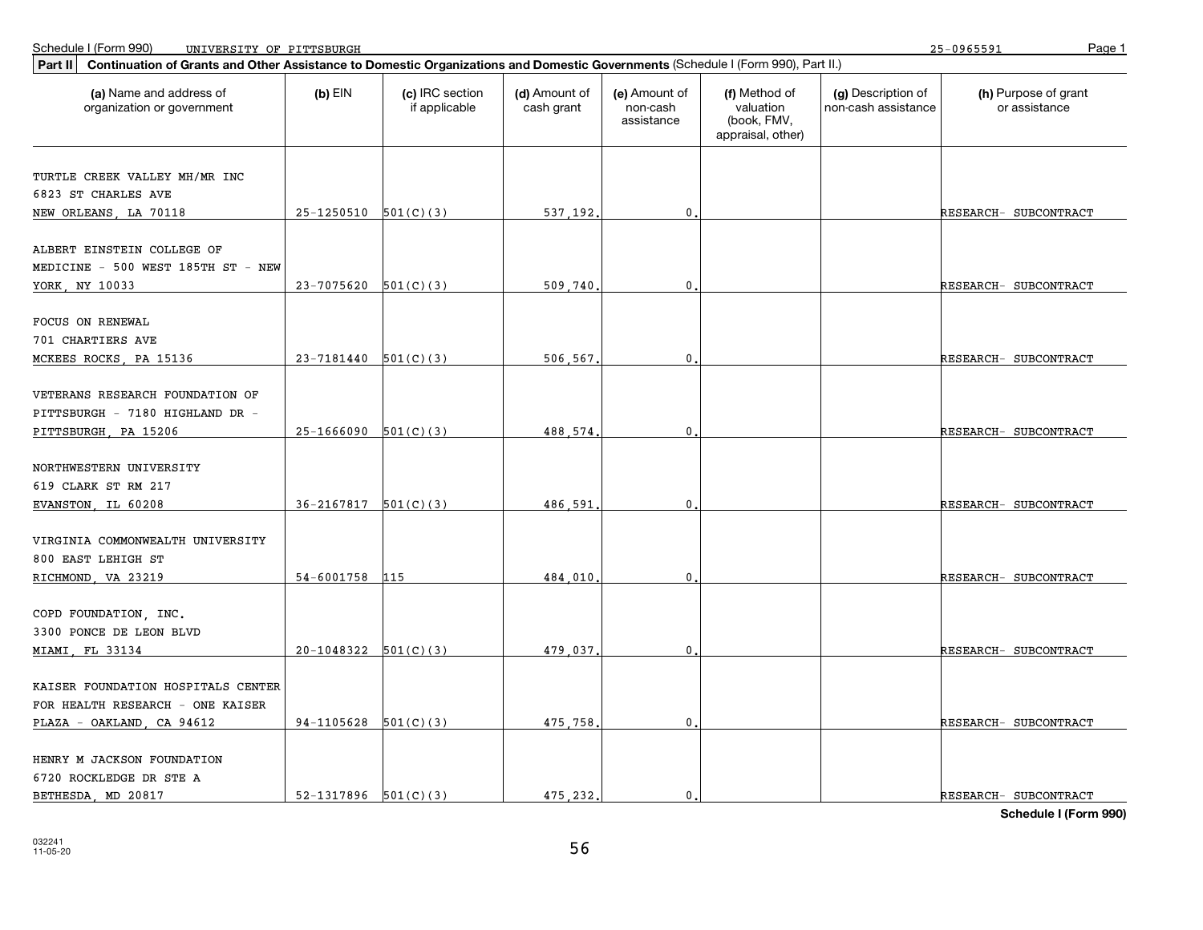Schedule I (Form 990) UNIVERSITY OF PITTSBURGH 25-0965591

**Part II** **Continuation of Grants and Other Assistance to Domestic Organizations and Domestic Governments** (Schedule I (Form 990), Part II.)

| (a) Name and address of organization or government | (b) EIN | (c) IRC section if applicable | (d) Amount of cash grant | (e) Amount of non-cash assistance | (f) Method of valuation (book, FMV, appraisal, other) | (g) Description of non-cash assistance | (h) Purpose of grant or assistance |
|---|---|---|---|---|---|---|---|
| TURTLE CREEK VALLEY MH/MR INC 6823 ST CHARLES AVE NEW ORLEANS, LA 70118 | 25-1250510 | 501(C)(3) | 537,192. | 0. | | | RESEARCH- SUBCONTRACT |
| ALBERT EINSTEIN COLLEGE OF MEDICINE - 500 WEST 185TH ST - NEW YORK, NY 10033 | 23-7075620 | 501(C)(3) | 509,740. | 0. | | | RESEARCH- SUBCONTRACT |
| FOCUS ON RENEWAL 701 CHARTIERS AVE MCKEES ROCKS, PA 15136 | 23-7181440 | 501(C)(3) | 506,567. | 0. | | | RESEARCH- SUBCONTRACT |
| VETERANS RESEARCH FOUNDATION OF PITTSBURGH - 7180 HIGHLAND DR - PITTSBURGH, PA 15206 | 25-1666090 | 501(C)(3) | 488,574. | 0. | | | RESEARCH- SUBCONTRACT |
| NORTHWESTERN UNIVERSITY 619 CLARK ST RM 217 EVANSTON, IL 60208 | 36-2167817 | 501(C)(3) | 486,591. | 0. | | | RESEARCH- SUBCONTRACT |
| VIRGINIA COMMONWEALTH UNIVERSITY 800 EAST LEHIGH ST RICHMOND, VA 23219 | 54-6001758 | 115 | 484,010. | 0. | | | RESEARCH- SUBCONTRACT |
| COPD FOUNDATION, INC. 3300 PONCE DE LEON BLVD MIAMI, FL 33134 | 20-1048322 | 501(C)(3) | 479,037. | 0. | | | RESEARCH- SUBCONTRACT |
| KAISER FOUNDATION HOSPITALS CENTER FOR HEALTH RESEARCH - ONE KAISER PLAZA - OAKLAND, CA 94612 | 94-1105628 | 501(C)(3) | 475,758. | 0. | | | RESEARCH- SUBCONTRACT |
| HENRY M JACKSON FOUNDATION 6720 ROCKLEDGE DR STE A BETHESDA, MD 20817 | 52-1317896 | 501(C)(3) | 475,232. | 0. | | | RESEARCH- SUBCONTRACT |

**Schedule I (Form 990)**

032241
11-05-20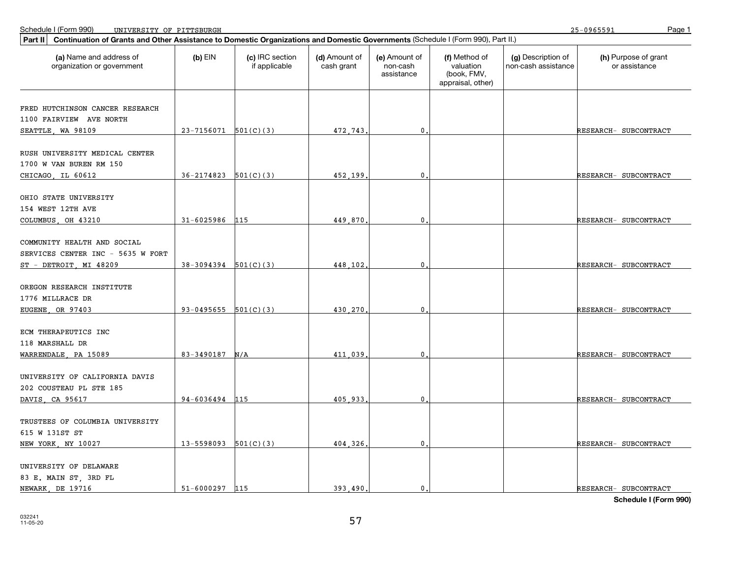Schedule I (Form 990) UNIVERSITY OF PITTSBURGH 25-0965591

**Part II** **Continuation of Grants and Other Assistance to Domestic Organizations and Domestic Governments** (Schedule I (Form 990), Part II.)

| (a) Name and address of organization or government | (b) EIN | (c) IRC section if applicable | (d) Amount of cash grant | (e) Amount of non-cash assistance | (f) Method of valuation (book, FMV, appraisal, other) | (g) Description of non-cash assistance | (h) Purpose of grant or assistance |
|---|---|---|---|---|---|---|---|
| FRED HUTCHINSON CANCER RESEARCH 1100 FAIRVIEW AVE NORTH SEATTLE, WA 98109 | 23-7156071 | 501(C)(3) | 472,743. | 0. | | | RESEARCH- SUBCONTRACT |
| RUSH UNIVERSITY MEDICAL CENTER 1700 W VAN BUREN RM 150 CHICAGO, IL 60612 | 36-2174823 | 501(C)(3) | 452,199. | 0. | | | RESEARCH- SUBCONTRACT |
| OHIO STATE UNIVERSITY 154 WEST 12TH AVE COLUMBUS, OH 43210 | 31-6025986 | 115 | 449,870. | 0. | | | RESEARCH- SUBCONTRACT |
| COMMUNITY HEALTH AND SOCIAL SERVICES CENTER INC - 5635 W FORT ST - DETROIT, MI 48209 | 38-3094394 | 501(C)(3) | 448,102. | 0. | | | RESEARCH- SUBCONTRACT |
| OREGON RESEARCH INSTITUTE 1776 MILLRACE DR EUGENE, OR 97403 | 93-0495655 | 501(C)(3) | 430,270. | 0. | | | RESEARCH- SUBCONTRACT |
| ECM THERAPEUTICS INC 118 MARSHALL DR WARRENDALE, PA 15089 | 83-3490187 | N/A | 411,039. | 0. | | | RESEARCH- SUBCONTRACT |
| UNIVERSITY OF CALIFORNIA DAVIS 202 COUSTEAU PL STE 185 DAVIS, CA 95617 | 94-6036494 | 115 | 405,933. | 0. | | | RESEARCH- SUBCONTRACT |
| TRUSTEES OF COLUMBIA UNIVERSITY 615 W 131ST ST NEW YORK, NY 10027 | 13-5598093 | 501(C)(3) | 404,326. | 0. | | | RESEARCH- SUBCONTRACT |
| UNIVERSITY OF DELAWARE 83 E. MAIN ST, 3RD FL NEWARK, DE 19716 | 51-6000297 | 115 | 393,490. | 0. | | | RESEARCH- SUBCONTRACT |

**Schedule I (Form 990)**

032241 11-05-20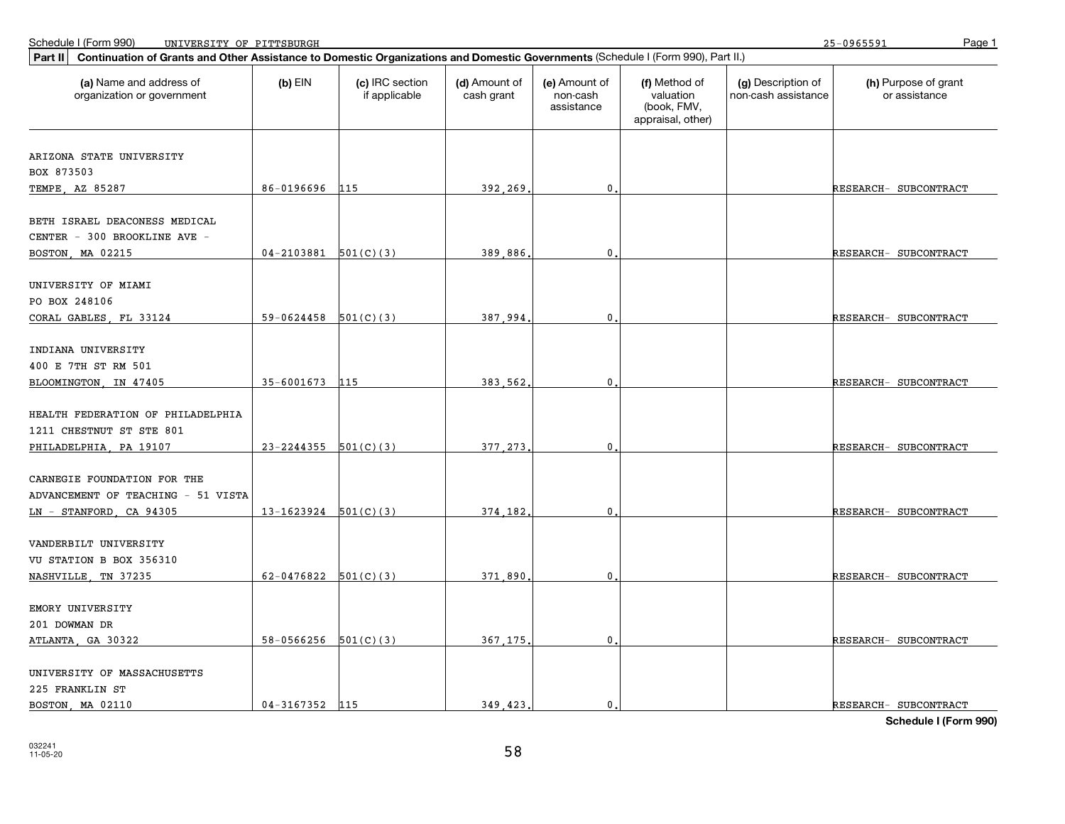Schedule I (Form 990) UNIVERSITY OF PITTSBURGH 25-0965591

**Part II** **Continuation of Grants and Other Assistance to Domestic Organizations and Domestic Governments** (Schedule I (Form 990), Part II.)

| (a) Name and address of organization or government | (b) EIN | (c) IRC section if applicable | (d) Amount of cash grant | (e) Amount of non-cash assistance | (f) Method of valuation (book, FMV, appraisal, other) | (g) Description of non-cash assistance | (h) Purpose of grant or assistance |
|---|---|---|---|---|---|---|---|
| ARIZONA STATE UNIVERSITY BOX 873503 TEMPE, AZ 85287 | 86-0196696 | 115 | 392,269. | 0. | | | RESEARCH- SUBCONTRACT |
| BETH ISRAEL DEACONESS MEDICAL CENTER - 300 BROOKLINE AVE - BOSTON, MA 02215 | 04-2103881 | 501(C)(3) | 389,886. | 0. | | | RESEARCH- SUBCONTRACT |
| UNIVERSITY OF MIAMI PO BOX 248106 CORAL GABLES, FL 33124 | 59-0624458 | 501(C)(3) | 387,994. | 0. | | | RESEARCH- SUBCONTRACT |
| INDIANA UNIVERSITY 400 E 7TH ST RM 501 BLOOMINGTON, IN 47405 | 35-6001673 | 115 | 383,562. | 0. | | | RESEARCH- SUBCONTRACT |
| HEALTH FEDERATION OF PHILADELPHIA 1211 CHESTNUT ST STE 801 PHILADELPHIA, PA 19107 | 23-2244355 | 501(C)(3) | 377,273. | 0. | | | RESEARCH- SUBCONTRACT |
| CARNEGIE FOUNDATION FOR THE ADVANCEMENT OF TEACHING - 51 VISTA LN - STANFORD, CA 94305 | 13-1623924 | 501(C)(3) | 374,182. | 0. | | | RESEARCH- SUBCONTRACT |
| VANDERBILT UNIVERSITY VU STATION B BOX 356310 NASHVILLE, TN 37235 | 62-0476822 | 501(C)(3) | 371,890. | 0. | | | RESEARCH- SUBCONTRACT |
| EMORY UNIVERSITY 201 DOWMAN DR ATLANTA, GA 30322 | 58-0566256 | 501(C)(3) | 367,175. | 0. | | | RESEARCH- SUBCONTRACT |
| UNIVERSITY OF MASSACHUSETTS 225 FRANKLIN ST BOSTON, MA 02110 | 04-3167352 | 115 | 349,423. | 0. | | | RESEARCH- SUBCONTRACT |

**Schedule I (Form 990)**

032241
11-05-20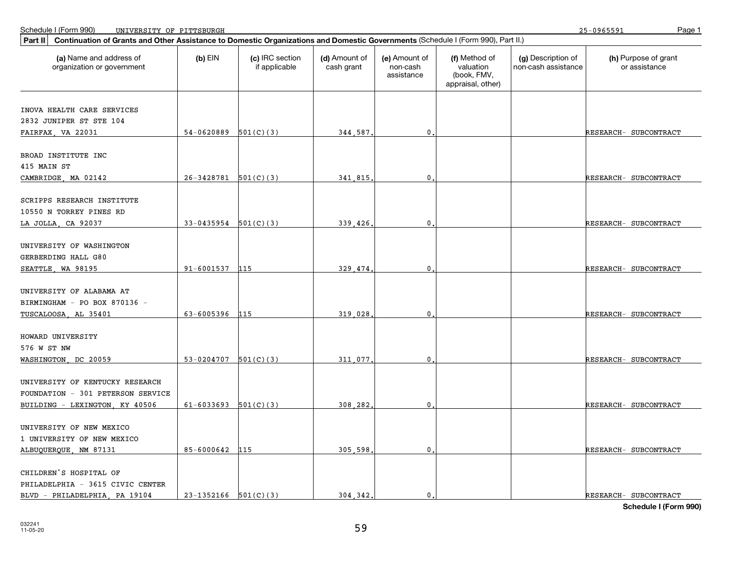Schedule I (Form 990) UNIVERSITY OF PITTSBURGH 25-0965591

**Part II Continuation of Grants and Other Assistance to Domestic Organizations and Domestic Governments** (Schedule I (Form 990), Part II.)

| (a) Name and address of organization or government | (b) EIN | (c) IRC section if applicable | (d) Amount of cash grant | (e) Amount of non-cash assistance | (f) Method of valuation (book, FMV, appraisal, other) | (g) Description of non-cash assistance | (h) Purpose of grant or assistance |
|---|---|---|---|---|---|---|---|
| INOVA HEALTH CARE SERVICES 2832 JUNIPER ST STE 104 FAIRFAX, VA 22031 | 54-0620889 | 501(C)(3) | 344,587. | 0. | | | RESEARCH- SUBCONTRACT |
| BROAD INSTITUTE INC 415 MAIN ST CAMBRIDGE, MA 02142 | 26-3428781 | 501(C)(3) | 341,815. | 0. | | | RESEARCH- SUBCONTRACT |
| SCRIPPS RESEARCH INSTITUTE 10550 N TORREY PINES RD LA JOLLA, CA 92037 | 33-0435954 | 501(C)(3) | 339,426. | 0. | | | RESEARCH- SUBCONTRACT |
| UNIVERSITY OF WASHINGTON GERBERDING HALL G80 SEATTLE, WA 98195 | 91-6001537 | 115 | 329,474. | 0. | | | RESEARCH- SUBCONTRACT |
| UNIVERSITY OF ALABAMA AT BIRMINGHAM - PO BOX 870136 - TUSCALOOSA, AL 35401 | 63-6005396 | 115 | 319,028. | 0. | | | RESEARCH- SUBCONTRACT |
| HOWARD UNIVERSITY 576 W ST NW WASHINGTON, DC 20059 | 53-0204707 | 501(C)(3) | 311,077. | 0. | | | RESEARCH- SUBCONTRACT |
| UNIVERSITY OF KENTUCKY RESEARCH FOUNDATION - 301 PETERSON SERVICE BUILDING - LEXINGTON, KY 40506 | 61-6033693 | 501(C)(3) | 308,282. | 0. | | | RESEARCH- SUBCONTRACT |
| UNIVERSITY OF NEW MEXICO 1 UNIVERSITY OF NEW MEXICO ALBUQUERQUE, NM 87131 | 85-6000642 | 115 | 305,598. | 0. | | | RESEARCH- SUBCONTRACT |
| CHILDREN'S HOSPITAL OF PHILADELPHIA - 3615 CIVIC CENTER BLVD - PHILADELPHIA, PA 19104 | 23-1352166 | 501(C)(3) | 304,342. | 0. | | | RESEARCH- SUBCONTRACT |

**Schedule I (Form 990)**

032241 11-05-20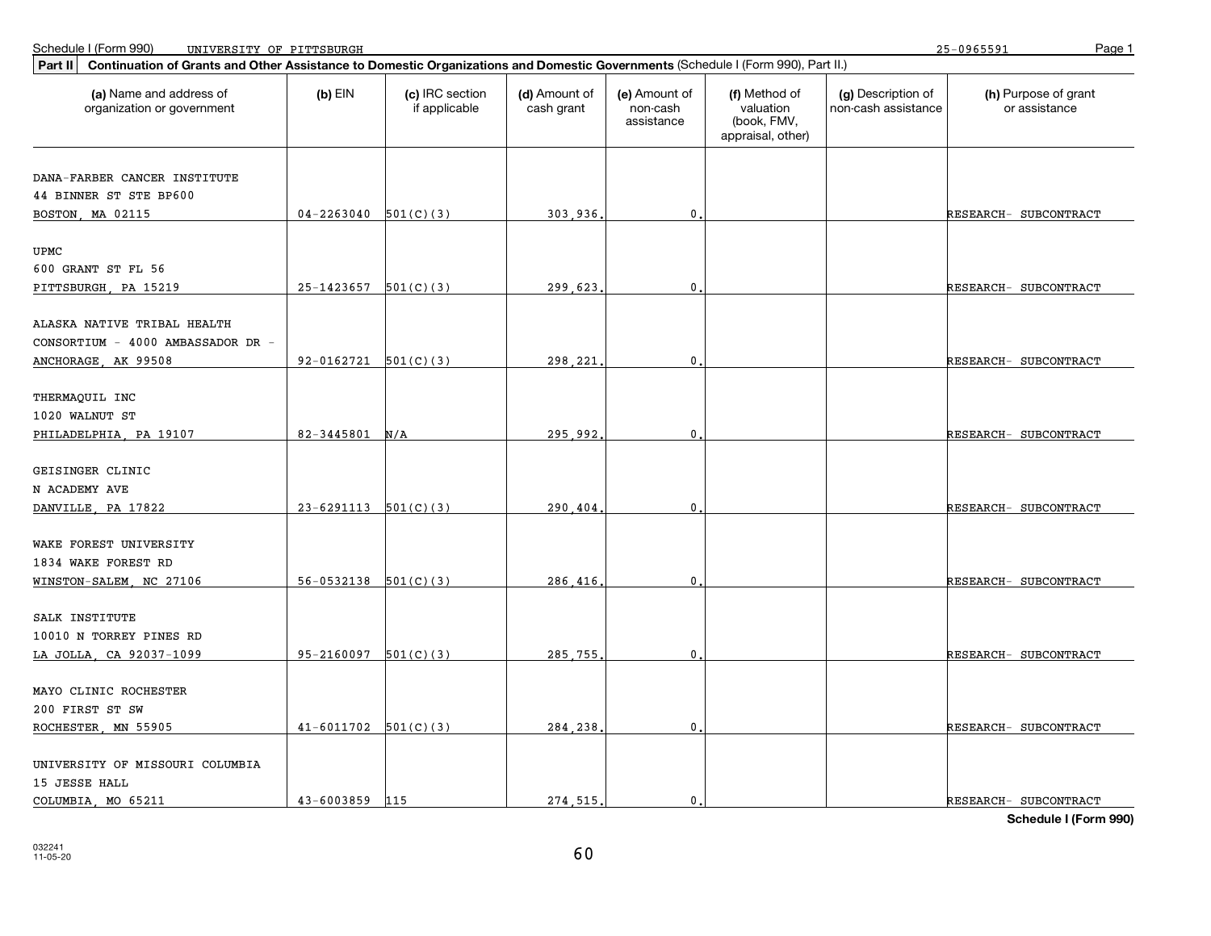Schedule I (Form 990) UNIVERSITY OF PITTSBURGH 25-0965591

**Part II** **Continuation of Grants and Other Assistance to Domestic Organizations and Domestic Governments** (Schedule I (Form 990), Part II.)

| (a) Name and address of organization or government | (b) EIN | (c) IRC section if applicable | (d) Amount of cash grant | (e) Amount of non-cash assistance | (f) Method of valuation (book, FMV, appraisal, other) | (g) Description of non-cash assistance | (h) Purpose of grant or assistance |
|---|---|---|---|---|---|---|---|
| DANA-FARBER CANCER INSTITUTE 44 BINNER ST STE BP600 BOSTON, MA 02115 | 04-2263040 | 501(C)(3) | 303,936. | 0. | | | RESEARCH- SUBCONTRACT |
| UPMC 600 GRANT ST FL 56 PITTSBURGH, PA 15219 | 25-1423657 | 501(C)(3) | 299,623. | 0. | | | RESEARCH- SUBCONTRACT |
| ALASKA NATIVE TRIBAL HEALTH CONSORTIUM - 4000 AMBASSADOR DR - ANCHORAGE, AK 99508 | 92-0162721 | 501(C)(3) | 298,221. | 0. | | | RESEARCH- SUBCONTRACT |
| THERMAQUIL INC 1020 WALNUT ST PHILADELPHIA, PA 19107 | 82-3445801 | N/A | 295,992. | 0. | | | RESEARCH- SUBCONTRACT |
| GEISINGER CLINIC N ACADEMY AVE DANVILLE, PA 17822 | 23-6291113 | 501(C)(3) | 290,404. | 0. | | | RESEARCH- SUBCONTRACT |
| WAKE FOREST UNIVERSITY 1834 WAKE FOREST RD WINSTON-SALEM, NC 27106 | 56-0532138 | 501(C)(3) | 286,416. | 0. | | | RESEARCH- SUBCONTRACT |
| SALK INSTITUTE 10010 N TORREY PINES RD LA JOLLA, CA 92037-1099 | 95-2160097 | 501(C)(3) | 285,755. | 0. | | | RESEARCH- SUBCONTRACT |
| MAYO CLINIC ROCHESTER 200 FIRST ST SW ROCHESTER, MN 55905 | 41-6011702 | 501(C)(3) | 284,238. | 0. | | | RESEARCH- SUBCONTRACT |
| UNIVERSITY OF MISSOURI COLUMBIA 15 JESSE HALL COLUMBIA, MO 65211 | 43-6003859 | 115 | 274,515. | 0. | | | RESEARCH- SUBCONTRACT |

**Schedule I (Form 990)**

032241 11-05-20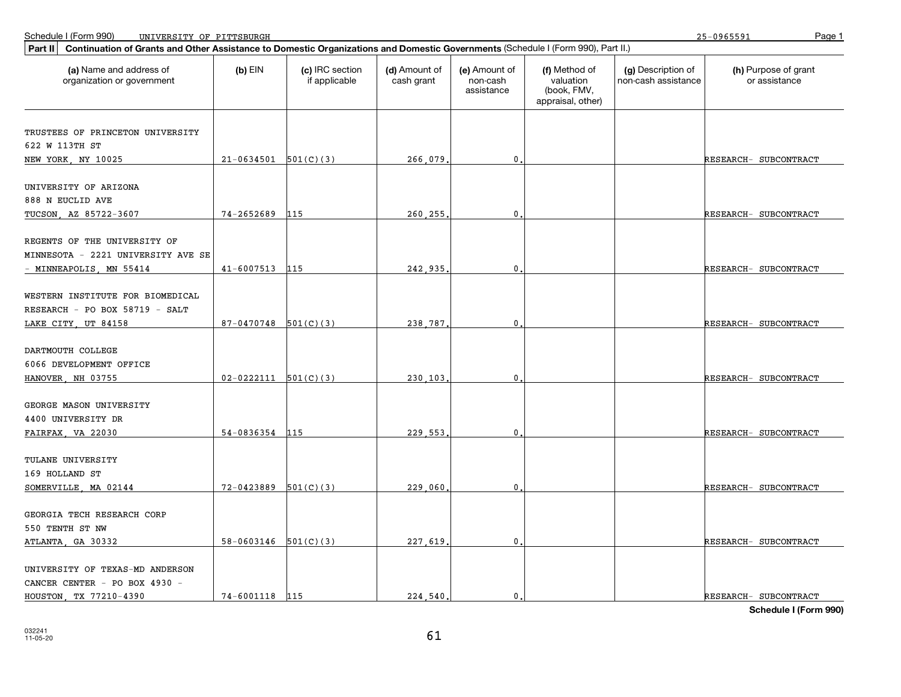Schedule I (Form 990) UNIVERSITY OF PITTSBURGH 25-0965591

**Part II | Continuation of Grants and Other Assistance to Domestic Organizations and Domestic Governments** (Schedule I (Form 990), Part II.)

| (a) Name and address of organization or government | (b) EIN | (c) IRC section if applicable | (d) Amount of cash grant | (e) Amount of non-cash assistance | (f) Method of valuation (book, FMV, appraisal, other) | (g) Description of non-cash assistance | (h) Purpose of grant or assistance |
|---|---|---|---|---|---|---|---|
| TRUSTEES OF PRINCETON UNIVERSITY 622 W 113TH ST NEW YORK, NY 10025 | 21-0634501 | 501(C)(3) | 266,079. | 0. | | | RESEARCH- SUBCONTRACT |
| UNIVERSITY OF ARIZONA 888 N EUCLID AVE TUCSON, AZ 85722-3607 | 74-2652689 | 115 | 260,255. | 0. | | | RESEARCH- SUBCONTRACT |
| REGENTS OF THE UNIVERSITY OF MINNESOTA - 2221 UNIVERSITY AVE SE - MINNEAPOLIS, MN 55414 | 41-6007513 | 115 | 242,935. | 0. | | | RESEARCH- SUBCONTRACT |
| WESTERN INSTITUTE FOR BIOMEDICAL RESEARCH - PO BOX 58719 - SALT LAKE CITY, UT 84158 | 87-0470748 | 501(C)(3) | 238,787. | 0. | | | RESEARCH- SUBCONTRACT |
| DARTMOUTH COLLEGE 6066 DEVELOPMENT OFFICE HANOVER, NH 03755 | 02-0222111 | 501(C)(3) | 230,103. | 0. | | | RESEARCH- SUBCONTRACT |
| GEORGE MASON UNIVERSITY 4400 UNIVERSITY DR FAIRFAX, VA 22030 | 54-0836354 | 115 | 229,553. | 0. | | | RESEARCH- SUBCONTRACT |
| TULANE UNIVERSITY 169 HOLLAND ST SOMERVILLE, MA 02144 | 72-0423889 | 501(C)(3) | 229,060. | 0. | | | RESEARCH- SUBCONTRACT |
| GEORGIA TECH RESEARCH CORP 550 TENTH ST NW ATLANTA, GA 30332 | 58-0603146 | 501(C)(3) | 227,619. | 0. | | | RESEARCH- SUBCONTRACT |
| UNIVERSITY OF TEXAS-MD ANDERSON CANCER CENTER - PO BOX 4930 - HOUSTON, TX 77210-4390 | 74-6001118 | 115 | 224,540. | 0. | | | RESEARCH- SUBCONTRACT |

Schedule I (Form 990)

032241 11-05-20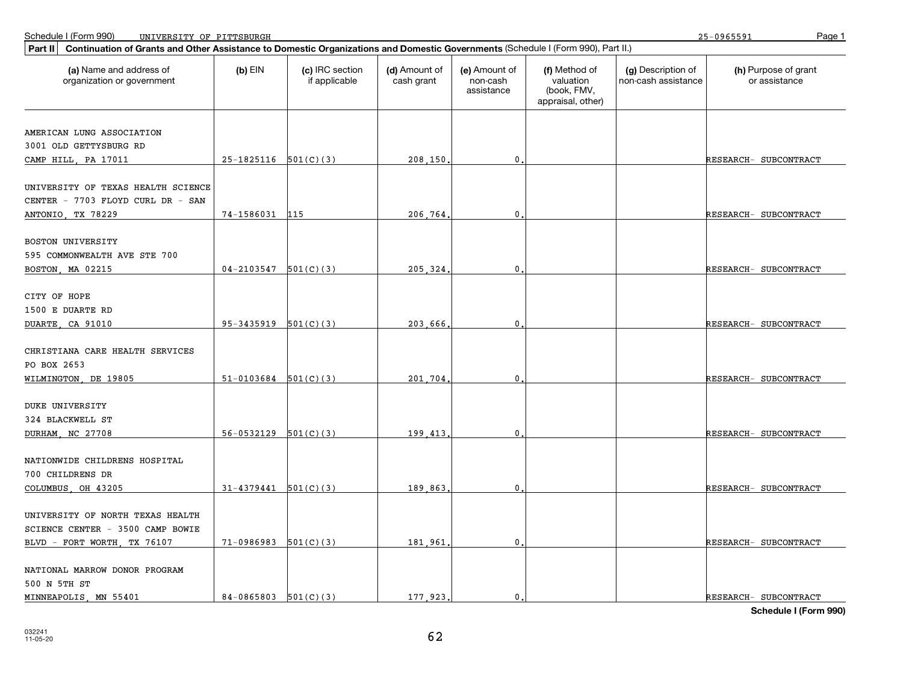Schedule I (Form 990) UNIVERSITY OF PITTSBURGH 25-0965591

**Part II** **Continuation of Grants and Other Assistance to Domestic Organizations and Domestic Governments** (Schedule I (Form 990), Part II.)

| (a) Name and address of organization or government | (b) EIN | (c) IRC section if applicable | (d) Amount of cash grant | (e) Amount of non-cash assistance | (f) Method of valuation (book, FMV, appraisal, other) | (g) Description of non-cash assistance | (h) Purpose of grant or assistance |
|---|---|---|---|---|---|---|---|
| AMERICAN LUNG ASSOCIATION 3001 OLD GETTYSBURG RD CAMP HILL, PA 17011 | 25-1825116 | 501(C)(3) | 208,150. | 0. | | | RESEARCH- SUBCONTRACT |
| UNIVERSITY OF TEXAS HEALTH SCIENCE CENTER - 7703 FLOYD CURL DR - SAN ANTONIO, TX 78229 | 74-1586031 | 115 | 206,764. | 0. | | | RESEARCH- SUBCONTRACT |
| BOSTON UNIVERSITY 595 COMMONWEALTH AVE STE 700 BOSTON, MA 02215 | 04-2103547 | 501(C)(3) | 205,324. | 0. | | | RESEARCH- SUBCONTRACT |
| CITY OF HOPE 1500 E DUARTE RD DUARTE, CA 91010 | 95-3435919 | 501(C)(3) | 203,666. | 0. | | | RESEARCH- SUBCONTRACT |
| CHRISTIANA CARE HEALTH SERVICES PO BOX 2653 WILMINGTON, DE 19805 | 51-0103684 | 501(C)(3) | 201,704. | 0. | | | RESEARCH- SUBCONTRACT |
| DUKE UNIVERSITY 324 BLACKWELL ST DURHAM, NC 27708 | 56-0532129 | 501(C)(3) | 199,413. | 0. | | | RESEARCH- SUBCONTRACT |
| NATIONWIDE CHILDRENS HOSPITAL 700 CHILDRENS DR COLUMBUS, OH 43205 | 31-4379441 | 501(C)(3) | 189,863. | 0. | | | RESEARCH- SUBCONTRACT |
| UNIVERSITY OF NORTH TEXAS HEALTH SCIENCE CENTER - 3500 CAMP BOWIE BLVD - FORT WORTH, TX 76107 | 71-0986983 | 501(C)(3) | 181,961. | 0. | | | RESEARCH- SUBCONTRACT |
| NATIONAL MARROW DONOR PROGRAM 500 N 5TH ST MINNEAPOLIS, MN 55401 | 84-0865803 | 501(C)(3) | 177,923. | 0. | | | RESEARCH- SUBCONTRACT |

**Schedule I (Form 990)**

032241 11-05-20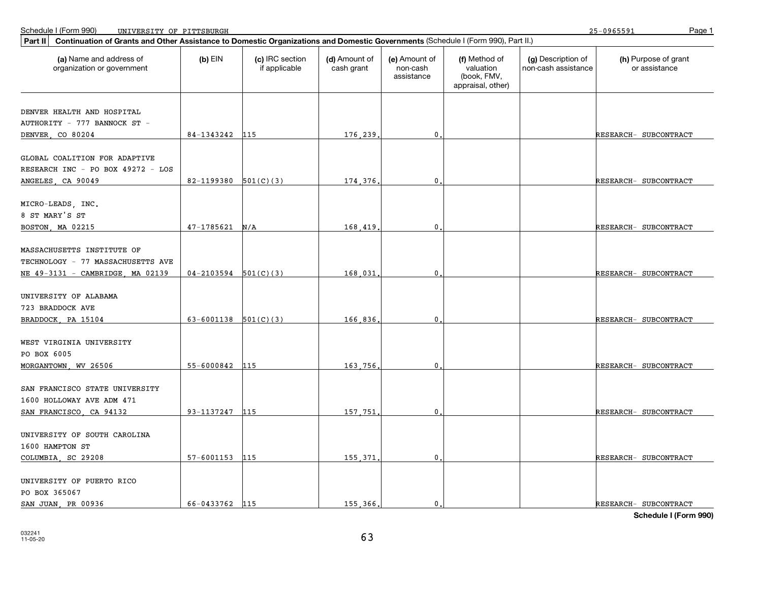Schedule I (Form 990) UNIVERSITY OF PITTSBURGH 25-0965591

**Part II** **Continuation of Grants and Other Assistance to Domestic Organizations and Domestic Governments** (Schedule I (Form 990), Part II.)

| (a) Name and address of organization or government | (b) EIN | (c) IRC section if applicable | (d) Amount of cash grant | (e) Amount of non-cash assistance | (f) Method of valuation (book, FMV, appraisal, other) | (g) Description of non-cash assistance | (h) Purpose of grant or assistance |
|---|---|---|---|---|---|---|---|
| DENVER HEALTH AND HOSPITAL AUTHORITY - 777 BANNOCK ST - DENVER, CO 80204 | 84-1343242 | 115 | 176,239. | 0. | | | RESEARCH- SUBCONTRACT |
| GLOBAL COALITION FOR ADAPTIVE RESEARCH INC - PO BOX 49272 - LOS ANGELES, CA 90049 | 82-1199380 | 501(C)(3) | 174,376. | 0. | | | RESEARCH- SUBCONTRACT |
| MICRO-LEADS, INC. 8 ST MARY'S ST BOSTON, MA 02215 | 47-1785621 | N/A | 168,419. | 0. | | | RESEARCH- SUBCONTRACT |
| MASSACHUSETTS INSTITUTE OF TECHNOLOGY - 77 MASSACHUSETTS AVE NE 49-3131 - CAMBRIDGE, MA 02139 | 04-2103594 | 501(C)(3) | 168,031. | 0. | | | RESEARCH- SUBCONTRACT |
| UNIVERSITY OF ALABAMA 723 BRADDOCK AVE BRADDOCK, PA 15104 | 63-6001138 | 501(C)(3) | 166,836. | 0. | | | RESEARCH- SUBCONTRACT |
| WEST VIRGINIA UNIVERSITY PO BOX 6005 MORGANTOWN, WV 26506 | 55-6000842 | 115 | 163,756. | 0. | | | RESEARCH- SUBCONTRACT |
| SAN FRANCISCO STATE UNIVERSITY 1600 HOLLOWAY AVE ADM 471 SAN FRANCISCO, CA 94132 | 93-1137247 | 115 | 157,751. | 0. | | | RESEARCH- SUBCONTRACT |
| UNIVERSITY OF SOUTH CAROLINA 1600 HAMPTON ST COLUMBIA, SC 29208 | 57-6001153 | 115 | 155,371. | 0. | | | RESEARCH- SUBCONTRACT |
| UNIVERSITY OF PUERTO RICO PO BOX 365067 SAN JUAN, PR 00936 | 66-0433762 | 115 | 155,366. | 0. | | | RESEARCH- SUBCONTRACT |

**Schedule I (Form 990)**

032241 11-05-20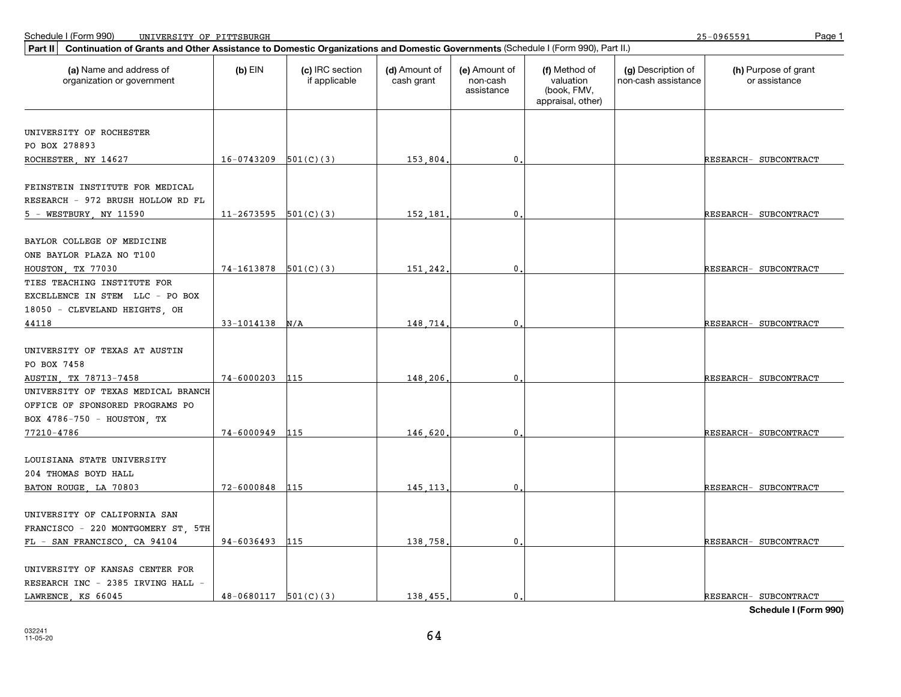Schedule I (Form 990) UNIVERSITY OF PITTSBURGH 25-0965591

**Part II** **Continuation of Grants and Other Assistance to Domestic Organizations and Domestic Governments** (Schedule I (Form 990), Part II.)

| (a) Name and address of organization or government | (b) EIN | (c) IRC section if applicable | (d) Amount of cash grant | (e) Amount of non-cash assistance | (f) Method of valuation (book, FMV, appraisal, other) | (g) Description of non-cash assistance | (h) Purpose of grant or assistance |
|---|---|---|---|---|---|---|---|
| UNIVERSITY OF ROCHESTER PO BOX 278893 ROCHESTER, NY 14627 | 16-0743209 | 501(C)(3) | 153,804. | 0. | | | RESEARCH- SUBCONTRACT |
| FEINSTEIN INSTITUTE FOR MEDICAL RESEARCH - 972 BRUSH HOLLOW RD FL 5 - WESTBURY, NY 11590 | 11-2673595 | 501(C)(3) | 152,181. | 0. | | | RESEARCH- SUBCONTRACT |
| BAYLOR COLLEGE OF MEDICINE ONE BAYLOR PLAZA NO T100 HOUSTON, TX 77030 | 74-1613878 | 501(C)(3) | 151,242. | 0. | | | RESEARCH- SUBCONTRACT |
| TIES TEACHING INSTITUTE FOR EXCELLENCE IN STEM LLC - PO BOX 18050 - CLEVELAND HEIGHTS, OH 44118 | 33-1014138 | N/A | 148,714. | 0. | | | RESEARCH- SUBCONTRACT |
| UNIVERSITY OF TEXAS AT AUSTIN PO BOX 7458 AUSTIN, TX 78713-7458 | 74-6000203 | 115 | 148,206. | 0. | | | RESEARCH- SUBCONTRACT |
| UNIVERSITY OF TEXAS MEDICAL BRANCH OFFICE OF SPONSORED PROGRAMS PO BOX 4786-750 - HOUSTON, TX 77210-4786 | 74-6000949 | 115 | 146,620. | 0. | | | RESEARCH- SUBCONTRACT |
| LOUISIANA STATE UNIVERSITY 204 THOMAS BOYD HALL BATON ROUGE, LA 70803 | 72-6000848 | 115 | 145,113. | 0. | | | RESEARCH- SUBCONTRACT |
| UNIVERSITY OF CALIFORNIA SAN FRANCISCO - 220 MONTGOMERY ST, 5TH FL - SAN FRANCISCO, CA 94104 | 94-6036493 | 115 | 138,758. | 0. | | | RESEARCH- SUBCONTRACT |
| UNIVERSITY OF KANSAS CENTER FOR RESEARCH INC - 2385 IRVING HALL - LAWRENCE, KS 66045 | 48-0680117 | 501(C)(3) | 138,455. | 0. | | | RESEARCH- SUBCONTRACT |

**Schedule I (Form 990)**

032241 11-05-20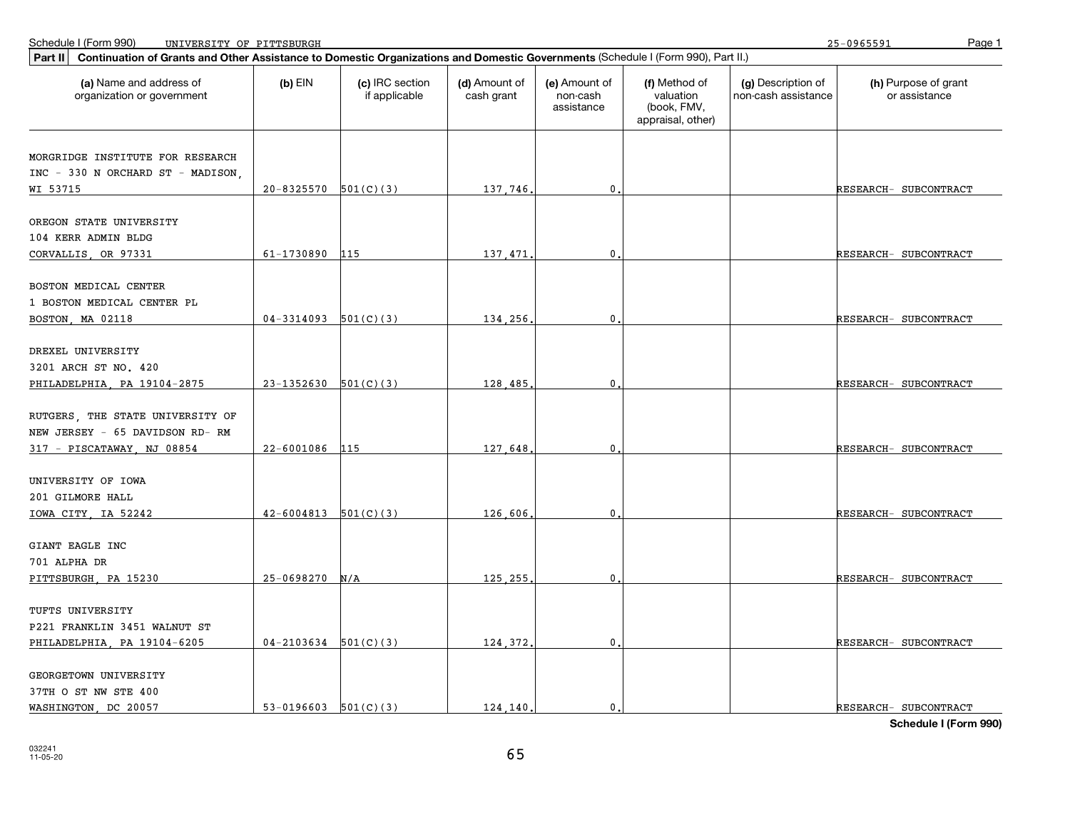Schedule I (Form 990) UNIVERSITY OF PITTSBURGH 25-0965591

**Part II** **Continuation of Grants and Other Assistance to Domestic Organizations and Domestic Governments** (Schedule I (Form 990), Part II.)

| (a) Name and address of organization or government | (b) EIN | (c) IRC section if applicable | (d) Amount of cash grant | (e) Amount of non-cash assistance | (f) Method of valuation (book, FMV, appraisal, other) | (g) Description of non-cash assistance | (h) Purpose of grant or assistance |
|---|---|---|---|---|---|---|---|
| MORGRIDGE INSTITUTE FOR RESEARCH INC - 330 N ORCHARD ST - MADISON, WI 53715 | 20-8325570 | 501(C)(3) | 137,746. | 0. | | | RESEARCH- SUBCONTRACT |
| OREGON STATE UNIVERSITY 104 KERR ADMIN BLDG CORVALLIS, OR 97331 | 61-1730890 | 115 | 137,471. | 0. | | | RESEARCH- SUBCONTRACT |
| BOSTON MEDICAL CENTER 1 BOSTON MEDICAL CENTER PL BOSTON, MA 02118 | 04-3314093 | 501(C)(3) | 134,256. | 0. | | | RESEARCH- SUBCONTRACT |
| DREXEL UNIVERSITY 3201 ARCH ST NO. 420 PHILADELPHIA, PA 19104-2875 | 23-1352630 | 501(C)(3) | 128,485. | 0. | | | RESEARCH- SUBCONTRACT |
| RUTGERS, THE STATE UNIVERSITY OF NEW JERSEY - 65 DAVIDSON RD- RM 317 - PISCATAWAY, NJ 08854 | 22-6001086 | 115 | 127,648. | 0. | | | RESEARCH- SUBCONTRACT |
| UNIVERSITY OF IOWA 201 GILMORE HALL IOWA CITY, IA 52242 | 42-6004813 | 501(C)(3) | 126,606. | 0. | | | RESEARCH- SUBCONTRACT |
| GIANT EAGLE INC 701 ALPHA DR PITTSBURGH, PA 15230 | 25-0698270 | N/A | 125,255. | 0. | | | RESEARCH- SUBCONTRACT |
| TUFTS UNIVERSITY P221 FRANKLIN 3451 WALNUT ST PHILADELPHIA, PA 19104-6205 | 04-2103634 | 501(C)(3) | 124,372. | 0. | | | RESEARCH- SUBCONTRACT |
| GEORGETOWN UNIVERSITY 37TH O ST NW STE 400 WASHINGTON, DC 20057 | 53-0196603 | 501(C)(3) | 124,140. | 0. | | | RESEARCH- SUBCONTRACT |

Schedule I (Form 990)

032241 11-05-20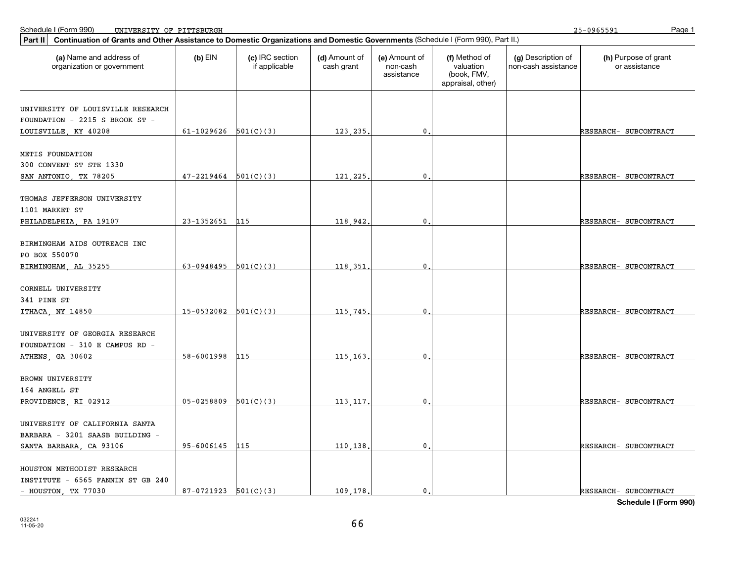Schedule I (Form 990) UNIVERSITY OF PITTSBURGH 25-0965591

**Part II | Continuation of Grants and Other Assistance to Domestic Organizations and Domestic Governments** (Schedule I (Form 990), Part II.)

| (a) Name and address of organization or government | (b) EIN | (c) IRC section if applicable | (d) Amount of cash grant | (e) Amount of non-cash assistance | (f) Method of valuation (book, FMV, appraisal, other) | (g) Description of non-cash assistance | (h) Purpose of grant or assistance |
|---|---|---|---|---|---|---|---|
| UNIVERSITY OF LOUISVILLE RESEARCH FOUNDATION - 2215 S BROOK ST - LOUISVILLE, KY 40208 | 61-1029626 | 501(C)(3) | 123,235. | 0. | | | RESEARCH- SUBCONTRACT |
| METIS FOUNDATION 300 CONVENT ST STE 1330 SAN ANTONIO, TX 78205 | 47-2219464 | 501(C)(3) | 121,225. | 0. | | | RESEARCH- SUBCONTRACT |
| THOMAS JEFFERSON UNIVERSITY 1101 MARKET ST PHILADELPHIA, PA 19107 | 23-1352651 | 115 | 118,942. | 0. | | | RESEARCH- SUBCONTRACT |
| BIRMINGHAM AIDS OUTREACH INC PO BOX 550070 BIRMINGHAM, AL 35255 | 63-0948495 | 501(C)(3) | 118,351. | 0. | | | RESEARCH- SUBCONTRACT |
| CORNELL UNIVERSITY 341 PINE ST ITHACA, NY 14850 | 15-0532082 | 501(C)(3) | 115,745. | 0. | | | RESEARCH- SUBCONTRACT |
| UNIVERSITY OF GEORGIA RESEARCH FOUNDATION - 310 E CAMPUS RD - ATHENS, GA 30602 | 58-6001998 | 115 | 115,163. | 0. | | | RESEARCH- SUBCONTRACT |
| BROWN UNIVERSITY 164 ANGELL ST PROVIDENCE, RI 02912 | 05-0258809 | 501(C)(3) | 113,117. | 0. | | | RESEARCH- SUBCONTRACT |
| UNIVERSITY OF CALIFORNIA SANTA BARBARA - 3201 SAASB BUILDING - SANTA BARBARA, CA 93106 | 95-6006145 | 115 | 110,138. | 0. | | | RESEARCH- SUBCONTRACT |
| HOUSTON METHODIST RESEARCH INSTITUTE - 6565 FANNIN ST GB 240 - HOUSTON, TX 77030 | 87-0721923 | 501(C)(3) | 109,178. | 0. | | | RESEARCH- SUBCONTRACT |

**Schedule I (Form 990)**

032241
11-05-20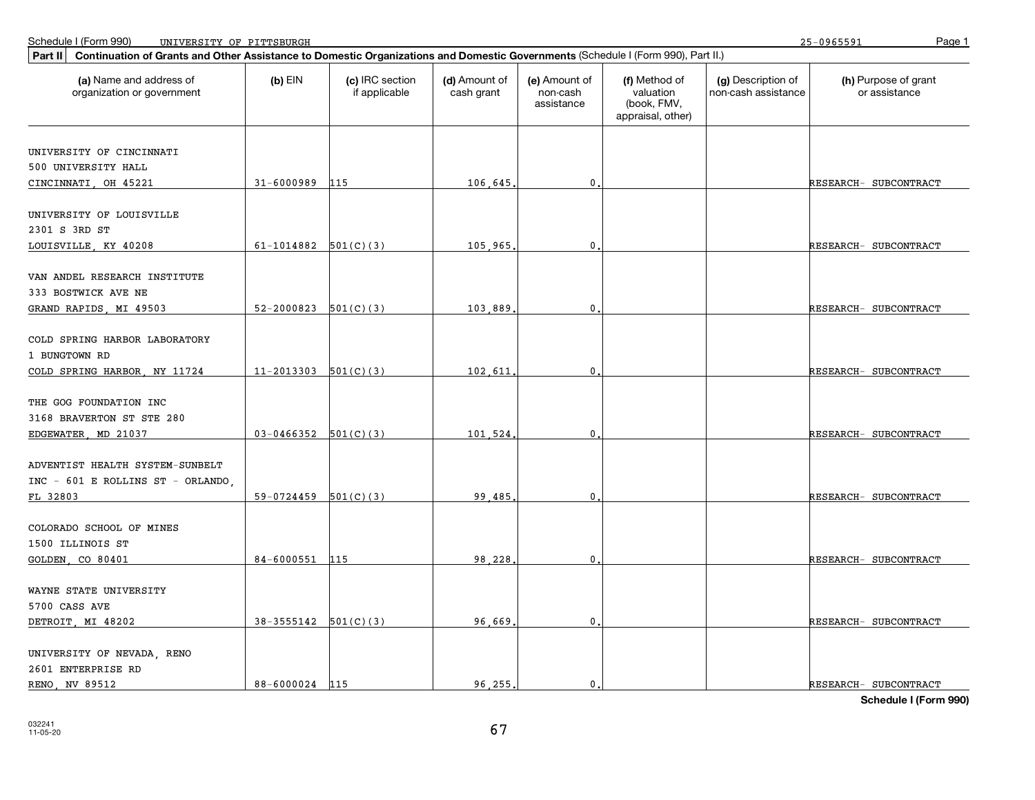Schedule I (Form 990) UNIVERSITY OF PITTSBURGH 25-0965591

**Part II** **Continuation of Grants and Other Assistance to Domestic Organizations and Domestic Governments** (Schedule I (Form 990), Part II.)

| (a) Name and address of organization or government | (b) EIN | (c) IRC section if applicable | (d) Amount of cash grant | (e) Amount of non-cash assistance | (f) Method of valuation (book, FMV, appraisal, other) | (g) Description of non-cash assistance | (h) Purpose of grant or assistance |
|---|---|---|---|---|---|---|---|
| UNIVERSITY OF CINCINNATI<br>500 UNIVERSITY HALL<br>CINCINNATI, OH 45221 | 31-6000989 | 115 | 106,645. | 0. | | | RESEARCH- SUBCONTRACT |
| UNIVERSITY OF LOUISVILLE<br>2301 S 3RD ST<br>LOUISVILLE, KY 40208 | 61-1014882 | 501(C)(3) | 105,965. | 0. | | | RESEARCH- SUBCONTRACT |
| VAN ANDEL RESEARCH INSTITUTE<br>333 BOSTWICK AVE NE<br>GRAND RAPIDS, MI 49503 | 52-2000823 | 501(C)(3) | 103,889. | 0. | | | RESEARCH- SUBCONTRACT |
| COLD SPRING HARBOR LABORATORY<br>1 BUNGTOWN RD<br>COLD SPRING HARBOR, NY 11724 | 11-2013303 | 501(C)(3) | 102,611. | 0. | | | RESEARCH- SUBCONTRACT |
| THE GOG FOUNDATION INC<br>3168 BRAVERTON ST STE 280<br>EDGEWATER, MD 21037 | 03-0466352 | 501(C)(3) | 101,524. | 0. | | | RESEARCH- SUBCONTRACT |
| ADVENTIST HEALTH SYSTEM-SUNBELT<br>INC - 601 E ROLLINS ST - ORLANDO,<br>FL 32803 | 59-0724459 | 501(C)(3) | 99,485. | 0. | | | RESEARCH- SUBCONTRACT |
| COLORADO SCHOOL OF MINES<br>1500 ILLINOIS ST<br>GOLDEN, CO 80401 | 84-6000551 | 115 | 98,228. | 0. | | | RESEARCH- SUBCONTRACT |
| WAYNE STATE UNIVERSITY<br>5700 CASS AVE<br>DETROIT, MI 48202 | 38-3555142 | 501(C)(3) | 96,669. | 0. | | | RESEARCH- SUBCONTRACT |
| UNIVERSITY OF NEVADA, RENO<br>2601 ENTERPRISE RD<br>RENO, NV 89512 | 88-6000024 | 115 | 96,255. | 0. | | | RESEARCH- SUBCONTRACT |

**Schedule I (Form 990)**

032241
11-05-20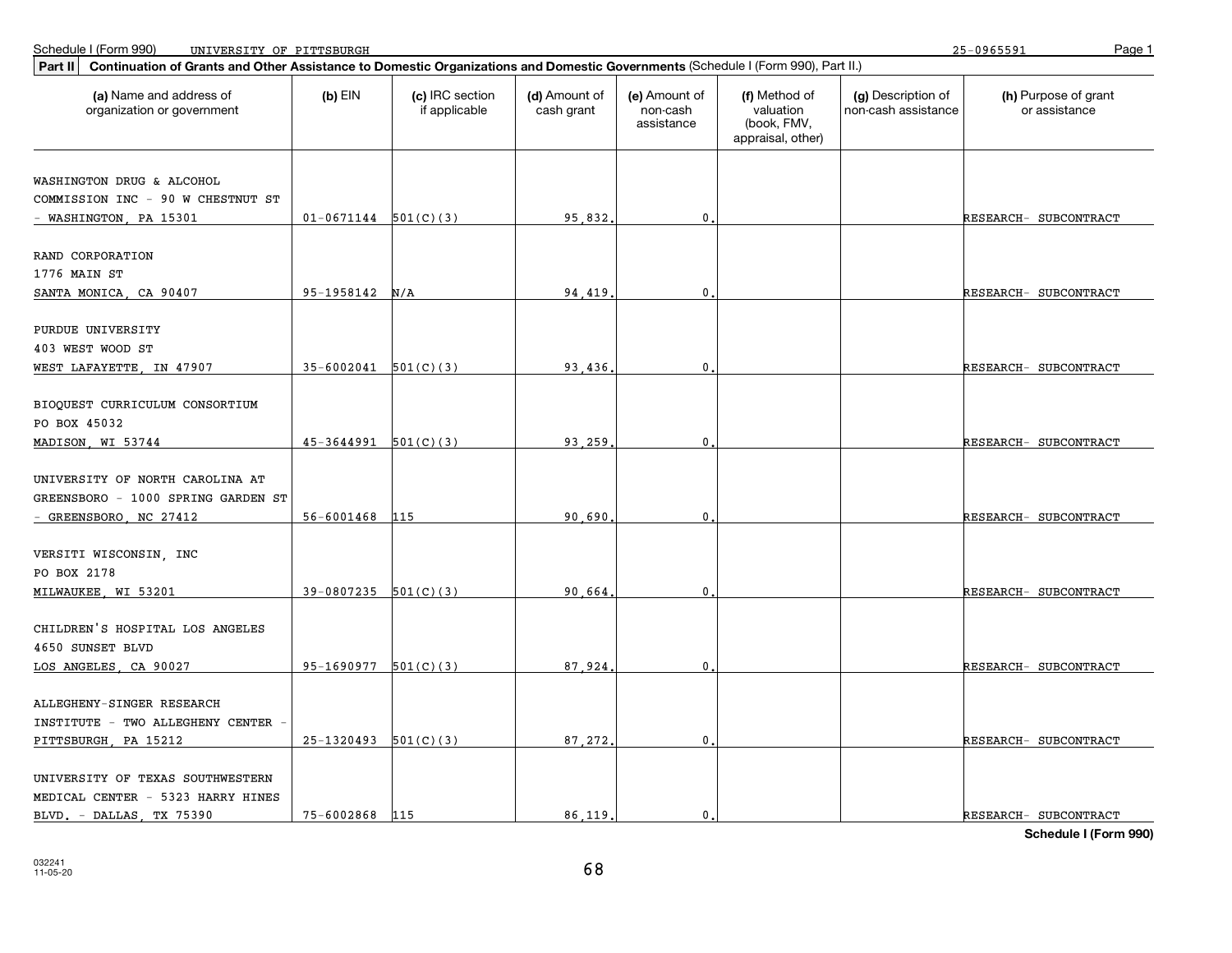Schedule I (Form 990) UNIVERSITY OF PITTSBURGH 25-0965591

**Part II** **Continuation of Grants and Other Assistance to Domestic Organizations and Domestic Governments** (Schedule I (Form 990), Part II.)

| (a) Name and address of organization or government | (b) EIN | (c) IRC section if applicable | (d) Amount of cash grant | (e) Amount of non-cash assistance | (f) Method of valuation (book, FMV, appraisal, other) | (g) Description of non-cash assistance | (h) Purpose of grant or assistance |
|---|---|---|---|---|---|---|---|
| WASHINGTON DRUG & ALCOHOL COMMISSION INC - 90 W CHESTNUT ST - WASHINGTON, PA 15301 | 01-0671144 | 501(C)(3) | 95,832. | 0. | | | RESEARCH- SUBCONTRACT |
| RAND CORPORATION 1776 MAIN ST SANTA MONICA, CA 90407 | 95-1958142 | N/A | 94,419. | 0. | | | RESEARCH- SUBCONTRACT |
| PURDUE UNIVERSITY 403 WEST WOOD ST WEST LAFAYETTE, IN 47907 | 35-6002041 | 501(C)(3) | 93,436. | 0. | | | RESEARCH- SUBCONTRACT |
| BIOQUEST CURRICULUM CONSORTIUM PO BOX 45032 MADISON, WI 53744 | 45-3644991 | 501(C)(3) | 93,259. | 0. | | | RESEARCH- SUBCONTRACT |
| UNIVERSITY OF NORTH CAROLINA AT GREENSBORO - 1000 SPRING GARDEN ST - GREENSBORO, NC 27412 | 56-6001468 | 115 | 90,690. | 0. | | | RESEARCH- SUBCONTRACT |
| VERSITI WISCONSIN, INC PO BOX 2178 MILWAUKEE, WI 53201 | 39-0807235 | 501(C)(3) | 90,664. | 0. | | | RESEARCH- SUBCONTRACT |
| CHILDREN'S HOSPITAL LOS ANGELES 4650 SUNSET BLVD LOS ANGELES, CA 90027 | 95-1690977 | 501(C)(3) | 87,924. | 0. | | | RESEARCH- SUBCONTRACT |
| ALLEGHENY-SINGER RESEARCH INSTITUTE - TWO ALLEGHENY CENTER - PITTSBURGH, PA 15212 | 25-1320493 | 501(C)(3) | 87,272. | 0. | | | RESEARCH- SUBCONTRACT |
| UNIVERSITY OF TEXAS SOUTHWESTERN MEDICAL CENTER - 5323 HARRY HINES BLVD. - DALLAS, TX 75390 | 75-6002868 | 115 | 86,119. | 0. | | | RESEARCH- SUBCONTRACT |

**Schedule I (Form 990)**

032241 11-05-20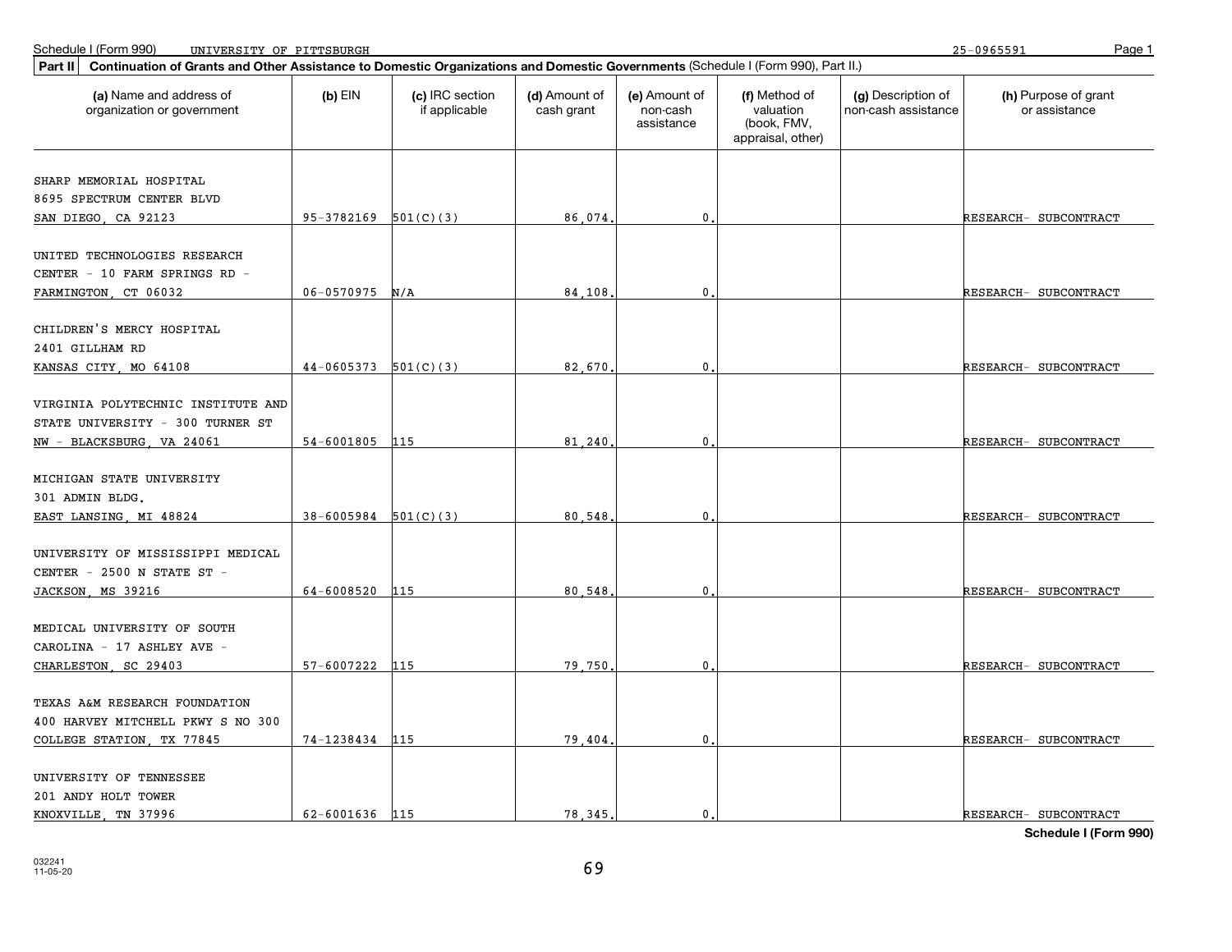Schedule I (Form 990) UNIVERSITY OF PITTSBURGH 25-0965591

**Part II** **Continuation of Grants and Other Assistance to Domestic Organizations and Domestic Governments** (Schedule I (Form 990), Part II.)

| (a) Name and address of organization or government | (b) EIN | (c) IRC section if applicable | (d) Amount of cash grant | (e) Amount of non-cash assistance | (f) Method of valuation (book, FMV, appraisal, other) | (g) Description of non-cash assistance | (h) Purpose of grant or assistance |
|---|---|---|---|---|---|---|---|
| SHARP MEMORIAL HOSPITAL 8695 SPECTRUM CENTER BLVD SAN DIEGO, CA 92123 | 95-3782169 | 501(C)(3) | 86,074. | 0. | | | RESEARCH- SUBCONTRACT |
| UNITED TECHNOLOGIES RESEARCH CENTER - 10 FARM SPRINGS RD - FARMINGTON, CT 06032 | 06-0570975 | N/A | 84,108. | 0. | | | RESEARCH- SUBCONTRACT |
| CHILDREN'S MERCY HOSPITAL 2401 GILLHAM RD KANSAS CITY, MO 64108 | 44-0605373 | 501(C)(3) | 82,670. | 0. | | | RESEARCH- SUBCONTRACT |
| VIRGINIA POLYTECHNIC INSTITUTE AND STATE UNIVERSITY - 300 TURNER ST NW - BLACKSBURG, VA 24061 | 54-6001805 | 115 | 81,240. | 0. | | | RESEARCH- SUBCONTRACT |
| MICHIGAN STATE UNIVERSITY 301 ADMIN BLDG. EAST LANSING, MI 48824 | 38-6005984 | 501(C)(3) | 80,548. | 0. | | | RESEARCH- SUBCONTRACT |
| UNIVERSITY OF MISSISSIPPI MEDICAL CENTER - 2500 N STATE ST - JACKSON, MS 39216 | 64-6008520 | 115 | 80,548. | 0. | | | RESEARCH- SUBCONTRACT |
| MEDICAL UNIVERSITY OF SOUTH CAROLINA - 17 ASHLEY AVE - CHARLESTON, SC 29403 | 57-6007222 | 115 | 79,750. | 0. | | | RESEARCH- SUBCONTRACT |
| TEXAS A&M RESEARCH FOUNDATION 400 HARVEY MITCHELL PKWY S NO 300 COLLEGE STATION, TX 77845 | 74-1238434 | 115 | 79,404. | 0. | | | RESEARCH- SUBCONTRACT |
| UNIVERSITY OF TENNESSEE 201 ANDY HOLT TOWER KNOXVILLE, TN 37996 | 62-6001636 | 115 | 78,345. | 0. | | | RESEARCH- SUBCONTRACT |

**Schedule I (Form 990)**

032241 11-05-20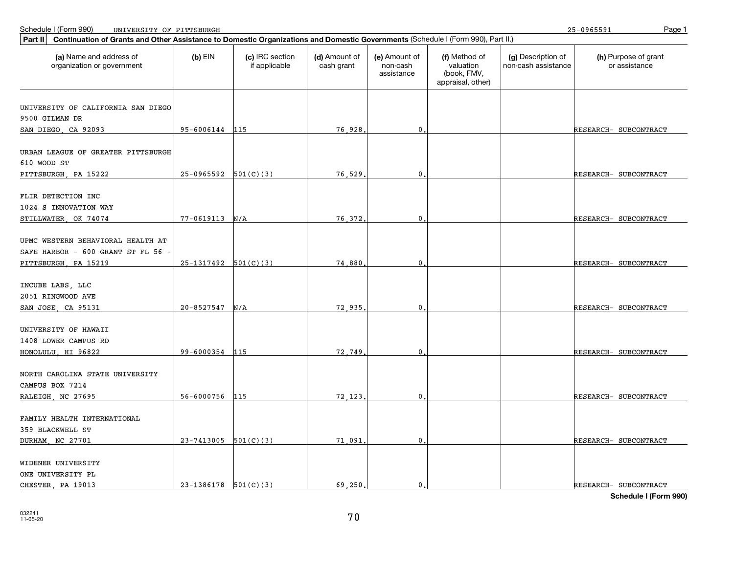Schedule I (Form 990) UNIVERSITY OF PITTSBURGH 25-0965591

**Part II Continuation of Grants and Other Assistance to Domestic Organizations and Domestic Governments** (Schedule I (Form 990), Part II.)

| (a) Name and address of organization or government | (b) EIN | (c) IRC section if applicable | (d) Amount of cash grant | (e) Amount of non-cash assistance | (f) Method of valuation (book, FMV, appraisal, other) | (g) Description of non-cash assistance | (h) Purpose of grant or assistance |
|---|---|---|---|---|---|---|---|
| UNIVERSITY OF CALIFORNIA SAN DIEGO<br>9500 GILMAN DR<br>SAN DIEGO, CA 92093 | 95-6006144 | 115 | 76,928. | 0. | | | RESEARCH- SUBCONTRACT |
| URBAN LEAGUE OF GREATER PITTSBURGH<br>610 WOOD ST<br>PITTSBURGH, PA 15222 | 25-0965592 | 501(C)(3) | 76,529. | 0. | | | RESEARCH- SUBCONTRACT |
| FLIR DETECTION INC<br>1024 S INNOVATION WAY<br>STILLWATER, OK 74074 | 77-0619113 | N/A | 76,372. | 0. | | | RESEARCH- SUBCONTRACT |
| UPMC WESTERN BEHAVIORAL HEALTH AT<br>SAFE HARBOR - 600 GRANT ST FL 56 -<br>PITTSBURGH, PA 15219 | 25-1317492 | 501(C)(3) | 74,880. | 0. | | | RESEARCH- SUBCONTRACT |
| INCUBE LABS, LLC<br>2051 RINGWOOD AVE<br>SAN JOSE, CA 95131 | 20-8527547 | N/A | 72,935. | 0. | | | RESEARCH- SUBCONTRACT |
| UNIVERSITY OF HAWAII<br>1408 LOWER CAMPUS RD<br>HONOLULU, HI 96822 | 99-6000354 | 115 | 72,749. | 0. | | | RESEARCH- SUBCONTRACT |
| NORTH CAROLINA STATE UNIVERSITY<br>CAMPUS BOX 7214<br>RALEIGH, NC 27695 | 56-6000756 | 115 | 72,123. | 0. | | | RESEARCH- SUBCONTRACT |
| FAMILY HEALTH INTERNATIONAL<br>359 BLACKWELL ST<br>DURHAM, NC 27701 | 23-7413005 | 501(C)(3) | 71,091. | 0. | | | RESEARCH- SUBCONTRACT |
| WIDENER UNIVERSITY<br>ONE UNIVERSITY PL<br>CHESTER, PA 19013 | 23-1386178 | 501(C)(3) | 69,250. | 0. | | | RESEARCH- SUBCONTRACT |

**Schedule I (Form 990)**

032241
11-05-20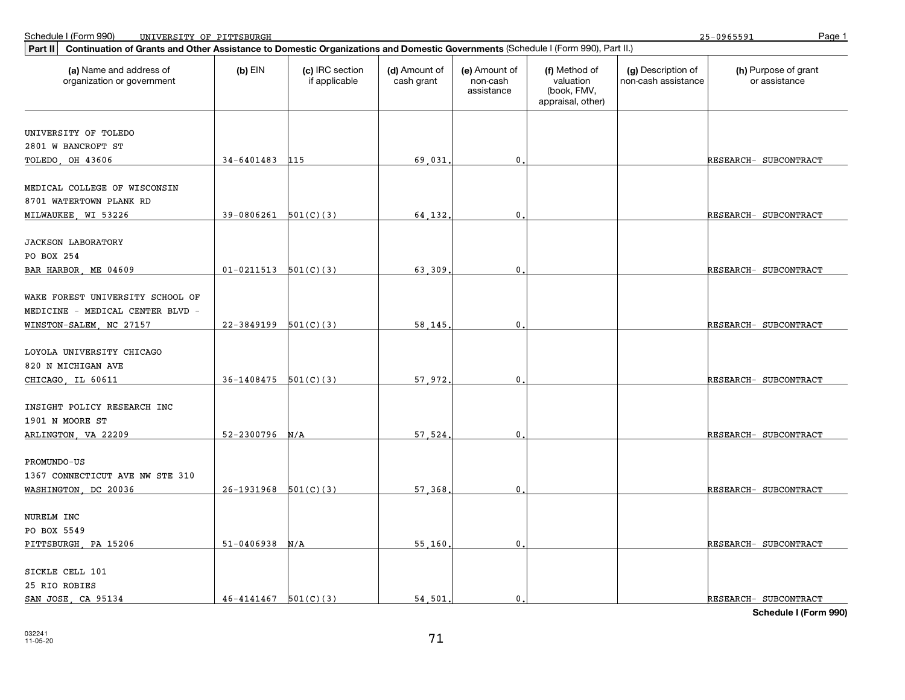Schedule I (Form 990) UNIVERSITY OF PITTSBURGH 25-0965591

**Part II** **Continuation of Grants and Other Assistance to Domestic Organizations and Domestic Governments** (Schedule I (Form 990), Part II.)

| (a) Name and address of organization or government | (b) EIN | (c) IRC section if applicable | (d) Amount of cash grant | (e) Amount of non-cash assistance | (f) Method of valuation (book, FMV, appraisal, other) | (g) Description of non-cash assistance | (h) Purpose of grant or assistance |
|---|---|---|---|---|---|---|---|
| UNIVERSITY OF TOLEDO<br>2801 W BANCROFT ST<br>TOLEDO, OH 43606 | 34-6401483 | 115 | 69,031. | 0. | | | RESEARCH- SUBCONTRACT |
| MEDICAL COLLEGE OF WISCONSIN<br>8701 WATERTOWN PLANK RD<br>MILWAUKEE, WI 53226 | 39-0806261 | 501(C)(3) | 64,132. | 0. | | | RESEARCH- SUBCONTRACT |
| JACKSON LABORATORY<br>PO BOX 254<br>BAR HARBOR, ME 04609 | 01-0211513 | 501(C)(3) | 63,309. | 0. | | | RESEARCH- SUBCONTRACT |
| WAKE FOREST UNIVERSITY SCHOOL OF<br>MEDICINE - MEDICAL CENTER BLVD -<br>WINSTON-SALEM, NC 27157 | 22-3849199 | 501(C)(3) | 58,145. | 0. | | | RESEARCH- SUBCONTRACT |
| LOYOLA UNIVERSITY CHICAGO<br>820 N MICHIGAN AVE<br>CHICAGO, IL 60611 | 36-1408475 | 501(C)(3) | 57,972. | 0. | | | RESEARCH- SUBCONTRACT |
| INSIGHT POLICY RESEARCH INC<br>1901 N MOORE ST<br>ARLINGTON, VA 22209 | 52-2300796 | N/A | 57,524. | 0. | | | RESEARCH- SUBCONTRACT |
| PROMUNDO-US<br>1367 CONNECTICUT AVE NW STE 310<br>WASHINGTON, DC 20036 | 26-1931968 | 501(C)(3) | 57,368. | 0. | | | RESEARCH- SUBCONTRACT |
| NURELM INC<br>PO BOX 5549<br>PITTSBURGH, PA 15206 | 51-0406938 | N/A | 55,160. | 0. | | | RESEARCH- SUBCONTRACT |
| SICKLE CELL 101<br>25 RIO ROBIES<br>SAN JOSE, CA 95134 | 46-4141467 | 501(C)(3) | 54,501. | 0. | | | RESEARCH- SUBCONTRACT |

**Schedule I (Form 990)**

032241
11-05-20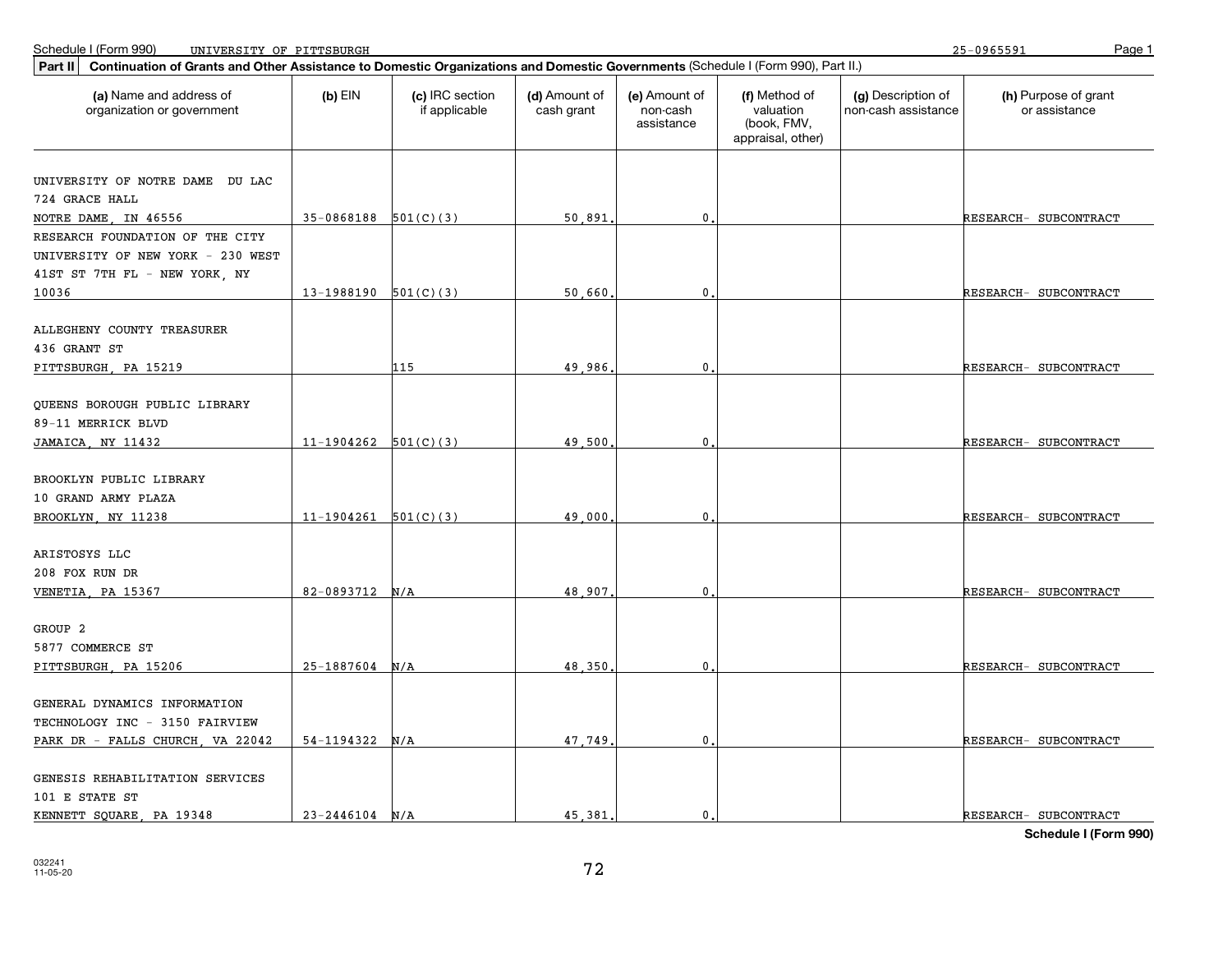Schedule I (Form 990) UNIVERSITY OF PITTSBURGH 25-0965591

**Part II** **Continuation of Grants and Other Assistance to Domestic Organizations and Domestic Governments** (Schedule I (Form 990), Part II.)

| (a) Name and address of organization or government | (b) EIN | (c) IRC section if applicable | (d) Amount of cash grant | (e) Amount of non-cash assistance | (f) Method of valuation (book, FMV, appraisal, other) | (g) Description of non-cash assistance | (h) Purpose of grant or assistance |
|---|---|---|---|---|---|---|---|
| UNIVERSITY OF NOTRE DAME DU LAC 724 GRACE HALL NOTRE DAME, IN 46556 | 35-0868188 | 501(C)(3) | 50,891. | 0. | | | RESEARCH- SUBCONTRACT |
| RESEARCH FOUNDATION OF THE CITY UNIVERSITY OF NEW YORK - 230 WEST 41ST ST 7TH FL - NEW YORK, NY 10036 | 13-1988190 | 501(C)(3) | 50,660. | 0. | | | RESEARCH- SUBCONTRACT |
| ALLEGHENY COUNTY TREASURER 436 GRANT ST PITTSBURGH, PA 15219 | | 115 | 49,986. | 0. | | | RESEARCH- SUBCONTRACT |
| QUEENS BOROUGH PUBLIC LIBRARY 89-11 MERRICK BLVD JAMAICA, NY 11432 | 11-1904262 | 501(C)(3) | 49,500. | 0. | | | RESEARCH- SUBCONTRACT |
| BROOKLYN PUBLIC LIBRARY 10 GRAND ARMY PLAZA BROOKLYN, NY 11238 | 11-1904261 | 501(C)(3) | 49,000. | 0. | | | RESEARCH- SUBCONTRACT |
| ARISTOSYS LLC 208 FOX RUN DR VENETIA, PA 15367 | 82-0893712 | N/A | 48,907. | 0. | | | RESEARCH- SUBCONTRACT |
| GROUP 2 5877 COMMERCE ST PITTSBURGH, PA 15206 | 25-1887604 | N/A | 48,350. | 0. | | | RESEARCH- SUBCONTRACT |
| GENERAL DYNAMICS INFORMATION TECHNOLOGY INC - 3150 FAIRVIEW PARK DR - FALLS CHURCH, VA 22042 | 54-1194322 | N/A | 47,749. | 0. | | | RESEARCH- SUBCONTRACT |
| GENESIS REHABILITATION SERVICES 101 E STATE ST KENNETT SQUARE, PA 19348 | 23-2446104 | N/A | 45,381. | 0. | | | RESEARCH- SUBCONTRACT |

**Schedule I (Form 990)**

032241
11-05-20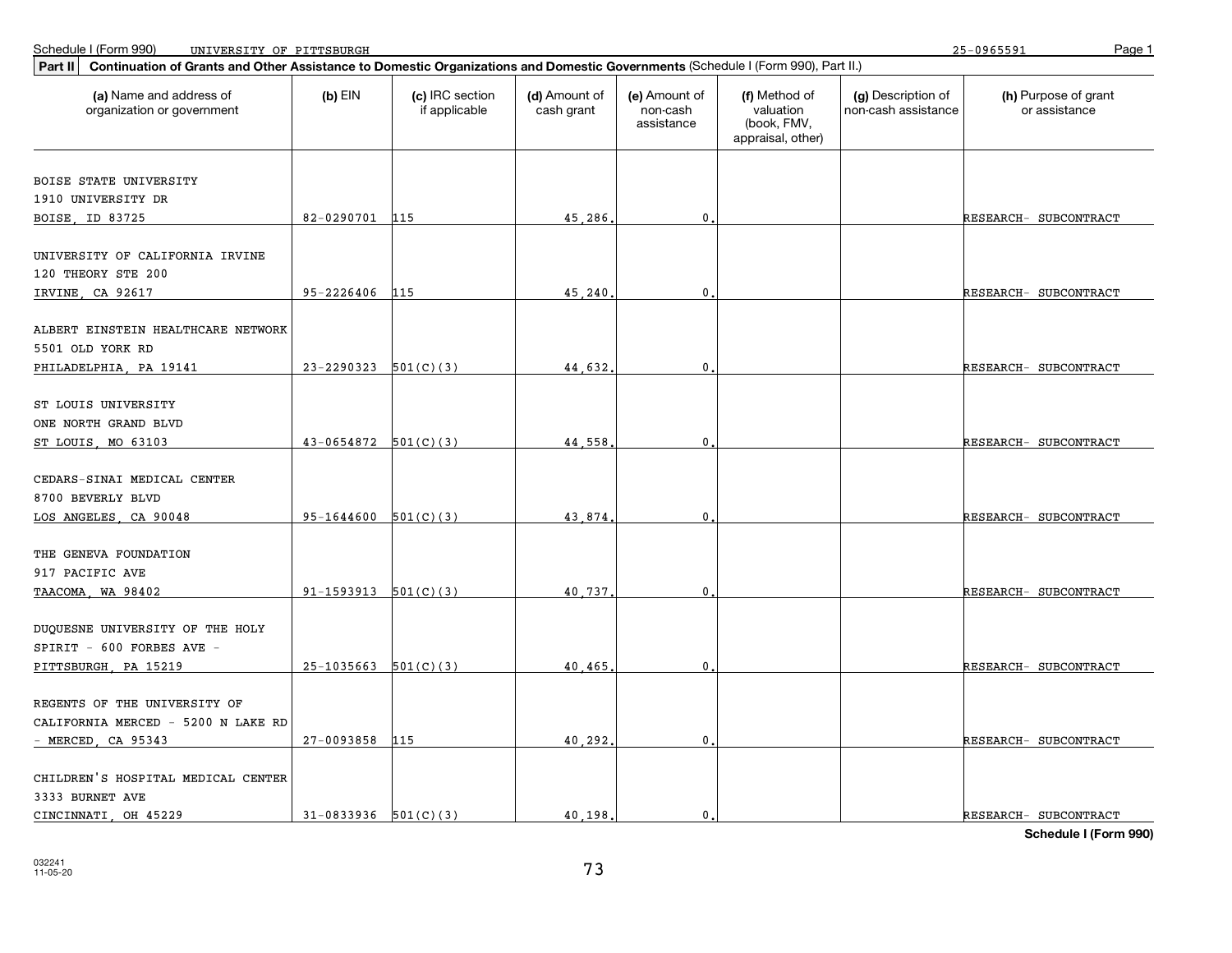Schedule I (Form 990) UNIVERSITY OF PITTSBURGH 25-0965591

**Part II** **Continuation of Grants and Other Assistance to Domestic Organizations and Domestic Governments** (Schedule I (Form 990), Part II.)

| (a) Name and address of organization or government | (b) EIN | (c) IRC section if applicable | (d) Amount of cash grant | (e) Amount of non-cash assistance | (f) Method of valuation (book, FMV, appraisal, other) | (g) Description of non-cash assistance | (h) Purpose of grant or assistance |
|---|---|---|---|---|---|---|---|
| BOISE STATE UNIVERSITY<br>1910 UNIVERSITY DR<br>BOISE, ID 83725 | 82-0290701 | 115 | 45,286. | 0. | | | RESEARCH- SUBCONTRACT |
| UNIVERSITY OF CALIFORNIA IRVINE<br>120 THEORY STE 200<br>IRVINE, CA 92617 | 95-2226406 | 115 | 45,240. | 0. | | | RESEARCH- SUBCONTRACT |
| ALBERT EINSTEIN HEALTHCARE NETWORK<br>5501 OLD YORK RD<br>PHILADELPHIA, PA 19141 | 23-2290323 | 501(C)(3) | 44,632. | 0. | | | RESEARCH- SUBCONTRACT |
| ST LOUIS UNIVERSITY<br>ONE NORTH GRAND BLVD<br>ST LOUIS, MO 63103 | 43-0654872 | 501(C)(3) | 44,558. | 0. | | | RESEARCH- SUBCONTRACT |
| CEDARS-SINAI MEDICAL CENTER<br>8700 BEVERLY BLVD<br>LOS ANGELES, CA 90048 | 95-1644600 | 501(C)(3) | 43,874. | 0. | | | RESEARCH- SUBCONTRACT |
| THE GENEVA FOUNDATION<br>917 PACIFIC AVE<br>TAACOMA, WA 98402 | 91-1593913 | 501(C)(3) | 40,737. | 0. | | | RESEARCH- SUBCONTRACT |
| DUQUESNE UNIVERSITY OF THE HOLY<br>SPIRIT - 600 FORBES AVE -<br>PITTSBURGH, PA 15219 | 25-1035663 | 501(C)(3) | 40,465. | 0. | | | RESEARCH- SUBCONTRACT |
| REGENTS OF THE UNIVERSITY OF<br>CALIFORNIA MERCED - 5200 N LAKE RD<br>- MERCED, CA 95343 | 27-0093858 | 115 | 40,292. | 0. | | | RESEARCH- SUBCONTRACT |
| CHILDREN'S HOSPITAL MEDICAL CENTER<br>3333 BURNET AVE<br>CINCINNATI, OH 45229 | 31-0833936 | 501(C)(3) | 40,198. | 0. | | | RESEARCH- SUBCONTRACT |

**Schedule I (Form 990)**

032241
11-05-20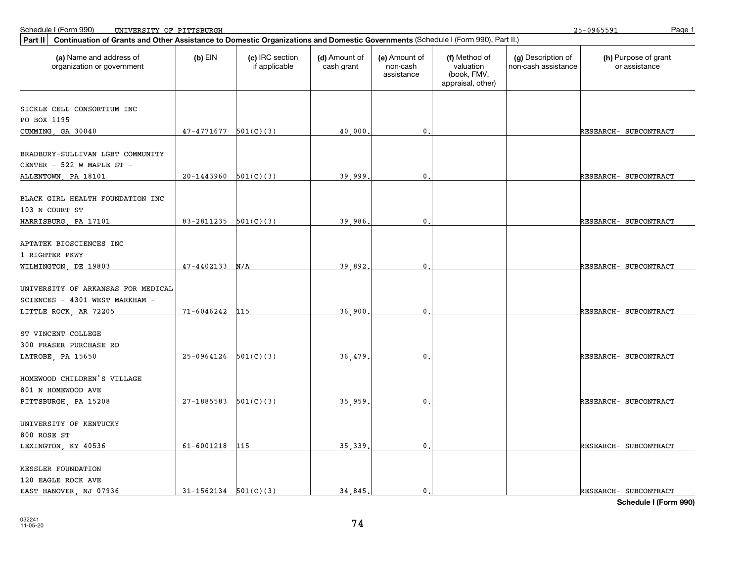Schedule I (Form 990) UNIVERSITY OF PITTSBURGH 25-0965591

**Part II** **Continuation of Grants and Other Assistance to Domestic Organizations and Domestic Governments** (Schedule I (Form 990), Part II.)

| (a) Name and address of organization or government | (b) EIN | (c) IRC section if applicable | (d) Amount of cash grant | (e) Amount of non-cash assistance | (f) Method of valuation (book, FMV, appraisal, other) | (g) Description of non-cash assistance | (h) Purpose of grant or assistance |
|---|---|---|---|---|---|---|---|
| SICKLE CELL CONSORTIUM INC<br>PO BOX 1195<br>CUMMING, GA 30040 | 47-4771677 | 501(C)(3) | 40,000. | 0. | | | RESEARCH- SUBCONTRACT |
| BRADBURY-SULLIVAN LGBT COMMUNITY CENTER - 522 W MAPLE ST -<br>ALLENTOWN, PA 18101 | 20-1443960 | 501(C)(3) | 39,999. | 0. | | | RESEARCH- SUBCONTRACT |
| BLACK GIRL HEALTH FOUNDATION INC<br>103 N COURT ST<br>HARRISBURG, PA 17101 | 83-2811235 | 501(C)(3) | 39,986. | 0. | | | RESEARCH- SUBCONTRACT |
| APTATEK BIOSCIENCES INC<br>1 RIGHTER PKWY<br>WILMINGTON, DE 19803 | 47-4402133 | N/A | 39,892. | 0. | | | RESEARCH- SUBCONTRACT |
| UNIVERSITY OF ARKANSAS FOR MEDICAL SCIENCES - 4301 WEST MARKHAM -<br>LITTLE ROCK, AR 72205 | 71-6046242 | 115 | 36,900. | 0. | | | RESEARCH- SUBCONTRACT |
| ST VINCENT COLLEGE<br>300 FRASER PURCHASE RD<br>LATROBE, PA 15650 | 25-0964126 | 501(C)(3) | 36,479. | 0. | | | RESEARCH- SUBCONTRACT |
| HOMEWOOD CHILDREN'S VILLAGE<br>801 N HOMEWOOD AVE<br>PITTSBURGH, PA 15208 | 27-1885583 | 501(C)(3) | 35,959. | 0. | | | RESEARCH- SUBCONTRACT |
| UNIVERSITY OF KENTUCKY<br>800 ROSE ST<br>LEXINGTON, KY 40536 | 61-6001218 | 115 | 35,339. | 0. | | | RESEARCH- SUBCONTRACT |
| KESSLER FOUNDATION<br>120 EAGLE ROCK AVE<br>EAST HANOVER, NJ 07936 | 31-1562134 | 501(C)(3) | 34,845. | 0. | | | RESEARCH- SUBCONTRACT |

**Schedule I (Form 990)**

032241
11-05-20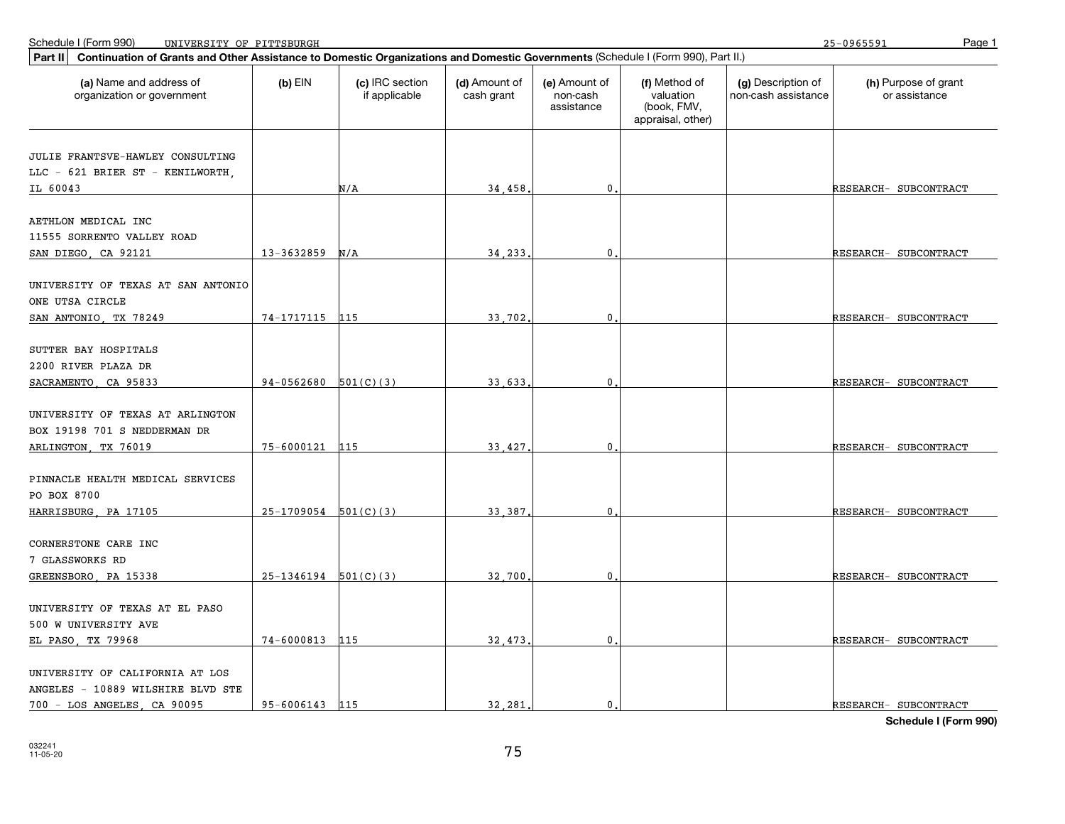Schedule I (Form 990) UNIVERSITY OF PITTSBURGH 25-0965591

**Part II** **Continuation of Grants and Other Assistance to Domestic Organizations and Domestic Governments** (Schedule I (Form 990), Part II.)

| (a) Name and address of organization or government | (b) EIN | (c) IRC section if applicable | (d) Amount of cash grant | (e) Amount of non-cash assistance | (f) Method of valuation (book, FMV, appraisal, other) | (g) Description of non-cash assistance | (h) Purpose of grant or assistance |
|---|---|---|---|---|---|---|---|
| JULIE FRANTSVE-HAWLEY CONSULTING LLC - 621 BRIER ST - KENILWORTH, IL 60043 | | N/A | 34,458. | 0. | | | RESEARCH- SUBCONTRACT |
| AETHLON MEDICAL INC 11555 SORRENTO VALLEY ROAD SAN DIEGO, CA 92121 | 13-3632859 | N/A | 34,233. | 0. | | | RESEARCH- SUBCONTRACT |
| UNIVERSITY OF TEXAS AT SAN ANTONIO ONE UTSA CIRCLE SAN ANTONIO, TX 78249 | 74-1717115 | 115 | 33,702. | 0. | | | RESEARCH- SUBCONTRACT |
| SUTTER BAY HOSPITALS 2200 RIVER PLAZA DR SACRAMENTO, CA 95833 | 94-0562680 | 501(C)(3) | 33,633. | 0. | | | RESEARCH- SUBCONTRACT |
| UNIVERSITY OF TEXAS AT ARLINGTON BOX 19198 701 S NEDDERMAN DR ARLINGTON, TX 76019 | 75-6000121 | 115 | 33,427. | 0. | | | RESEARCH- SUBCONTRACT |
| PINNACLE HEALTH MEDICAL SERVICES PO BOX 8700 HARRISBURG, PA 17105 | 25-1709054 | 501(C)(3) | 33,387. | 0. | | | RESEARCH- SUBCONTRACT |
| CORNERSTONE CARE INC 7 GLASSWORKS RD GREENSBORO, PA 15338 | 25-1346194 | 501(C)(3) | 32,700. | 0. | | | RESEARCH- SUBCONTRACT |
| UNIVERSITY OF TEXAS AT EL PASO 500 W UNIVERSITY AVE EL PASO, TX 79968 | 74-6000813 | 115 | 32,473. | 0. | | | RESEARCH- SUBCONTRACT |
| UNIVERSITY OF CALIFORNIA AT LOS ANGELES - 10889 WILSHIRE BLVD STE 700 - LOS ANGELES, CA 90095 | 95-6006143 | 115 | 32,281. | 0. | | | RESEARCH- SUBCONTRACT |

**Schedule I (Form 990)**

032241
11-05-20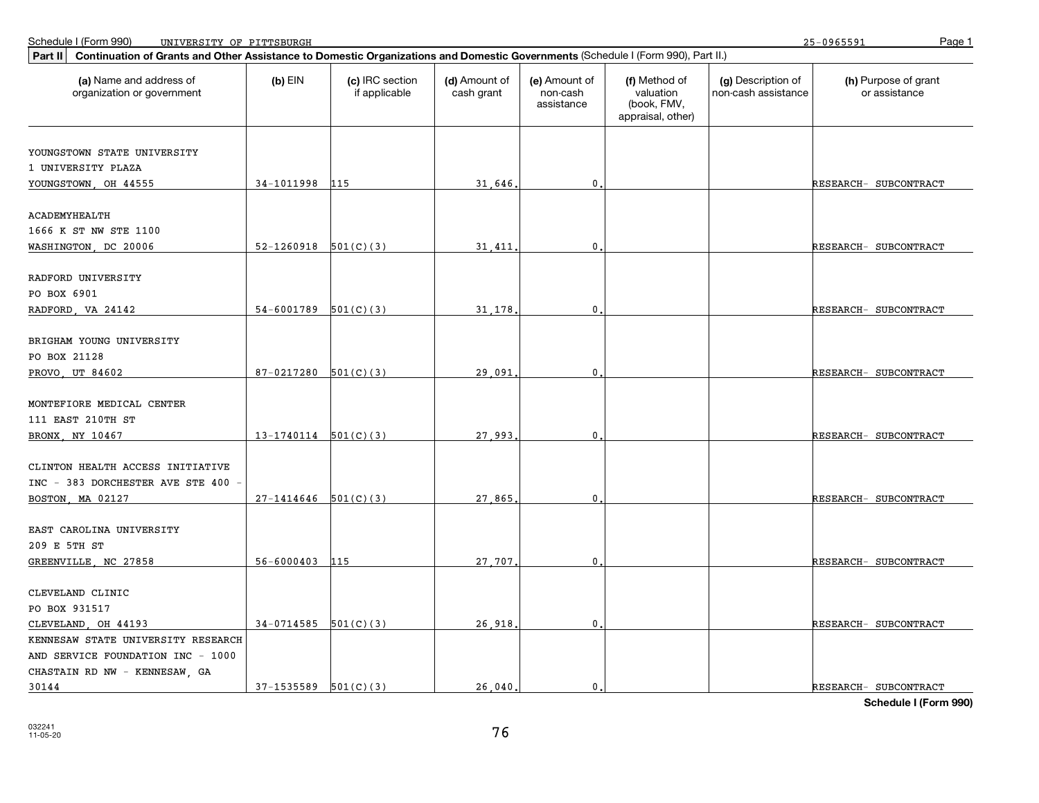Schedule I (Form 990) UNIVERSITY OF PITTSBURGH 25-0965591

**Part II** **Continuation of Grants and Other Assistance to Domestic Organizations and Domestic Governments** (Schedule I (Form 990), Part II.)

| (a) Name and address of organization or government | (b) EIN | (c) IRC section if applicable | (d) Amount of cash grant | (e) Amount of non-cash assistance | (f) Method of valuation (book, FMV, appraisal, other) | (g) Description of non-cash assistance | (h) Purpose of grant or assistance |
|---|---|---|---|---|---|---|---|
| YOUNGSTOWN STATE UNIVERSITY 1 UNIVERSITY PLAZA YOUNGSTOWN, OH 44555 | 34-1011998 | 115 | 31,646. | 0. | | | RESEARCH- SUBCONTRACT |
| ACADEMYHEALTH 1666 K ST NW STE 1100 WASHINGTON, DC 20006 | 52-1260918 | 501(C)(3) | 31,411. | 0. | | | RESEARCH- SUBCONTRACT |
| RADFORD UNIVERSITY PO BOX 6901 RADFORD, VA 24142 | 54-6001789 | 501(C)(3) | 31,178. | 0. | | | RESEARCH- SUBCONTRACT |
| BRIGHAM YOUNG UNIVERSITY PO BOX 21128 PROVO, UT 84602 | 87-0217280 | 501(C)(3) | 29,091. | 0. | | | RESEARCH- SUBCONTRACT |
| MONTEFIORE MEDICAL CENTER 111 EAST 210TH ST BRONX, NY 10467 | 13-1740114 | 501(C)(3) | 27,993. | 0. | | | RESEARCH- SUBCONTRACT |
| CLINTON HEALTH ACCESS INITIATIVE INC - 383 DORCHESTER AVE STE 400 - BOSTON, MA 02127 | 27-1414646 | 501(C)(3) | 27,865. | 0. | | | RESEARCH- SUBCONTRACT |
| EAST CAROLINA UNIVERSITY 209 E 5TH ST GREENVILLE, NC 27858 | 56-6000403 | 115 | 27,707. | 0. | | | RESEARCH- SUBCONTRACT |
| CLEVELAND CLINIC PO BOX 931517 CLEVELAND, OH 44193 | 34-0714585 | 501(C)(3) | 26,918. | 0. | | | RESEARCH- SUBCONTRACT |
| KENNESAW STATE UNIVERSITY RESEARCH AND SERVICE FOUNDATION INC - 1000 CHASTAIN RD NW - KENNESAW, GA 30144 | 37-1535589 | 501(C)(3) | 26,040. | 0. | | | RESEARCH- SUBCONTRACT |

**Schedule I (Form 990)**

032241 11-05-20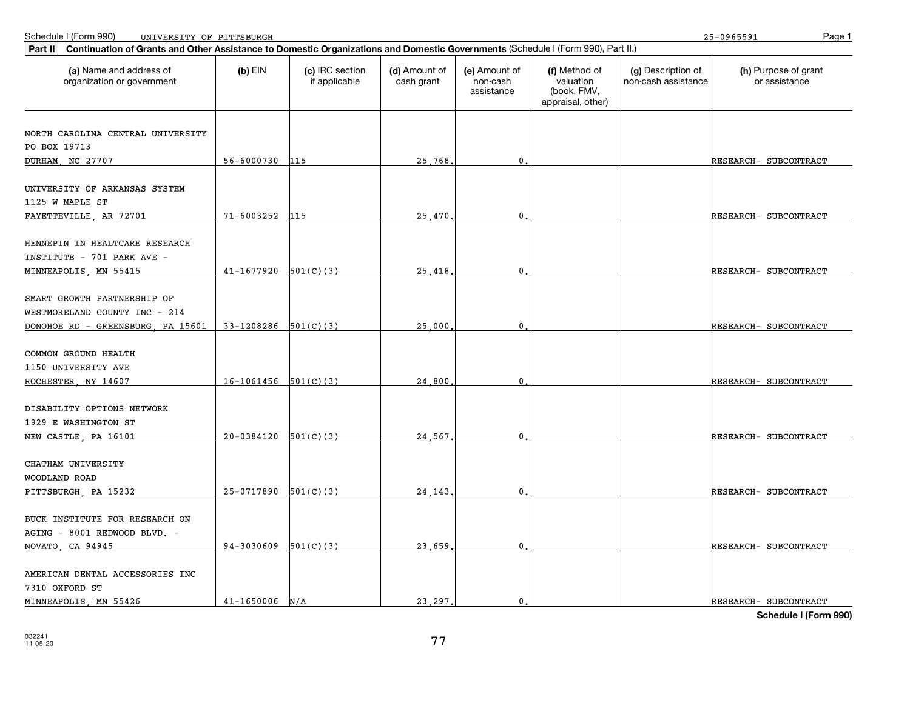Schedule I (Form 990) UNIVERSITY OF PITTSBURGH 25-0965591

**Part II** **Continuation of Grants and Other Assistance to Domestic Organizations and Domestic Governments** (Schedule I (Form 990), Part II.)

| (a) Name and address of organization or government | (b) EIN | (c) IRC section if applicable | (d) Amount of cash grant | (e) Amount of non-cash assistance | (f) Method of valuation (book, FMV, appraisal, other) | (g) Description of non-cash assistance | (h) Purpose of grant or assistance |
|---|---|---|---|---|---|---|---|
| NORTH CAROLINA CENTRAL UNIVERSITY PO BOX 19713 DURHAM, NC 27707 | 56-6000730 | 115 | 25,768. | 0. | | | RESEARCH- SUBCONTRACT |
| UNIVERSITY OF ARKANSAS SYSTEM 1125 W MAPLE ST FAYETTEVILLE, AR 72701 | 71-6003252 | 115 | 25,470. | 0. | | | RESEARCH- SUBCONTRACT |
| HENNEPIN IN HEALTCARE RESEARCH INSTITUTE - 701 PARK AVE - MINNEAPOLIS, MN 55415 | 41-1677920 | 501(C)(3) | 25,418. | 0. | | | RESEARCH- SUBCONTRACT |
| SMART GROWTH PARTNERSHIP OF WESTMORELAND COUNTY INC - 214 DONOHOE RD - GREENSBURG, PA 15601 | 33-1208286 | 501(C)(3) | 25,000. | 0. | | | RESEARCH- SUBCONTRACT |
| COMMON GROUND HEALTH 1150 UNIVERSITY AVE ROCHESTER, NY 14607 | 16-1061456 | 501(C)(3) | 24,800. | 0. | | | RESEARCH- SUBCONTRACT |
| DISABILITY OPTIONS NETWORK 1929 E WASHINGTON ST NEW CASTLE, PA 16101 | 20-0384120 | 501(C)(3) | 24,567. | 0. | | | RESEARCH- SUBCONTRACT |
| CHATHAM UNIVERSITY WOODLAND ROAD PITTSBURGH, PA 15232 | 25-0717890 | 501(C)(3) | 24,143. | 0. | | | RESEARCH- SUBCONTRACT |
| BUCK INSTITUTE FOR RESEARCH ON AGING - 8001 REDWOOD BLVD. - NOVATO, CA 94945 | 94-3030609 | 501(C)(3) | 23,659. | 0. | | | RESEARCH- SUBCONTRACT |
| AMERICAN DENTAL ACCESSORIES INC 7310 OXFORD ST MINNEAPOLIS, MN 55426 | 41-1650006 | N/A | 23,297. | 0. | | | RESEARCH- SUBCONTRACT |

**Schedule I (Form 990)**

032241
11-05-20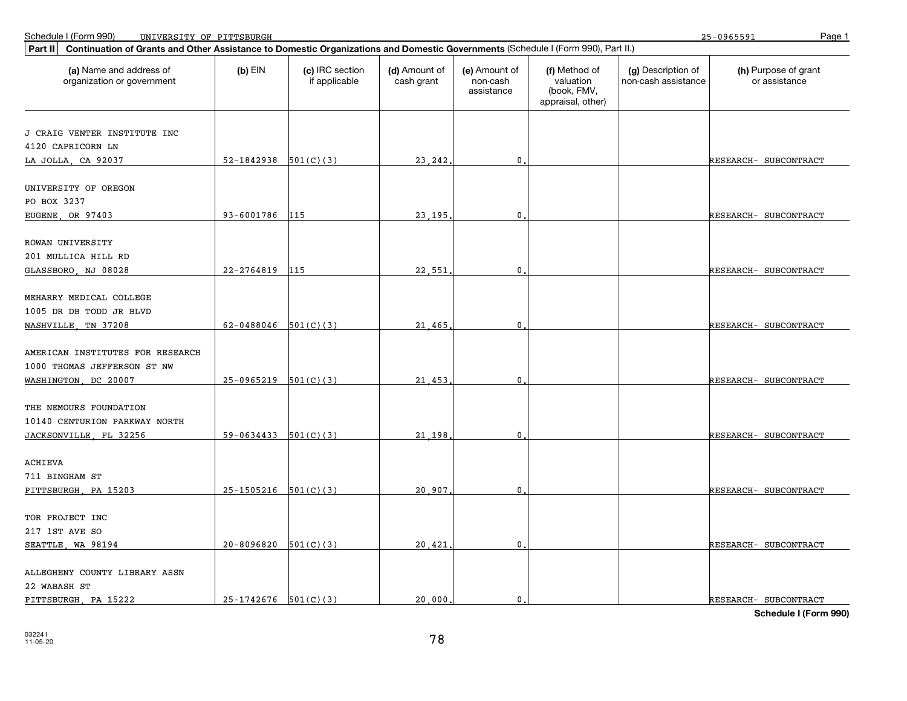Schedule I (Form 990) UNIVERSITY OF PITTSBURGH 25-0965591

**Part II | Continuation of Grants and Other Assistance to Domestic Organizations and Domestic Governments** (Schedule I (Form 990), Part II.)

| (a) Name and address of organization or government | (b) EIN | (c) IRC section if applicable | (d) Amount of cash grant | (e) Amount of non-cash assistance | (f) Method of valuation (book, FMV, appraisal, other) | (g) Description of non-cash assistance | (h) Purpose of grant or assistance |
|---|---|---|---|---|---|---|---|
| J CRAIG VENTER INSTITUTE INC<br>4120 CAPRICORN LN<br>LA JOLLA, CA 92037 | 52-1842938 | 501(C)(3) | 23,242. | 0. | | | RESEARCH- SUBCONTRACT |
| UNIVERSITY OF OREGON<br>PO BOX 3237<br>EUGENE, OR 97403 | 93-6001786 | 115 | 23,195. | 0. | | | RESEARCH- SUBCONTRACT |
| ROWAN UNIVERSITY<br>201 MULLICA HILL RD<br>GLASSBORO, NJ 08028 | 22-2764819 | 115 | 22,551. | 0. | | | RESEARCH- SUBCONTRACT |
| MEHARRY MEDICAL COLLEGE<br>1005 DR DB TODD JR BLVD<br>NASHVILLE, TN 37208 | 62-0488046 | 501(C)(3) | 21,465. | 0. | | | RESEARCH- SUBCONTRACT |
| AMERICAN INSTITUTES FOR RESEARCH<br>1000 THOMAS JEFFERSON ST NW<br>WASHINGTON, DC 20007 | 25-0965219 | 501(C)(3) | 21,453. | 0. | | | RESEARCH- SUBCONTRACT |
| THE NEMOURS FOUNDATION<br>10140 CENTURION PARKWAY NORTH<br>JACKSONVILLE, FL 32256 | 59-0634433 | 501(C)(3) | 21,198. | 0. | | | RESEARCH- SUBCONTRACT |
| ACHIEVA<br>711 BINGHAM ST<br>PITTSBURGH, PA 15203 | 25-1505216 | 501(C)(3) | 20,907. | 0. | | | RESEARCH- SUBCONTRACT |
| TOR PROJECT INC<br>217 1ST AVE SO<br>SEATTLE, WA 98194 | 20-8096820 | 501(C)(3) | 20,421. | 0. | | | RESEARCH- SUBCONTRACT |
| ALLEGHENY COUNTY LIBRARY ASSN<br>22 WABASH ST<br>PITTSBURGH, PA 15222 | 25-1742676 | 501(C)(3) | 20,000. | 0. | | | RESEARCH- SUBCONTRACT |

**Schedule I (Form 990)**

032241
11-05-20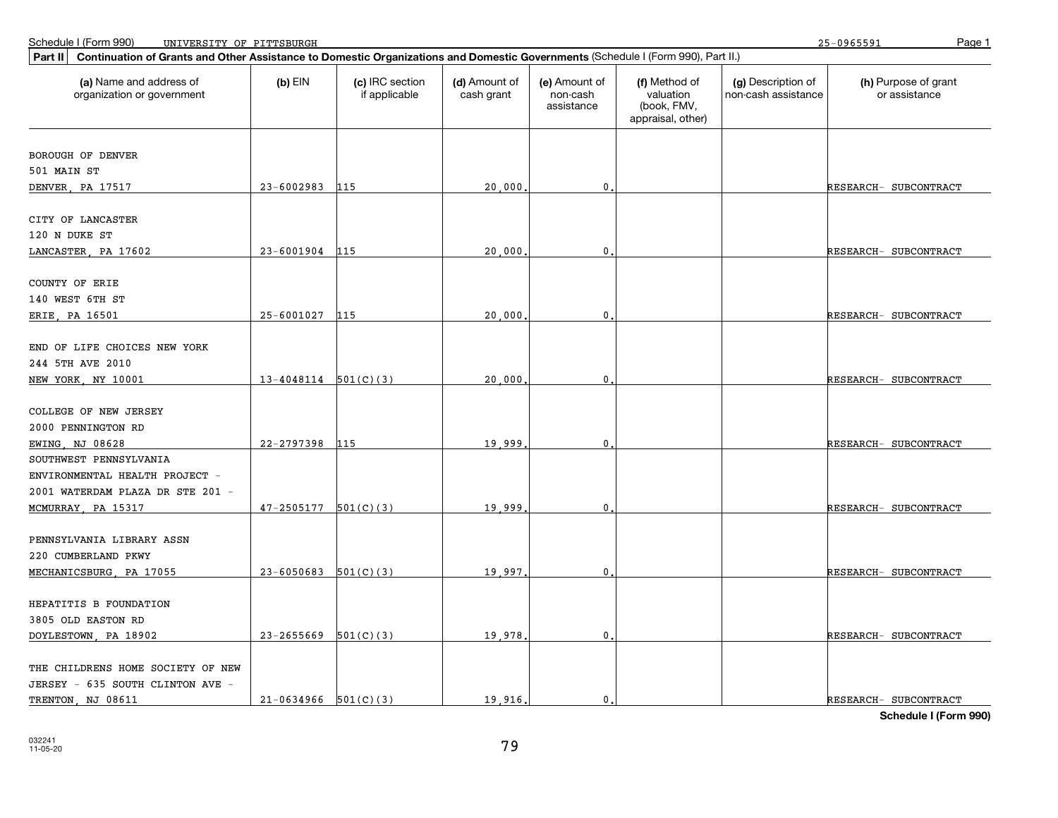Schedule I (Form 990) UNIVERSITY OF PITTSBURGH 25-0965591

**Part II** **Continuation of Grants and Other Assistance to Domestic Organizations and Domestic Governments** (Schedule I (Form 990), Part II.)

| (a) Name and address of organization or government | (b) EIN | (c) IRC section if applicable | (d) Amount of cash grant | (e) Amount of non-cash assistance | (f) Method of valuation (book, FMV, appraisal, other) | (g) Description of non-cash assistance | (h) Purpose of grant or assistance |
|---|---|---|---|---|---|---|---|
| BOROUGH OF DENVER 501 MAIN ST DENVER, PA 17517 | 23-6002983 | 115 | 20,000. | 0. | | | RESEARCH- SUBCONTRACT |
| CITY OF LANCASTER 120 N DUKE ST LANCASTER, PA 17602 | 23-6001904 | 115 | 20,000. | 0. | | | RESEARCH- SUBCONTRACT |
| COUNTY OF ERIE 140 WEST 6TH ST ERIE, PA 16501 | 25-6001027 | 115 | 20,000. | 0. | | | RESEARCH- SUBCONTRACT |
| END OF LIFE CHOICES NEW YORK 244 5TH AVE 2010 NEW YORK, NY 10001 | 13-4048114 | 501(C)(3) | 20,000. | 0. | | | RESEARCH- SUBCONTRACT |
| COLLEGE OF NEW JERSEY 2000 PENNINGTON RD EWING, NJ 08628 | 22-2797398 | 115 | 19,999. | 0. | | | RESEARCH- SUBCONTRACT |
| SOUTHWEST PENNSYLVANIA ENVIRONMENTAL HEALTH PROJECT - 2001 WATERDAM PLAZA DR STE 201 - MCMURRAY, PA 15317 | 47-2505177 | 501(C)(3) | 19,999. | 0. | | | RESEARCH- SUBCONTRACT |
| PENNSYLVANIA LIBRARY ASSN 220 CUMBERLAND PKWY MECHANICSBURG, PA 17055 | 23-6050683 | 501(C)(3) | 19,997. | 0. | | | RESEARCH- SUBCONTRACT |
| HEPATITIS B FOUNDATION 3805 OLD EASTON RD DOYLESTOWN, PA 18902 | 23-2655669 | 501(C)(3) | 19,978. | 0. | | | RESEARCH- SUBCONTRACT |
| THE CHILDRENS HOME SOCIETY OF NEW JERSEY - 635 SOUTH CLINTON AVE - TRENTON, NJ 08611 | 21-0634966 | 501(C)(3) | 19,916. | 0. | | | RESEARCH- SUBCONTRACT |

**Schedule I (Form 990)**

032241 11-05-20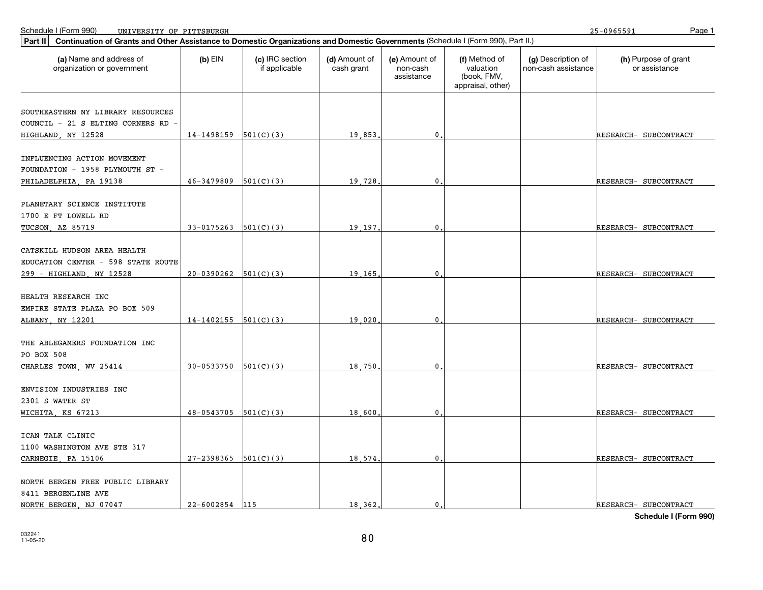Schedule I (Form 990) UNIVERSITY OF PITTSBURGH 25-0965591

**Part II** **Continuation of Grants and Other Assistance to Domestic Organizations and Domestic Governments** (Schedule I (Form 990), Part II.)

| (a) Name and address of organization or government | (b) EIN | (c) IRC section if applicable | (d) Amount of cash grant | (e) Amount of non-cash assistance | (f) Method of valuation (book, FMV, appraisal, other) | (g) Description of non-cash assistance | (h) Purpose of grant or assistance |
|---|---|---|---|---|---|---|---|
| SOUTHEASTERN NY LIBRARY RESOURCES COUNCIL - 21 S ELTING CORNERS RD - HIGHLAND, NY 12528 | 14-1498159 | 501(C)(3) | 19,853. | 0. | | | RESEARCH- SUBCONTRACT |
| INFLUENCING ACTION MOVEMENT FOUNDATION - 1958 PLYMOUTH ST - PHILADELPHIA, PA 19138 | 46-3479809 | 501(C)(3) | 19,728. | 0. | | | RESEARCH- SUBCONTRACT |
| PLANETARY SCIENCE INSTITUTE 1700 E FT LOWELL RD TUCSON, AZ 85719 | 33-0175263 | 501(C)(3) | 19,197. | 0. | | | RESEARCH- SUBCONTRACT |
| CATSKILL HUDSON AREA HEALTH EDUCATION CENTER - 598 STATE ROUTE 299 - HIGHLAND, NY 12528 | 20-0390262 | 501(C)(3) | 19,165. | 0. | | | RESEARCH- SUBCONTRACT |
| HEALTH RESEARCH INC EMPIRE STATE PLAZA PO BOX 509 ALBANY, NY 12201 | 14-1402155 | 501(C)(3) | 19,020. | 0. | | | RESEARCH- SUBCONTRACT |
| THE ABLEGAMERS FOUNDATION INC PO BOX 508 CHARLES TOWN, WV 25414 | 30-0533750 | 501(C)(3) | 18,750. | 0. | | | RESEARCH- SUBCONTRACT |
| ENVISION INDUSTRIES INC 2301 S WATER ST WICHITA, KS 67213 | 48-0543705 | 501(C)(3) | 18,600. | 0. | | | RESEARCH- SUBCONTRACT |
| ICAN TALK CLINIC 1100 WASHINGTON AVE STE 317 CARNEGIE, PA 15106 | 27-2398365 | 501(C)(3) | 18,574. | 0. | | | RESEARCH- SUBCONTRACT |
| NORTH BERGEN FREE PUBLIC LIBRARY 8411 BERGENLINE AVE NORTH BERGEN, NJ 07047 | 22-6002854 | 115 | 18,362. | 0. | | | RESEARCH- SUBCONTRACT |

**Schedule I (Form 990)**

032241
11-05-20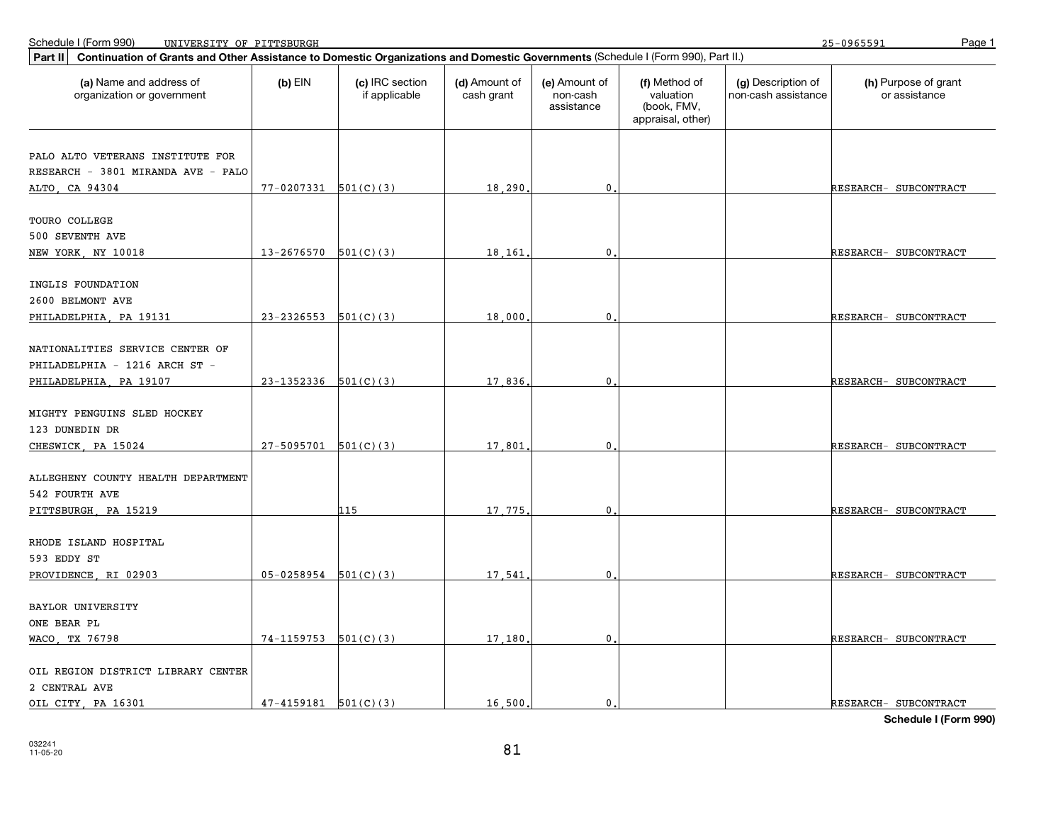Schedule I (Form 990) UNIVERSITY OF PITTSBURGH 25-0965591

**Part II | Continuation of Grants and Other Assistance to Domestic Organizations and Domestic Governments** (Schedule I (Form 990), Part II.)

| (a) Name and address of organization or government | (b) EIN | (c) IRC section if applicable | (d) Amount of cash grant | (e) Amount of non-cash assistance | (f) Method of valuation (book, FMV, appraisal, other) | (g) Description of non-cash assistance | (h) Purpose of grant or assistance |
|---|---|---|---|---|---|---|---|
| PALO ALTO VETERANS INSTITUTE FOR RESEARCH - 3801 MIRANDA AVE - PALO ALTO, CA 94304 | 77-0207331 | 501(C)(3) | 18,290. | 0. | | | RESEARCH- SUBCONTRACT |
| TOURO COLLEGE 500 SEVENTH AVE NEW YORK, NY 10018 | 13-2676570 | 501(C)(3) | 18,161. | 0. | | | RESEARCH- SUBCONTRACT |
| INGLIS FOUNDATION 2600 BELMONT AVE PHILADELPHIA, PA 19131 | 23-2326553 | 501(C)(3) | 18,000. | 0. | | | RESEARCH- SUBCONTRACT |
| NATIONALITIES SERVICE CENTER OF PHILADELPHIA - 1216 ARCH ST - PHILADELPHIA, PA 19107 | 23-1352336 | 501(C)(3) | 17,836. | 0. | | | RESEARCH- SUBCONTRACT |
| MIGHTY PENGUINS SLED HOCKEY 123 DUNEDIN DR CHESWICK, PA 15024 | 27-5095701 | 501(C)(3) | 17,801. | 0. | | | RESEARCH- SUBCONTRACT |
| ALLEGHENY COUNTY HEALTH DEPARTMENT 542 FOURTH AVE PITTSBURGH, PA 15219 | | 115 | 17,775. | 0. | | | RESEARCH- SUBCONTRACT |
| RHODE ISLAND HOSPITAL 593 EDDY ST PROVIDENCE, RI 02903 | 05-0258954 | 501(C)(3) | 17,541. | 0. | | | RESEARCH- SUBCONTRACT |
| BAYLOR UNIVERSITY ONE BEAR PL WACO, TX 76798 | 74-1159753 | 501(C)(3) | 17,180. | 0. | | | RESEARCH- SUBCONTRACT |
| OIL REGION DISTRICT LIBRARY CENTER 2 CENTRAL AVE OIL CITY, PA 16301 | 47-4159181 | 501(C)(3) | 16,500. | 0. | | | RESEARCH- SUBCONTRACT |

**Schedule I (Form 990)**

032241 11-05-20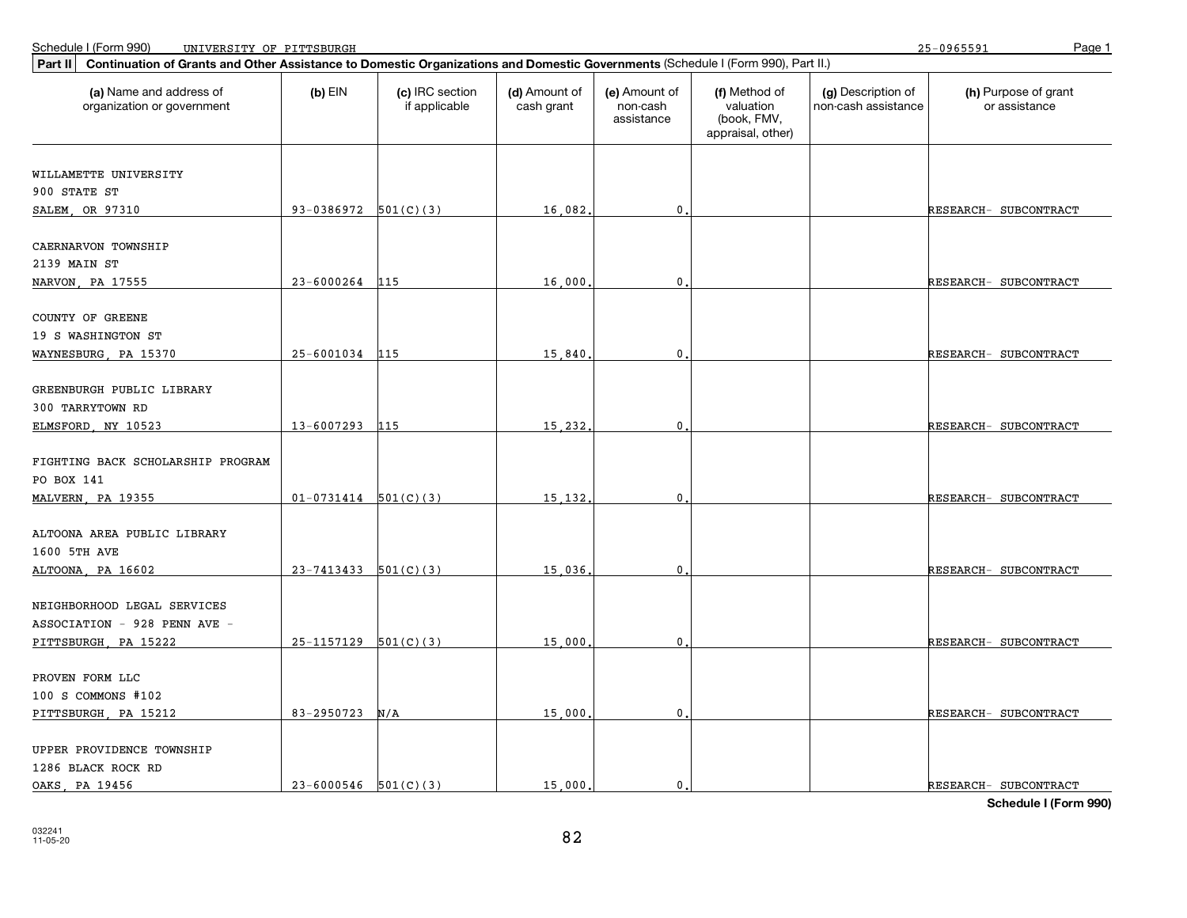Schedule I (Form 990) UNIVERSITY OF PITTSBURGH 25-0965591

**Part II | Continuation of Grants and Other Assistance to Domestic Organizations and Domestic Governments** (Schedule I (Form 990), Part II.)

| (a) Name and address of organization or government | (b) EIN | (c) IRC section if applicable | (d) Amount of cash grant | (e) Amount of non-cash assistance | (f) Method of valuation (book, FMV, appraisal, other) | (g) Description of non-cash assistance | (h) Purpose of grant or assistance |
|---|---|---|---|---|---|---|---|
| WILLAMETTE UNIVERSITY 900 STATE ST SALEM, OR 97310 | 93-0386972 | 501(C)(3) | 16,082. | 0. | | | RESEARCH- SUBCONTRACT |
| CAERNARVON TOWNSHIP 2139 MAIN ST NARVON, PA 17555 | 23-6000264 | 115 | 16,000. | 0. | | | RESEARCH- SUBCONTRACT |
| COUNTY OF GREENE 19 S WASHINGTON ST WAYNESBURG, PA 15370 | 25-6001034 | 115 | 15,840. | 0. | | | RESEARCH- SUBCONTRACT |
| GREENBURGH PUBLIC LIBRARY 300 TARRYTOWN RD ELMSFORD, NY 10523 | 13-6007293 | 115 | 15,232. | 0. | | | RESEARCH- SUBCONTRACT |
| FIGHTING BACK SCHOLARSHIP PROGRAM PO BOX 141 MALVERN, PA 19355 | 01-0731414 | 501(C)(3) | 15,132. | 0. | | | RESEARCH- SUBCONTRACT |
| ALTOONA AREA PUBLIC LIBRARY 1600 5TH AVE ALTOONA, PA 16602 | 23-7413433 | 501(C)(3) | 15,036. | 0. | | | RESEARCH- SUBCONTRACT |
| NEIGHBORHOOD LEGAL SERVICES ASSOCIATION - 928 PENN AVE - PITTSBURGH, PA 15222 | 25-1157129 | 501(C)(3) | 15,000. | 0. | | | RESEARCH- SUBCONTRACT |
| PROVEN FORM LLC 100 S COMMONS #102 PITTSBURGH, PA 15212 | 83-2950723 | N/A | 15,000. | 0. | | | RESEARCH- SUBCONTRACT |
| UPPER PROVIDENCE TOWNSHIP 1286 BLACK ROCK RD OAKS, PA 19456 | 23-6000546 | 501(C)(3) | 15,000. | 0. | | | RESEARCH- SUBCONTRACT |

**Schedule I (Form 990)**

032241 11-05-20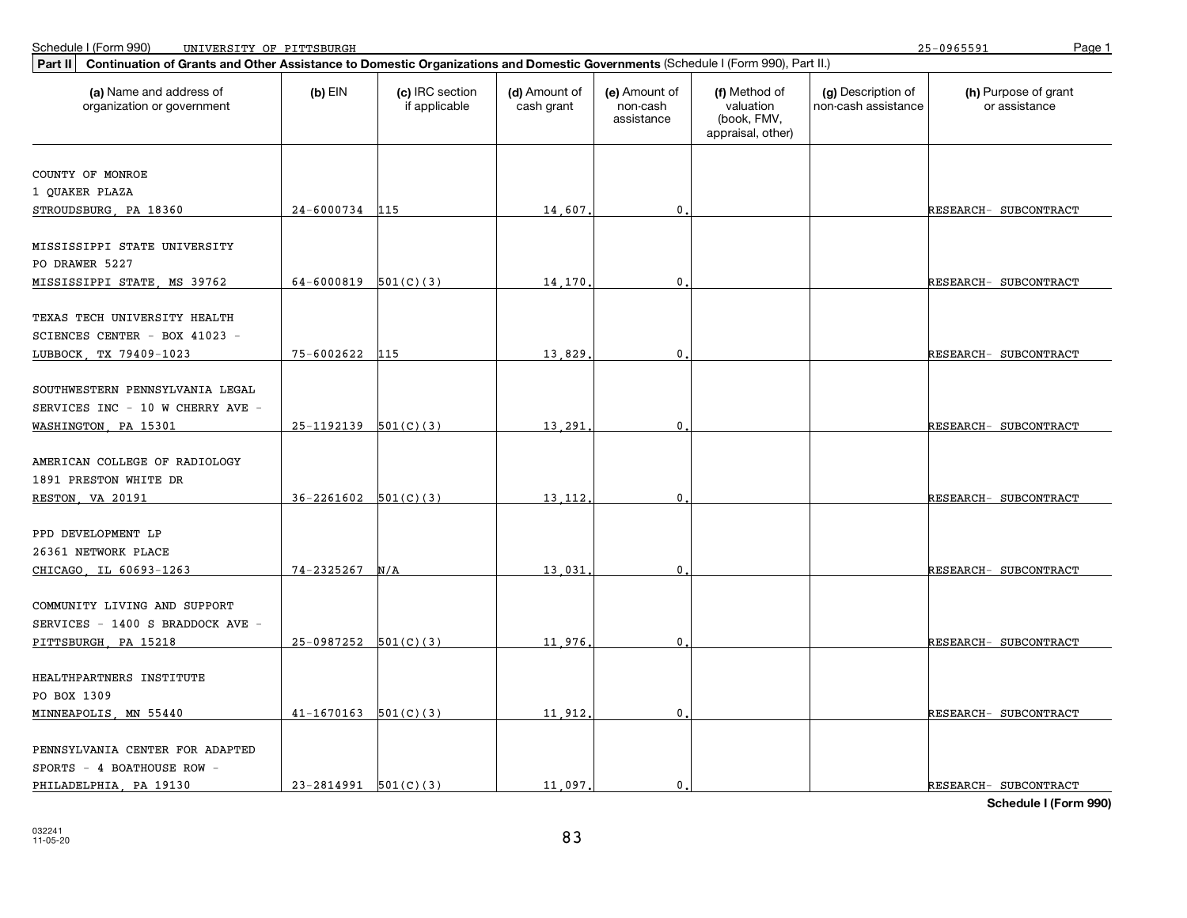Schedule I (Form 990) UNIVERSITY OF PITTSBURGH 25-0965591

**Part II** **Continuation of Grants and Other Assistance to Domestic Organizations and Domestic Governments** (Schedule I (Form 990), Part II.)

| (a) Name and address of organization or government | (b) EIN | (c) IRC section if applicable | (d) Amount of cash grant | (e) Amount of non-cash assistance | (f) Method of valuation (book, FMV, appraisal, other) | (g) Description of non-cash assistance | (h) Purpose of grant or assistance |
|---|---|---|---|---|---|---|---|
| COUNTY OF MONROE 1 QUAKER PLAZA STROUDSBURG, PA 18360 | 24-6000734 | 115 | 14,607. | 0. | | | RESEARCH- SUBCONTRACT |
| MISSISSIPPI STATE UNIVERSITY PO DRAWER 5227 MISSISSIPPI STATE, MS 39762 | 64-6000819 | 501(C)(3) | 14,170. | 0. | | | RESEARCH- SUBCONTRACT |
| TEXAS TECH UNIVERSITY HEALTH SCIENCES CENTER - BOX 41023 - LUBBOCK, TX 79409-1023 | 75-6002622 | 115 | 13,829. | 0. | | | RESEARCH- SUBCONTRACT |
| SOUTHWESTERN PENNSYLVANIA LEGAL SERVICES INC - 10 W CHERRY AVE - WASHINGTON, PA 15301 | 25-1192139 | 501(C)(3) | 13,291. | 0. | | | RESEARCH- SUBCONTRACT |
| AMERICAN COLLEGE OF RADIOLOGY 1891 PRESTON WHITE DR RESTON, VA 20191 | 36-2261602 | 501(C)(3) | 13,112. | 0. | | | RESEARCH- SUBCONTRACT |
| PPD DEVELOPMENT LP 26361 NETWORK PLACE CHICAGO, IL 60693-1263 | 74-2325267 | N/A | 13,031. | 0. | | | RESEARCH- SUBCONTRACT |
| COMMUNITY LIVING AND SUPPORT SERVICES - 1400 S BRADDOCK AVE - PITTSBURGH, PA 15218 | 25-0987252 | 501(C)(3) | 11,976. | 0. | | | RESEARCH- SUBCONTRACT |
| HEALTHPARTNERS INSTITUTE PO BOX 1309 MINNEAPOLIS, MN 55440 | 41-1670163 | 501(C)(3) | 11,912. | 0. | | | RESEARCH- SUBCONTRACT |
| PENNSYLVANIA CENTER FOR ADAPTED SPORTS - 4 BOATHOUSE ROW - PHILADELPHIA, PA 19130 | 23-2814991 | 501(C)(3) | 11,097. | 0. | | | RESEARCH- SUBCONTRACT |

**Schedule I (Form 990)**

032241 11-05-20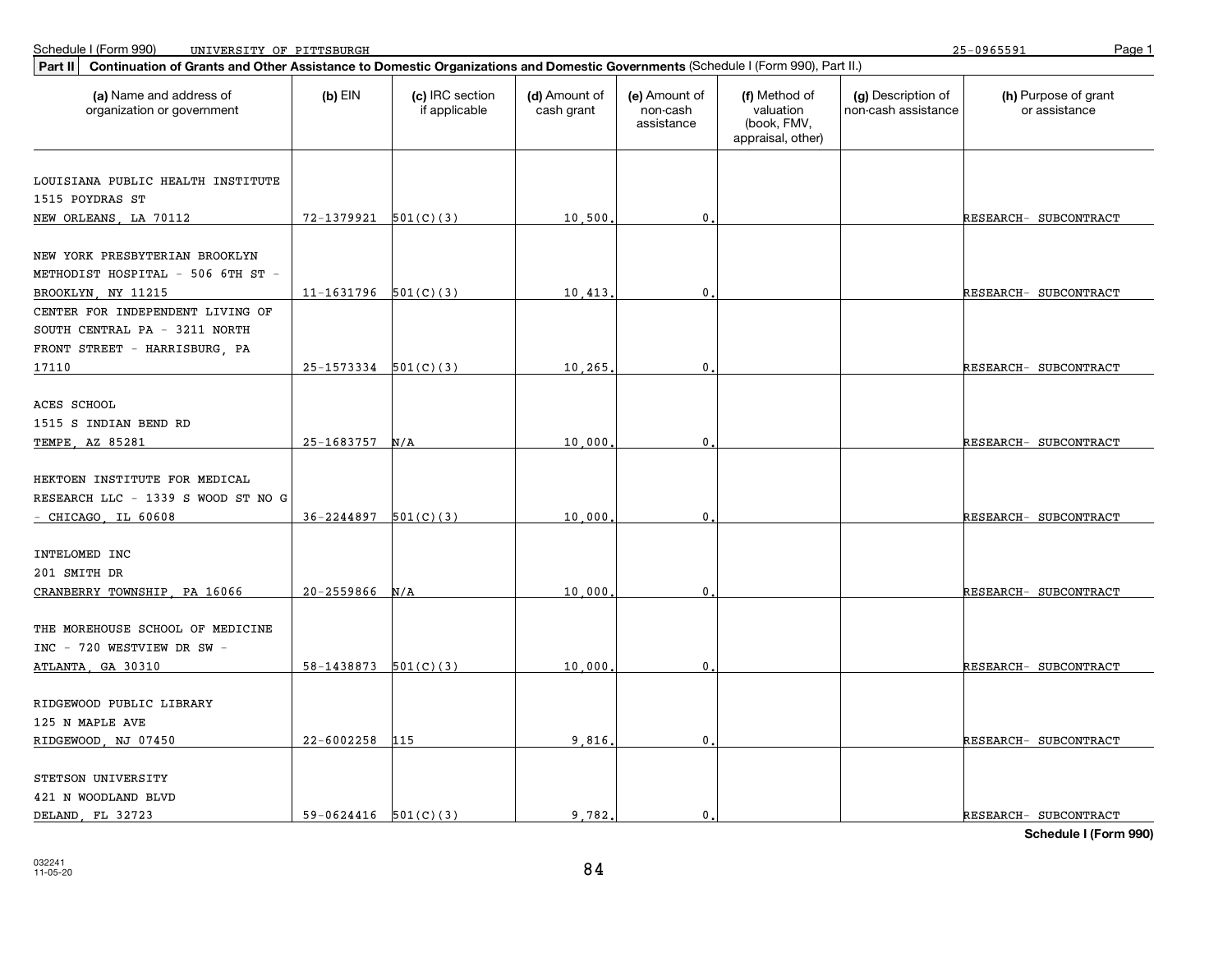Schedule I (Form 990) UNIVERSITY OF PITTSBURGH 25-0965591

**Part II** **Continuation of Grants and Other Assistance to Domestic Organizations and Domestic Governments** (Schedule I (Form 990), Part II.)

| (a) Name and address of organization or government | (b) EIN | (c) IRC section if applicable | (d) Amount of cash grant | (e) Amount of non-cash assistance | (f) Method of valuation (book, FMV, appraisal, other) | (g) Description of non-cash assistance | (h) Purpose of grant or assistance |
|---|---|---|---|---|---|---|---|
| LOUISIANA PUBLIC HEALTH INSTITUTE 1515 POYDRAS ST NEW ORLEANS, LA 70112 | 72-1379921 | 501(C)(3) | 10,500. | 0. | | | RESEARCH- SUBCONTRACT |
| NEW YORK PRESBYTERIAN BROOKLYN METHODIST HOSPITAL - 506 6TH ST - BROOKLYN, NY 11215 | 11-1631796 | 501(C)(3) | 10,413. | 0. | | | RESEARCH- SUBCONTRACT |
| CENTER FOR INDEPENDENT LIVING OF SOUTH CENTRAL PA - 3211 NORTH FRONT STREET - HARRISBURG, PA 17110 | 25-1573334 | 501(C)(3) | 10,265. | 0. | | | RESEARCH- SUBCONTRACT |
| ACES SCHOOL 1515 S INDIAN BEND RD TEMPE, AZ 85281 | 25-1683757 | N/A | 10,000. | 0. | | | RESEARCH- SUBCONTRACT |
| HEKTOEN INSTITUTE FOR MEDICAL RESEARCH LLC - 1339 S WOOD ST NO G - CHICAGO, IL 60608 | 36-2244897 | 501(C)(3) | 10,000. | 0. | | | RESEARCH- SUBCONTRACT |
| INTELOMED INC 201 SMITH DR CRANBERRY TOWNSHIP, PA 16066 | 20-2559866 | N/A | 10,000. | 0. | | | RESEARCH- SUBCONTRACT |
| THE MOREHOUSE SCHOOL OF MEDICINE INC - 720 WESTVIEW DR SW - ATLANTA, GA 30310 | 58-1438873 | 501(C)(3) | 10,000. | 0. | | | RESEARCH- SUBCONTRACT |
| RIDGEWOOD PUBLIC LIBRARY 125 N MAPLE AVE RIDGEWOOD, NJ 07450 | 22-6002258 | 115 | 9,816. | 0. | | | RESEARCH- SUBCONTRACT |
| STETSON UNIVERSITY 421 N WOODLAND BLVD DELAND, FL 32723 | 59-0624416 | 501(C)(3) | 9,782. | 0. | | | RESEARCH- SUBCONTRACT |

**Schedule I (Form 990)**

032241
11-05-20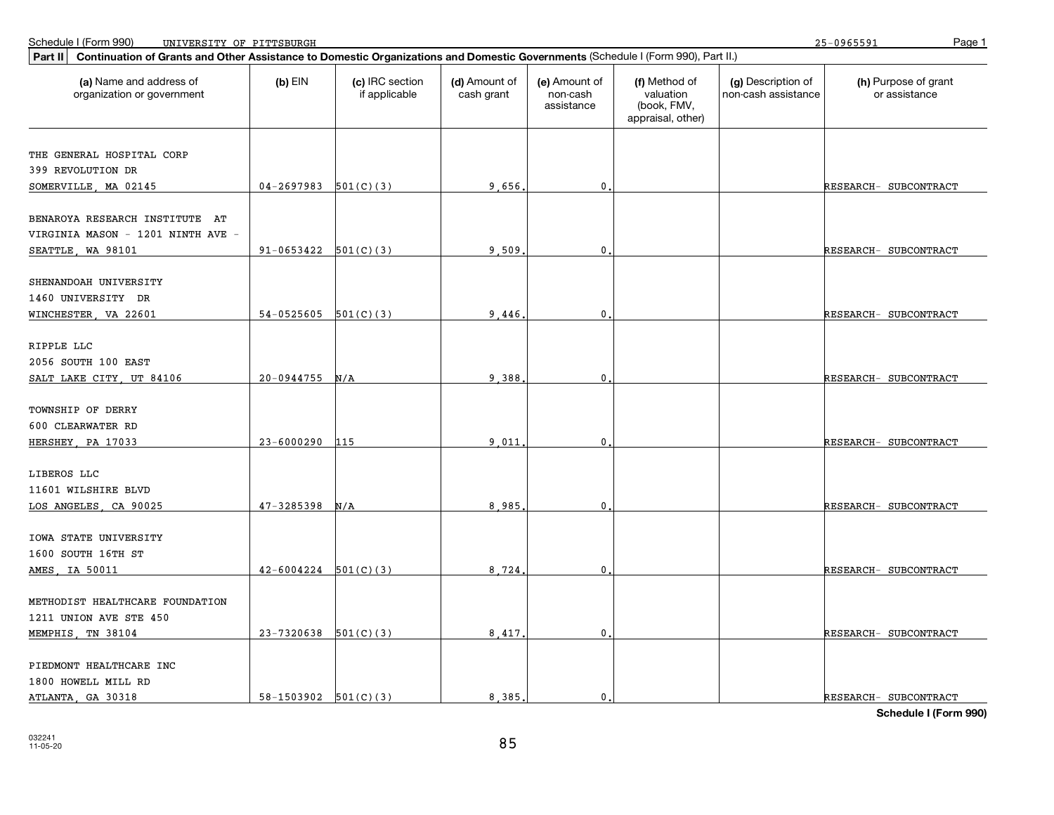Schedule I (Form 990) UNIVERSITY OF PITTSBURGH 25-0965591

**Part II** **Continuation of Grants and Other Assistance to Domestic Organizations and Domestic Governments** (Schedule I (Form 990), Part II.)

| (a) Name and address of organization or government | (b) EIN | (c) IRC section if applicable | (d) Amount of cash grant | (e) Amount of non-cash assistance | (f) Method of valuation (book, FMV, appraisal, other) | (g) Description of non-cash assistance | (h) Purpose of grant or assistance |
|---|---|---|---|---|---|---|---|
| THE GENERAL HOSPITAL CORP 399 REVOLUTION DR SOMERVILLE, MA 02145 | 04-2697983 | 501(C)(3) | 9,656. | 0. | | | RESEARCH- SUBCONTRACT |
| BENAROYA RESEARCH INSTITUTE AT VIRGINIA MASON - 1201 NINTH AVE - SEATTLE, WA 98101 | 91-0653422 | 501(C)(3) | 9,509. | 0. | | | RESEARCH- SUBCONTRACT |
| SHENANDOAH UNIVERSITY 1460 UNIVERSITY DR WINCHESTER, VA 22601 | 54-0525605 | 501(C)(3) | 9,446. | 0. | | | RESEARCH- SUBCONTRACT |
| RIPPLE LLC 2056 SOUTH 100 EAST SALT LAKE CITY, UT 84106 | 20-0944755 | N/A | 9,388. | 0. | | | RESEARCH- SUBCONTRACT |
| TOWNSHIP OF DERRY 600 CLEARWATER RD HERSHEY, PA 17033 | 23-6000290 | 115 | 9,011. | 0. | | | RESEARCH- SUBCONTRACT |
| LIBEROS LLC 11601 WILSHIRE BLVD LOS ANGELES, CA 90025 | 47-3285398 | N/A | 8,985. | 0. | | | RESEARCH- SUBCONTRACT |
| IOWA STATE UNIVERSITY 1600 SOUTH 16TH ST AMES, IA 50011 | 42-6004224 | 501(C)(3) | 8,724. | 0. | | | RESEARCH- SUBCONTRACT |
| METHODIST HEALTHCARE FOUNDATION 1211 UNION AVE STE 450 MEMPHIS, TN 38104 | 23-7320638 | 501(C)(3) | 8,417. | 0. | | | RESEARCH- SUBCONTRACT |
| PIEDMONT HEALTHCARE INC 1800 HOWELL MILL RD ATLANTA, GA 30318 | 58-1503902 | 501(C)(3) | 8,385. | 0. | | | RESEARCH- SUBCONTRACT |

**Schedule I (Form 990)**

032241 11-05-20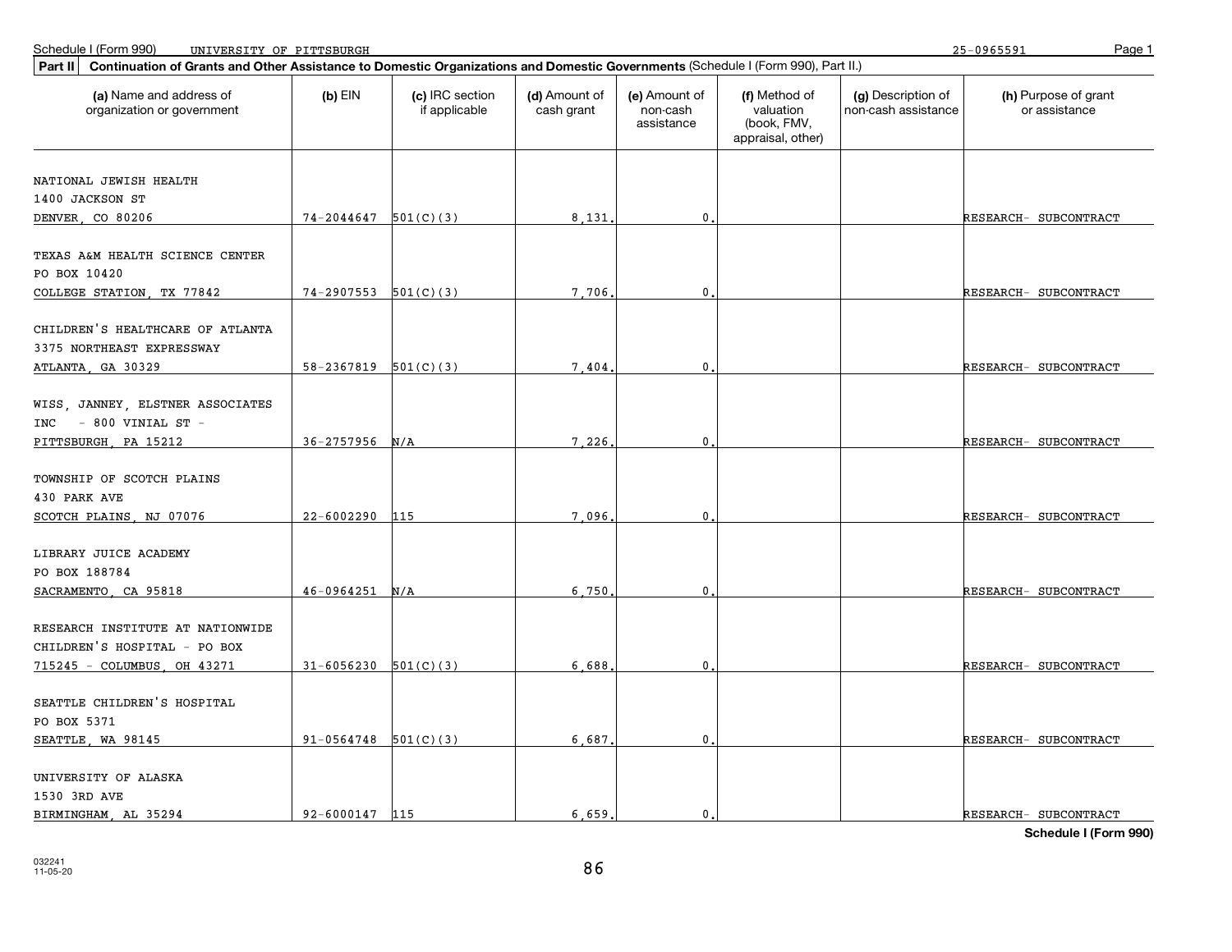Schedule I (Form 990) UNIVERSITY OF PITTSBURGH 25-0965591

**Part II Continuation of Grants and Other Assistance to Domestic Organizations and Domestic Governments** (Schedule I (Form 990), Part II.)

| (a) Name and address of organization or government | (b) EIN | (c) IRC section if applicable | (d) Amount of cash grant | (e) Amount of non-cash assistance | (f) Method of valuation (book, FMV, appraisal, other) | (g) Description of non-cash assistance | (h) Purpose of grant or assistance |
|---|---|---|---|---|---|---|---|
| NATIONAL JEWISH HEALTH 1400 JACKSON ST DENVER, CO 80206 | 74-2044647 | 501(C)(3) | 8,131. | 0. | | | RESEARCH- SUBCONTRACT |
| TEXAS A&M HEALTH SCIENCE CENTER PO BOX 10420 COLLEGE STATION, TX 77842 | 74-2907553 | 501(C)(3) | 7,706. | 0. | | | RESEARCH- SUBCONTRACT |
| CHILDREN'S HEALTHCARE OF ATLANTA 3375 NORTHEAST EXPRESSWAY ATLANTA, GA 30329 | 58-2367819 | 501(C)(3) | 7,404. | 0. | | | RESEARCH- SUBCONTRACT |
| WISS, JANNEY, ELSTNER ASSOCIATES INC - 800 VINIAL ST - PITTSBURGH, PA 15212 | 36-2757956 | N/A | 7,226. | 0. | | | RESEARCH- SUBCONTRACT |
| TOWNSHIP OF SCOTCH PLAINS 430 PARK AVE SCOTCH PLAINS, NJ 07076 | 22-6002290 | 115 | 7,096. | 0. | | | RESEARCH- SUBCONTRACT |
| LIBRARY JUICE ACADEMY PO BOX 188784 SACRAMENTO, CA 95818 | 46-0964251 | N/A | 6,750. | 0. | | | RESEARCH- SUBCONTRACT |
| RESEARCH INSTITUTE AT NATIONWIDE CHILDREN'S HOSPITAL - PO BOX 715245 - COLUMBUS, OH 43271 | 31-6056230 | 501(C)(3) | 6,688. | 0. | | | RESEARCH- SUBCONTRACT |
| SEATTLE CHILDREN'S HOSPITAL PO BOX 5371 SEATTLE, WA 98145 | 91-0564748 | 501(C)(3) | 6,687. | 0. | | | RESEARCH- SUBCONTRACT |
| UNIVERSITY OF ALASKA 1530 3RD AVE BIRMINGHAM, AL 35294 | 92-6000147 | 115 | 6,659. | 0. | | | RESEARCH- SUBCONTRACT |

032241 11-05-20

Schedule I (Form 990)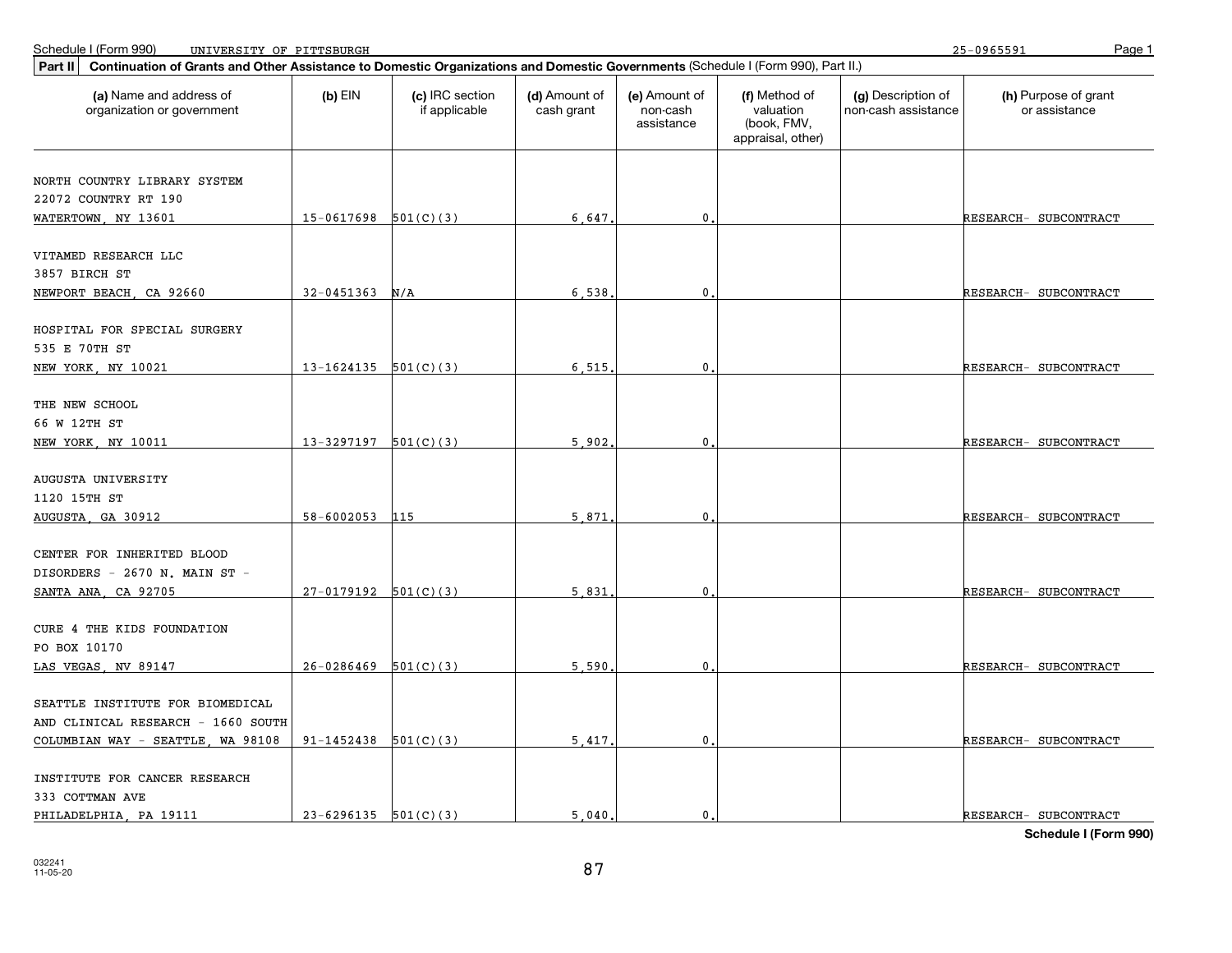Schedule I (Form 990) UNIVERSITY OF PITTSBURGH 25-0965591

**Part II** **Continuation of Grants and Other Assistance to Domestic Organizations and Domestic Governments** (Schedule I (Form 990), Part II.)

| (a) Name and address of organization or government | (b) EIN | (c) IRC section if applicable | (d) Amount of cash grant | (e) Amount of non-cash assistance | (f) Method of valuation (book, FMV, appraisal, other) | (g) Description of non-cash assistance | (h) Purpose of grant or assistance |
|---|---|---|---|---|---|---|---|
| NORTH COUNTRY LIBRARY SYSTEM 22072 COUNTRY RT 190 WATERTOWN, NY 13601 | 15-0617698 | 501(C)(3) | 6,647. | 0. | | | RESEARCH- SUBCONTRACT |
| VITAMED RESEARCH LLC 3857 BIRCH ST NEWPORT BEACH, CA 92660 | 32-0451363 | N/A | 6,538. | 0. | | | RESEARCH- SUBCONTRACT |
| HOSPITAL FOR SPECIAL SURGERY 535 E 70TH ST NEW YORK, NY 10021 | 13-1624135 | 501(C)(3) | 6,515. | 0. | | | RESEARCH- SUBCONTRACT |
| THE NEW SCHOOL 66 W 12TH ST NEW YORK, NY 10011 | 13-3297197 | 501(C)(3) | 5,902. | 0. | | | RESEARCH- SUBCONTRACT |
| AUGUSTA UNIVERSITY 1120 15TH ST AUGUSTA, GA 30912 | 58-6002053 | 115 | 5,871. | 0. | | | RESEARCH- SUBCONTRACT |
| CENTER FOR INHERITED BLOOD DISORDERS - 2670 N. MAIN ST - SANTA ANA, CA 92705 | 27-0179192 | 501(C)(3) | 5,831. | 0. | | | RESEARCH- SUBCONTRACT |
| CURE 4 THE KIDS FOUNDATION PO BOX 10170 LAS VEGAS, NV 89147 | 26-0286469 | 501(C)(3) | 5,590. | 0. | | | RESEARCH- SUBCONTRACT |
| SEATTLE INSTITUTE FOR BIOMEDICAL AND CLINICAL RESEARCH - 1660 SOUTH COLUMBIAN WAY - SEATTLE, WA 98108 | 91-1452438 | 501(C)(3) | 5,417. | 0. | | | RESEARCH- SUBCONTRACT |
| INSTITUTE FOR CANCER RESEARCH 333 COTTMAN AVE PHILADELPHIA, PA 19111 | 23-6296135 | 501(C)(3) | 5,040. | 0. | | | RESEARCH- SUBCONTRACT |

**Schedule I (Form 990)**

032241 11-05-20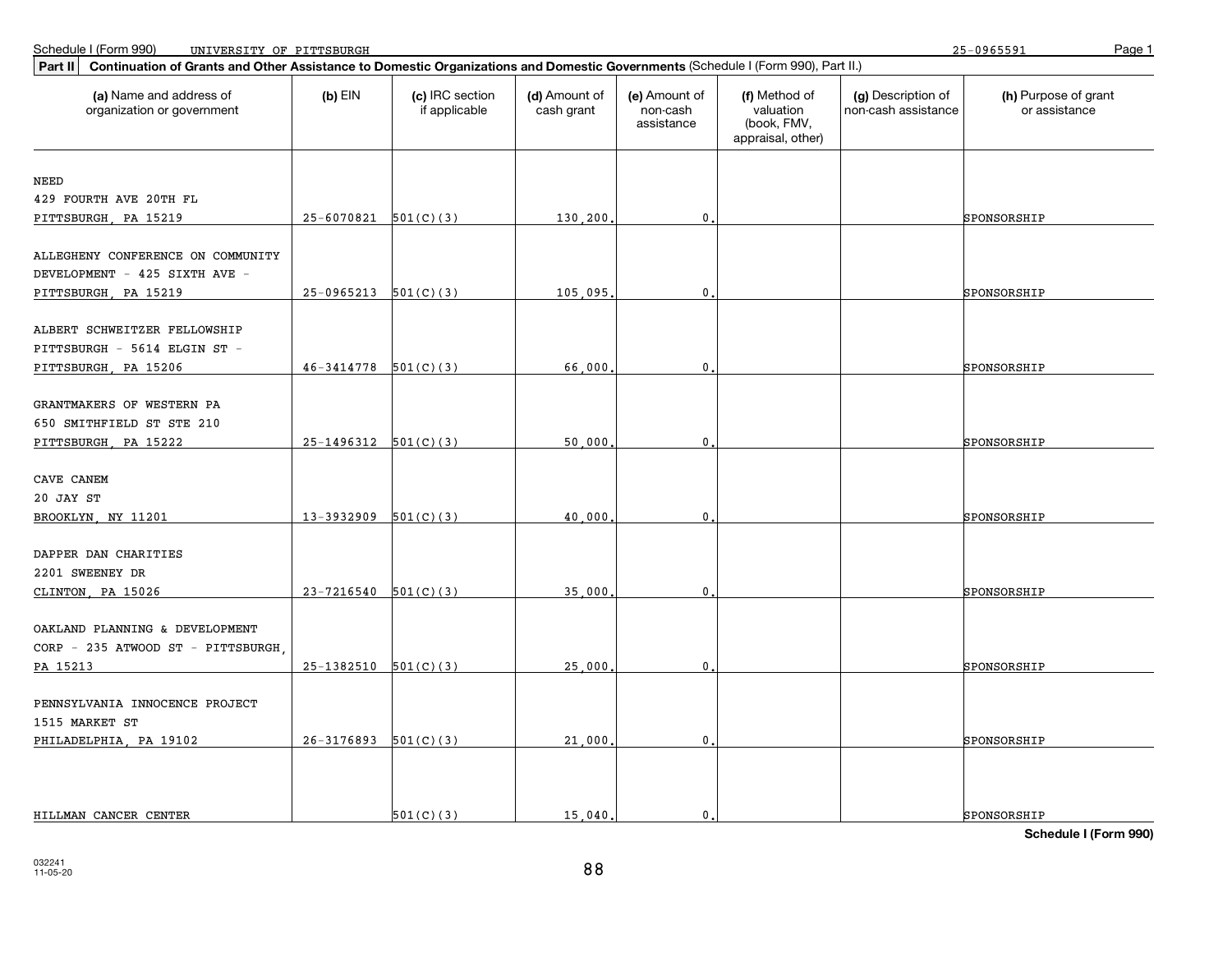Schedule I (Form 990) UNIVERSITY OF PITTSBURGH 25-0965591

**Part II** **Continuation of Grants and Other Assistance to Domestic Organizations and Domestic Governments** (Schedule I (Form 990), Part II.)

| (a) Name and address of organization or government | (b) EIN | (c) IRC section if applicable | (d) Amount of cash grant | (e) Amount of non-cash assistance | (f) Method of valuation (book, FMV, appraisal, other) | (g) Description of non-cash assistance | (h) Purpose of grant or assistance |
|---|---|---|---|---|---|---|---|
| NEED<br>429 FOURTH AVE 20TH FL<br>PITTSBURGH, PA 15219 | 25-6070821 | 501(C)(3) | 130,200. | 0. | | | SPONSORSHIP |
| ALLEGHENY CONFERENCE ON COMMUNITY DEVELOPMENT - 425 SIXTH AVE - PITTSBURGH, PA 15219 | 25-0965213 | 501(C)(3) | 105,095. | 0. | | | SPONSORSHIP |
| ALBERT SCHWEITZER FELLOWSHIP PITTSBURGH - 5614 ELGIN ST - PITTSBURGH, PA 15206 | 46-3414778 | 501(C)(3) | 66,000. | 0. | | | SPONSORSHIP |
| GRANTMAKERS OF WESTERN PA<br>650 SMITHFIELD ST STE 210<br>PITTSBURGH, PA 15222 | 25-1496312 | 501(C)(3) | 50,000. | 0. | | | SPONSORSHIP |
| CAVE CANEM<br>20 JAY ST<br>BROOKLYN, NY 11201 | 13-3932909 | 501(C)(3) | 40,000. | 0. | | | SPONSORSHIP |
| DAPPER DAN CHARITIES<br>2201 SWEENEY DR<br>CLINTON, PA 15026 | 23-7216540 | 501(C)(3) | 35,000. | 0. | | | SPONSORSHIP |
| OAKLAND PLANNING & DEVELOPMENT CORP - 235 ATWOOD ST - PITTSBURGH, PA 15213 | 25-1382510 | 501(C)(3) | 25,000. | 0. | | | SPONSORSHIP |
| PENNSYLVANIA INNOCENCE PROJECT<br>1515 MARKET ST<br>PHILADELPHIA, PA 19102 | 26-3176893 | 501(C)(3) | 21,000. | 0. | | | SPONSORSHIP |
| HILLMAN CANCER CENTER | | 501(C)(3) | 15,040. | 0. | | | SPONSORSHIP |

**Schedule I (Form 990)**

032241
11-05-20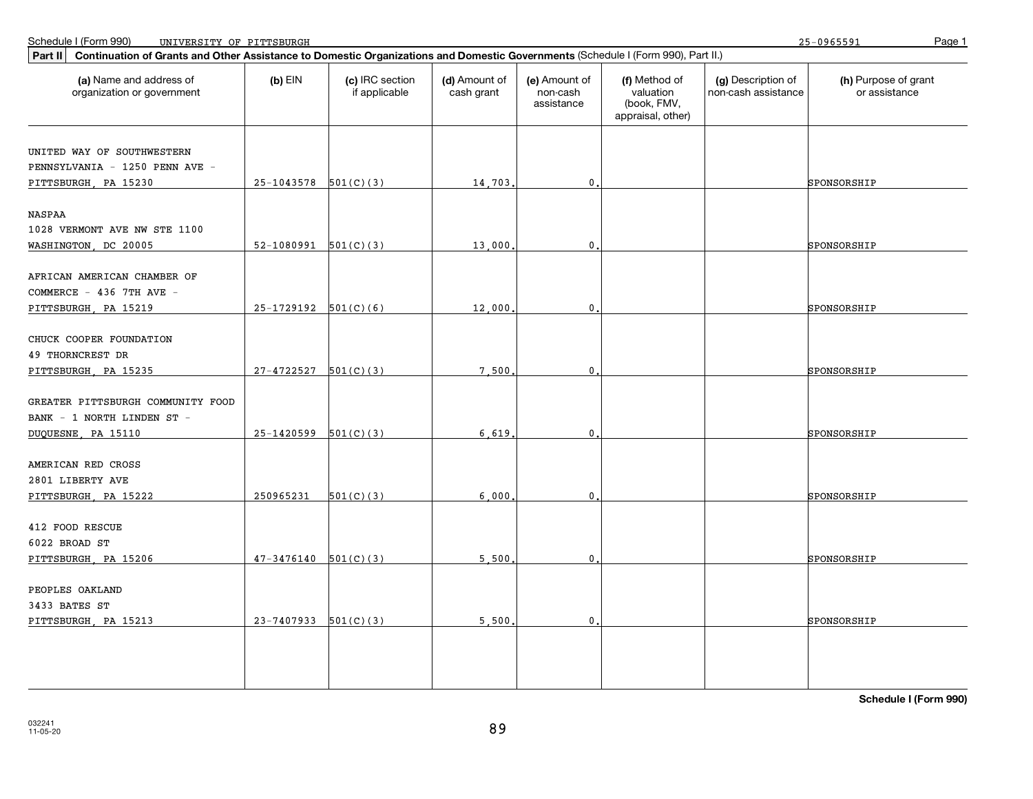Schedule I (Form 990) UNIVERSITY OF PITTSBURGH 25-0965591

**Part II** **Continuation of Grants and Other Assistance to Domestic Organizations and Domestic Governments** (Schedule I (Form 990), Part II.)

| (a) Name and address of organization or government | (b) EIN | (c) IRC section if applicable | (d) Amount of cash grant | (e) Amount of non-cash assistance | (f) Method of valuation (book, FMV, appraisal, other) | (g) Description of non-cash assistance | (h) Purpose of grant or assistance |
|---|---|---|---|---|---|---|---|
| UNITED WAY OF SOUTHWESTERN PENNSYLVANIA - 1250 PENN AVE - PITTSBURGH, PA 15230 | 25-1043578 | 501(C)(3) | 14,703. | 0. | | | SPONSORSHIP |
| NASPAA 1028 VERMONT AVE NW STE 1100 WASHINGTON, DC 20005 | 52-1080991 | 501(C)(3) | 13,000. | 0. | | | SPONSORSHIP |
| AFRICAN AMERICAN CHAMBER OF COMMERCE - 436 7TH AVE - PITTSBURGH, PA 15219 | 25-1729192 | 501(C)(6) | 12,000. | 0. | | | SPONSORSHIP |
| CHUCK COOPER FOUNDATION 49 THORNCREST DR PITTSBURGH, PA 15235 | 27-4722527 | 501(C)(3) | 7,500. | 0. | | | SPONSORSHIP |
| GREATER PITTSBURGH COMMUNITY FOOD BANK - 1 NORTH LINDEN ST - DUQUESNE, PA 15110 | 25-1420599 | 501(C)(3) | 6,619. | 0. | | | SPONSORSHIP |
| AMERICAN RED CROSS 2801 LIBERTY AVE PITTSBURGH, PA 15222 | 250965231 | 501(C)(3) | 6,000. | 0. | | | SPONSORSHIP |
| 412 FOOD RESCUE 6022 BROAD ST PITTSBURGH, PA 15206 | 47-3476140 | 501(C)(3) | 5,500. | 0. | | | SPONSORSHIP |
| PEOPLES OAKLAND 3433 BATES ST PITTSBURGH, PA 15213 | 23-7407933 | 501(C)(3) | 5,500. | 0. | | | SPONSORSHIP |
| | | | | | | | |

**Schedule I (Form 990)**

032241
11-05-20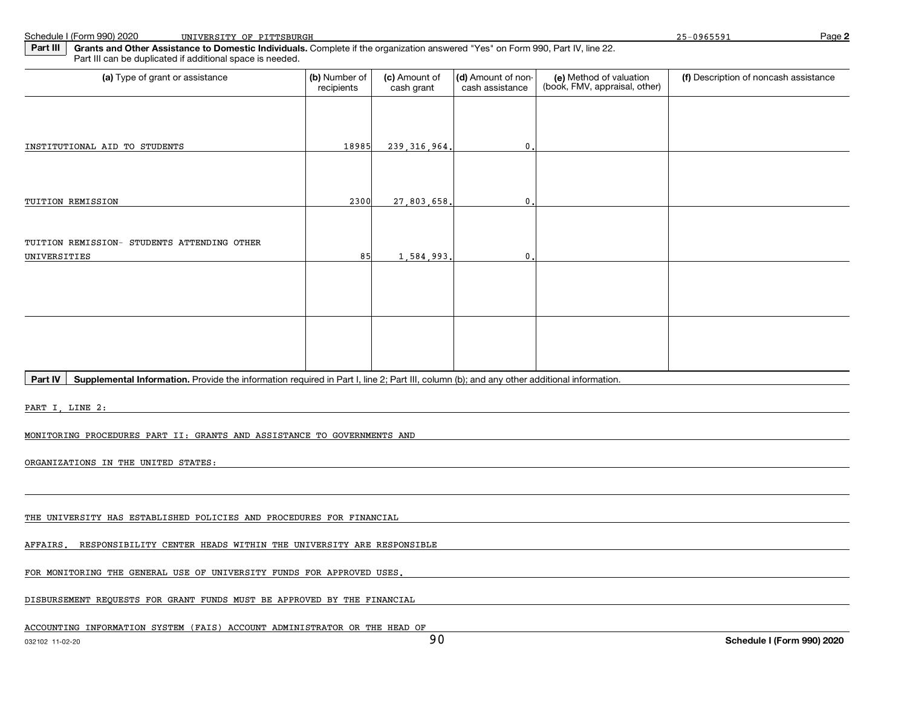**Part III** **Grants and Other Assistance to Domestic Individuals.** Complete if the organization answered "Yes" on Form 990, Part IV, line 22. Part III can be duplicated if additional space is needed.

| (a) Type of grant or assistance | (b) Number of recipients | (c) Amount of cash grant | (d) Amount of non-cash assistance | (e) Method of valuation (book, FMV, appraisal, other) | (f) Description of noncash assistance |
|---|---|---|---|---|---|
| INSTITUTIONAL AID TO STUDENTS | 18985 | 239,316,964. | 0. | | |
| TUITION REMISSION | 2300 | 27,803,658. | 0. | | |
| TUITION REMISSION- STUDENTS ATTENDING OTHER UNIVERSITIES | 85 | 1,584,993. | 0. | | |
| | | | | | |
| | | | | | |

**Part IV** **Supplemental Information.** Provide the information required in Part I, line 2; Part III, column (b); and any other additional information.

PART I, LINE 2:

MONITORING PROCEDURES PART II: GRANTS AND ASSISTANCE TO GOVERNMENTS AND ORGANIZATIONS IN THE UNITED STATES:

THE UNIVERSITY HAS ESTABLISHED POLICIES AND PROCEDURES FOR FINANCIAL AFFAIRS. RESPONSIBILITY CENTER HEADS WITHIN THE UNIVERSITY ARE RESPONSIBLE FOR MONITORING THE GENERAL USE OF UNIVERSITY FUNDS FOR APPROVED USES. DISBURSEMENT REQUESTS FOR GRANT FUNDS MUST BE APPROVED BY THE FINANCIAL ACCOUNTING INFORMATION SYSTEM (FAIS) ACCOUNT ADMINISTRATOR OR THE HEAD OF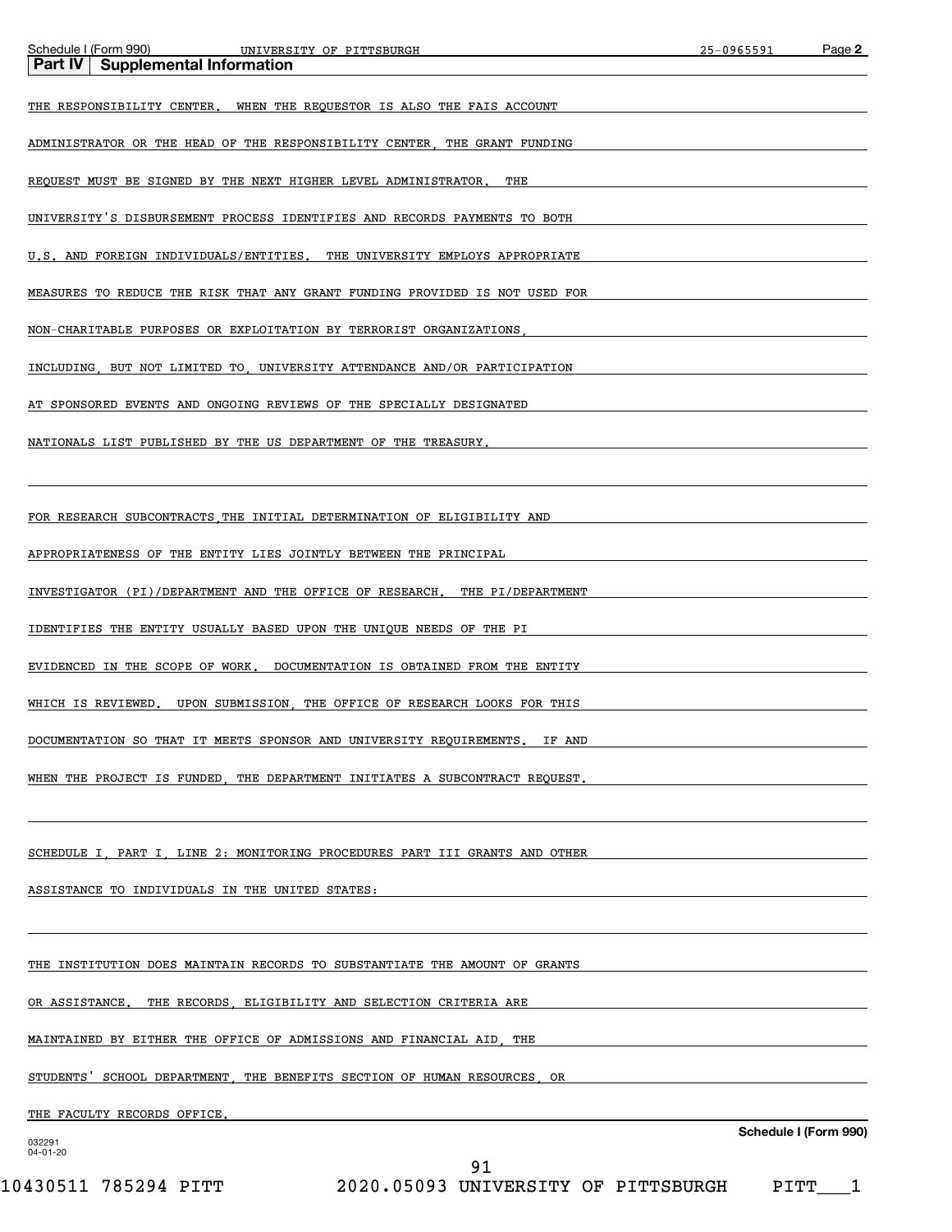## Part IV Supplemental Information

THE RESPONSIBILITY CENTER. WHEN THE REQUESTOR IS ALSO THE FAIS ACCOUNT ADMINISTRATOR OR THE HEAD OF THE RESPONSIBILITY CENTER, THE GRANT FUNDING REQUEST MUST BE SIGNED BY THE NEXT HIGHER LEVEL ADMINISTRATOR. THE UNIVERSITY'S DISBURSEMENT PROCESS IDENTIFIES AND RECORDS PAYMENTS TO BOTH U.S. AND FOREIGN INDIVIDUALS/ENTITIES. THE UNIVERSITY EMPLOYS APPROPRIATE MEASURES TO REDUCE THE RISK THAT ANY GRANT FUNDING PROVIDED IS NOT USED FOR NON-CHARITABLE PURPOSES OR EXPLOITATION BY TERRORIST ORGANIZATIONS, INCLUDING, BUT NOT LIMITED TO, UNIVERSITY ATTENDANCE AND/OR PARTICIPATION AT SPONSORED EVENTS AND ONGOING REVIEWS OF THE SPECIALLY DESIGNATED NATIONALS LIST PUBLISHED BY THE US DEPARTMENT OF THE TREASURY.

FOR RESEARCH SUBCONTRACTS,THE INITIAL DETERMINATION OF ELIGIBILITY AND APPROPRIATENESS OF THE ENTITY LIES JOINTLY BETWEEN THE PRINCIPAL INVESTIGATOR (PI)/DEPARTMENT AND THE OFFICE OF RESEARCH. THE PI/DEPARTMENT IDENTIFIES THE ENTITY USUALLY BASED UPON THE UNIQUE NEEDS OF THE PI EVIDENCED IN THE SCOPE OF WORK. DOCUMENTATION IS OBTAINED FROM THE ENTITY WHICH IS REVIEWED. UPON SUBMISSION, THE OFFICE OF RESEARCH LOOKS FOR THIS DOCUMENTATION SO THAT IT MEETS SPONSOR AND UNIVERSITY REQUIREMENTS. IF AND WHEN THE PROJECT IS FUNDED, THE DEPARTMENT INITIATES A SUBCONTRACT REQUEST.

SCHEDULE I, PART I, LINE 2: MONITORING PROCEDURES PART III GRANTS AND OTHER ASSISTANCE TO INDIVIDUALS IN THE UNITED STATES:

THE INSTITUTION DOES MAINTAIN RECORDS TO SUBSTANTIATE THE AMOUNT OF GRANTS OR ASSISTANCE. THE RECORDS, ELIGIBILITY AND SELECTION CRITERIA ARE MAINTAINED BY EITHER THE OFFICE OF ADMISSIONS AND FINANCIAL AID, THE STUDENTS' SCHOOL DEPARTMENT, THE BENEFITS SECTION OF HUMAN RESOURCES, OR THE FACULTY RECORDS OFFICE.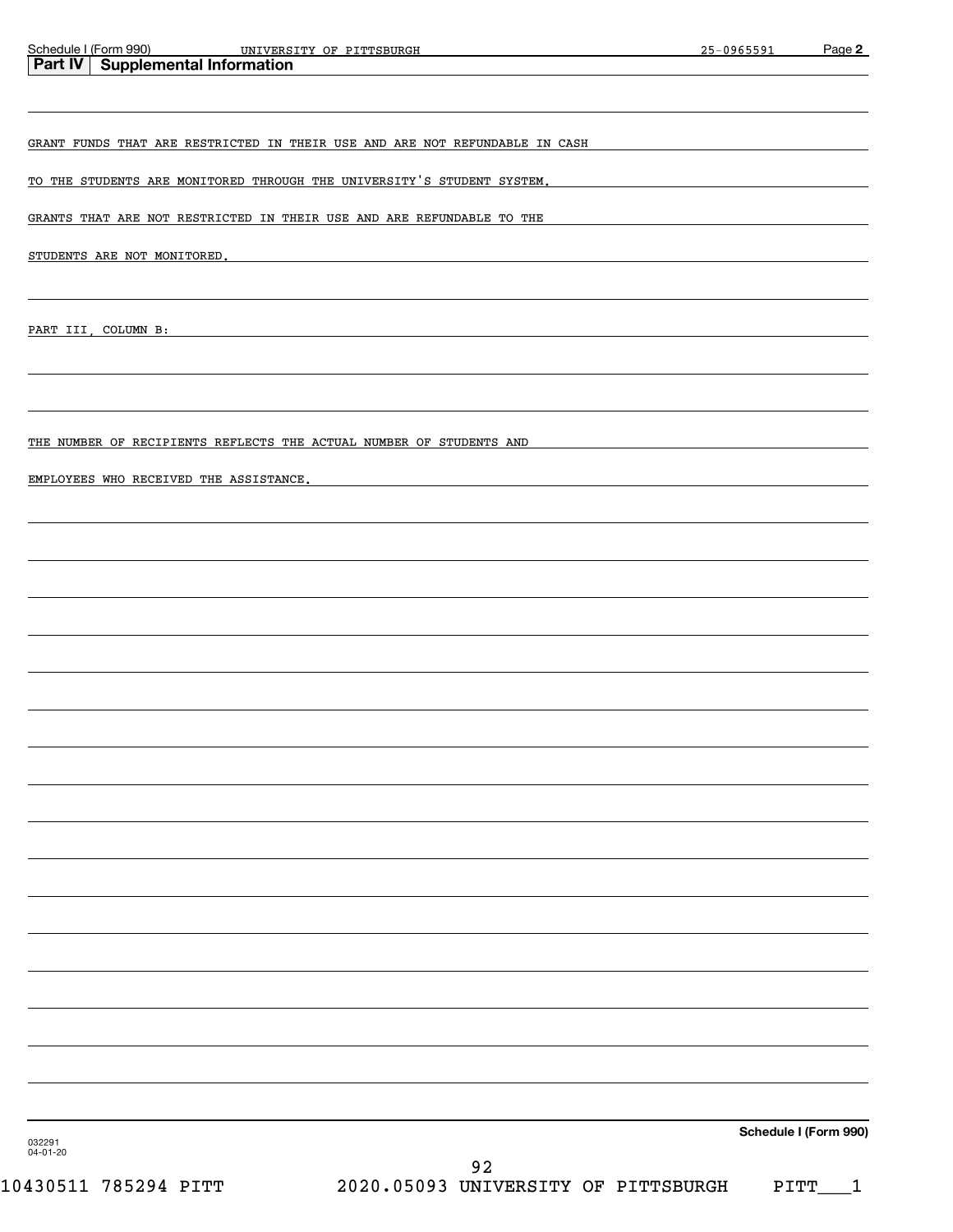## Part IV Supplemental Information

GRANT FUNDS THAT ARE RESTRICTED IN THEIR USE AND ARE NOT REFUNDABLE IN CASH

TO THE STUDENTS ARE MONITORED THROUGH THE UNIVERSITY'S STUDENT SYSTEM.

GRANTS THAT ARE NOT RESTRICTED IN THEIR USE AND ARE REFUNDABLE TO THE

STUDENTS ARE NOT MONITORED.

PART III, COLUMN B:

THE NUMBER OF RECIPIENTS REFLECTS THE ACTUAL NUMBER OF STUDENTS AND

EMPLOYEES WHO RECEIVED THE ASSISTANCE.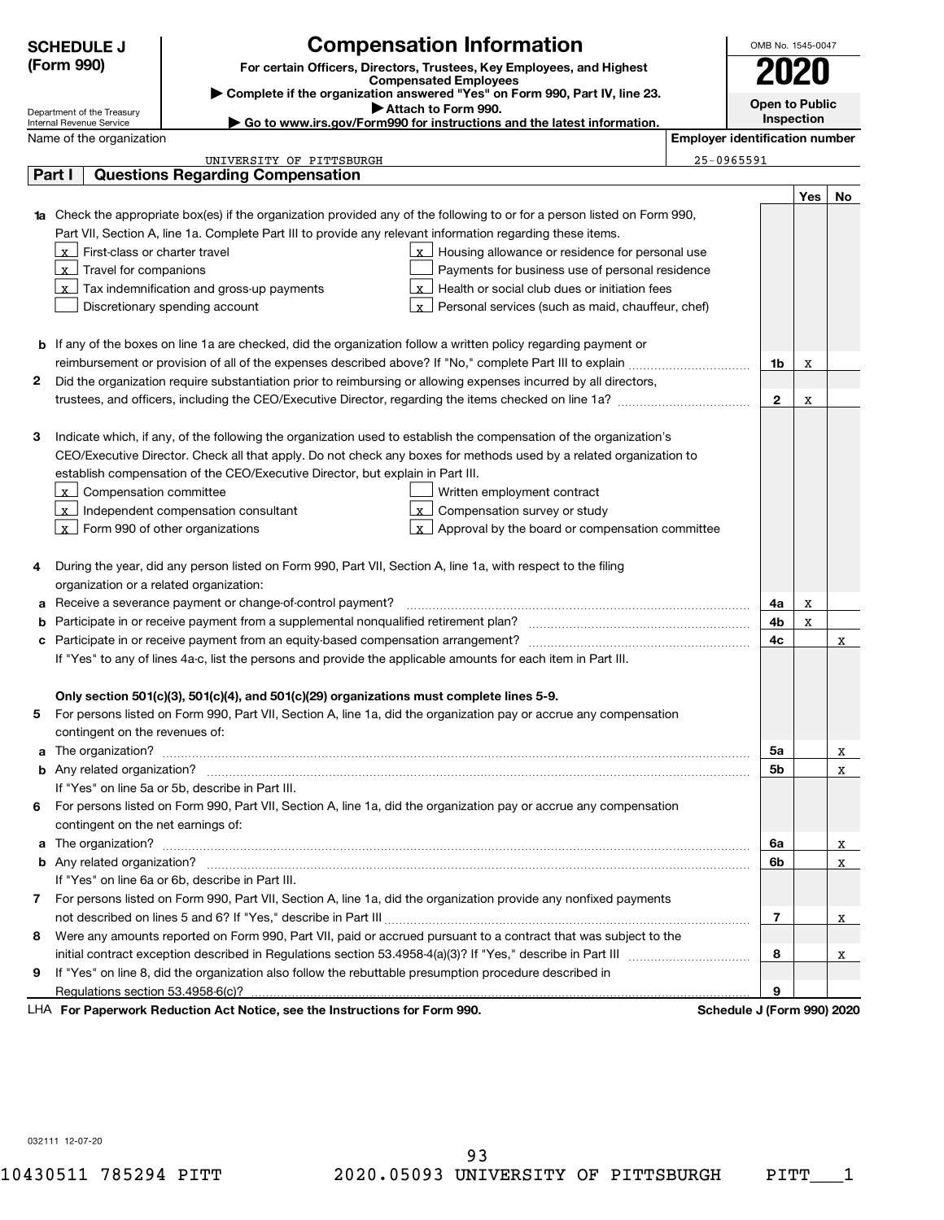**SCHEDULE J (Form 990)**

Department of the Treasury
Internal Revenue Service

# Compensation Information

**For certain Officers, Directors, Trustees, Key Employees, and Highest Compensated Employees**

▶ Complete if the organization answered "Yes" on Form 990, Part IV, line 23.

▶ Attach to Form 990.

▶ Go to www.irs.gov/Form990 for instructions and the latest information.

OMB No. 1545-0047

**2020**

**Open to Public Inspection**

Name of the organization: UNIVERSITY OF PITTSBURGH

Employer identification number: 25-0965591

## Part I Questions Regarding Compensation

| | | | Yes | No |
|---|---|---|---|---|
| **1a** | Check the appropriate box(es) if the organization provided any of the following to or for a person listed on Form 990, Part VII, Section A, line 1a. Complete Part III to provide any relevant information regarding these items.<br>[X] First-class or charter travel<br>[X] Travel for companions<br>[X] Tax indemnification and gross-up payments<br>[ ] Discretionary spending account<br>[X] Housing allowance or residence for personal use<br>[ ] Payments for business use of personal residence<br>[X] Health or social club dues or initiation fees<br>[X] Personal services (such as maid, chauffeur, chef) | | | |
| **b** | If any of the boxes on line 1a are checked, did the organization follow a written policy regarding payment or reimbursement or provision of all of the expenses described above? If "No," complete Part III to explain | 1b | X | |
| **2** | Did the organization require substantiation prior to reimbursing or allowing expenses incurred by all directors, trustees, and officers, including the CEO/Executive Director, regarding the items checked on line 1a? | 2 | X | |
| **3** | Indicate which, if any, of the following the organization used to establish the compensation of the organization's CEO/Executive Director. Check all that apply. Do not check any boxes for methods used by a related organization to establish compensation of the CEO/Executive Director, but explain in Part III.<br>[X] Compensation committee<br>[X] Independent compensation consultant<br>[X] Form 990 of other organizations<br>[ ] Written employment contract<br>[X] Compensation survey or study<br>[X] Approval by the board or compensation committee | | | |
| **4** | During the year, did any person listed on Form 990, Part VII, Section A, line 1a, with respect to the filing organization or a related organization: | | | |
| **a** | Receive a severance payment or change-of-control payment? | 4a | X | |
| **b** | Participate in or receive payment from a supplemental nonqualified retirement plan? | 4b | X | |
| **c** | Participate in or receive payment from an equity-based compensation arrangement? | 4c | | X |
| | If "Yes" to any of lines 4a-c, list the persons and provide the applicable amounts for each item in Part III. | | | |
| | **Only section 501(c)(3), 501(c)(4), and 501(c)(29) organizations must complete lines 5-9.** | | | |
| **5** | For persons listed on Form 990, Part VII, Section A, line 1a, did the organization pay or accrue any compensation contingent on the revenues of: | | | |
| **a** | The organization? | 5a | | X |
| **b** | Any related organization? | 5b | | X |
| | If "Yes" on line 5a or 5b, describe in Part III. | | | |
| **6** | For persons listed on Form 990, Part VII, Section A, line 1a, did the organization pay or accrue any compensation contingent on the net earnings of: | | | |
| **a** | The organization? | 6a | | X |
| **b** | Any related organization? | 6b | | X |
| | If "Yes" on line 6a or 6b, describe in Part III. | | | |
| **7** | For persons listed on Form 990, Part VII, Section A, line 1a, did the organization provide any nonfixed payments not described on lines 5 and 6? If "Yes," describe in Part III | 7 | | X |
| **8** | Were any amounts reported on Form 990, Part VII, paid or accrued pursuant to a contract that was subject to the initial contract exception described in Regulations section 53.4958-4(a)(3)? If "Yes," describe in Part III | 8 | | X |
| **9** | If "Yes" on line 8, did the organization also follow the rebuttable presumption procedure described in Regulations section 53.4958-6(c)? | 9 | | |

LHA **For Paperwork Reduction Act Notice, see the Instructions for Form 990.** **Schedule J (Form 990) 2020**

032111 12-07-20

10430511 785294 PITT 2020.05093 UNIVERSITY OF PITTSBURGH PITT___1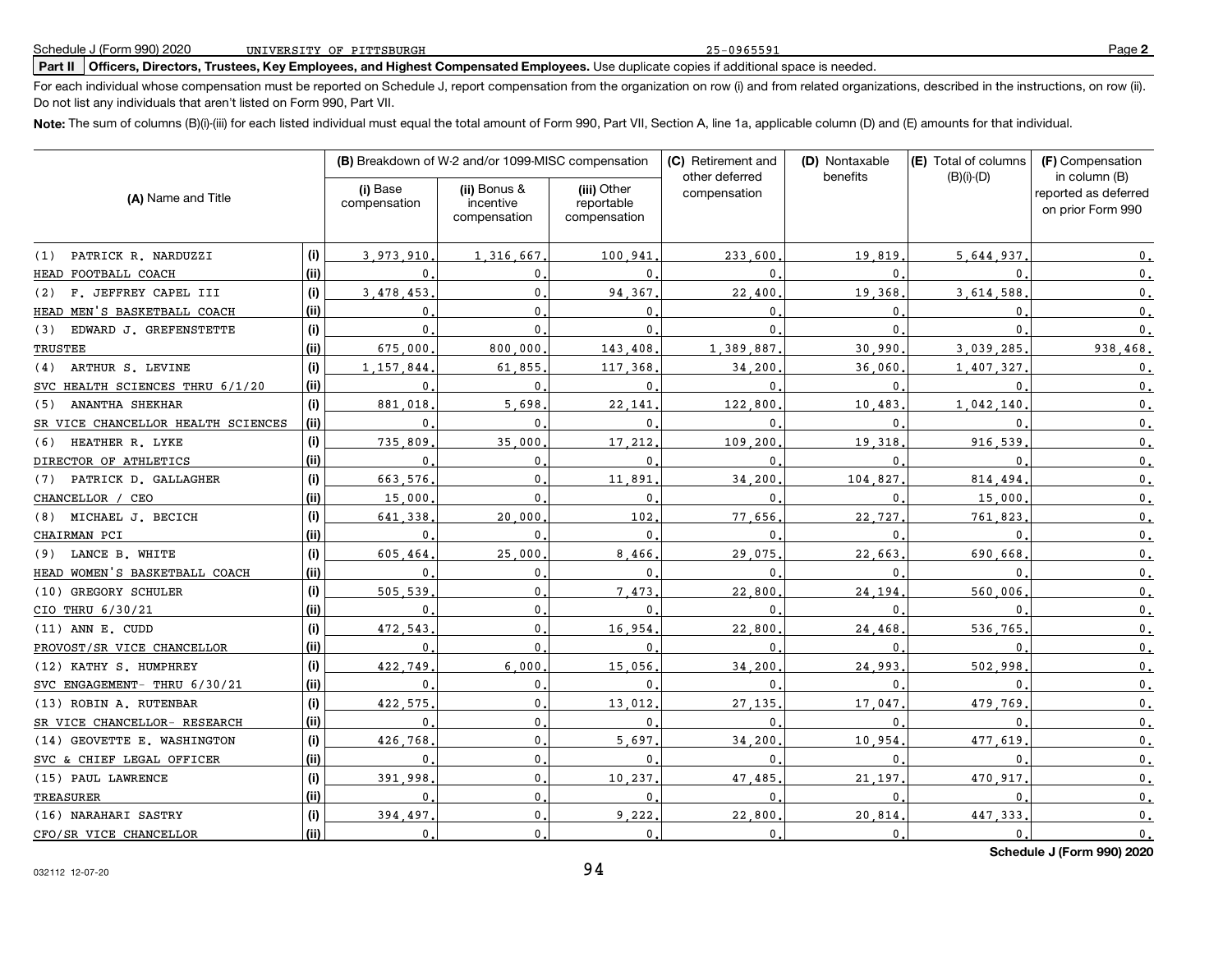Schedule J (Form 990) 2020 UNIVERSITY OF PITTSBURGH 25-0965591

**Part II** **Officers, Directors, Trustees, Key Employees, and Highest Compensated Employees.** Use duplicate copies if additional space is needed.

For each individual whose compensation must be reported on Schedule J, report compensation from the organization on row (i) and from related organizations, described in the instructions, on row (ii). Do not list any individuals that aren't listed on Form 990, Part VII.

**Note:** The sum of columns (B)(i)-(iii) for each listed individual must equal the total amount of Form 990, Part VII, Section A, line 1a, applicable column (D) and (E) amounts for that individual.

| (A) Name and Title | | (B) Breakdown of W-2 and/or 1099-MISC compensation | | | (C) Retirement and other deferred compensation | (D) Nontaxable benefits | (E) Total of columns (B)(i)-(D) | (F) Compensation in column (B) reported as deferred on prior Form 990 |
|---|---|---|---|---|---|---|---|---|
| | | (i) Base compensation | (ii) Bonus & incentive compensation | (iii) Other reportable compensation | | | | |
| (1) PATRICK R. NARDUZZI | (i) | 3,973,910. | 1,316,667. | 100,941. | 233,600. | 19,819. | 5,644,937. | 0. |
| HEAD FOOTBALL COACH | (ii) | 0. | 0. | 0. | 0. | 0. | 0. | 0. |
| (2) F. JEFFREY CAPEL III | (i) | 3,478,453. | 0. | 94,367. | 22,400. | 19,368. | 3,614,588. | 0. |
| HEAD MEN'S BASKETBALL COACH | (ii) | 0. | 0. | 0. | 0. | 0. | 0. | 0. |
| (3) EDWARD J. GREFENSTETTE | (i) | 0. | 0. | 0. | 0. | 0. | 0. | 0. |
| TRUSTEE | (ii) | 675,000. | 800,000. | 143,408. | 1,389,887. | 30,990. | 3,039,285. | 938,468. |
| (4) ARTHUR S. LEVINE | (i) | 1,157,844. | 61,855. | 117,368. | 34,200. | 36,060. | 1,407,327. | 0. |
| SVC HEALTH SCIENCES THRU 6/1/20 | (ii) | 0. | 0. | 0. | 0. | 0. | 0. | 0. |
| (5) ANANTHA SHEKHAR | (i) | 881,018. | 5,698. | 22,141. | 122,800. | 10,483. | 1,042,140. | 0. |
| SR VICE CHANCELLOR HEALTH SCIENCES | (ii) | 0. | 0. | 0. | 0. | 0. | 0. | 0. |
| (6) HEATHER R. LYKE | (i) | 735,809. | 35,000. | 17,212. | 109,200. | 19,318. | 916,539. | 0. |
| DIRECTOR OF ATHLETICS | (ii) | 0. | 0. | 0. | 0. | 0. | 0. | 0. |
| (7) PATRICK D. GALLAGHER | (i) | 663,576. | 0. | 11,891. | 34,200. | 104,827. | 814,494. | 0. |
| CHANCELLOR / CEO | (ii) | 15,000. | 0. | 0. | 0. | 0. | 15,000. | 0. |
| (8) MICHAEL J. BECICH | (i) | 641,338. | 20,000. | 102. | 77,656. | 22,727. | 761,823. | 0. |
| CHAIRMAN PCI | (ii) | 0. | 0. | 0. | 0. | 0. | 0. | 0. |
| (9) LANCE B. WHITE | (i) | 605,464. | 25,000. | 8,466. | 29,075. | 22,663. | 690,668. | 0. |
| HEAD WOMEN'S BASKETBALL COACH | (ii) | 0. | 0. | 0. | 0. | 0. | 0. | 0. |
| (10) GREGORY SCHULER | (i) | 505,539. | 0. | 7,473. | 22,800. | 24,194. | 560,006. | 0. |
| CIO THRU 6/30/21 | (ii) | 0. | 0. | 0. | 0. | 0. | 0. | 0. |
| (11) ANN E. CUDD | (i) | 472,543. | 0. | 16,954. | 22,800. | 24,468. | 536,765. | 0. |
| PROVOST/SR VICE CHANCELLOR | (ii) | 0. | 0. | 0. | 0. | 0. | 0. | 0. |
| (12) KATHY S. HUMPHREY | (i) | 422,749. | 6,000. | 15,056. | 34,200. | 24,993. | 502,998. | 0. |
| SVC ENGAGEMENT- THRU 6/30/21 | (ii) | 0. | 0. | 0. | 0. | 0. | 0. | 0. |
| (13) ROBIN A. RUTENBAR | (i) | 422,575. | 0. | 13,012. | 27,135. | 17,047. | 479,769. | 0. |
| SR VICE CHANCELLOR- RESEARCH | (ii) | 0. | 0. | 0. | 0. | 0. | 0. | 0. |
| (14) GEOVETTE E. WASHINGTON | (i) | 426,768. | 0. | 5,697. | 34,200. | 10,954. | 477,619. | 0. |
| SVC & CHIEF LEGAL OFFICER | (ii) | 0. | 0. | 0. | 0. | 0. | 0. | 0. |
| (15) PAUL LAWRENCE | (i) | 391,998. | 0. | 10,237. | 47,485. | 21,197. | 470,917. | 0. |
| TREASURER | (ii) | 0. | 0. | 0. | 0. | 0. | 0. | 0. |
| (16) NARAHARI SASTRY | (i) | 394,497. | 0. | 9,222. | 22,800. | 20,814. | 447,333. | 0. |
| CFO/SR VICE CHANCELLOR | (ii) | 0. | 0. | 0. | 0. | 0. | 0. | 0. |

**Schedule J (Form 990) 2020**

032112 12-07-20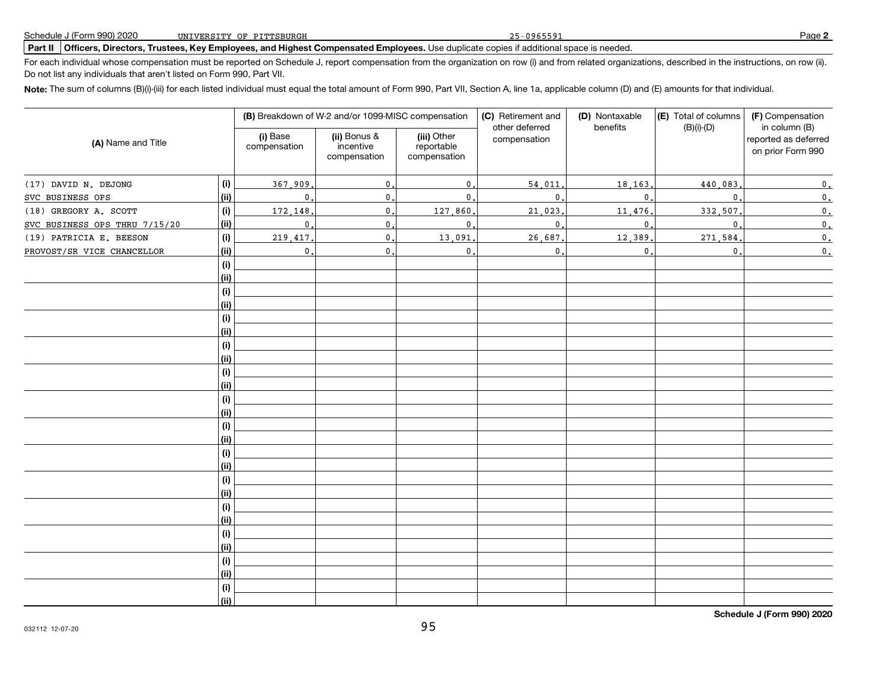Schedule J (Form 990) 2020 UNIVERSITY OF PITTSBURGH 25-0965591

**Part II** **Officers, Directors, Trustees, Key Employees, and Highest Compensated Employees.** Use duplicate copies if additional space is needed.

For each individual whose compensation must be reported on Schedule J, report compensation from the organization on row (i) and from related organizations, described in the instructions, on row (ii). Do not list any individuals that aren't listed on Form 990, Part VII.

**Note:** The sum of columns (B)(i)-(iii) for each listed individual must equal the total amount of Form 990, Part VII, Section A, line 1a, applicable column (D) and (E) amounts for that individual.

| (A) Name and Title | | (B) Breakdown of W-2 and/or 1099-MISC compensation | | | (C) Retirement and other deferred compensation | (D) Nontaxable benefits | (E) Total of columns (B)(i)-(D) | (F) Compensation in column (B) reported as deferred on prior Form 990 |
|---|---|---|---|---|---|---|---|---|
| | | (i) Base compensation | (ii) Bonus & incentive compensation | (iii) Other reportable compensation | | | | |
| (17) DAVID N. DEJONG | (i) | 367,909. | 0. | 0. | 54,011. | 18,163. | 440,083. | 0. |
| SVC BUSINESS OPS | (ii) | 0. | 0. | 0. | 0. | 0. | 0. | 0. |
| (18) GREGORY A. SCOTT | (i) | 172,148. | 0. | 127,860. | 21,023. | 11,476. | 332,507. | 0. |
| SVC BUSINESS OPS THRU 7/15/20 | (ii) | 0. | 0. | 0. | 0. | 0. | 0. | 0. |
| (19) PATRICIA E. BEESON | (i) | 219,417. | 0. | 13,091. | 26,687. | 12,389. | 271,584. | 0. |
| PROVOST/SR VICE CHANCELLOR | (ii) | 0. | 0. | 0. | 0. | 0. | 0. | 0. |
| | (i) | | | | | | | |
| | (ii) | | | | | | | |
| | (i) | | | | | | | |
| | (ii) | | | | | | | |
| | (i) | | | | | | | |
| | (ii) | | | | | | | |
| | (i) | | | | | | | |
| | (ii) | | | | | | | |
| | (i) | | | | | | | |
| | (ii) | | | | | | | |
| | (i) | | | | | | | |
| | (ii) | | | | | | | |
| | (i) | | | | | | | |
| | (ii) | | | | | | | |
| | (i) | | | | | | | |
| | (ii) | | | | | | | |
| | (i) | | | | | | | |
| | (ii) | | | | | | | |
| | (i) | | | | | | | |
| | (ii) | | | | | | | |
| | (i) | | | | | | | |
| | (ii) | | | | | | | |
| | (i) | | | | | | | |
| | (ii) | | | | | | | |
| | (i) | | | | | | | |
| | (ii) | | | | | | | |

Schedule J (Form 990) 2020

032112 12-07-20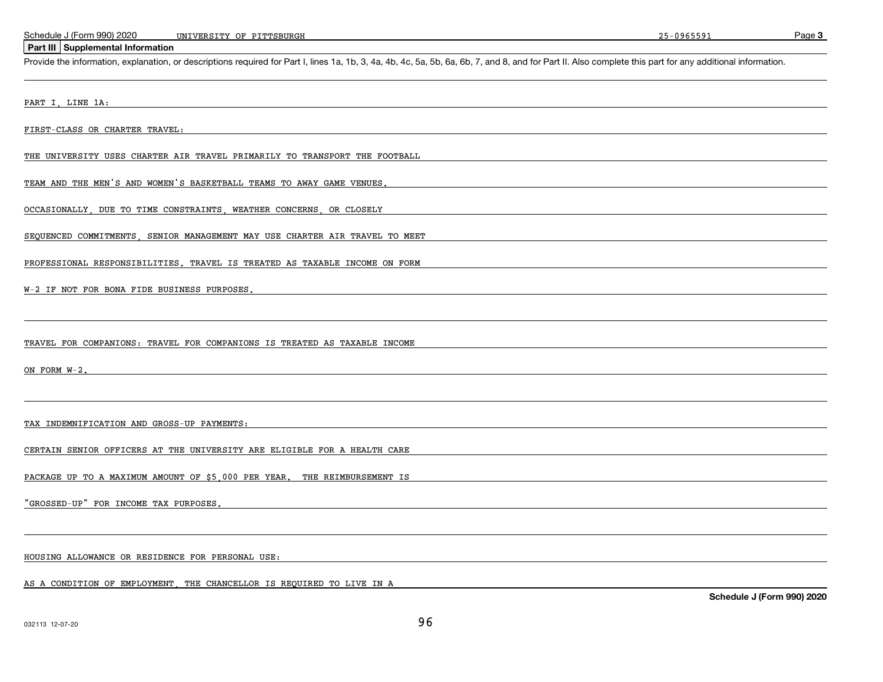## Part III Supplemental Information

Provide the information, explanation, or descriptions required for Part I, lines 1a, 1b, 3, 4a, 4b, 4c, 5a, 5b, 6a, 6b, 7, and 8, and for Part II. Also complete this part for any additional information.

PART I, LINE 1A:

FIRST-CLASS OR CHARTER TRAVEL:

THE UNIVERSITY USES CHARTER AIR TRAVEL PRIMARILY TO TRANSPORT THE FOOTBALL TEAM AND THE MEN'S AND WOMEN'S BASKETBALL TEAMS TO AWAY GAME VENUES. OCCASIONALLY, DUE TO TIME CONSTRAINTS, WEATHER CONCERNS, OR CLOSELY SEQUENCED COMMITMENTS, SENIOR MANAGEMENT MAY USE CHARTER AIR TRAVEL TO MEET PROFESSIONAL RESPONSIBILITIES. TRAVEL IS TREATED AS TAXABLE INCOME ON FORM W-2 IF NOT FOR BONA FIDE BUSINESS PURPOSES.

TRAVEL FOR COMPANIONS: TRAVEL FOR COMPANIONS IS TREATED AS TAXABLE INCOME ON FORM W-2.

TAX INDEMNIFICATION AND GROSS-UP PAYMENTS:

CERTAIN SENIOR OFFICERS AT THE UNIVERSITY ARE ELIGIBLE FOR A HEALTH CARE PACKAGE UP TO A MAXIMUM AMOUNT OF $5,000 PER YEAR. THE REIMBURSEMENT IS "GROSSED-UP" FOR INCOME TAX PURPOSES.

HOUSING ALLOWANCE OR RESIDENCE FOR PERSONAL USE:

AS A CONDITION OF EMPLOYMENT, THE CHANCELLOR IS REQUIRED TO LIVE IN A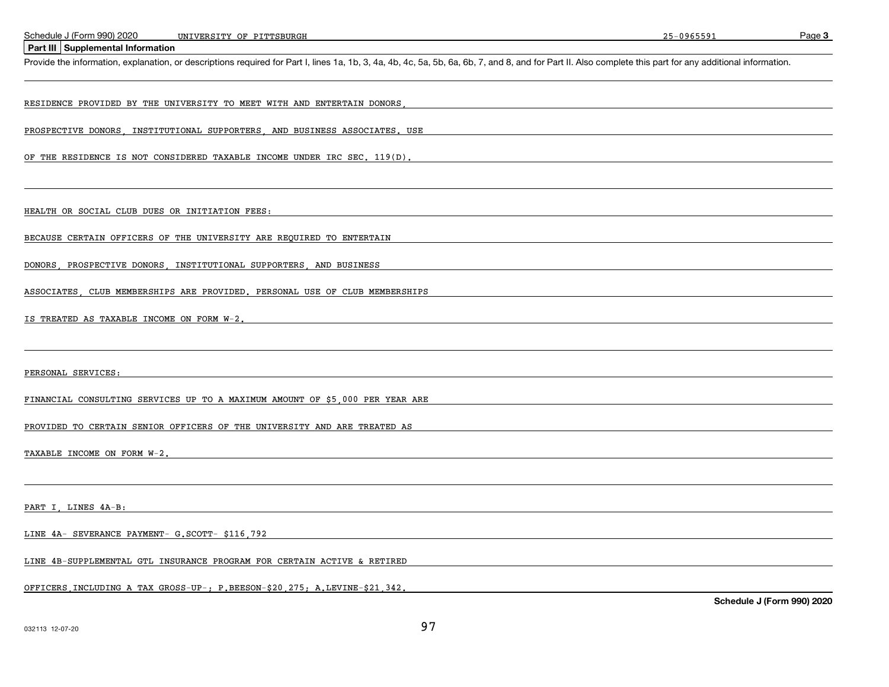## Part III Supplemental Information

Provide the information, explanation, or descriptions required for Part I, lines 1a, 1b, 3, 4a, 4b, 4c, 5a, 5b, 6a, 6b, 7, and 8, and for Part II. Also complete this part for any additional information.

RESIDENCE PROVIDED BY THE UNIVERSITY TO MEET WITH AND ENTERTAIN DONORS, PROSPECTIVE DONORS, INSTITUTIONAL SUPPORTERS, AND BUSINESS ASSOCIATES. USE OF THE RESIDENCE IS NOT CONSIDERED TAXABLE INCOME UNDER IRC SEC. 119(D).

HEALTH OR SOCIAL CLUB DUES OR INITIATION FEES:

BECAUSE CERTAIN OFFICERS OF THE UNIVERSITY ARE REQUIRED TO ENTERTAIN DONORS, PROSPECTIVE DONORS, INSTITUTIONAL SUPPORTERS, AND BUSINESS ASSOCIATES, CLUB MEMBERSHIPS ARE PROVIDED. PERSONAL USE OF CLUB MEMBERSHIPS IS TREATED AS TAXABLE INCOME ON FORM W-2.

PERSONAL SERVICES:

FINANCIAL CONSULTING SERVICES UP TO A MAXIMUM AMOUNT OF $5,000 PER YEAR ARE PROVIDED TO CERTAIN SENIOR OFFICERS OF THE UNIVERSITY AND ARE TREATED AS TAXABLE INCOME ON FORM W-2.

PART I, LINES 4A-B:

LINE 4A- SEVERANCE PAYMENT- G.SCOTT- $116,792

LINE 4B-SUPPLEMENTAL GTL INSURANCE PROGRAM FOR CERTAIN ACTIVE & RETIRED OFFICERS,INCLUDING A TAX GROSS-UP-; P.BEESON-$20,275; A.LEVINE-$21,342.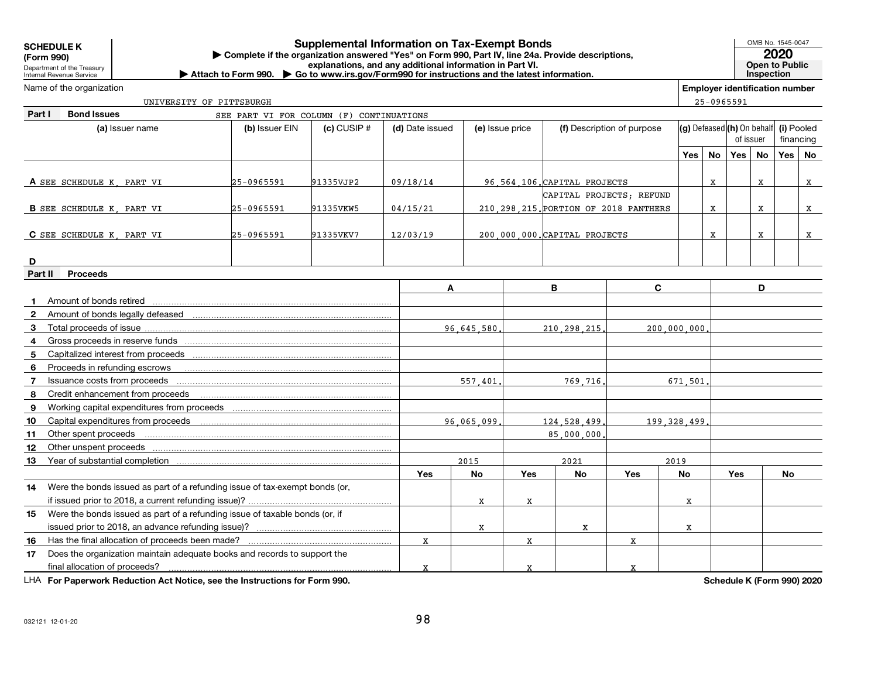**SCHEDULE K (Form 990)**

Department of the Treasury
Internal Revenue Service

# Supplemental Information on Tax-Exempt Bonds

▶ Complete if the organization answered "Yes" on Form 990, Part IV, line 24a. Provide descriptions, explanations, and any additional information in Part VI.

▶ Attach to Form 990. ▶ Go to www.irs.gov/Form990 for instructions and the latest information.

OMB No. 1545-0047

**2020**

**Open to Public Inspection**

Name of the organization: UNIVERSITY OF PITTSBURGH

Employer identification number: 25-0965591

## Part I Bond Issues

SEE PART VI FOR COLUMN (F) CONTINUATIONS

| | (a) Issuer name | (b) Issuer EIN | (c) CUSIP # | (d) Date issued | (e) Issue price | (f) Description of purpose | (g) Defeased Yes | (g) Defeased No | (h) On behalf of issuer Yes | (h) On behalf of issuer No | (i) Pooled financing Yes | (i) Pooled financing No |
|---|---|---|---|---|---|---|---|---|---|---|---|---|
| A | SEE SCHEDULE K, PART VI | 25-0965591 | 91335VJP2 | 09/18/14 | 96,564,106. | CAPITAL PROJECTS | | X | | X | | X |
| B | SEE SCHEDULE K, PART VI | 25-0965591 | 91335VKW5 | 04/15/21 | 210,298,215. | CAPITAL PROJECTS; REFUND PORTION OF 2018 PANTHERS | | X | | X | | X |
| C | SEE SCHEDULE K, PART VI | 25-0965591 | 91335VKV7 | 12/03/19 | 200,000,000. | CAPITAL PROJECTS | | X | | X | | X |
| D | | | | | | | | | | | | |

## Part II Proceeds

| | | A | B | C | D |
|---|---|---|---|---|---|
| 1 | Amount of bonds retired | | | | |
| 2 | Amount of bonds legally defeased | | | | |
| 3 | Total proceeds of issue | 96,645,580. | 210,298,215. | 200,000,000. | |
| 4 | Gross proceeds in reserve funds | | | | |
| 5 | Capitalized interest from proceeds | | | | |
| 6 | Proceeds in refunding escrows | | | | |
| 7 | Issuance costs from proceeds | 557,401. | 769,716. | 671,501. | |
| 8 | Credit enhancement from proceeds | | | | |
| 9 | Working capital expenditures from proceeds | | | | |
| 10 | Capital expenditures from proceeds | 96,065,099. | 124,528,499. | 199,328,499. | |
| 11 | Other spent proceeds | | 85,000,000. | | |
| 12 | Other unspent proceeds | | | | |
| 13 | Year of substantial completion | 2015 | 2021 | 2019 | |

| | | A Yes | A No | B Yes | B No | C Yes | C No | D Yes | D No |
|---|---|---|---|---|---|---|---|---|---|
| 14 | Were the bonds issued as part of a refunding issue of tax-exempt bonds (or, if issued prior to 2018, a current refunding issue)? | | X | X | | | X | | |
| 15 | Were the bonds issued as part of a refunding issue of taxable bonds (or, if issued prior to 2018, an advance refunding issue)? | | X | | X | | X | | |
| 16 | Has the final allocation of proceeds been made? | X | | X | | X | | | |
| 17 | Does the organization maintain adequate books and records to support the final allocation of proceeds? | X | | X | | X | | | |

LHA For Paperwork Reduction Act Notice, see the Instructions for Form 990.

Schedule K (Form 990) 2020

032121 12-01-20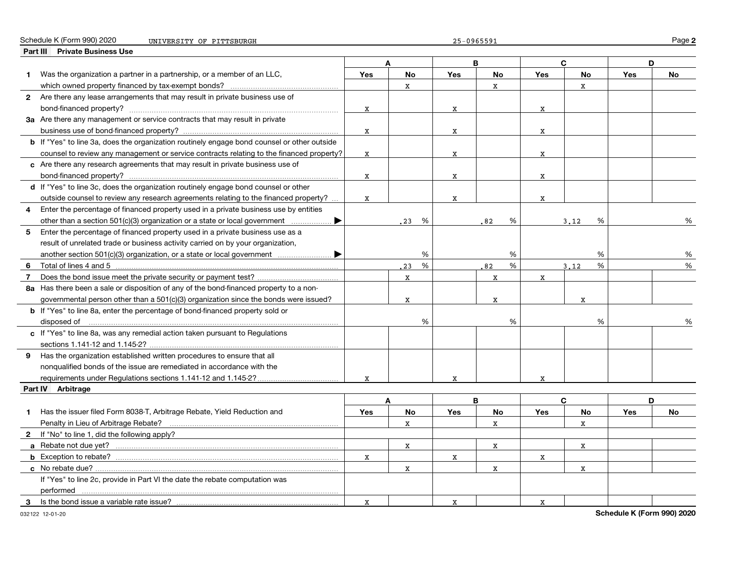Schedule K (Form 990) 2020 UNIVERSITY OF PITTSBURGH 25-0965591

## Part III Private Business Use

| | A | | B | | C | | D | |
|---|---|---|---|---|---|---|---|---|
| | Yes | No | Yes | No | Yes | No | Yes | No |
| **1** Was the organization a partner in a partnership, or a member of an LLC, which owned property financed by tax-exempt bonds? | | X | | X | | X | | |
| **2** Are there any lease arrangements that may result in private business use of bond-financed property? | X | | X | | X | | | |
| **3a** Are there any management or service contracts that may result in private business use of bond-financed property? | X | | X | | X | | | |
| **b** If "Yes" to line 3a, does the organization routinely engage bond counsel or other outside counsel to review any management or service contracts relating to the financed property? | X | | X | | X | | | |
| **c** Are there any research agreements that may result in private business use of bond-financed property? | X | | X | | X | | | |
| **d** If "Yes" to line 3c, does the organization routinely engage bond counsel or other outside counsel to review any research agreements relating to the financed property? | X | | X | | X | | | |
| **4** Enter the percentage of financed property used in a private business use by entities other than a section 501(c)(3) organization or a state or local government ▶ | | .23 % | | .82 % | | 3.12 % | | % |
| **5** Enter the percentage of financed property used in a private business use as a result of unrelated trade or business activity carried on by your organization, another section 501(c)(3) organization, or a state or local government ▶ | | % | | % | | % | | % |
| **6** Total of lines 4 and 5 | | .23 % | | .82 % | | 3.12 % | | % |
| **7** Does the bond issue meet the private security or payment test? | | X | | X | X | | | |
| **8a** Has there been a sale or disposition of any of the bond-financed property to a nongovernmental person other than a 501(c)(3) organization since the bonds were issued? | | X | | X | | X | | |
| **b** If "Yes" to line 8a, enter the percentage of bond-financed property sold or disposed of | | % | | % | | % | | % |
| **c** If "Yes" to line 8a, was any remedial action taken pursuant to Regulations sections 1.141-12 and 1.145-2? | | | | | | | | |
| **9** Has the organization established written procedures to ensure that all nonqualified bonds of the issue are remediated in accordance with the requirements under Regulations sections 1.141-12 and 1.145-2? | X | | X | | X | | | |

## Part IV Arbitrage

| | A | | B | | C | | D | |
|---|---|---|---|---|---|---|---|---|
| | Yes | No | Yes | No | Yes | No | Yes | No |
| **1** Has the issuer filed Form 8038-T, Arbitrage Rebate, Yield Reduction and Penalty in Lieu of Arbitrage Rebate? | | X | | X | | X | | |
| **2** If "No" to line 1, did the following apply? | | | | | | | | |
| **a** Rebate not due yet? | | X | | X | | X | | |
| **b** Exception to rebate? | X | | X | | X | | | |
| **c** No rebate due? | | X | | X | | X | | |
| If "Yes" to line 2c, provide in Part VI the date the rebate computation was performed | | | | | | | | |
| **3** Is the bond issue a variable rate issue? | X | | X | | X | | | |

032122 12-01-20

Schedule K (Form 990) 2020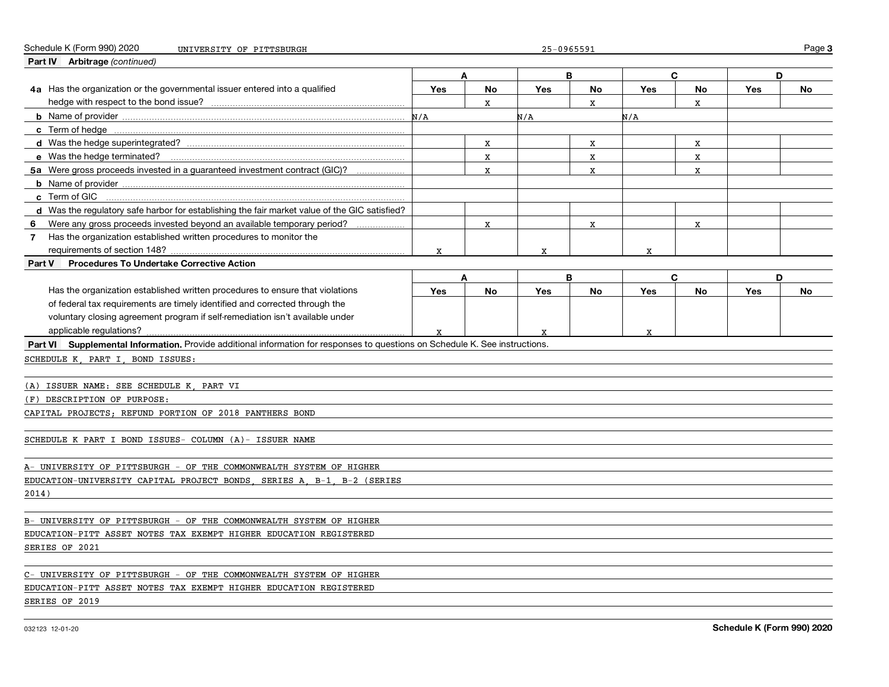Schedule K (Form 990) 2020 UNIVERSITY OF PITTSBURGH 25-0965591

**Part IV Arbitrage** *(continued)*

| | A | | B | | C | | D | |
|---|---|---|---|---|---|---|---|---|
| | Yes | No | Yes | No | Yes | No | Yes | No |
| **4a** Has the organization or the governmental issuer entered into a qualified hedge with respect to the bond issue? | | X | | X | | X | | |
| **b** Name of provider | N/A | | N/A | | N/A | | | |
| **c** Term of hedge | | | | | | | | |
| **d** Was the hedge superintegrated? | | X | | X | | X | | |
| **e** Was the hedge terminated? | | X | | X | | X | | |
| **5a** Were gross proceeds invested in a guaranteed investment contract (GIC)? | | X | | X | | X | | |
| **b** Name of provider | | | | | | | | |
| **c** Term of GIC | | | | | | | | |
| **d** Was the regulatory safe harbor for establishing the fair market value of the GIC satisfied? | | | | | | | | |
| **6** Were any gross proceeds invested beyond an available temporary period? | | X | | X | | X | | |
| **7** Has the organization established written procedures to monitor the requirements of section 148? | X | | X | | X | | | |

**Part V Procedures To Undertake Corrective Action**

| | A | | B | | C | | D | |
|---|---|---|---|---|---|---|---|---|
| | Yes | No | Yes | No | Yes | No | Yes | No |
| Has the organization established written procedures to ensure that violations of federal tax requirements are timely identified and corrected through the voluntary closing agreement program if self-remediation isn't available under applicable regulations? | X | | X | | X | | | |

**Part VI Supplemental Information.** Provide additional information for responses to questions on Schedule K. See instructions.

SCHEDULE K, PART I, BOND ISSUES:

(A) ISSUER NAME: SEE SCHEDULE K, PART VI

(F) DESCRIPTION OF PURPOSE:

CAPITAL PROJECTS; REFUND PORTION OF 2018 PANTHERS BOND

SCHEDULE K PART I BOND ISSUES- COLUMN (A)- ISSUER NAME

A- UNIVERSITY OF PITTSBURGH - OF THE COMMONWEALTH SYSTEM OF HIGHER EDUCATION-UNIVERSITY CAPITAL PROJECT BONDS, SERIES A, B-1, B-2 (SERIES 2014)

B- UNIVERSITY OF PITTSBURGH - OF THE COMMONWEALTH SYSTEM OF HIGHER EDUCATION-PITT ASSET NOTES TAX EXEMPT HIGHER EDUCATION REGISTERED SERIES OF 2021

C- UNIVERSITY OF PITTSBURGH - OF THE COMMONWEALTH SYSTEM OF HIGHER EDUCATION-PITT ASSET NOTES TAX EXEMPT HIGHER EDUCATION REGISTERED SERIES OF 2019

032123 12-01-20 **Schedule K (Form 990) 2020**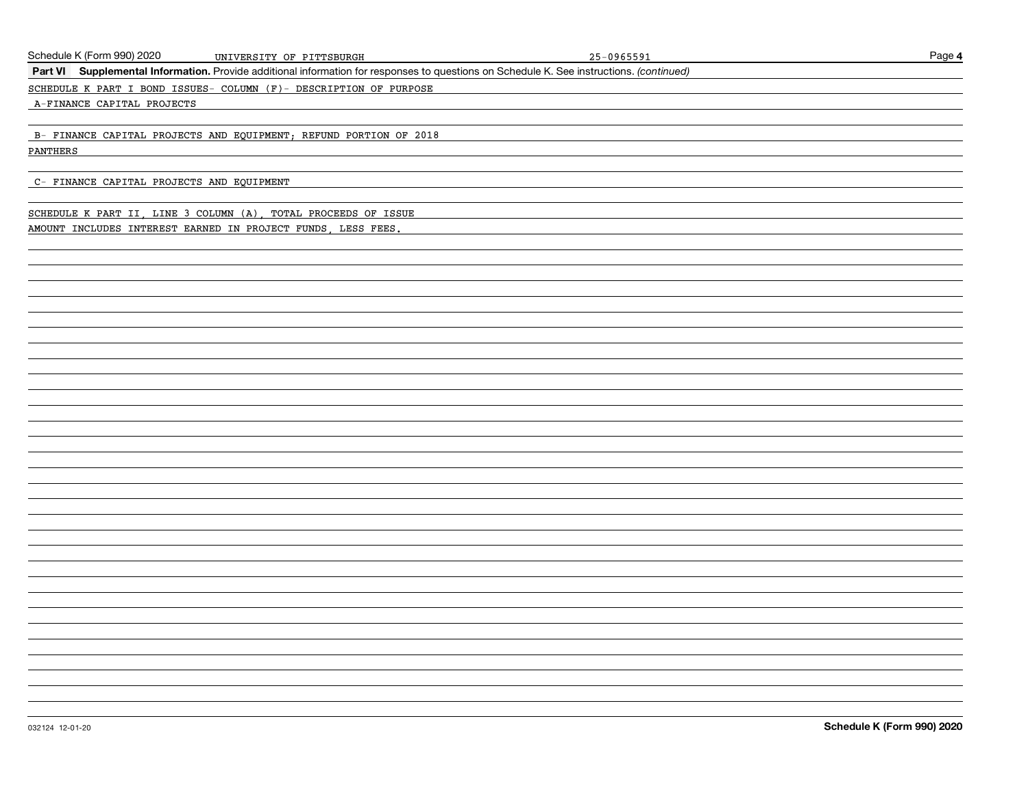Schedule K (Form 990) 2020 UNIVERSITY OF PITTSBURGH 25-0965591

**Part VI Supplemental Information.** Provide additional information for responses to questions on Schedule K. See instructions. *(continued)*

SCHEDULE K PART I BOND ISSUES- COLUMN (F)- DESCRIPTION OF PURPOSE

A-FINANCE CAPITAL PROJECTS

B- FINANCE CAPITAL PROJECTS AND EQUIPMENT; REFUND PORTION OF 2018 PANTHERS

C- FINANCE CAPITAL PROJECTS AND EQUIPMENT

SCHEDULE K PART II, LINE 3 COLUMN (A), TOTAL PROCEEDS OF ISSUE

AMOUNT INCLUDES INTEREST EARNED IN PROJECT FUNDS, LESS FEES.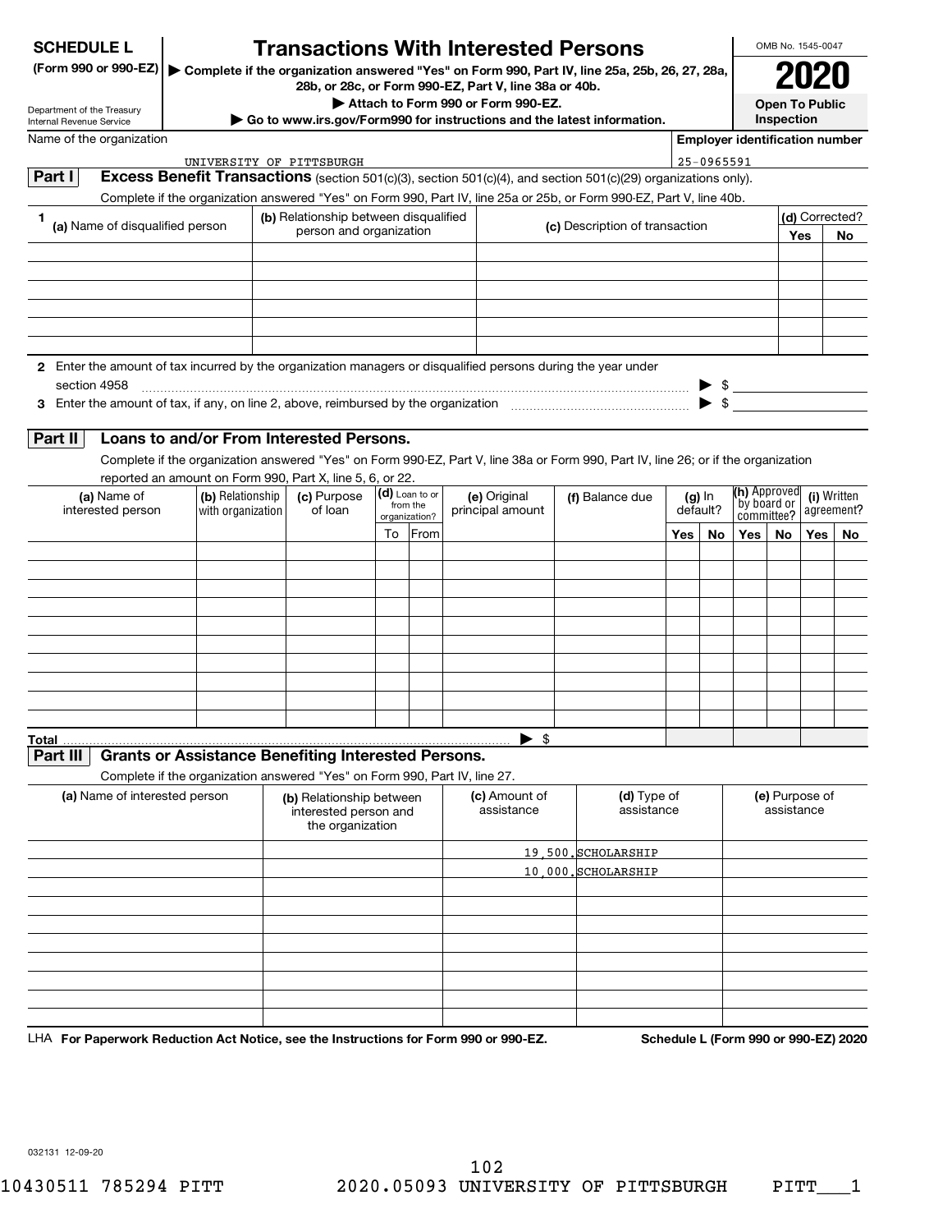# SCHEDULE L (Form 990 or 990-EZ)

# Transactions With Interested Persons

▶ Complete if the organization answered "Yes" on Form 990, Part IV, line 25a, 25b, 26, 27, 28a, 28b, or 28c, or Form 990-EZ, Part V, line 38a or 40b.

▶ Attach to Form 990 or Form 990-EZ.

▶ Go to www.irs.gov/Form990 for instructions and the latest information.

Department of the Treasury
Internal Revenue Service

OMB No. 1545-0047

**2020**

**Open To Public Inspection**

Name of the organization: UNIVERSITY OF PITTSBURGH

Employer identification number: 25-0965591

## Part I Excess Benefit Transactions (section 501(c)(3), section 501(c)(4), and section 501(c)(29) organizations only).

Complete if the organization answered "Yes" on Form 990, Part IV, line 25a or 25b, or Form 990-EZ, Part V, line 40b.

| 1 (a) Name of disqualified person | (b) Relationship between disqualified person and organization | (c) Description of transaction | (d) Corrected? Yes | No |
|---|---|---|---|---|
| | | | | |
| | | | | |
| | | | | |
| | | | | |
| | | | | |
| | | | | |

2 Enter the amount of tax incurred by the organization managers or disqualified persons during the year under section 4958 ▶ $

3 Enter the amount of tax, if any, on line 2, above, reimbursed by the organization ▶ $

## Part II Loans to and/or From Interested Persons.

Complete if the organization answered "Yes" on Form 990-EZ, Part V, line 38a or Form 990, Part IV, line 26; or if the organization reported an amount on Form 990, Part X, line 5, 6, or 22.

| (a) Name of interested person | (b) Relationship with organization | (c) Purpose of loan | (d) Loan to or from the organization? To | From | (e) Original principal amount | (f) Balance due | (g) In default? Yes | No | (h) Approved by board or committee? Yes | No | (i) Written agreement? Yes | No |
|---|---|---|---|---|---|---|---|---|---|---|---|---|
| | | | | | | | | | | | | |
| | | | | | | | | | | | | |
| | | | | | | | | | | | | |
| | | | | | | | | | | | | |
| | | | | | | | | | | | | |
| | | | | | | | | | | | | |
| | | | | | | | | | | | | |
| | | | | | | | | | | | | |
| | | | | | | | | | | | | |
| | | | | | | | | | | | | |
| Total | | | | | ▶ $ | | | | | | | |

## Part III Grants or Assistance Benefiting Interested Persons.

Complete if the organization answered "Yes" on Form 990, Part IV, line 27.

| (a) Name of interested person | (b) Relationship between interested person and the organization | (c) Amount of assistance | (d) Type of assistance | (e) Purpose of assistance |
|---|---|---|---|---|
| | | 19,500. | SCHOLARSHIP | |
| | | 10,000. | SCHOLARSHIP | |
| | | | | |
| | | | | |
| | | | | |
| | | | | |
| | | | | |
| | | | | |
| | | | | |
| | | | | |

LHA For Paperwork Reduction Act Notice, see the Instructions for Form 990 or 990-EZ. Schedule L (Form 990 or 990-EZ) 2020

032131 12-09-20

10430511 785294 PITT 2020.05093 UNIVERSITY OF PITTSBURGH PITT___1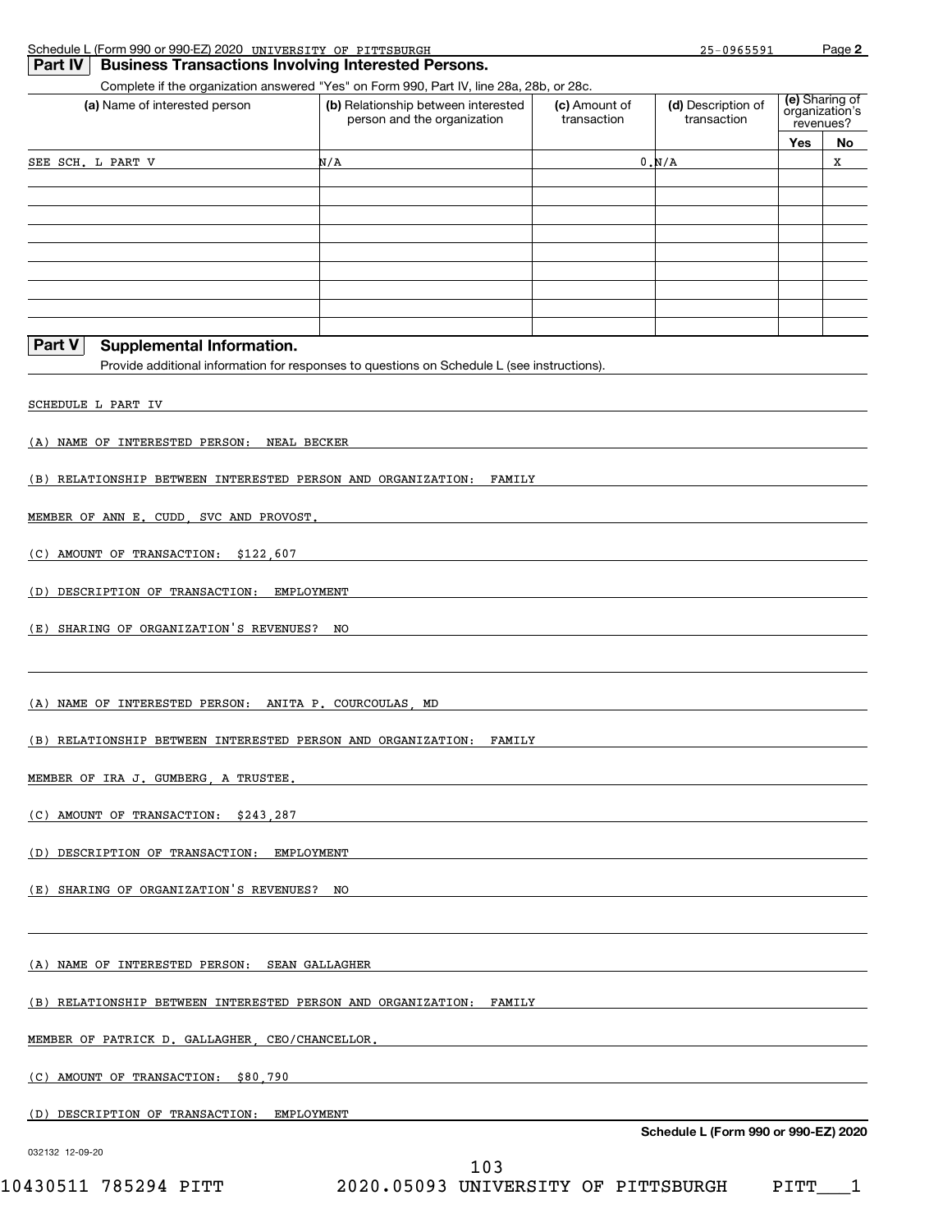Schedule L (Form 990 or 990-EZ) 2020 UNIVERSITY OF PITTSBURGH 25-0965591 Page 2

## Part IV Business Transactions Involving Interested Persons.

Complete if the organization answered "Yes" on Form 990, Part IV, line 28a, 28b, or 28c.

| (a) Name of interested person | (b) Relationship between interested person and the organization | (c) Amount of transaction | (d) Description of transaction | (e) Sharing of organization's revenues? | |
|---|---|---|---|---|---|
| | | | | Yes | No |
| SEE SCH. L PART V | N/A | 0. | N/A | | X |
| | | | | | |
| | | | | | |
| | | | | | |
| | | | | | |
| | | | | | |
| | | | | | |
| | | | | | |
| | | | | | |

## Part V Supplemental Information.

Provide additional information for responses to questions on Schedule L (see instructions).

SCHEDULE L PART IV

(A) NAME OF INTERESTED PERSON: NEAL BECKER

(B) RELATIONSHIP BETWEEN INTERESTED PERSON AND ORGANIZATION: FAMILY

MEMBER OF ANN E. CUDD, SVC AND PROVOST.

(C) AMOUNT OF TRANSACTION: $122,607

(D) DESCRIPTION OF TRANSACTION: EMPLOYMENT

(E) SHARING OF ORGANIZATION'S REVENUES? NO

(A) NAME OF INTERESTED PERSON: ANITA P. COURCOULAS, MD

(B) RELATIONSHIP BETWEEN INTERESTED PERSON AND ORGANIZATION: FAMILY

MEMBER OF IRA J. GUMBERG, A TRUSTEE.

(C) AMOUNT OF TRANSACTION: $243,287

(D) DESCRIPTION OF TRANSACTION: EMPLOYMENT

(E) SHARING OF ORGANIZATION'S REVENUES? NO

(A) NAME OF INTERESTED PERSON: SEAN GALLAGHER

(B) RELATIONSHIP BETWEEN INTERESTED PERSON AND ORGANIZATION: FAMILY

MEMBER OF PATRICK D. GALLAGHER, CEO/CHANCELLOR.

(C) AMOUNT OF TRANSACTION: $80,790

(D) DESCRIPTION OF TRANSACTION: EMPLOYMENT

Schedule L (Form 990 or 990-EZ) 2020

032132 12-09-20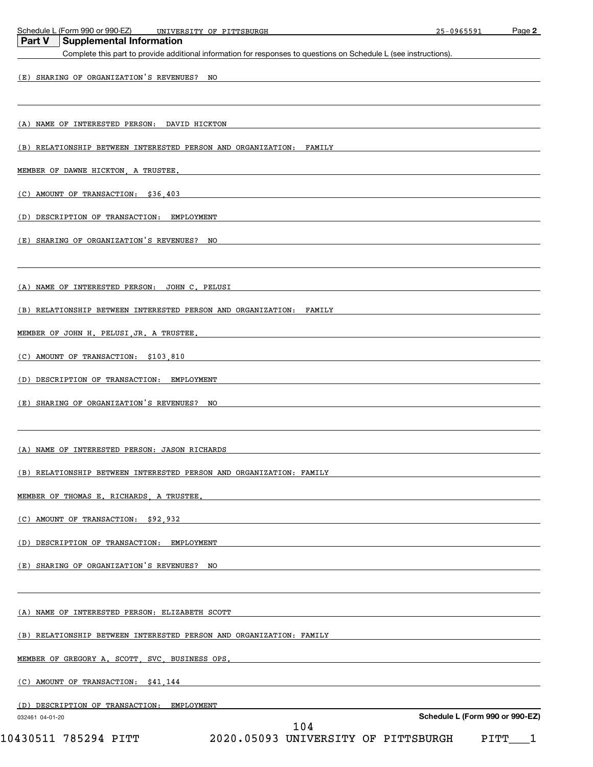## Part V Supplemental Information

Complete this part to provide additional information for responses to questions on Schedule L (see instructions).

(E) SHARING OF ORGANIZATION'S REVENUES? NO

(A) NAME OF INTERESTED PERSON: DAVID HICKTON

(B) RELATIONSHIP BETWEEN INTERESTED PERSON AND ORGANIZATION: FAMILY MEMBER OF DAWNE HICKTON, A TRUSTEE.

(C) AMOUNT OF TRANSACTION: $36,403

(D) DESCRIPTION OF TRANSACTION: EMPLOYMENT

(E) SHARING OF ORGANIZATION'S REVENUES? NO

(A) NAME OF INTERESTED PERSON: JOHN C. PELUSI

(B) RELATIONSHIP BETWEEN INTERESTED PERSON AND ORGANIZATION: FAMILY MEMBER OF JOHN H. PELUSI,JR. A TRUSTEE.

(C) AMOUNT OF TRANSACTION: $103,810

(D) DESCRIPTION OF TRANSACTION: EMPLOYMENT

(E) SHARING OF ORGANIZATION'S REVENUES? NO

(A) NAME OF INTERESTED PERSON: JASON RICHARDS

(B) RELATIONSHIP BETWEEN INTERESTED PERSON AND ORGANIZATION: FAMILY MEMBER OF THOMAS E. RICHARDS, A TRUSTEE.

(C) AMOUNT OF TRANSACTION: $92,932

(D) DESCRIPTION OF TRANSACTION: EMPLOYMENT

(E) SHARING OF ORGANIZATION'S REVENUES? NO

(A) NAME OF INTERESTED PERSON: ELIZABETH SCOTT

(B) RELATIONSHIP BETWEEN INTERESTED PERSON AND ORGANIZATION: FAMILY MEMBER OF GREGORY A. SCOTT, SVC, BUSINESS OPS.

(C) AMOUNT OF TRANSACTION: $41,144

(D) DESCRIPTION OF TRANSACTION: EMPLOYMENT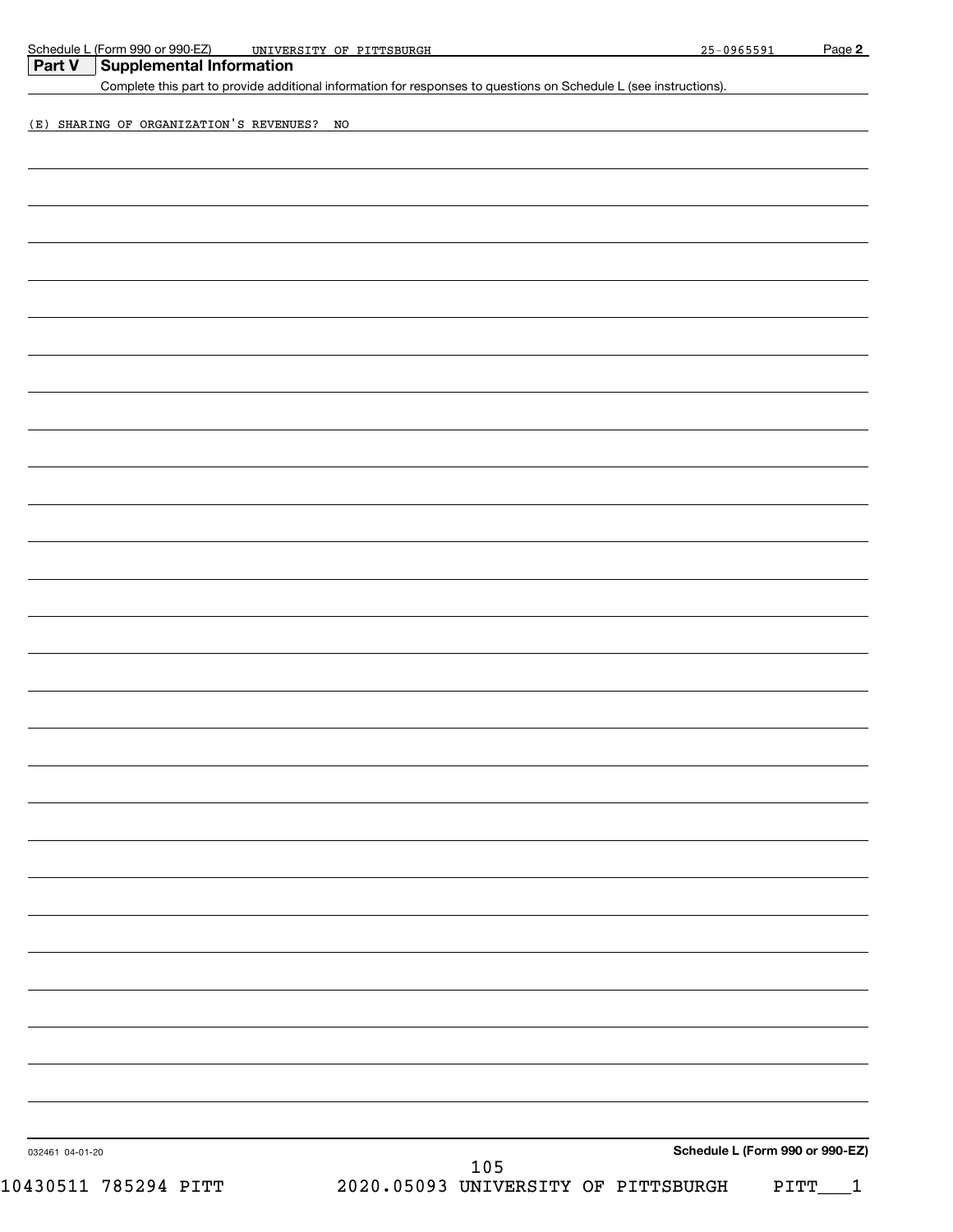## Part V Supplemental Information

Complete this part to provide additional information for responses to questions on Schedule L (see instructions).

(E) SHARING OF ORGANIZATION'S REVENUES? NO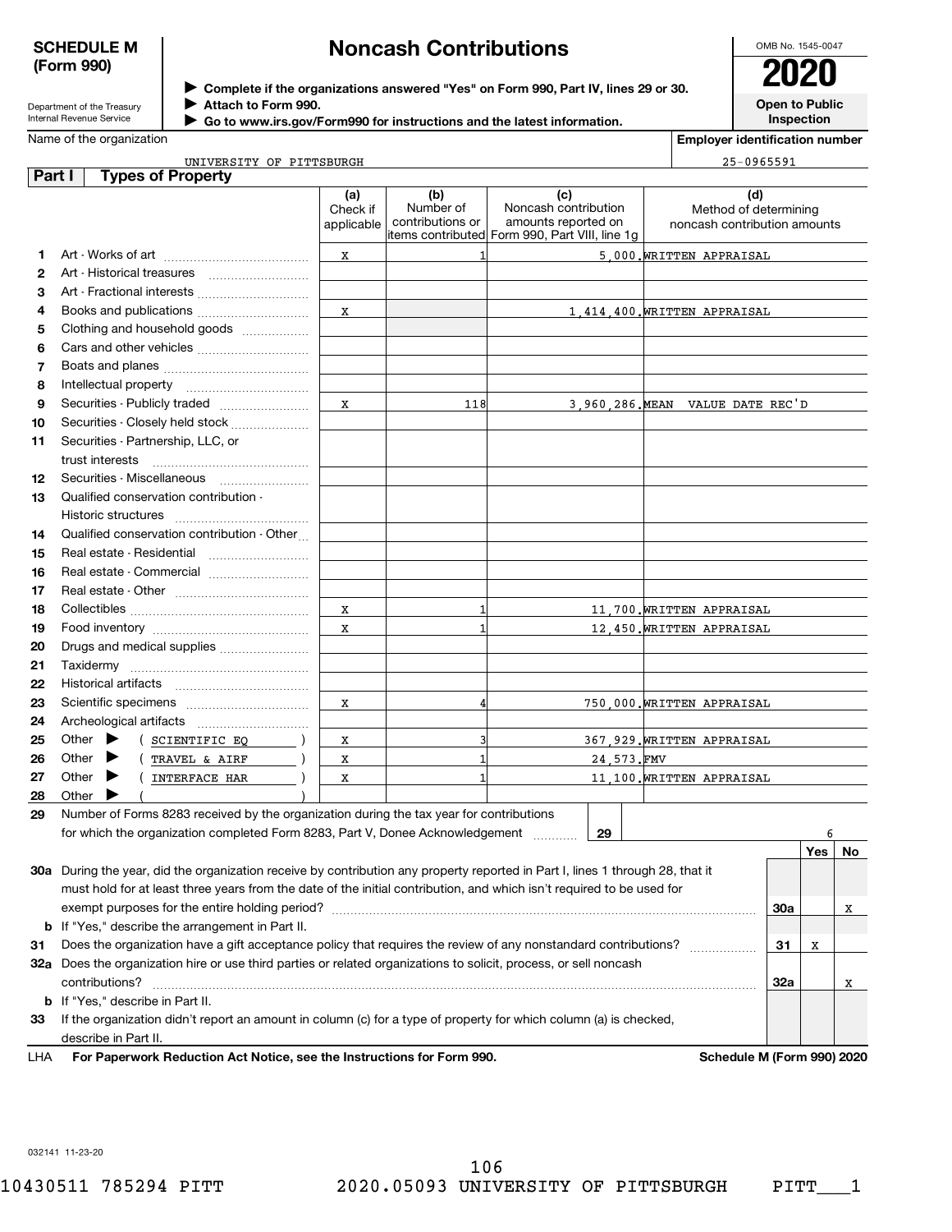**SCHEDULE M (Form 990)**

Department of the Treasury
Internal Revenue Service

# Noncash Contributions

▶ Complete if the organizations answered "Yes" on Form 990, Part IV, lines 29 or 30.
▶ Attach to Form 990.
▶ Go to www.irs.gov/Form990 for instructions and the latest information.

OMB No. 1545-0047

**2020**

**Open to Public Inspection**

Name of the organization: UNIVERSITY OF PITTSBURGH

Employer identification number: 25-0965591

## Part I Types of Property

| | | (a) Check if applicable | (b) Number of contributions or items contributed | (c) Noncash contribution amounts reported on Form 990, Part VIII, line 1g | (d) Method of determining noncash contribution amounts |
|---|---|---|---|---|---|
| 1 | Art - Works of art | X | 1 | 5,000. | WRITTEN APPRAISAL |
| 2 | Art - Historical treasures | | | | |
| 3 | Art - Fractional interests | | | | |
| 4 | Books and publications | X | | 1,414,400. | WRITTEN APPRAISAL |
| 5 | Clothing and household goods | | | | |
| 6 | Cars and other vehicles | | | | |
| 7 | Boats and planes | | | | |
| 8 | Intellectual property | | | | |
| 9 | Securities - Publicly traded | X | 118 | 3,960,286. | MEAN VALUE DATE REC'D |
| 10 | Securities - Closely held stock | | | | |
| 11 | Securities - Partnership, LLC, or trust interests | | | | |
| 12 | Securities - Miscellaneous | | | | |
| 13 | Qualified conservation contribution - Historic structures | | | | |
| 14 | Qualified conservation contribution - Other | | | | |
| 15 | Real estate - Residential | | | | |
| 16 | Real estate - Commercial | | | | |
| 17 | Real estate - Other | | | | |
| 18 | Collectibles | X | 1 | 11,700. | WRITTEN APPRAISAL |
| 19 | Food inventory | X | 1 | 12,450. | WRITTEN APPRAISAL |
| 20 | Drugs and medical supplies | | | | |
| 21 | Taxidermy | | | | |
| 22 | Historical artifacts | | | | |
| 23 | Scientific specimens | X | 4 | 750,000. | WRITTEN APPRAISAL |
| 24 | Archeological artifacts | | | | |
| 25 | Other ▶ ( SCIENTIFIC EQ ) | X | 3 | 367,929. | WRITTEN APPRAISAL |
| 26 | Other ▶ ( TRAVEL & AIRF ) | X | 1 | 24,573. | FMV |
| 27 | Other ▶ ( INTERFACE HAR ) | X | 1 | 11,100. | WRITTEN APPRAISAL |
| 28 | Other ▶ ( ) | | | | |

**29** Number of Forms 8283 received by the organization during the tax year for contributions for which the organization completed Form 8283, Part V, Donee Acknowledgement ..... **29** 6

| | | | Yes | No |
|---|---|---|---|---|
| **30a** | During the year, did the organization receive by contribution any property reported in Part I, lines 1 through 28, that it must hold for at least three years from the date of the initial contribution, and which isn't required to be used for exempt purposes for the entire holding period? | 30a | | X |
| **b** | If "Yes," describe the arrangement in Part II. | | | |
| **31** | Does the organization have a gift acceptance policy that requires the review of any nonstandard contributions? | 31 | X | |
| **32a** | Does the organization hire or use third parties or related organizations to solicit, process, or sell noncash contributions? | 32a | | X |
| **b** | If "Yes," describe in Part II. | | | |
| **33** | If the organization didn't report an amount in column (c) for a type of property for which column (a) is checked, describe in Part II. | | | |

LHA **For Paperwork Reduction Act Notice, see the Instructions for Form 990.** **Schedule M (Form 990) 2020**

032141 11-23-20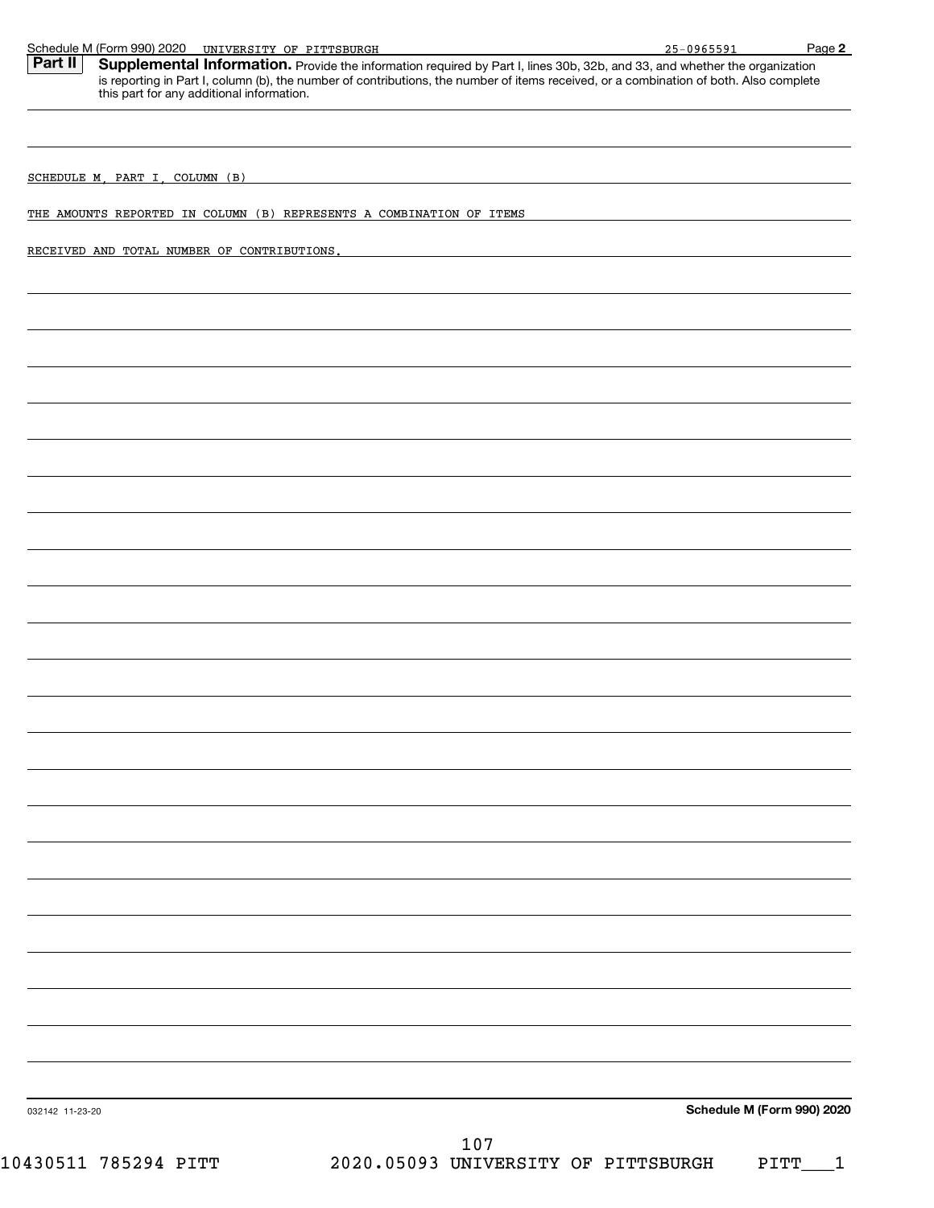## Part II Supplemental Information.

Provide the information required by Part I, lines 30b, 32b, and 33, and whether the organization is reporting in Part I, column (b), the number of contributions, the number of items received, or a combination of both. Also complete this part for any additional information.

SCHEDULE M, PART I, COLUMN (B)

THE AMOUNTS REPORTED IN COLUMN (B) REPRESENTS A COMBINATION OF ITEMS

RECEIVED AND TOTAL NUMBER OF CONTRIBUTIONS.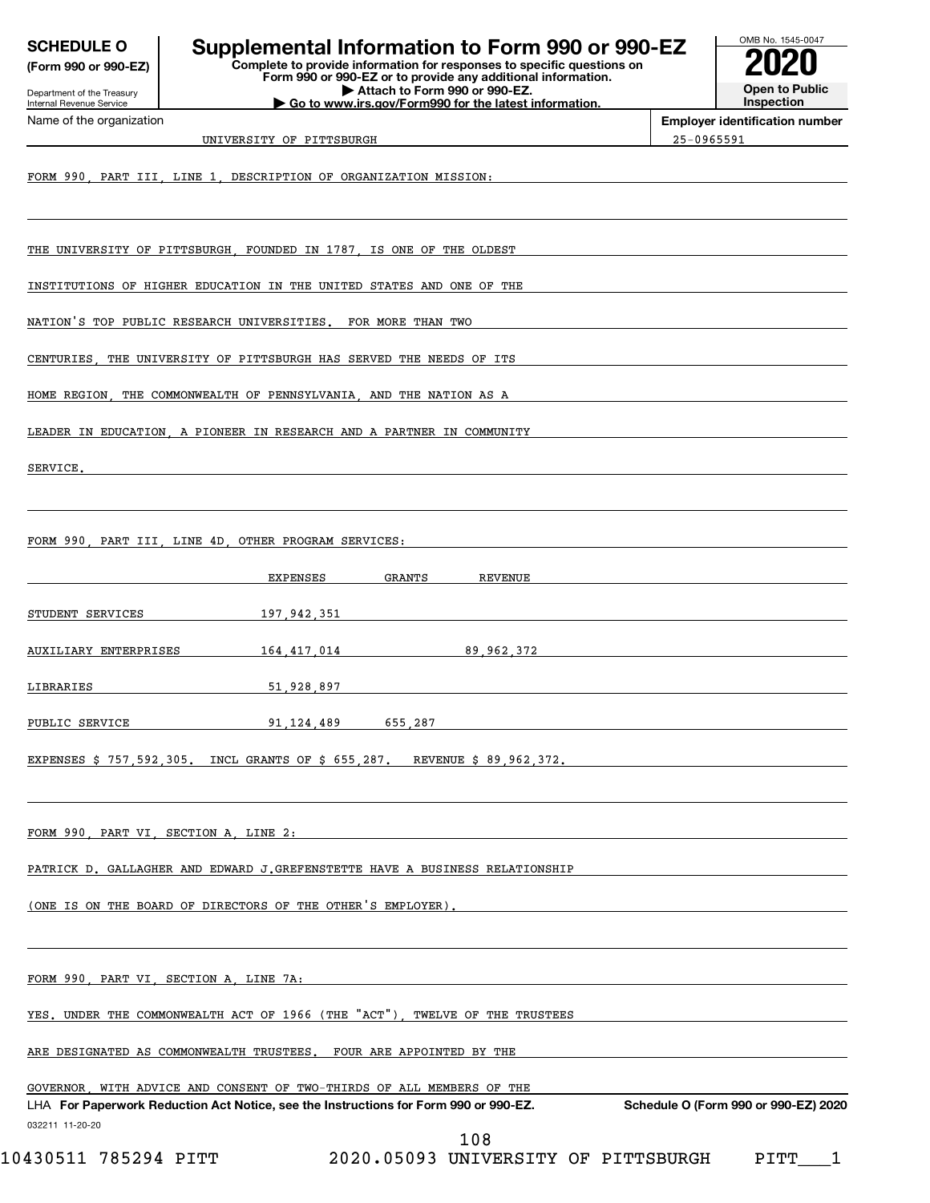**SCHEDULE O**
**(Form 990 or 990-EZ)**

Department of the Treasury
Internal Revenue Service

# Supplemental Information to Form 990 or 990-EZ

**Complete to provide information for responses to specific questions on Form 990 or 990-EZ or to provide any additional information.**
**▶ Attach to Form 990 or 990-EZ.**
**▶ Go to www.irs.gov/Form990 for the latest information.**

OMB No. 1545-0047
**2020**
**Open to Public Inspection**

Name of the organization: UNIVERSITY OF PITTSBURGH
**Employer identification number:** 25-0965591

FORM 990, PART III, LINE 1, DESCRIPTION OF ORGANIZATION MISSION:

THE UNIVERSITY OF PITTSBURGH, FOUNDED IN 1787, IS ONE OF THE OLDEST INSTITUTIONS OF HIGHER EDUCATION IN THE UNITED STATES AND ONE OF THE NATION'S TOP PUBLIC RESEARCH UNIVERSITIES. FOR MORE THAN TWO CENTURIES, THE UNIVERSITY OF PITTSBURGH HAS SERVED THE NEEDS OF ITS HOME REGION, THE COMMONWEALTH OF PENNSYLVANIA, AND THE NATION AS A LEADER IN EDUCATION, A PIONEER IN RESEARCH AND A PARTNER IN COMMUNITY SERVICE.

FORM 990, PART III, LINE 4D, OTHER PROGRAM SERVICES:

| | EXPENSES | GRANTS | REVENUE |
|---|---|---|---|
| STUDENT SERVICES | 197,942,351 | | |
| AUXILIARY ENTERPRISES | 164,417,014 | | 89,962,372 |
| LIBRARIES | 51,928,897 | | |
| PUBLIC SERVICE | 91,124,489 | 655,287 | |

EXPENSES $ 757,592,305. INCL GRANTS OF $ 655,287. REVENUE $ 89,962,372.

FORM 990, PART VI, SECTION A, LINE 2:

PATRICK D. GALLAGHER AND EDWARD J.GREFENSTETTE HAVE A BUSINESS RELATIONSHIP (ONE IS ON THE BOARD OF DIRECTORS OF THE OTHER'S EMPLOYER).

FORM 990, PART VI, SECTION A, LINE 7A:

YES. UNDER THE COMMONWEALTH ACT OF 1966 (THE "ACT"), TWELVE OF THE TRUSTEES ARE DESIGNATED AS COMMONWEALTH TRUSTEES. FOUR ARE APPOINTED BY THE GOVERNOR, WITH ADVICE AND CONSENT OF TWO-THIRDS OF ALL MEMBERS OF THE

LHA **For Paperwork Reduction Act Notice, see the Instructions for Form 990 or 990-EZ.** **Schedule O (Form 990 or 990-EZ) 2020**

032211 11-20-20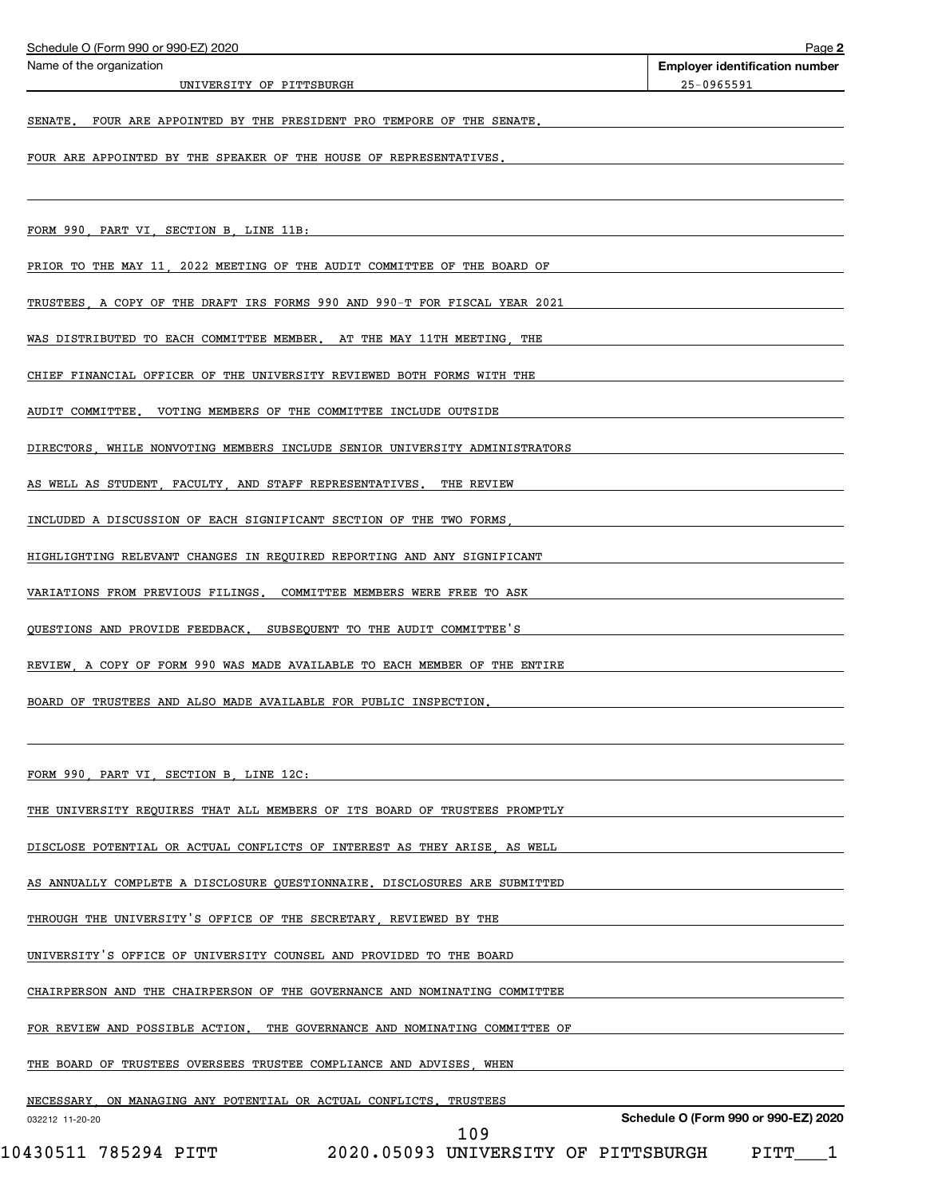Name of the organization: UNIVERSITY OF PITTSBURGH

**Employer identification number:** 25-0965591

SENATE. FOUR ARE APPOINTED BY THE PRESIDENT PRO TEMPORE OF THE SENATE. FOUR ARE APPOINTED BY THE SPEAKER OF THE HOUSE OF REPRESENTATIVES.

FORM 990, PART VI, SECTION B, LINE 11B:

PRIOR TO THE MAY 11, 2022 MEETING OF THE AUDIT COMMITTEE OF THE BOARD OF TRUSTEES, A COPY OF THE DRAFT IRS FORMS 990 AND 990-T FOR FISCAL YEAR 2021 WAS DISTRIBUTED TO EACH COMMITTEE MEMBER. AT THE MAY 11TH MEETING, THE CHIEF FINANCIAL OFFICER OF THE UNIVERSITY REVIEWED BOTH FORMS WITH THE AUDIT COMMITTEE. VOTING MEMBERS OF THE COMMITTEE INCLUDE OUTSIDE DIRECTORS, WHILE NONVOTING MEMBERS INCLUDE SENIOR UNIVERSITY ADMINISTRATORS AS WELL AS STUDENT, FACULTY, AND STAFF REPRESENTATIVES. THE REVIEW INCLUDED A DISCUSSION OF EACH SIGNIFICANT SECTION OF THE TWO FORMS, HIGHLIGHTING RELEVANT CHANGES IN REQUIRED REPORTING AND ANY SIGNIFICANT VARIATIONS FROM PREVIOUS FILINGS. COMMITTEE MEMBERS WERE FREE TO ASK QUESTIONS AND PROVIDE FEEDBACK. SUBSEQUENT TO THE AUDIT COMMITTEE'S REVIEW, A COPY OF FORM 990 WAS MADE AVAILABLE TO EACH MEMBER OF THE ENTIRE BOARD OF TRUSTEES AND ALSO MADE AVAILABLE FOR PUBLIC INSPECTION.

FORM 990, PART VI, SECTION B, LINE 12C:

THE UNIVERSITY REQUIRES THAT ALL MEMBERS OF ITS BOARD OF TRUSTEES PROMPTLY DISCLOSE POTENTIAL OR ACTUAL CONFLICTS OF INTEREST AS THEY ARISE, AS WELL AS ANNUALLY COMPLETE A DISCLOSURE QUESTIONNAIRE. DISCLOSURES ARE SUBMITTED THROUGH THE UNIVERSITY'S OFFICE OF THE SECRETARY, REVIEWED BY THE UNIVERSITY'S OFFICE OF UNIVERSITY COUNSEL AND PROVIDED TO THE BOARD CHAIRPERSON AND THE CHAIRPERSON OF THE GOVERNANCE AND NOMINATING COMMITTEE FOR REVIEW AND POSSIBLE ACTION. THE GOVERNANCE AND NOMINATING COMMITTEE OF THE BOARD OF TRUSTEES OVERSEES TRUSTEE COMPLIANCE AND ADVISES, WHEN NECESSARY, ON MANAGING ANY POTENTIAL OR ACTUAL CONFLICTS. TRUSTEES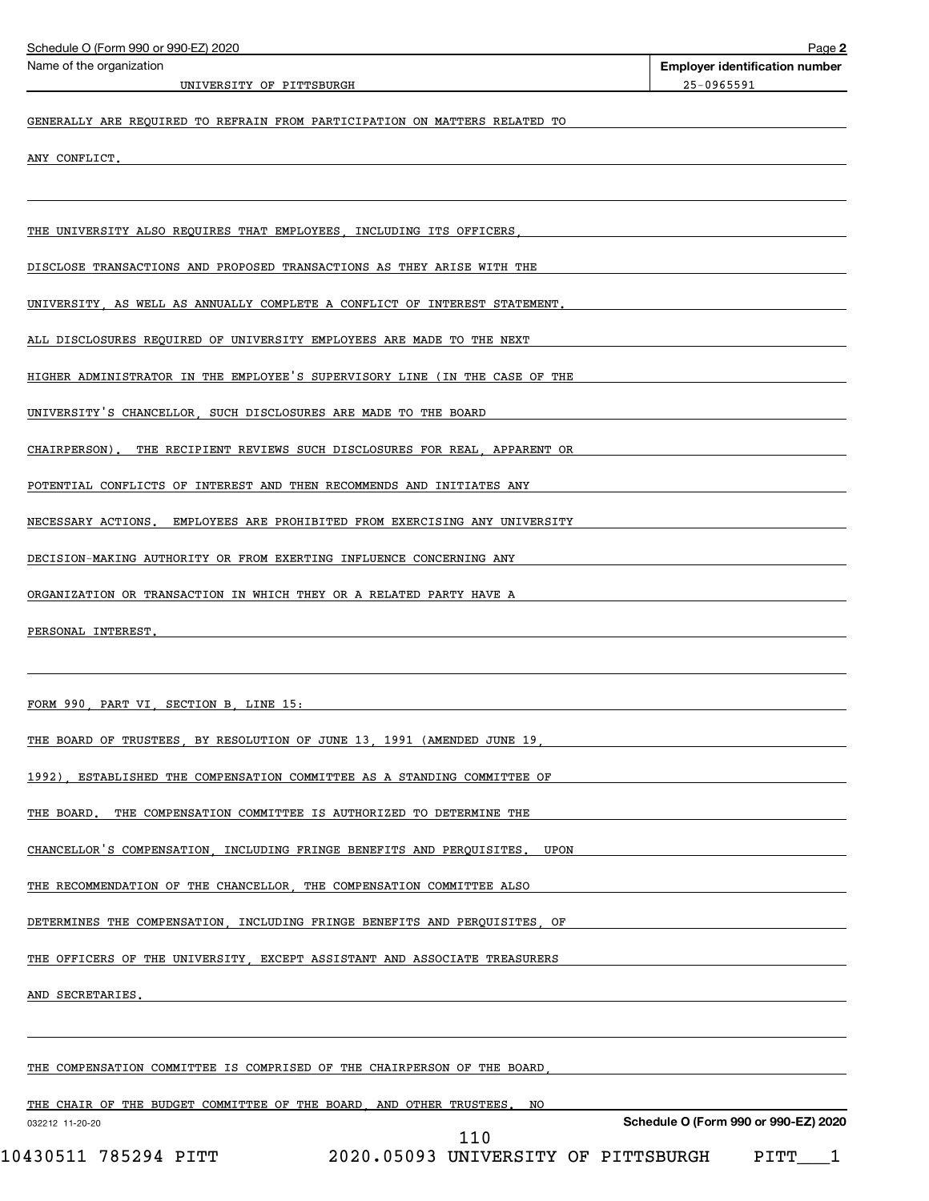Schedule O (Form 990 or 990-EZ) 2020

Name of the organization: UNIVERSITY OF PITTSBURGH

Employer identification number: 25-0965591

GENERALLY ARE REQUIRED TO REFRAIN FROM PARTICIPATION ON MATTERS RELATED TO ANY CONFLICT.

THE UNIVERSITY ALSO REQUIRES THAT EMPLOYEES, INCLUDING ITS OFFICERS, DISCLOSE TRANSACTIONS AND PROPOSED TRANSACTIONS AS THEY ARISE WITH THE UNIVERSITY, AS WELL AS ANNUALLY COMPLETE A CONFLICT OF INTEREST STATEMENT. ALL DISCLOSURES REQUIRED OF UNIVERSITY EMPLOYEES ARE MADE TO THE NEXT HIGHER ADMINISTRATOR IN THE EMPLOYEE'S SUPERVISORY LINE (IN THE CASE OF THE UNIVERSITY'S CHANCELLOR, SUCH DISCLOSURES ARE MADE TO THE BOARD CHAIRPERSON). THE RECIPIENT REVIEWS SUCH DISCLOSURES FOR REAL, APPARENT OR POTENTIAL CONFLICTS OF INTEREST AND THEN RECOMMENDS AND INITIATES ANY NECESSARY ACTIONS. EMPLOYEES ARE PROHIBITED FROM EXERCISING ANY UNIVERSITY DECISION-MAKING AUTHORITY OR FROM EXERTING INFLUENCE CONCERNING ANY ORGANIZATION OR TRANSACTION IN WHICH THEY OR A RELATED PARTY HAVE A PERSONAL INTEREST.

FORM 990, PART VI, SECTION B, LINE 15:

THE BOARD OF TRUSTEES, BY RESOLUTION OF JUNE 13, 1991 (AMENDED JUNE 19, 1992), ESTABLISHED THE COMPENSATION COMMITTEE AS A STANDING COMMITTEE OF THE BOARD. THE COMPENSATION COMMITTEE IS AUTHORIZED TO DETERMINE THE CHANCELLOR'S COMPENSATION, INCLUDING FRINGE BENEFITS AND PERQUISITES. UPON THE RECOMMENDATION OF THE CHANCELLOR, THE COMPENSATION COMMITTEE ALSO DETERMINES THE COMPENSATION, INCLUDING FRINGE BENEFITS AND PERQUISITES, OF THE OFFICERS OF THE UNIVERSITY, EXCEPT ASSISTANT AND ASSOCIATE TREASURERS AND SECRETARIES.

THE COMPENSATION COMMITTEE IS COMPRISED OF THE CHAIRPERSON OF THE BOARD, THE CHAIR OF THE BUDGET COMMITTEE OF THE BOARD, AND OTHER TRUSTEES. NO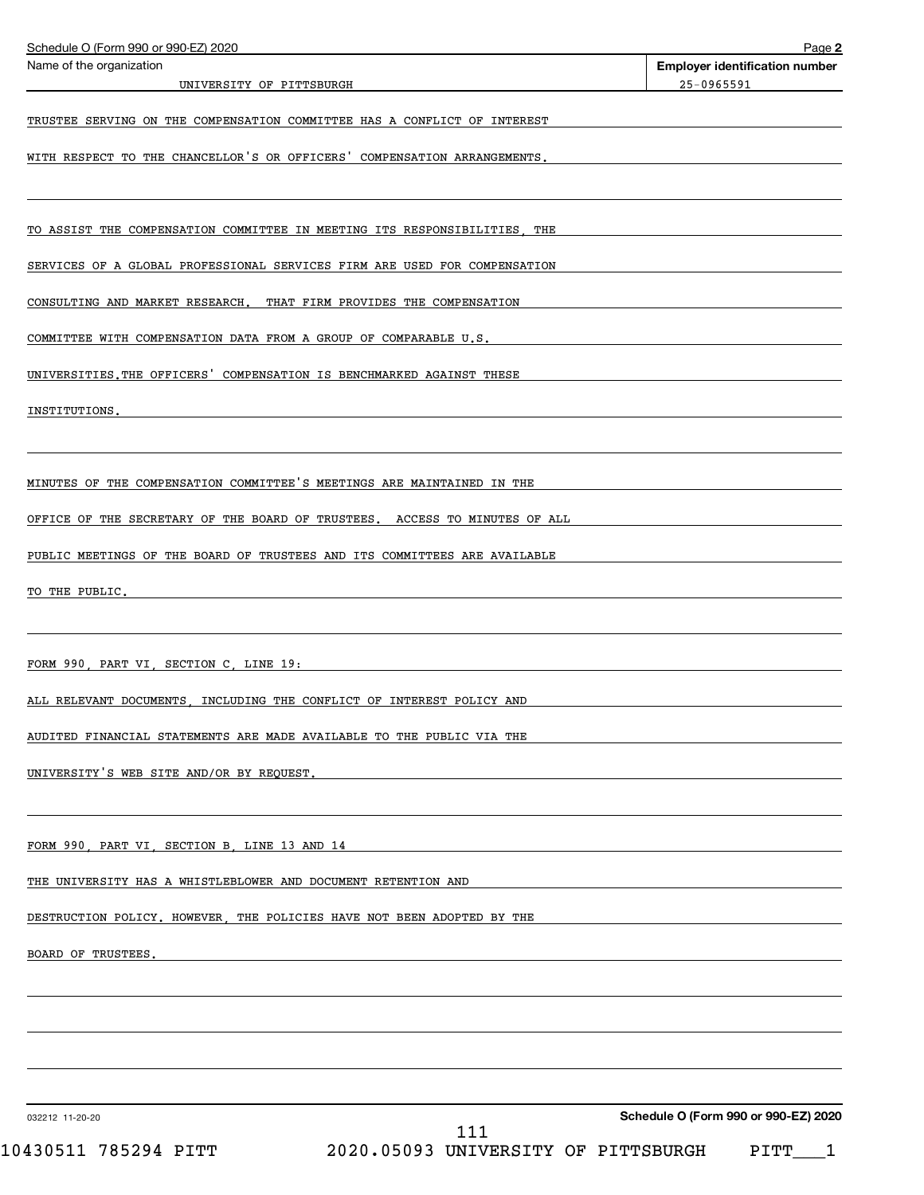Schedule O (Form 990 or 990-EZ) 2020 Page **2**

| Name of the organization | Employer identification number |
|---|---|
| UNIVERSITY OF PITTSBURGH | 25-0965591 |

TRUSTEE SERVING ON THE COMPENSATION COMMITTEE HAS A CONFLICT OF INTEREST WITH RESPECT TO THE CHANCELLOR'S OR OFFICERS' COMPENSATION ARRANGEMENTS.

TO ASSIST THE COMPENSATION COMMITTEE IN MEETING ITS RESPONSIBILITIES, THE SERVICES OF A GLOBAL PROFESSIONAL SERVICES FIRM ARE USED FOR COMPENSATION CONSULTING AND MARKET RESEARCH. THAT FIRM PROVIDES THE COMPENSATION COMMITTEE WITH COMPENSATION DATA FROM A GROUP OF COMPARABLE U.S. UNIVERSITIES.THE OFFICERS' COMPENSATION IS BENCHMARKED AGAINST THESE INSTITUTIONS.

MINUTES OF THE COMPENSATION COMMITTEE'S MEETINGS ARE MAINTAINED IN THE OFFICE OF THE SECRETARY OF THE BOARD OF TRUSTEES. ACCESS TO MINUTES OF ALL PUBLIC MEETINGS OF THE BOARD OF TRUSTEES AND ITS COMMITTEES ARE AVAILABLE TO THE PUBLIC.

FORM 990, PART VI, SECTION C, LINE 19:

ALL RELEVANT DOCUMENTS, INCLUDING THE CONFLICT OF INTEREST POLICY AND AUDITED FINANCIAL STATEMENTS ARE MADE AVAILABLE TO THE PUBLIC VIA THE UNIVERSITY'S WEB SITE AND/OR BY REQUEST.

FORM 990, PART VI, SECTION B, LINE 13 AND 14

THE UNIVERSITY HAS A WHISTLEBLOWER AND DOCUMENT RETENTION AND DESTRUCTION POLICY. HOWEVER, THE POLICIES HAVE NOT BEEN ADOPTED BY THE BOARD OF TRUSTEES.

032212 11-20-20 **Schedule O (Form 990 or 990-EZ) 2020**

10430511 785294 PITT 2020.05093 UNIVERSITY OF PITTSBURGH PITT___1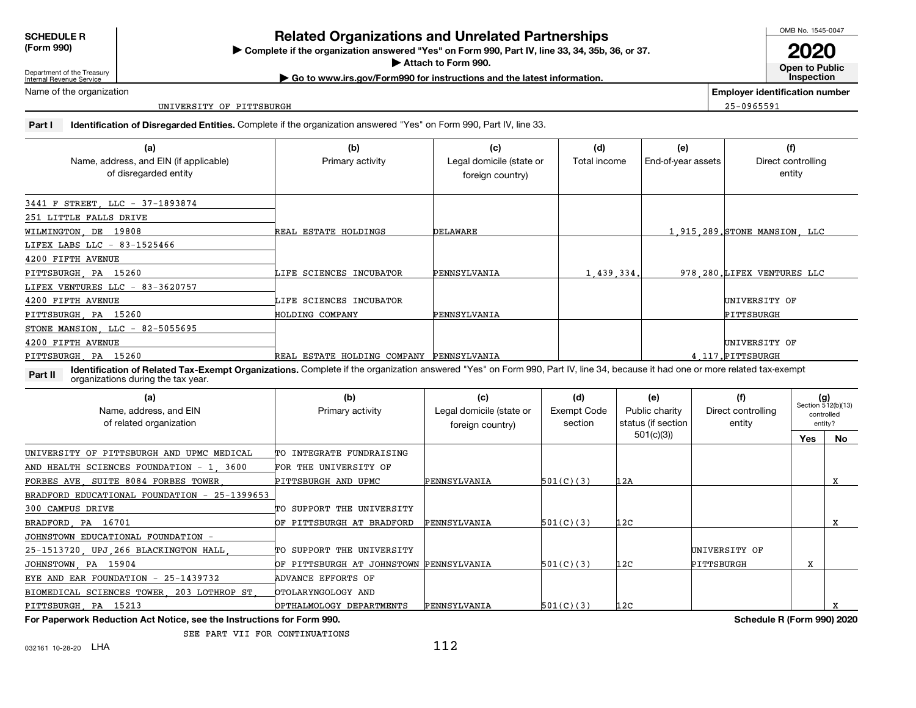**SCHEDULE R (Form 990)**

Department of the Treasury
Internal Revenue Service

# Related Organizations and Unrelated Partnerships

▶ Complete if the organization answered "Yes" on Form 990, Part IV, line 33, 34, 35b, 36, or 37.
▶ Attach to Form 990.
▶ Go to www.irs.gov/Form990 for instructions and the latest information.

OMB No. 1545-0047
**2020**
**Open to Public Inspection**

Name of the organization: UNIVERSITY OF PITTSBURGH

Employer identification number: 25-0965591

**Part I** **Identification of Disregarded Entities.** Complete if the organization answered "Yes" on Form 990, Part IV, line 33.

| (a) Name, address, and EIN (if applicable) of disregarded entity | (b) Primary activity | (c) Legal domicile (state or foreign country) | (d) Total income | (e) End-of-year assets | (f) Direct controlling entity |
|---|---|---|---|---|---|
| 3441 F STREET, LLC - 37-1893874 251 LITTLE FALLS DRIVE WILMINGTON, DE 19808 | REAL ESTATE HOLDINGS | DELAWARE | | 1,915,289. | STONE MANSION, LLC |
| LIFEX LABS LLC - 83-1525466 4200 FIFTH AVENUE PITTSBURGH, PA 15260 | LIFE SCIENCES INCUBATOR | PENNSYLVANIA | 1,439,334. | 978,280. | LIFEX VENTURES LLC |
| LIFEX VENTURES LLC - 83-3620757 4200 FIFTH AVENUE PITTSBURGH, PA 15260 | LIFE SCIENCES INCUBATOR HOLDING COMPANY | PENNSYLVANIA | | | UNIVERSITY OF PITTSBURGH |
| STONE MANSION, LLC - 82-5055695 4200 FIFTH AVENUE PITTSBURGH, PA 15260 | REAL ESTATE HOLDING COMPANY | PENNSYLVANIA | | 4,117. | UNIVERSITY OF PITTSBURGH |

**Part II** **Identification of Related Tax-Exempt Organizations.** Complete if the organization answered "Yes" on Form 990, Part IV, line 34, because it had one or more related tax-exempt organizations during the tax year.

| (a) Name, address, and EIN of related organization | (b) Primary activity | (c) Legal domicile (state or foreign country) | (d) Exempt Code section | (e) Public charity status (if section 501(c)(3)) | (f) Direct controlling entity | (g) Section 512(b)(13) controlled entity? Yes | No |
|---|---|---|---|---|---|---|---|
| UNIVERSITY OF PITTSBURGH AND UPMC MEDICAL AND HEALTH SCIENCES FOUNDATION - 1, 3600 FORBES AVE, SUITE 8084 FORBES TOWER, | TO INTEGRATE FUNDRAISING FOR THE UNIVERSITY OF PITTSBURGH AND UPMC | PENNSYLVANIA | 501(C)(3) | 12A | | | X |
| BRADFORD EDUCATIONAL FOUNDATION - 25-1399653 300 CAMPUS DRIVE BRADFORD, PA 16701 | TO SUPPORT THE UNIVERSITY OF PITTSBURGH AT BRADFORD | PENNSYLVANIA | 501(C)(3) | 12C | | | X |
| JOHNSTOWN EDUCATIONAL FOUNDATION - 25-1513720, UPJ,266 BLACKINGTON HALL, JOHNSTOWN, PA 15904 | TO SUPPORT THE UNIVERSITY OF PITTSBURGH AT JOHNSTOWN | PENNSYLVANIA | 501(C)(3) | 12C | UNIVERSITY OF PITTSBURGH | X | |
| EYE AND EAR FOUNDATION - 25-1439732 BIOMEDICAL SCIENCES TOWER, 203 LOTHROP ST, PITTSBURGH, PA 15213 | ADVANCE EFFORTS OF OTOLARYNGOLOGY AND OPTHALMOLOGY DEPARTMENTS | PENNSYLVANIA | 501(C)(3) | 12C | | | X |

**For Paperwork Reduction Act Notice, see the Instructions for Form 990.** **Schedule R (Form 990) 2020**

SEE PART VII FOR CONTINUATIONS

032161 10-28-20 LHA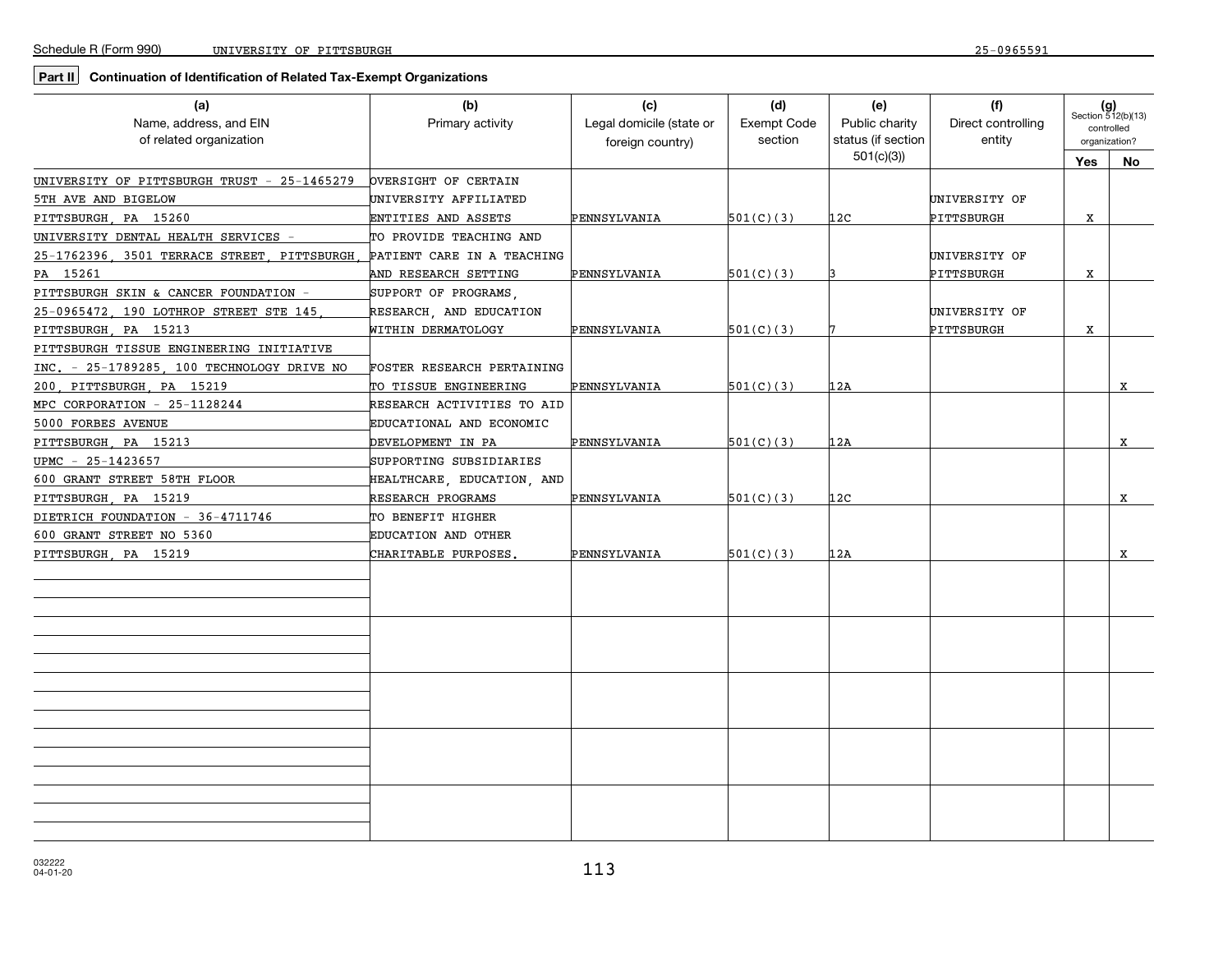Schedule R (Form 990) UNIVERSITY OF PITTSBURGH 25-0965591

**Part II** **Continuation of Identification of Related Tax-Exempt Organizations**

| (a) Name, address, and EIN of related organization | (b) Primary activity | (c) Legal domicile (state or foreign country) | (d) Exempt Code section | (e) Public charity status (if section 501(c)(3)) | (f) Direct controlling entity | (g) Section 512(b)(13) controlled organization? Yes | No |
|---|---|---|---|---|---|---|---|
| UNIVERSITY OF PITTSBURGH TRUST - 25-1465279 5TH AVE AND BIGELOW PITTSBURGH, PA 15260 | OVERSIGHT OF CERTAIN UNIVERSITY AFFILIATED ENTITIES AND ASSETS | PENNSYLVANIA | 501(C)(3) | 12C | UNIVERSITY OF PITTSBURGH | X | |
| UNIVERSITY DENTAL HEALTH SERVICES - 25-1762396, 3501 TERRACE STREET, PITTSBURGH, PA 15261 | TO PROVIDE TEACHING AND PATIENT CARE IN A TEACHING AND RESEARCH SETTING | PENNSYLVANIA | 501(C)(3) | 3 | UNIVERSITY OF PITTSBURGH | X | |
| PITTSBURGH SKIN & CANCER FOUNDATION - 25-0965472, 190 LOTHROP STREET STE 145, PITTSBURGH, PA 15213 | SUPPORT OF PROGRAMS, RESEARCH, AND EDUCATION WITHIN DERMATOLOGY | PENNSYLVANIA | 501(C)(3) | 7 | UNIVERSITY OF PITTSBURGH | X | |
| PITTSBURGH TISSUE ENGINEERING INITIATIVE INC. - 25-1789285, 100 TECHNOLOGY DRIVE NO 200, PITTSBURGH, PA 15219 | FOSTER RESEARCH PERTAINING TO TISSUE ENGINEERING | PENNSYLVANIA | 501(C)(3) | 12A | | | X |
| MPC CORPORATION - 25-1128244 5000 FORBES AVENUE PITTSBURGH, PA 15213 | RESEARCH ACTIVITIES TO AID EDUCATIONAL AND ECONOMIC DEVELOPMENT IN PA | PENNSYLVANIA | 501(C)(3) | 12A | | | X |
| UPMC - 25-1423657 600 GRANT STREET 58TH FLOOR PITTSBURGH, PA 15219 | SUPPORTING SUBSIDIARIES HEALTHCARE, EDUCATION, AND RESEARCH PROGRAMS | PENNSYLVANIA | 501(C)(3) | 12C | | | X |
| DIETRICH FOUNDATION - 36-4711746 600 GRANT STREET NO 5360 PITTSBURGH, PA 15219 | TO BENEFIT HIGHER EDUCATION AND OTHER CHARITABLE PURPOSES. | PENNSYLVANIA | 501(C)(3) | 12A | | | X |

032222 04-01-20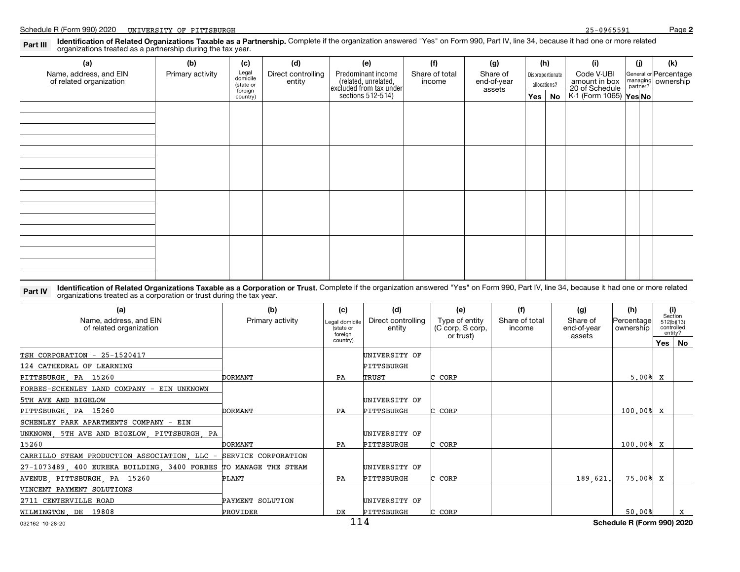## Part III Identification of Related Organizations Taxable as a Partnership.

Complete if the organization answered "Yes" on Form 990, Part IV, line 34, because it had one or more related organizations treated as a partnership during the tax year.

| (a) Name, address, and EIN of related organization | (b) Primary activity | (c) Legal domicile (state or foreign country) | (d) Direct controlling entity | (e) Predominant income (related, unrelated, excluded from tax under sections 512-514) | (f) Share of total income | (g) Share of end-of-year assets | (h) Disproportionate allocations? Yes | (h) No | (i) Code V-UBI amount in box 20 of Schedule K-1 (Form 1065) | (j) General or managing partner? Yes | (j) No | (k) Percentage ownership |
|---|---|---|---|---|---|---|---|---|---|---|---|---|
| | | | | | | | | | | | | |
| | | | | | | | | | | | | |
| | | | | | | | | | | | | |
| | | | | | | | | | | | | |

## Part IV Identification of Related Organizations Taxable as a Corporation or Trust.

Complete if the organization answered "Yes" on Form 990, Part IV, line 34, because it had one or more related organizations treated as a corporation or trust during the tax year.

| (a) Name, address, and EIN of related organization | (b) Primary activity | (c) Legal domicile (state or foreign country) | (d) Direct controlling entity | (e) Type of entity (C corp, S corp, or trust) | (f) Share of total income | (g) Share of end-of-year assets | (h) Percentage ownership | (i) Section 512(b)(13) controlled entity? Yes | (i) No |
|---|---|---|---|---|---|---|---|---|---|
| TSH CORPORATION - 25-1520417, 124 CATHEDRAL OF LEARNING, PITTSBURGH, PA 15260 | DORMANT | PA | UNIVERSITY OF PITTSBURGH TRUST | C CORP | | | 5.00% | X | |
| FORBES-SCHENLEY LAND COMPANY - EIN UNKNOWN, 5TH AVE AND BIGELOW, PITTSBURGH, PA 15260 | DORMANT | PA | UNIVERSITY OF PITTSBURGH | C CORP | | | 100.00% | X | |
| SCHENLEY PARK APARTMENTS COMPANY - EIN UNKNOWN, 5TH AVE AND BIGELOW, PITTSBURGH, PA 15260 | DORMANT | PA | UNIVERSITY OF PITTSBURGH | C CORP | | | 100.00% | X | |
| CARRILLO STEAM PRODUCTION ASSOCIATION, LLC - 27-1073489, 400 EUREKA BUILDING, 3400 FORBES AVENUE, PITTSBURGH, PA 15260 | SERVICE CORPORATION TO MANAGE THE STEAM PLANT | PA | UNIVERSITY OF PITTSBURGH | C CORP | | 189,621. | 75.00% | X | |
| VINCENT PAYMENT SOLUTIONS, 2711 CENTERVILLE ROAD, WILMINGTON, DE 19808 | PAYMENT SOLUTION PROVIDER | DE | UNIVERSITY OF PITTSBURGH | C CORP | | | 50.00% | | X |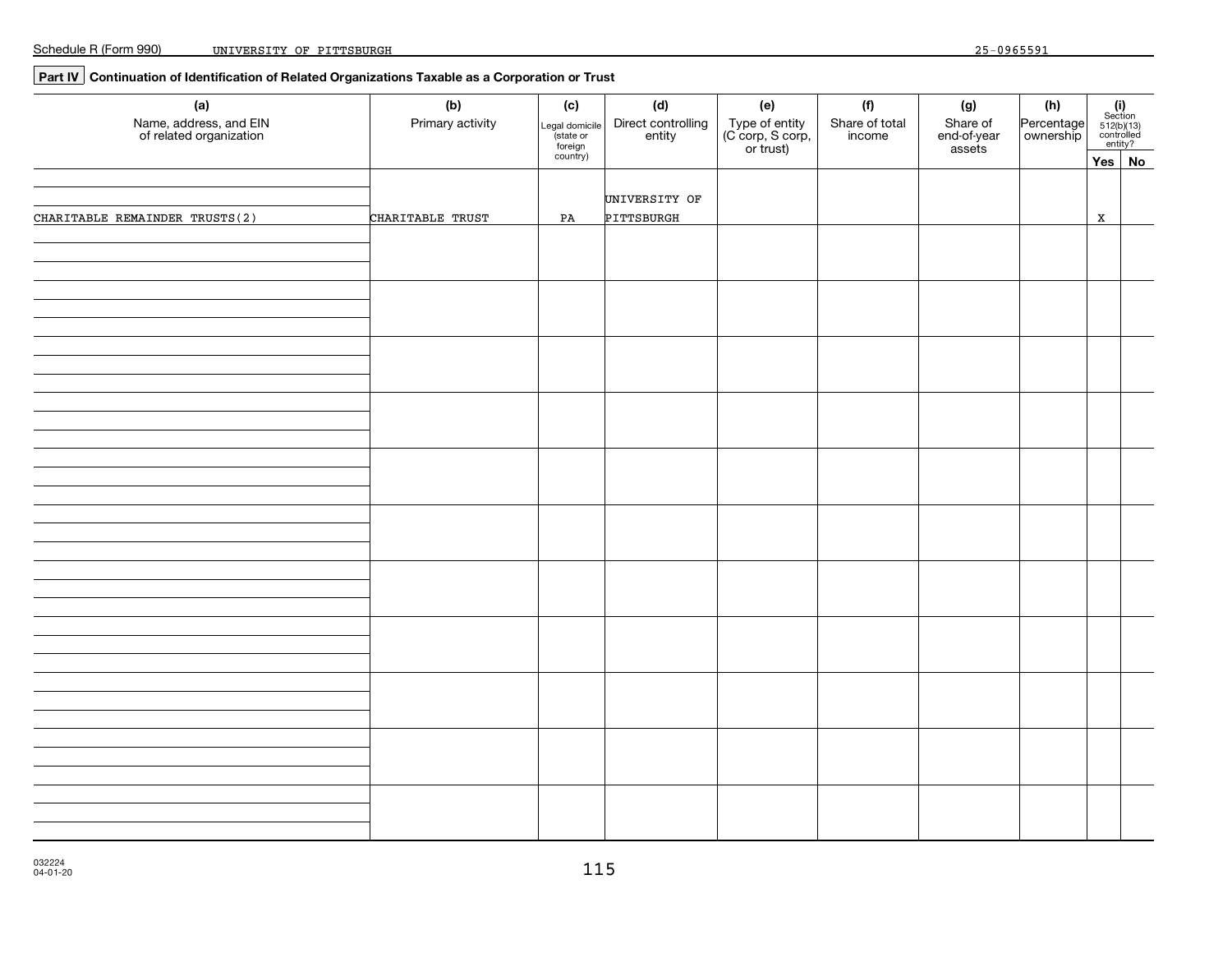Schedule R (Form 990) UNIVERSITY OF PITTSBURGH 25-0965591

**Part IV** **Continuation of Identification of Related Organizations Taxable as a Corporation or Trust**

| (a) Name, address, and EIN of related organization | (b) Primary activity | (c) Legal domicile (state or foreign country) | (d) Direct controlling entity | (e) Type of entity (C corp, S corp, or trust) | (f) Share of total income | (g) Share of end-of-year assets | (h) Percentage ownership | (i) Section 512(b)(13) controlled entity? Yes | No |
|---|---|---|---|---|---|---|---|---|---|
| CHARITABLE REMAINDER TRUSTS(2) | CHARITABLE TRUST | PA | UNIVERSITY OF PITTSBURGH | | | | | X | |

032224 04-01-20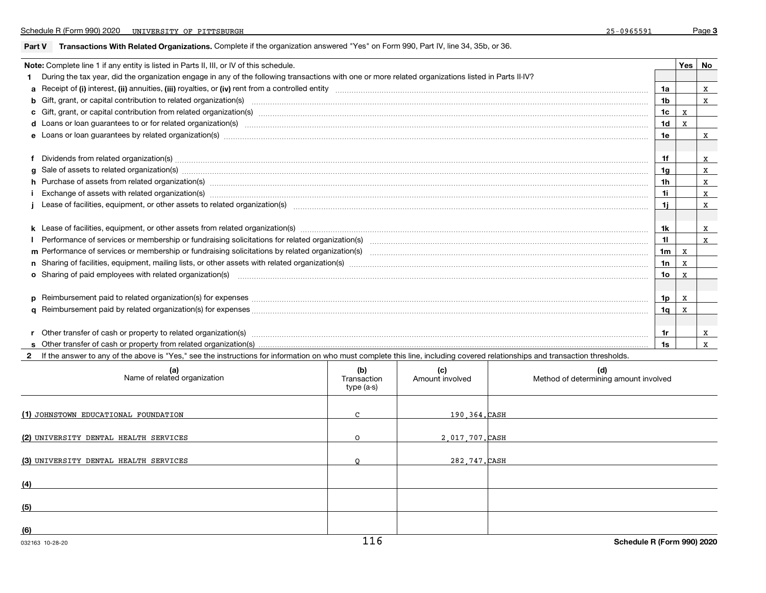Schedule R (Form 990) 2020 UNIVERSITY OF PITTSBURGH 25-0965591

## Part V Transactions With Related Organizations.

Complete if the organization answered "Yes" on Form 990, Part IV, line 34, 35b, or 36.

| Note: Complete line 1 if any entity is listed in Parts II, III, or IV of this schedule. | | Yes | No |
|---|---|---|---|
| **1** During the tax year, did the organization engage in any of the following transactions with one or more related organizations listed in Parts II-IV? | | | |
| **a** Receipt of **(i)** interest, **(ii)** annuities, **(iii)** royalties, or **(iv)** rent from a controlled entity | 1a | | X |
| **b** Gift, grant, or capital contribution to related organization(s) | 1b | | X |
| **c** Gift, grant, or capital contribution from related organization(s) | 1c | X | |
| **d** Loans or loan guarantees to or for related organization(s) | 1d | X | |
| **e** Loans or loan guarantees by related organization(s) | 1e | | X |
| **f** Dividends from related organization(s) | 1f | | X |
| **g** Sale of assets to related organization(s) | 1g | | X |
| **h** Purchase of assets from related organization(s) | 1h | | X |
| **i** Exchange of assets with related organization(s) | 1i | | X |
| **j** Lease of facilities, equipment, or other assets to related organization(s) | 1j | | X |
| **k** Lease of facilities, equipment, or other assets from related organization(s) | 1k | | X |
| **l** Performance of services or membership or fundraising solicitations for related organization(s) | 1l | | X |
| **m** Performance of services or membership or fundraising solicitations by related organization(s) | 1m | X | |
| **n** Sharing of facilities, equipment, mailing lists, or other assets with related organization(s) | 1n | X | |
| **o** Sharing of paid employees with related organization(s) | 1o | X | |
| **p** Reimbursement paid to related organization(s) for expenses | 1p | X | |
| **q** Reimbursement paid by related organization(s) for expenses | 1q | X | |
| **r** Other transfer of cash or property to related organization(s) | 1r | | X |
| **s** Other transfer of cash or property from related organization(s) | 1s | | X |

**2** If the answer to any of the above is "Yes," see the instructions for information on who must complete this line, including covered relationships and transaction thresholds.

| (a) Name of related organization | (b) Transaction type (a-s) | (c) Amount involved | (d) Method of determining amount involved |
|---|---|---|---|
| (1) JOHNSTOWN EDUCATIONAL FOUNDATION | C | 190,364. | CASH |
| (2) UNIVERSITY DENTAL HEALTH SERVICES | O | 2,017,707. | CASH |
| (3) UNIVERSITY DENTAL HEALTH SERVICES | Q | 282,747. | CASH |
| (4) | | | |
| (5) | | | |
| (6) | | | |

032163 10-28-20

Schedule R (Form 990) 2020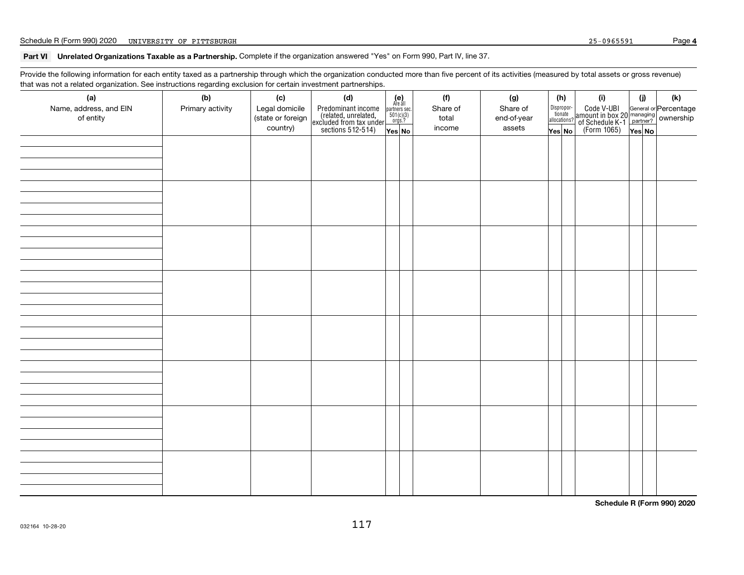## Part VI Unrelated Organizations Taxable as a Partnership.

Complete if the organization answered "Yes" on Form 990, Part IV, line 37.

Provide the following information for each entity taxed as a partnership through which the organization conducted more than five percent of its activities (measured by total assets or gross revenue) that was not a related organization. See instructions regarding exclusion for certain investment partnerships.

| (a) Name, address, and EIN of entity | (b) Primary activity | (c) Legal domicile (state or foreign country) | (d) Predominant income (related, unrelated, excluded from tax under sections 512-514) | (e) Are all partners sec. 501(c)(3) orgs.? | | (f) Share of total income | (g) Share of end-of-year assets | (h) Dispropor-tionate allocations? | | (i) Code V-UBI amount in box 20 of Schedule K-1 (Form 1065) | (j) General or managing partner? | | (k) Percentage ownership |
|---|---|---|---|---|---|---|---|---|---|---|---|---|---|
| | | | | Yes | No | | | Yes | No | | Yes | No | |
| | | | | | | | | | | | | | |
| | | | | | | | | | | | | | |
| | | | | | | | | | | | | | |
| | | | | | | | | | | | | | |
| | | | | | | | | | | | | | |
| | | | | | | | | | | | | | |
| | | | | | | | | | | | | | |
| | | | | | | | | | | | | | |

Schedule R (Form 990) 2020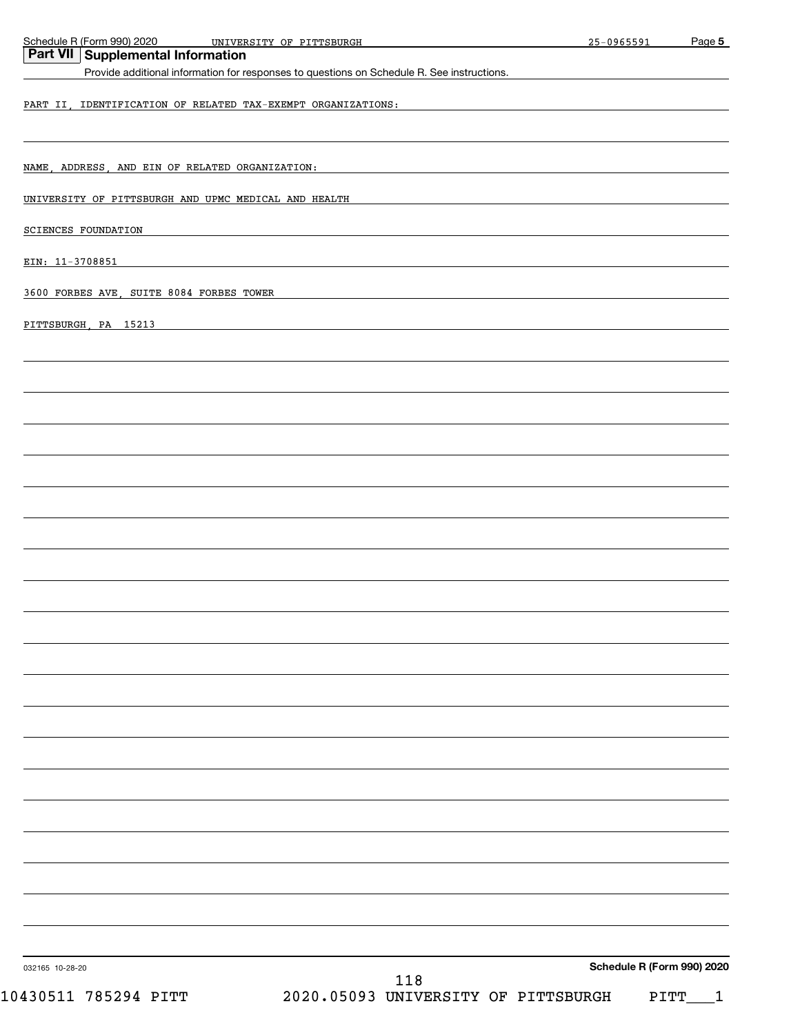## Part VII Supplemental Information

Provide additional information for responses to questions on Schedule R. See instructions.

PART II, IDENTIFICATION OF RELATED TAX-EXEMPT ORGANIZATIONS:

NAME, ADDRESS, AND EIN OF RELATED ORGANIZATION:

UNIVERSITY OF PITTSBURGH AND UPMC MEDICAL AND HEALTH

SCIENCES FOUNDATION

EIN: 11-3708851

3600 FORBES AVE, SUITE 8084 FORBES TOWER

PITTSBURGH, PA 15213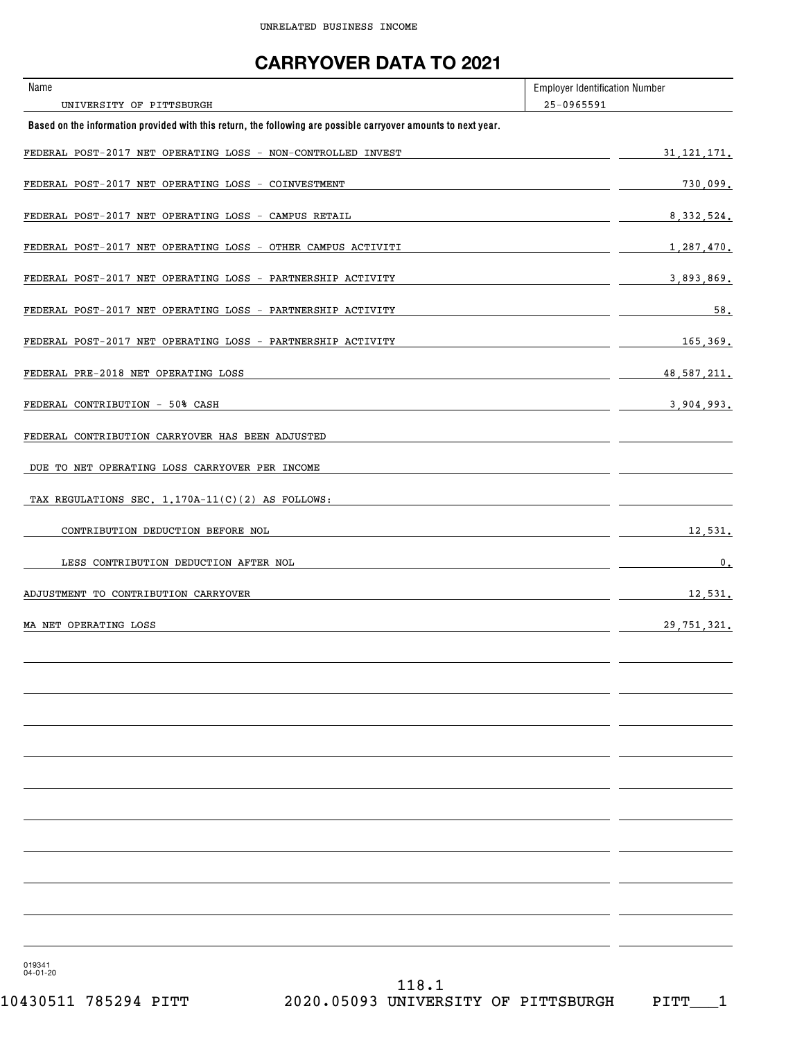UNRELATED BUSINESS INCOME

# CARRYOVER DATA TO 2021

| Name | Employer Identification Number |
|---|---|
| UNIVERSITY OF PITTSBURGH | 25-0965591 |

**Based on the information provided with this return, the following are possible carryover amounts to next year.**

| | |
|---|---|
| FEDERAL POST-2017 NET OPERATING LOSS - NON-CONTROLLED INVEST | 31,121,171. |
| FEDERAL POST-2017 NET OPERATING LOSS - COINVESTMENT | 730,099. |
| FEDERAL POST-2017 NET OPERATING LOSS - CAMPUS RETAIL | 8,332,524. |
| FEDERAL POST-2017 NET OPERATING LOSS - OTHER CAMPUS ACTIVITI | 1,287,470. |
| FEDERAL POST-2017 NET OPERATING LOSS - PARTNERSHIP ACTIVITY | 3,893,869. |
| FEDERAL POST-2017 NET OPERATING LOSS - PARTNERSHIP ACTIVITY | 58. |
| FEDERAL POST-2017 NET OPERATING LOSS - PARTNERSHIP ACTIVITY | 165,369. |
| FEDERAL PRE-2018 NET OPERATING LOSS | 48,587,211. |
| FEDERAL CONTRIBUTION - 50% CASH | 3,904,993. |
| FEDERAL CONTRIBUTION CARRYOVER HAS BEEN ADJUSTED | |
| DUE TO NET OPERATING LOSS CARRYOVER PER INCOME | |
| TAX REGULATIONS SEC. 1.170A-11(C)(2) AS FOLLOWS: | |
| CONTRIBUTION DEDUCTION BEFORE NOL | 12,531. |
| LESS CONTRIBUTION DEDUCTION AFTER NOL | 0. |
| ADJUSTMENT TO CONTRIBUTION CARRYOVER | 12,531. |
| MA NET OPERATING LOSS | 29,751,321. |

019341
04-01-20

118.1

10430511 785294 PITT 2020.05093 UNIVERSITY OF PITTSBURGH PITT___1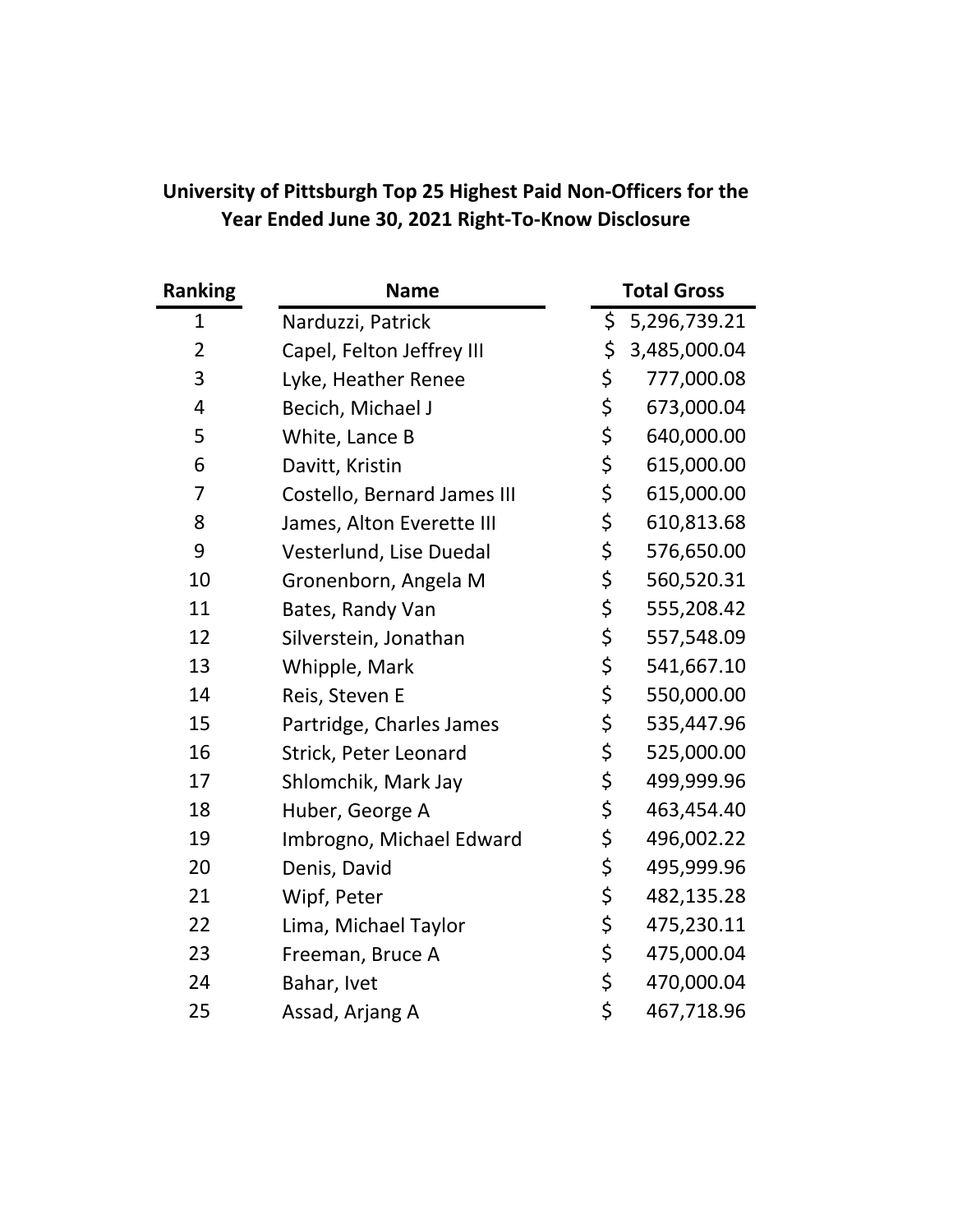**University of Pittsburgh Top 25 Highest Paid Non-Officers for the Year Ended June 30, 2021 Right-To-Know Disclosure**

| Ranking | Name | Total Gross |
|---|---|---|
| 1 | Narduzzi, Patrick | $ 5,296,739.21 |
| 2 | Capel, Felton Jeffrey III | $ 3,485,000.04 |
| 3 | Lyke, Heather Renee | $ 777,000.08 |
| 4 | Becich, Michael J | $ 673,000.04 |
| 5 | White, Lance B | $ 640,000.00 |
| 6 | Davitt, Kristin | $ 615,000.00 |
| 7 | Costello, Bernard James III | $ 615,000.00 |
| 8 | James, Alton Everette III | $ 610,813.68 |
| 9 | Vesterlund, Lise Duedal | $ 576,650.00 |
| 10 | Gronenborn, Angela M | $ 560,520.31 |
| 11 | Bates, Randy Van | $ 555,208.42 |
| 12 | Silverstein, Jonathan | $ 557,548.09 |
| 13 | Whipple, Mark | $ 541,667.10 |
| 14 | Reis, Steven E | $ 550,000.00 |
| 15 | Partridge, Charles James | $ 535,447.96 |
| 16 | Strick, Peter Leonard | $ 525,000.00 |
| 17 | Shlomchik, Mark Jay | $ 499,999.96 |
| 18 | Huber, George A | $ 463,454.40 |
| 19 | Imbrogno, Michael Edward | $ 496,002.22 |
| 20 | Denis, David | $ 495,999.96 |
| 21 | Wipf, Peter | $ 482,135.28 |
| 22 | Lima, Michael Taylor | $ 475,230.11 |
| 23 | Freeman, Bruce A | $ 475,000.04 |
| 24 | Bahar, Ivet | $ 470,000.04 |
| 25 | Assad, Arjang A | $ 467,718.96 |